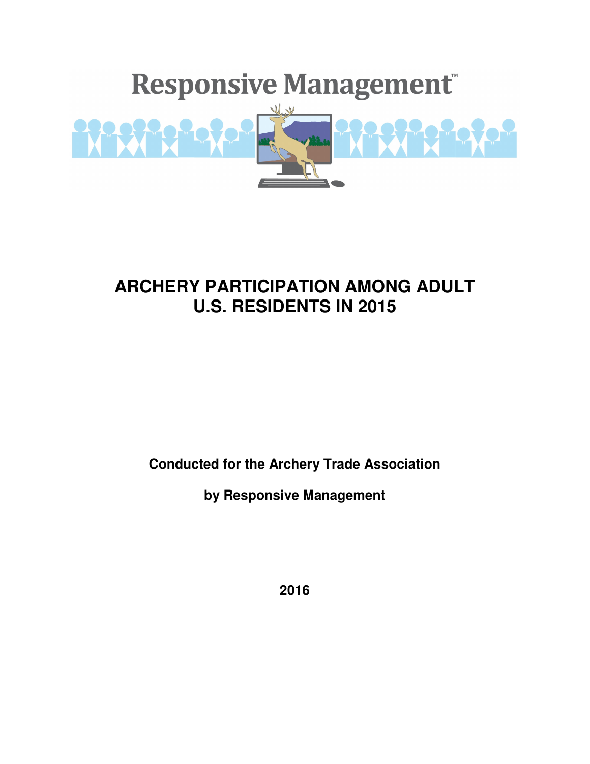Responsive Management™

# ARCHERY PARTICIPATION AMONG ADULT U.S. RESIDENTS IN 2015

**Conducted for the Archery Trade Association**

**by Responsive Management**

**2016**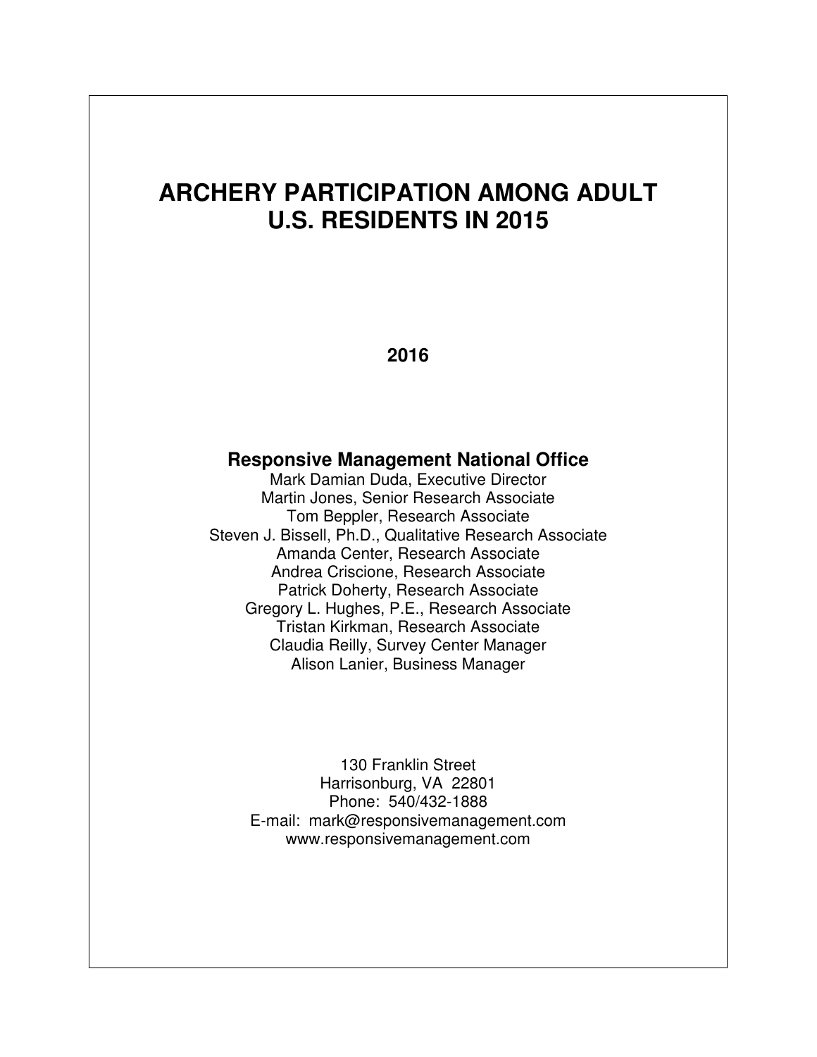# ARCHERY PARTICIPATION AMONG ADULT U.S. RESIDENTS IN 2015

**2016**

**Responsive Management National Office**

Mark Damian Duda, Executive Director
Martin Jones, Senior Research Associate
Tom Beppler, Research Associate
Steven J. Bissell, Ph.D., Qualitative Research Associate
Amanda Center, Research Associate
Andrea Criscione, Research Associate
Patrick Doherty, Research Associate
Gregory L. Hughes, P.E., Research Associate
Tristan Kirkman, Research Associate
Claudia Reilly, Survey Center Manager
Alison Lanier, Business Manager

130 Franklin Street
Harrisonburg, VA 22801
Phone: 540/432-1888
E-mail: mark@responsivemanagement.com
www.responsivemanagement.com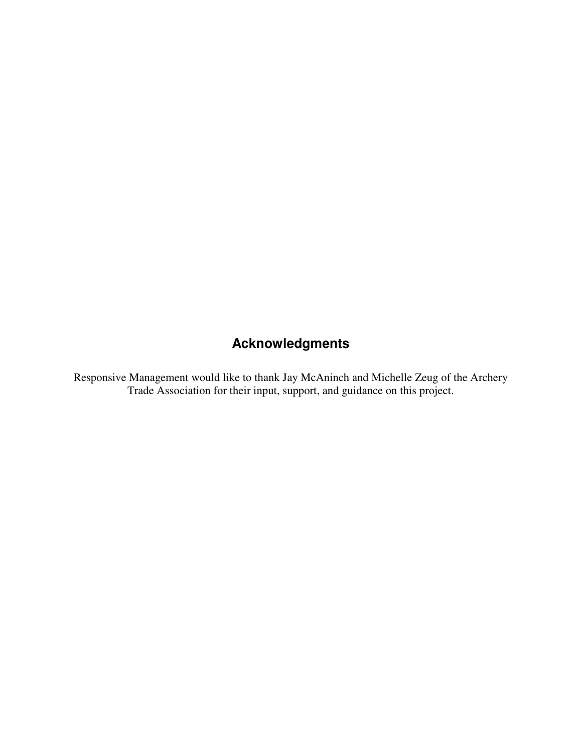## Acknowledgments

Responsive Management would like to thank Jay McAninch and Michelle Zeug of the Archery Trade Association for their input, support, and guidance on this project.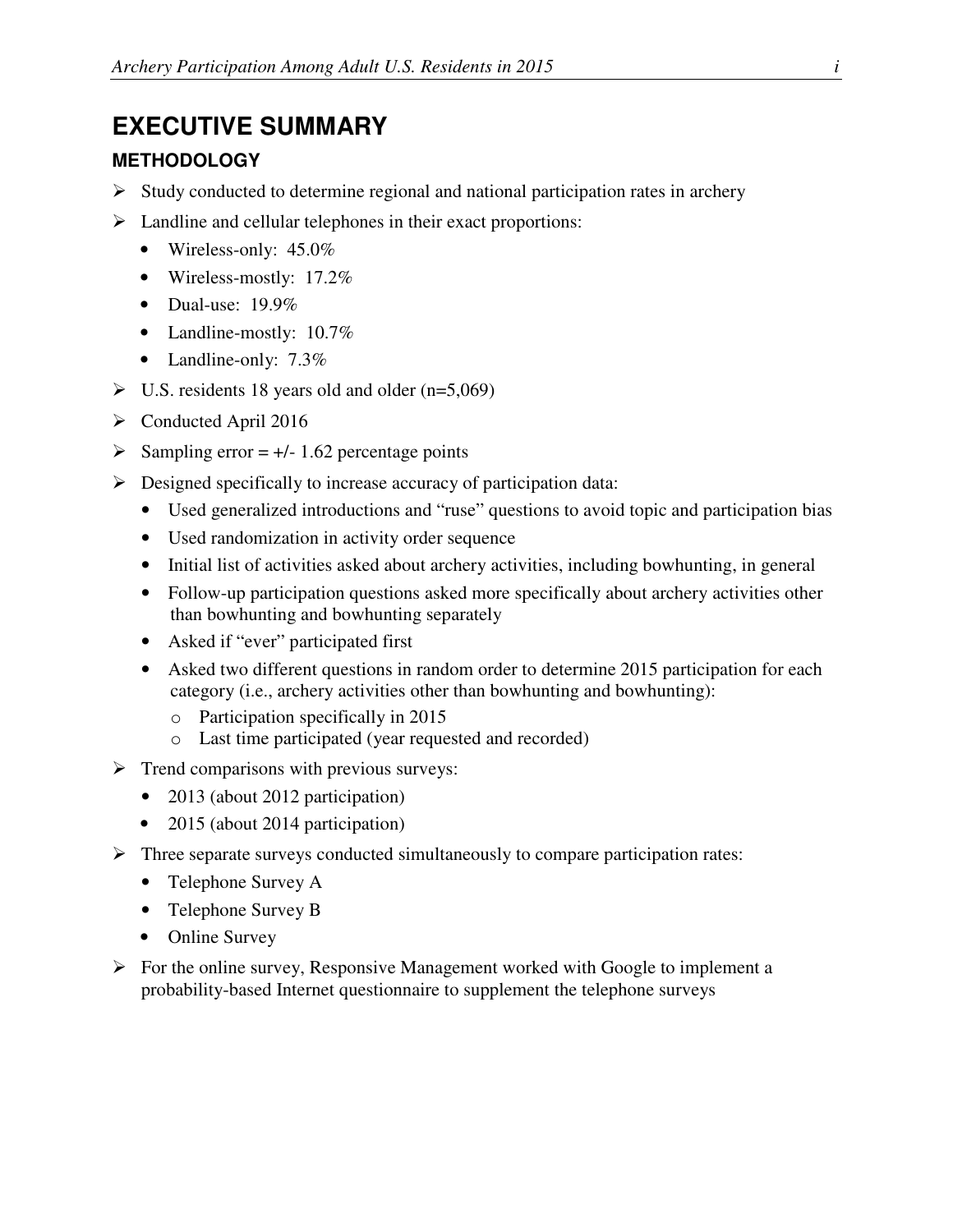# EXECUTIVE SUMMARY

## METHODOLOGY

- Study conducted to determine regional and national participation rates in archery
- Landline and cellular telephones in their exact proportions:
  - Wireless-only: 45.0%
  - Wireless-mostly: 17.2%
  - Dual-use: 19.9%
  - Landline-mostly: 10.7%
  - Landline-only: 7.3%
- U.S. residents 18 years old and older (n=5,069)
- Conducted April 2016
- Sampling error = +/- 1.62 percentage points
- Designed specifically to increase accuracy of participation data:
  - Used generalized introductions and "ruse" questions to avoid topic and participation bias
  - Used randomization in activity order sequence
  - Initial list of activities asked about archery activities, including bowhunting, in general
  - Follow-up participation questions asked more specifically about archery activities other than bowhunting and bowhunting separately
  - Asked if "ever" participated first
  - Asked two different questions in random order to determine 2015 participation for each category (i.e., archery activities other than bowhunting and bowhunting):
    - Participation specifically in 2015
    - Last time participated (year requested and recorded)
- Trend comparisons with previous surveys:
  - 2013 (about 2012 participation)
  - 2015 (about 2014 participation)
- Three separate surveys conducted simultaneously to compare participation rates:
  - Telephone Survey A
  - Telephone Survey B
  - Online Survey
- For the online survey, Responsive Management worked with Google to implement a probability-based Internet questionnaire to supplement the telephone surveys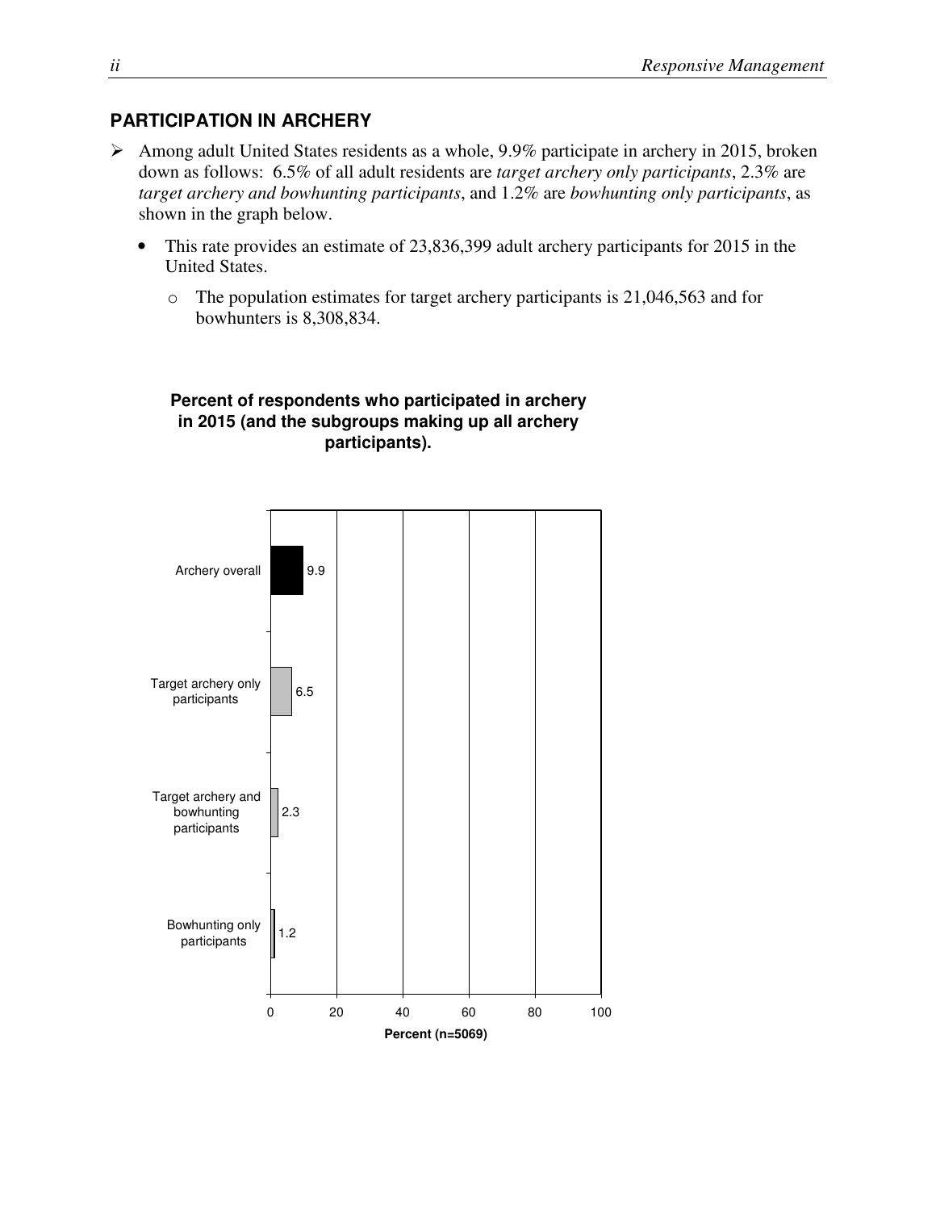## PARTICIPATION IN ARCHERY

- Among adult United States residents as a whole, 9.9% participate in archery in 2015, broken down as follows: 6.5% of all adult residents are *target archery only participants*, 2.3% are *target archery and bowhunting participants*, and 1.2% are *bowhunting only participants*, as shown in the graph below.
  - This rate provides an estimate of 23,836,399 adult archery participants for 2015 in the United States.
    - The population estimates for target archery participants is 21,046,563 and for bowhunters is 8,308,834.

**Percent of respondents who participated in archery in 2015 (and the subgroups making up all archery participants).**

| Category | Percent (n=5069) |
| --- | --- |
| Archery overall | 9.9 |
| Target archery only participants | 6.5 |
| Target archery and bowhunting participants | 2.3 |
| Bowhunting only participants | 1.2 |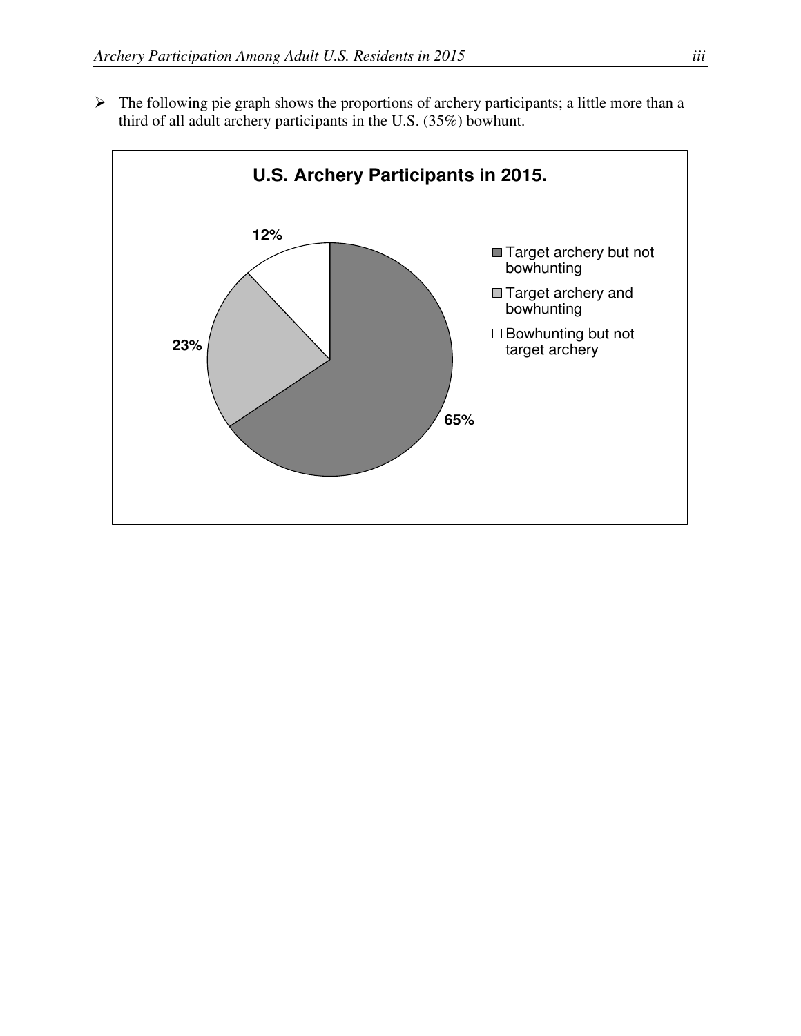- The following pie graph shows the proportions of archery participants; a little more than a third of all adult archery participants in the U.S. (35%) bowhunt.

**U.S. Archery Participants in 2015.**

| Category | Percent |
|---|---|
| Target archery but not bowhunting | 65% |
| Target archery and bowhunting | 23% |
| Bowhunting but not target archery | 12% |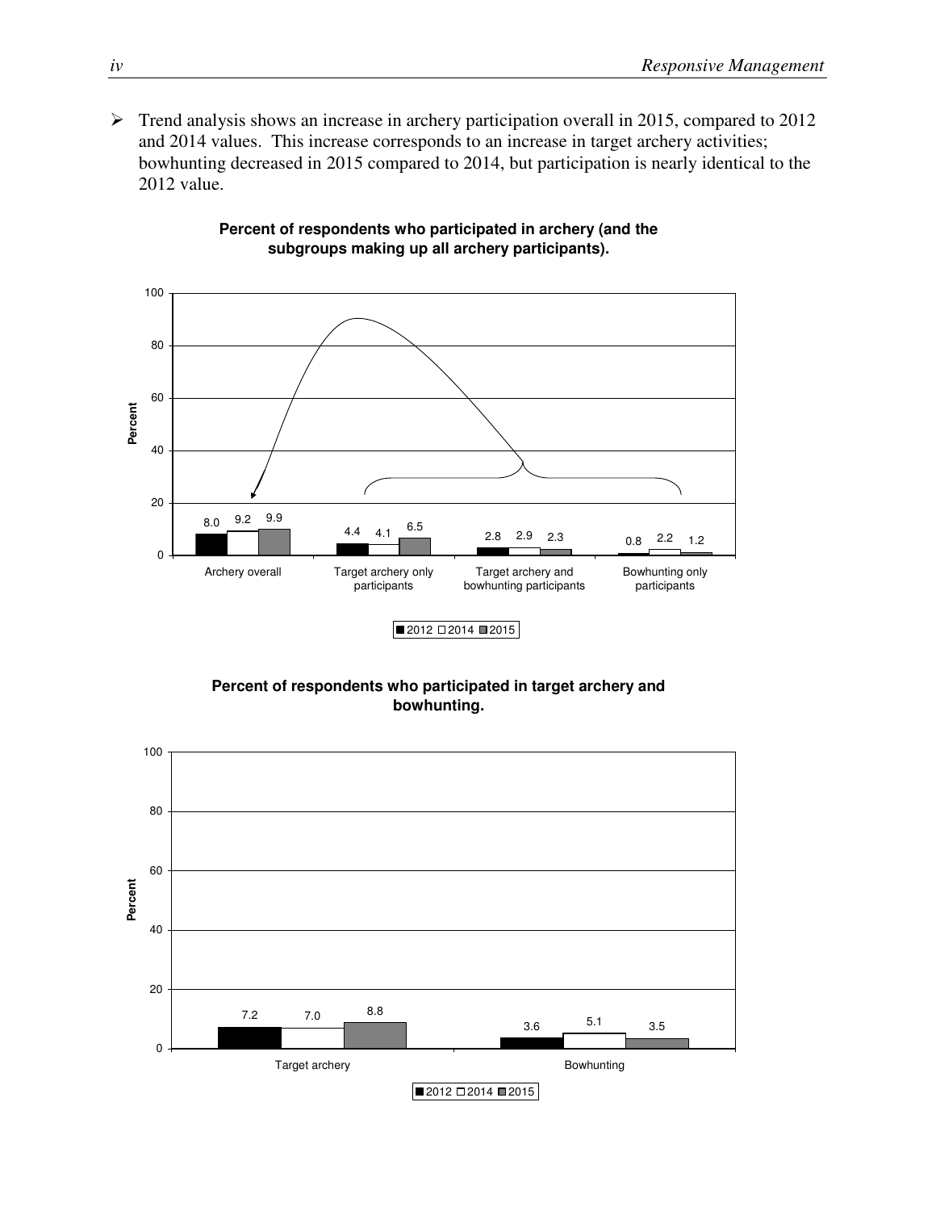- Trend analysis shows an increase in archery participation overall in 2015, compared to 2012 and 2014 values. This increase corresponds to an increase in target archery activities; bowhunting decreased in 2015 compared to 2014, but participation is nearly identical to the 2012 value.

**Percent of respondents who participated in archery (and the subgroups making up all archery participants).**

| | 2012 | 2014 | 2015 |
|---|---|---|---|
| Archery overall | 8.0 | 9.2 | 9.9 |
| Target archery only participants | 4.4 | 4.1 | 6.5 |
| Target archery and bowhunting participants | 2.8 | 2.9 | 2.3 |
| Bowhunting only participants | 0.8 | 2.2 | 1.2 |

**Percent of respondents who participated in target archery and bowhunting.**

| | 2012 | 2014 | 2015 |
|---|---|---|---|
| Target archery | 7.2 | 7.0 | 8.8 |
| Bowhunting | 3.6 | 5.1 | 3.5 |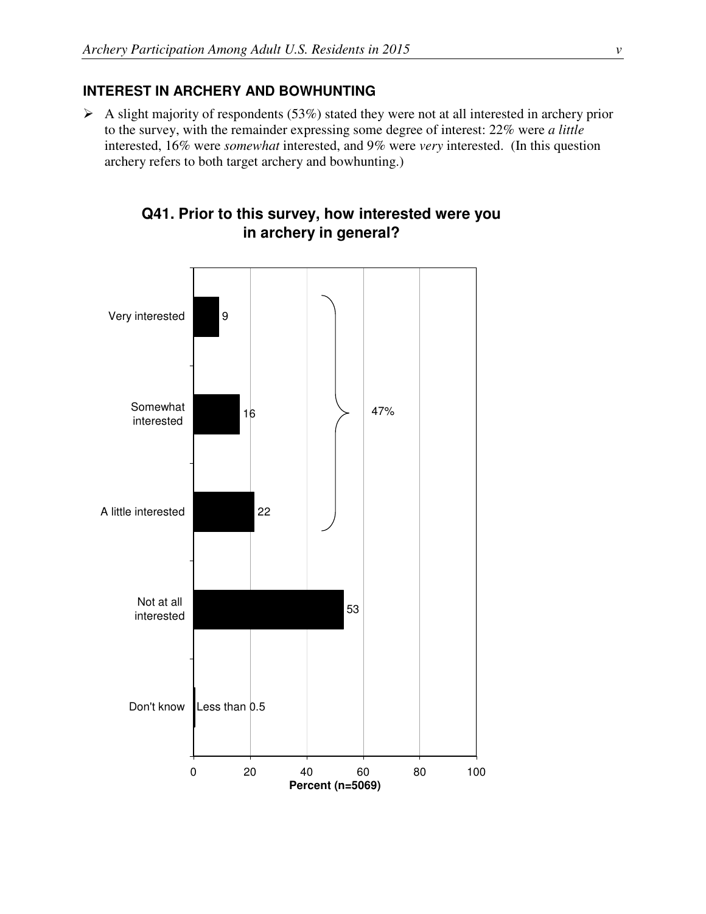## INTEREST IN ARCHERY AND BOWHUNTING

- A slight majority of respondents (53%) stated they were not at all interested in archery prior to the survey, with the remainder expressing some degree of interest: 22% were *a little* interested, 16% were *somewhat* interested, and 9% were *very* interested. (In this question archery refers to both target archery and bowhunting.)

**Q41. Prior to this survey, how interested were you in archery in general?**

| Response | Percent (n=5069) |
| --- | --- |
| Very interested | 9 |
| Somewhat interested | 16 |
| A little interested | 22 |
| Not at all interested | 53 |
| Don't know | Less than 0.5 |

Very interested + Somewhat interested + A little interested: 47%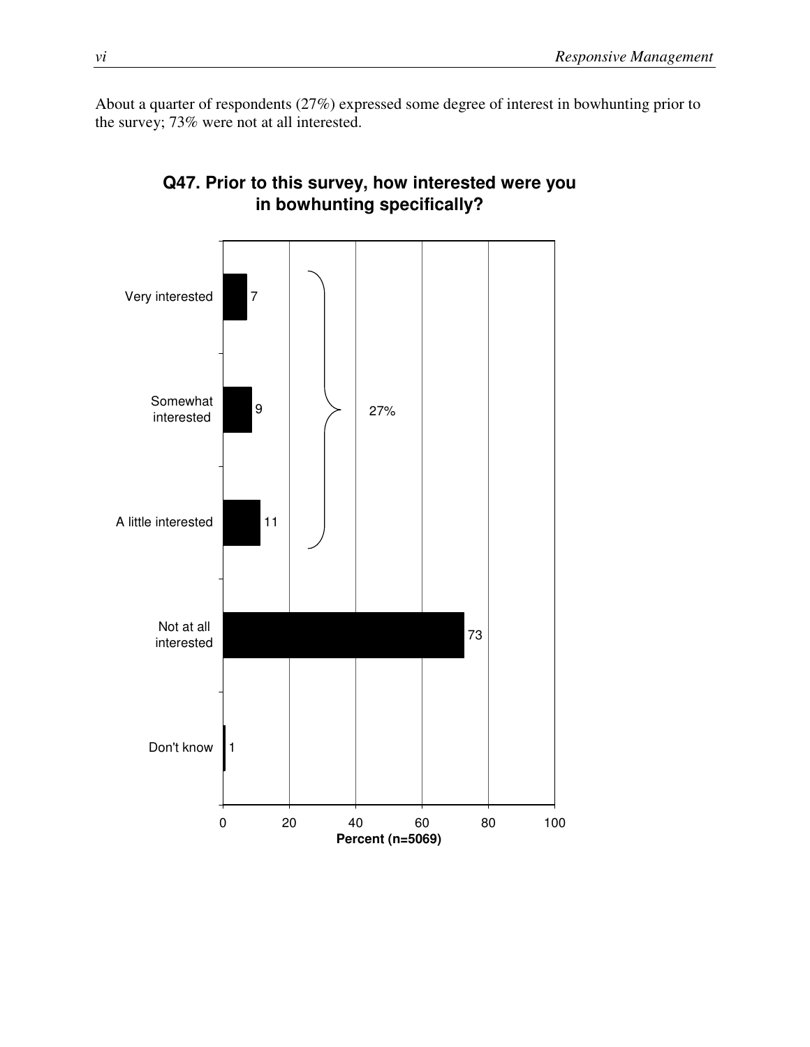About a quarter of respondents (27%) expressed some degree of interest in bowhunting prior to the survey; 73% were not at all interested.

**Q47. Prior to this survey, how interested were you in bowhunting specifically?**

| Response | Percent (n=5069) |
|---|---|
| Very interested | 7 |
| Somewhat interested | 9 |
| A little interested | 11 |
| Not at all interested | 73 |
| Don't know | 1 |

27% (Very interested + Somewhat interested + A little interested)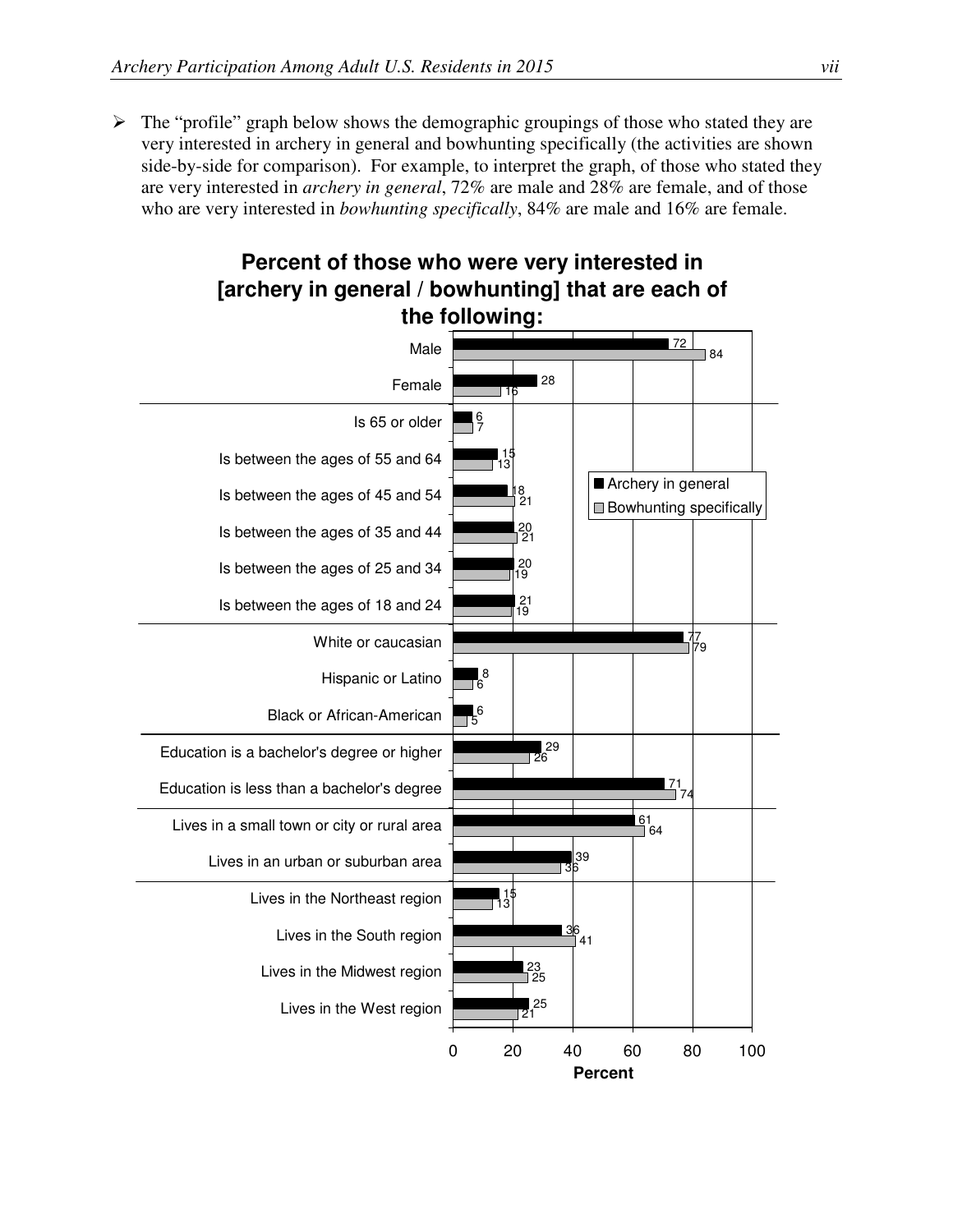- The "profile" graph below shows the demographic groupings of those who stated they are very interested in archery in general and bowhunting specifically (the activities are shown side-by-side for comparison). For example, to interpret the graph, of those who stated they are very interested in *archery in general*, 72% are male and 28% are female, and of those who are very interested in *bowhunting specifically*, 84% are male and 16% are female.

**Percent of those who were very interested in [archery in general / bowhunting] that are each of the following:**

| | Archery in general | Bowhunting specifically |
|---|---|---|
| Male | 72 | 84 |
| Female | 28 | 16 |
| Is 65 or older | 6 | 7 |
| Is between the ages of 55 and 64 | 15 | 13 |
| Is between the ages of 45 and 54 | 18 | 21 |
| Is between the ages of 35 and 44 | 20 | 21 |
| Is between the ages of 25 and 34 | 20 | 19 |
| Is between the ages of 18 and 24 | 21 | 19 |
| White or caucasian | 77 | 79 |
| Hispanic or Latino | 8 | 6 |
| Black or African-American | 6 | 5 |
| Education is a bachelor's degree or higher | 29 | 26 |
| Education is less than a bachelor's degree | 71 | 74 |
| Lives in a small town or city or rural area | 61 | 64 |
| Lives in an urban or suburban area | 39 | 36 |
| Lives in the Northeast region | 15 | 13 |
| Lives in the South region | 36 | 41 |
| Lives in the Midwest region | 23 | 25 |
| Lives in the West region | 25 | 21 |

Percent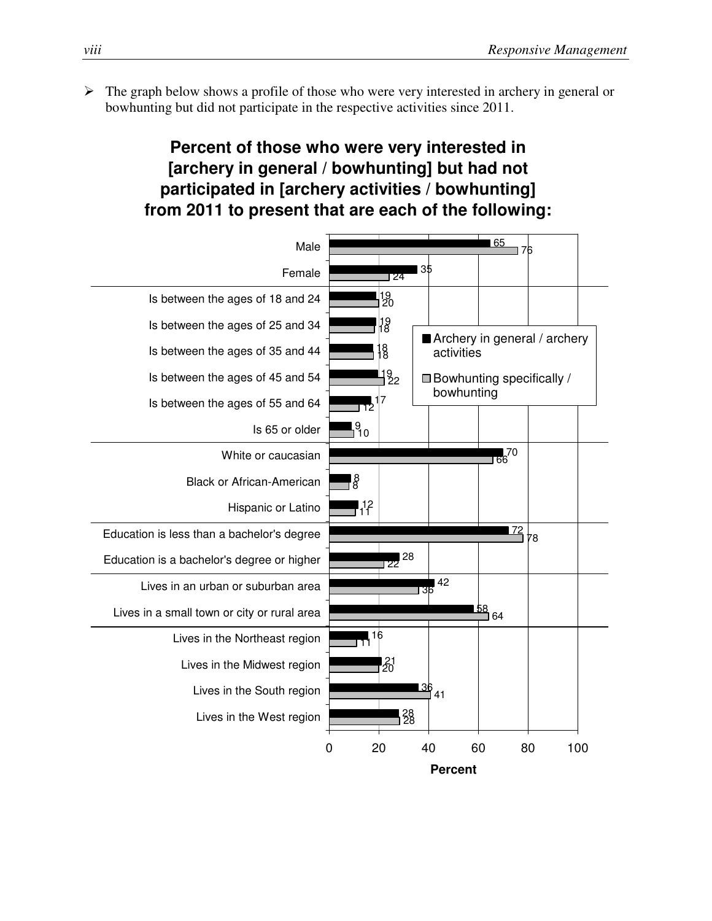- The graph below shows a profile of those who were very interested in archery in general or bowhunting but did not participate in the respective activities since 2011.

**Percent of those who were very interested in [archery in general / bowhunting] but had not participated in [archery activities / bowhunting] from 2011 to present that are each of the following:**

| | Archery in general / archery activities | Bowhunting specifically / bowhunting |
|---|---|---|
| Male | 65 | 76 |
| Female | 35 | 24 |
| Is between the ages of 18 and 24 | 19 | 20 |
| Is between the ages of 25 and 34 | 19 | 18 |
| Is between the ages of 35 and 44 | 18 | 18 |
| Is between the ages of 45 and 54 | 19 | 22 |
| Is between the ages of 55 and 64 | 17 | 12 |
| Is 65 or older | 9 | 10 |
| White or caucasian | 70 | 66 |
| Black or African-American | 8 | 8 |
| Hispanic or Latino | 12 | 11 |
| Education is less than a bachelor's degree | 72 | 78 |
| Education is a bachelor's degree or higher | 28 | 22 |
| Lives in an urban or suburban area | 42 | 36 |
| Lives in a small town or city or rural area | 58 | 64 |
| Lives in the Northeast region | 16 | 11 |
| Lives in the Midwest region | 21 | 20 |
| Lives in the South region | 36 | 41 |
| Lives in the West region | 28 | 28 |

Percent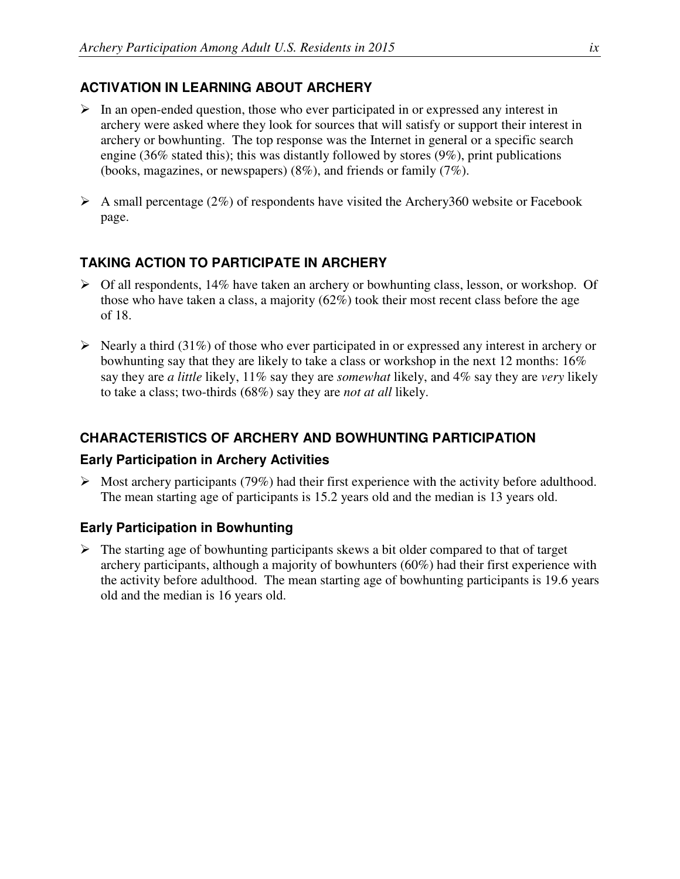## ACTIVATION IN LEARNING ABOUT ARCHERY

- In an open-ended question, those who ever participated in or expressed any interest in archery were asked where they look for sources that will satisfy or support their interest in archery or bowhunting. The top response was the Internet in general or a specific search engine (36% stated this); this was distantly followed by stores (9%), print publications (books, magazines, or newspapers) (8%), and friends or family (7%).

- A small percentage (2%) of respondents have visited the Archery360 website or Facebook page.

## TAKING ACTION TO PARTICIPATE IN ARCHERY

- Of all respondents, 14% have taken an archery or bowhunting class, lesson, or workshop. Of those who have taken a class, a majority (62%) took their most recent class before the age of 18.

- Nearly a third (31%) of those who ever participated in or expressed any interest in archery or bowhunting say that they are likely to take a class or workshop in the next 12 months: 16% say they are *a little* likely, 11% say they are *somewhat* likely, and 4% say they are *very* likely to take a class; two-thirds (68%) say they are *not at all* likely.

## CHARACTERISTICS OF ARCHERY AND BOWHUNTING PARTICIPATION

### Early Participation in Archery Activities

- Most archery participants (79%) had their first experience with the activity before adulthood. The mean starting age of participants is 15.2 years old and the median is 13 years old.

### Early Participation in Bowhunting

- The starting age of bowhunting participants skews a bit older compared to that of target archery participants, although a majority of bowhunters (60%) had their first experience with the activity before adulthood. The mean starting age of bowhunting participants is 19.6 years old and the median is 16 years old.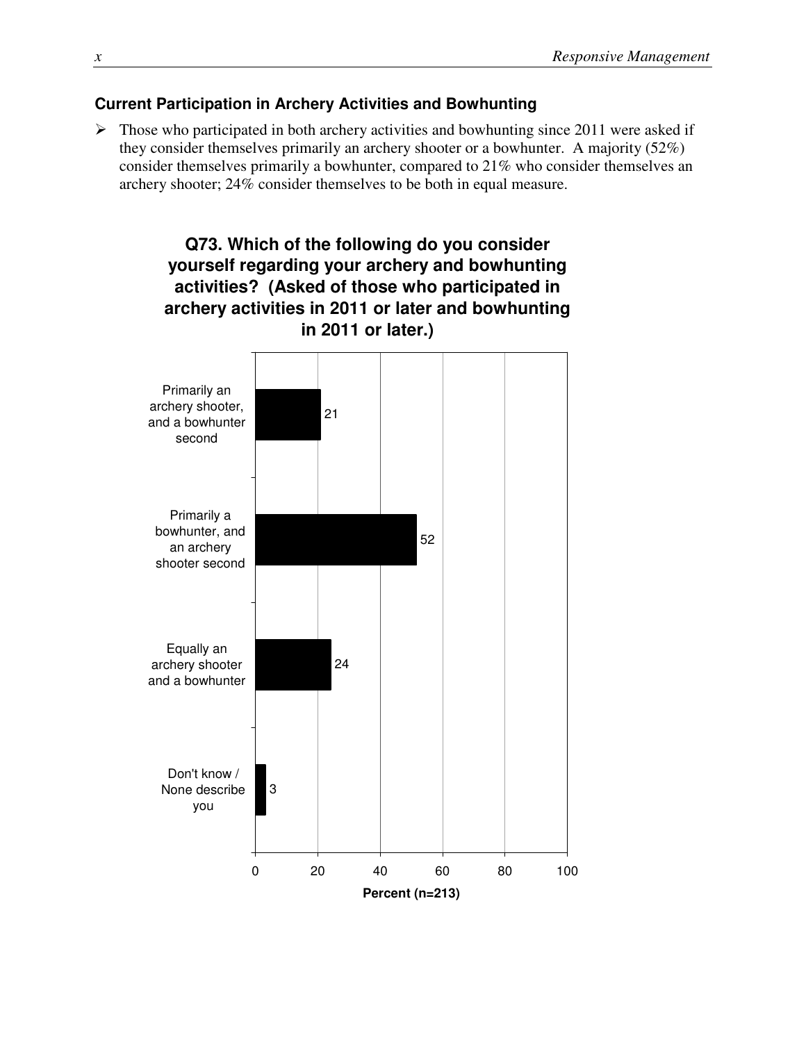### Current Participation in Archery Activities and Bowhunting

- Those who participated in both archery activities and bowhunting since 2011 were asked if they consider themselves primarily an archery shooter or a bowhunter. A majority (52%) consider themselves primarily a bowhunter, compared to 21% who consider themselves an archery shooter; 24% consider themselves to be both in equal measure.

**Q73. Which of the following do you consider yourself regarding your archery and bowhunting activities? (Asked of those who participated in archery activities in 2011 or later and bowhunting in 2011 or later.)**

| Response | Percent (n=213) |
|---|---|
| Primarily an archery shooter, and a bowhunter second | 21 |
| Primarily a bowhunter, and an archery shooter second | 52 |
| Equally an archery shooter and a bowhunter | 24 |
| Don't know / None describe you | 3 |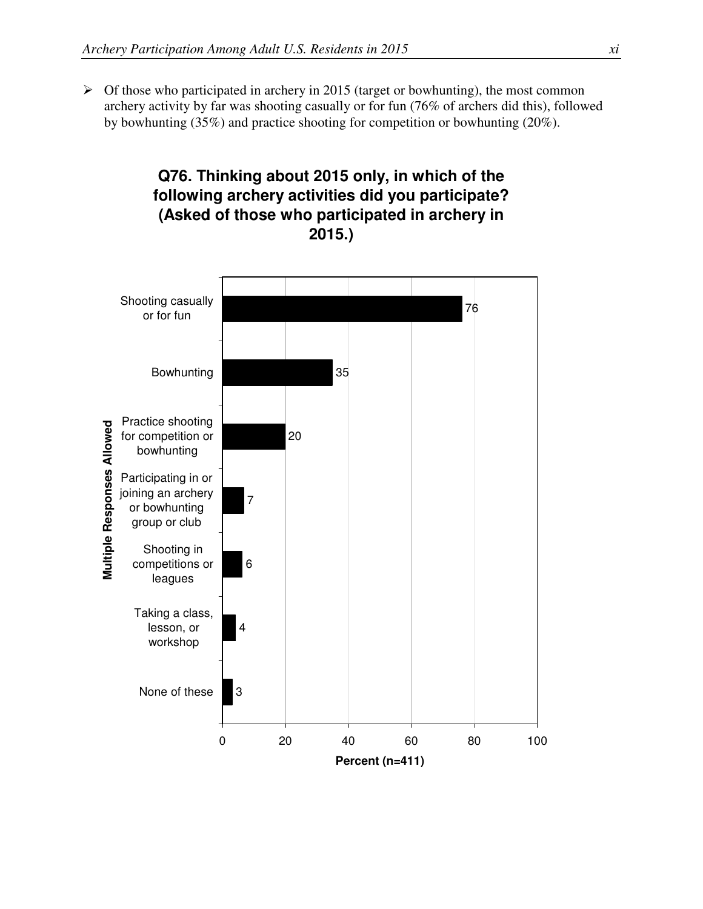- Of those who participated in archery in 2015 (target or bowhunting), the most common archery activity by far was shooting casually or for fun (76% of archers did this), followed by bowhunting (35%) and practice shooting for competition or bowhunting (20%).

**Q76. Thinking about 2015 only, in which of the following archery activities did you participate? (Asked of those who participated in archery in 2015.)**

Multiple Responses Allowed

| Activity | Percent (n=411) |
|---|---|
| Shooting casually or for fun | 76 |
| Bowhunting | 35 |
| Practice shooting for competition or bowhunting | 20 |
| Participating in or joining an archery or bowhunting group or club | 7 |
| Shooting in competitions or leagues | 6 |
| Taking a class, lesson, or workshop | 4 |
| None of these | 3 |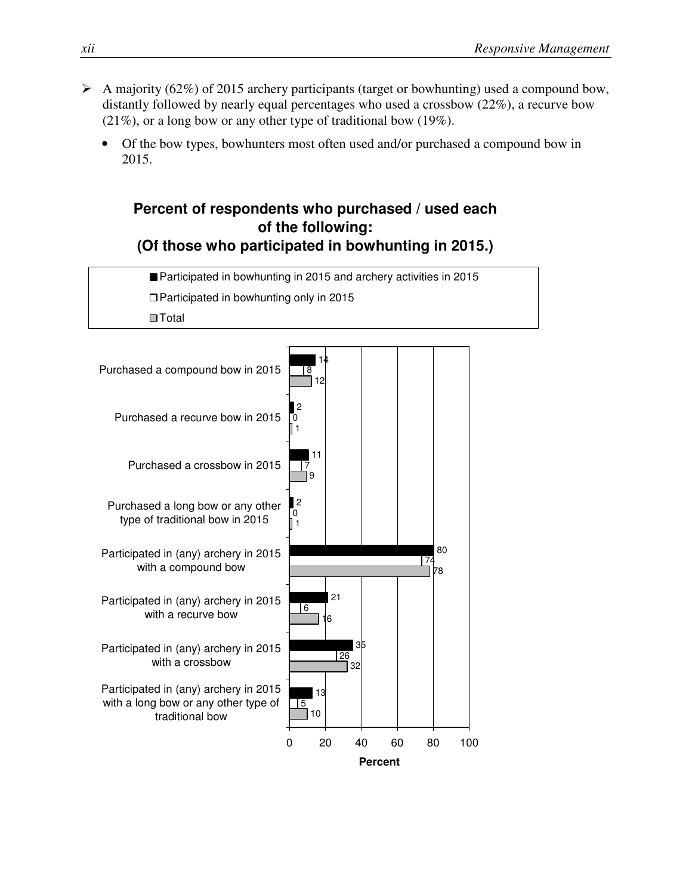- A majority (62%) of 2015 archery participants (target or bowhunting) used a compound bow, distantly followed by nearly equal percentages who used a crossbow (22%), a recurve bow (21%), or a long bow or any other type of traditional bow (19%).
    - Of the bow types, bowhunters most often used and/or purchased a compound bow in 2015.

**Percent of respondents who purchased / used each of the following: (Of those who participated in bowhunting in 2015.)**

| | Participated in bowhunting in 2015 and archery activities in 2015 | Participated in bowhunting only in 2015 | Total |
|---|---|---|---|
| Purchased a compound bow in 2015 | 14 | 8 | 12 |
| Purchased a recurve bow in 2015 | 2 | 0 | 1 |
| Purchased a crossbow in 2015 | 11 | 7 | 9 |
| Purchased a long bow or any other type of traditional bow in 2015 | 2 | 0 | 1 |
| Participated in (any) archery in 2015 with a compound bow | 80 | 74 | 78 |
| Participated in (any) archery in 2015 with a recurve bow | 21 | 6 | 16 |
| Participated in (any) archery in 2015 with a crossbow | 35 | 26 | 32 |
| Participated in (any) archery in 2015 with a long bow or any other type of traditional bow | 13 | 5 | 10 |

Percent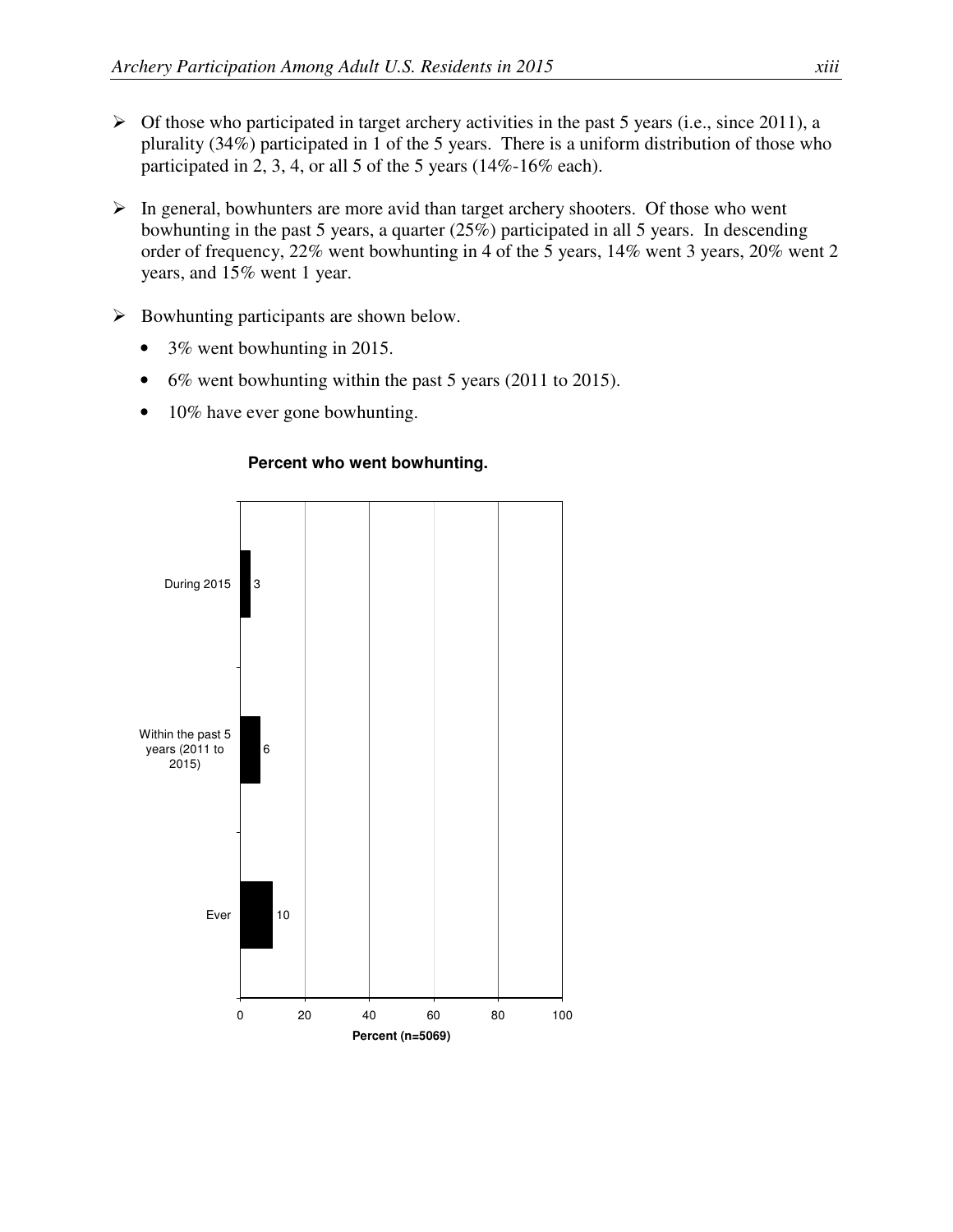- Of those who participated in target archery activities in the past 5 years (i.e., since 2011), a plurality (34%) participated in 1 of the 5 years. There is a uniform distribution of those who participated in 2, 3, 4, or all 5 of the 5 years (14%-16% each).

- In general, bowhunters are more avid than target archery shooters. Of those who went bowhunting in the past 5 years, a quarter (25%) participated in all 5 years. In descending order of frequency, 22% went bowhunting in 4 of the 5 years, 14% went 3 years, 20% went 2 years, and 15% went 1 year.

- Bowhunting participants are shown below.
  - 3% went bowhunting in 2015.
  - 6% went bowhunting within the past 5 years (2011 to 2015).
  - 10% have ever gone bowhunting.

**Percent who went bowhunting.**

| | Percent (n=5069) |
|---|---|
| During 2015 | 3 |
| Within the past 5 years (2011 to 2015) | 6 |
| Ever | 10 |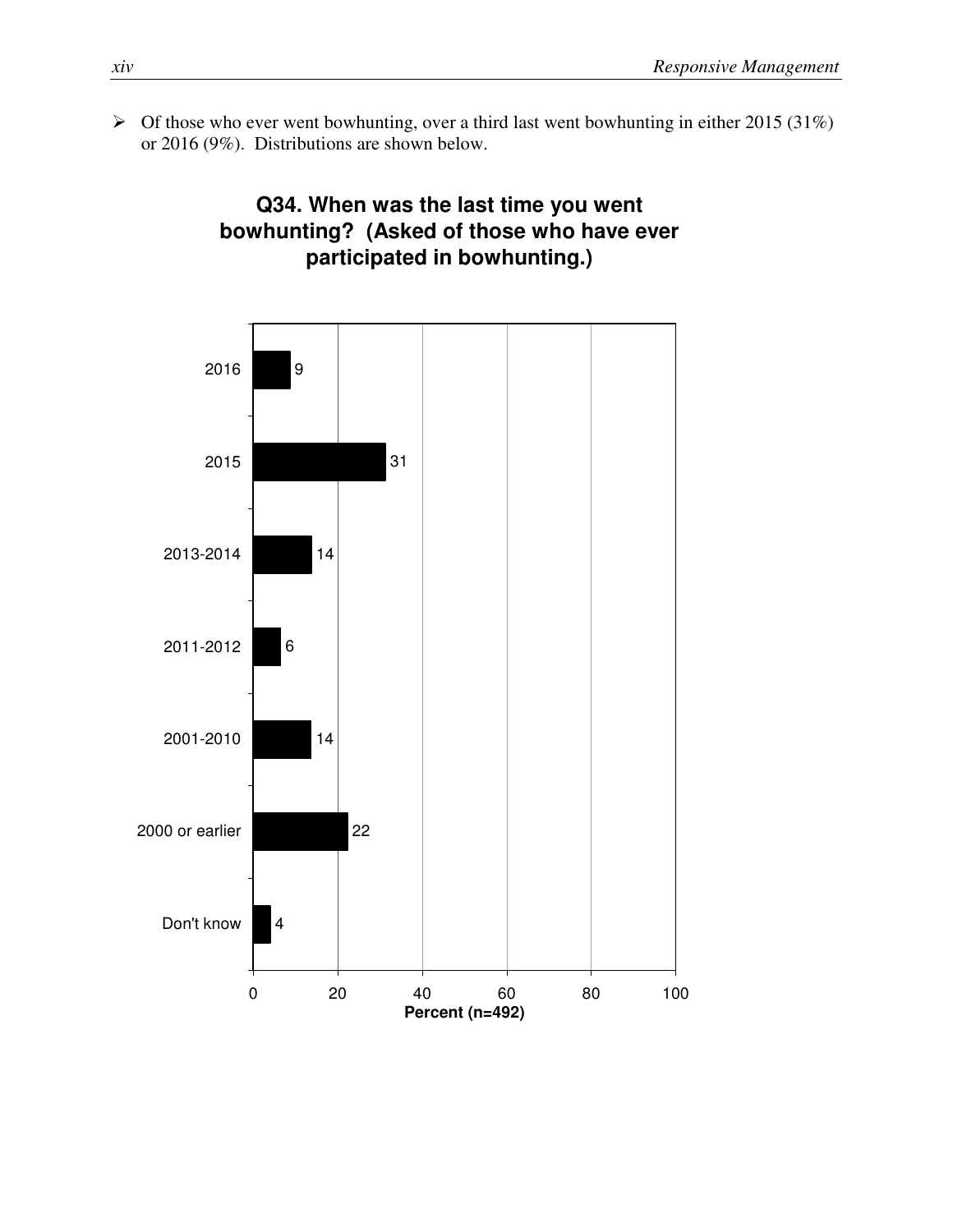- Of those who ever went bowhunting, over a third last went bowhunting in either 2015 (31%) or 2016 (9%). Distributions are shown below.

**Q34. When was the last time you went bowhunting? (Asked of those who have ever participated in bowhunting.)**

| Response | Percent (n=492) |
|---|---|
| 2016 | 9 |
| 2015 | 31 |
| 2013-2014 | 14 |
| 2011-2012 | 6 |
| 2001-2010 | 14 |
| 2000 or earlier | 22 |
| Don't know | 4 |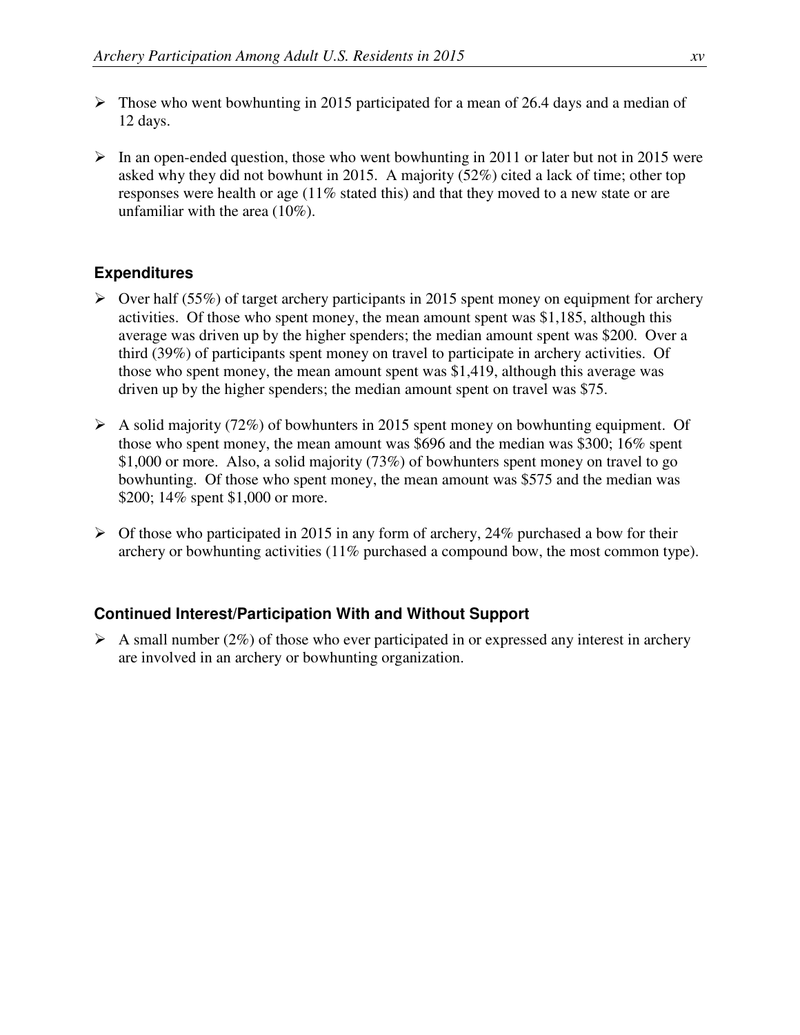- Those who went bowhunting in 2015 participated for a mean of 26.4 days and a median of 12 days.

- In an open-ended question, those who went bowhunting in 2011 or later but not in 2015 were asked why they did not bowhunt in 2015. A majority (52%) cited a lack of time; other top responses were health or age (11% stated this) and that they moved to a new state or are unfamiliar with the area (10%).

### Expenditures

- Over half (55%) of target archery participants in 2015 spent money on equipment for archery activities. Of those who spent money, the mean amount spent was $1,185, although this average was driven up by the higher spenders; the median amount spent was $200. Over a third (39%) of participants spent money on travel to participate in archery activities. Of those who spent money, the mean amount spent was $1,419, although this average was driven up by the higher spenders; the median amount spent on travel was $75.

- A solid majority (72%) of bowhunters in 2015 spent money on bowhunting equipment. Of those who spent money, the mean amount was $696 and the median was $300; 16% spent $1,000 or more. Also, a solid majority (73%) of bowhunters spent money on travel to go bowhunting. Of those who spent money, the mean amount was $575 and the median was $200; 14% spent $1,000 or more.

- Of those who participated in 2015 in any form of archery, 24% purchased a bow for their archery or bowhunting activities (11% purchased a compound bow, the most common type).

### Continued Interest/Participation With and Without Support

- A small number (2%) of those who ever participated in or expressed any interest in archery are involved in an archery or bowhunting organization.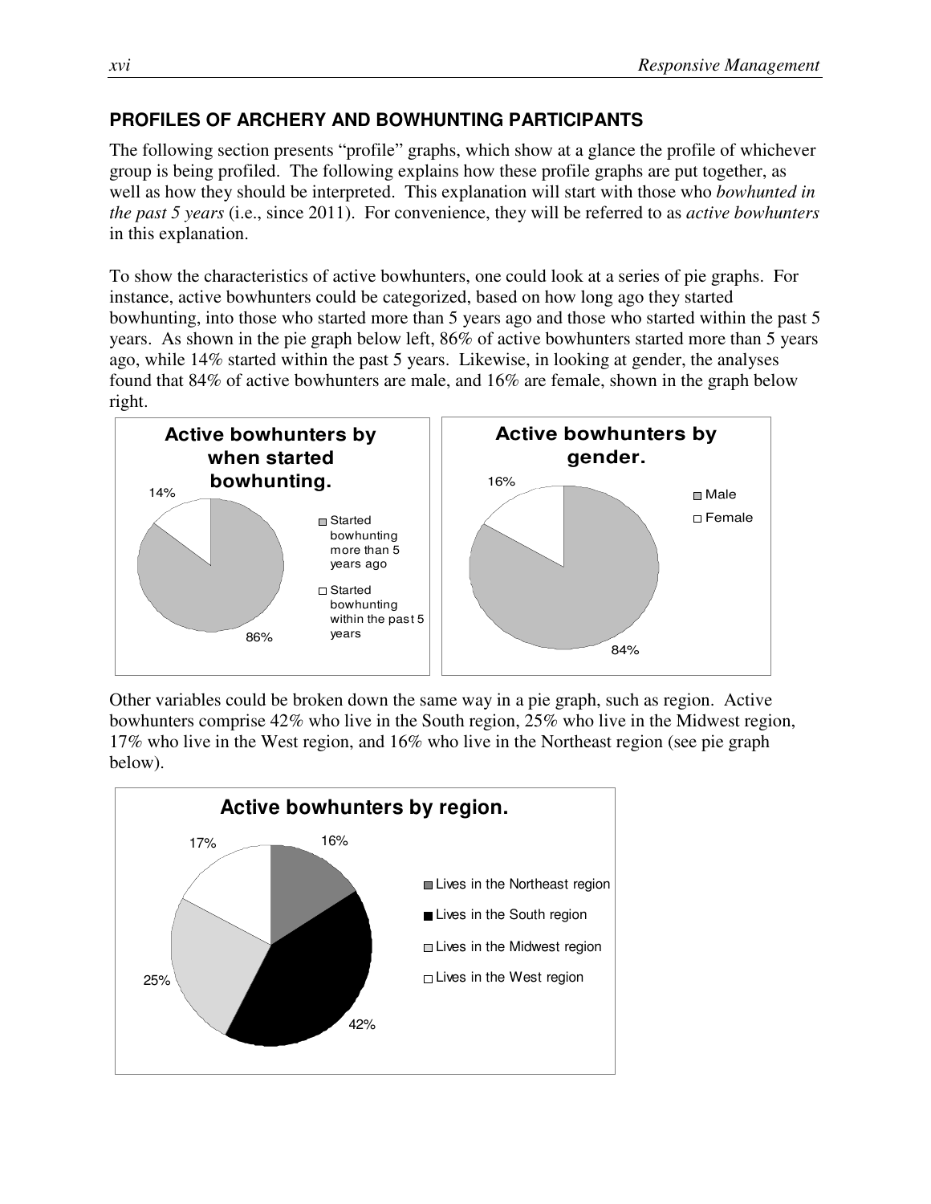## PROFILES OF ARCHERY AND BOWHUNTING PARTICIPANTS

The following section presents "profile" graphs, which show at a glance the profile of whichever group is being profiled. The following explains how these profile graphs are put together, as well as how they should be interpreted. This explanation will start with those who *bowhunted in the past 5 years* (i.e., since 2011). For convenience, they will be referred to as *active bowhunters* in this explanation.

To show the characteristics of active bowhunters, one could look at a series of pie graphs. For instance, active bowhunters could be categorized, based on how long ago they started bowhunting, into those who started more than 5 years ago and those who started within the past 5 years. As shown in the pie graph below left, 86% of active bowhunters started more than 5 years ago, while 14% started within the past 5 years. Likewise, in looking at gender, the analyses found that 84% of active bowhunters are male, and 16% are female, shown in the graph below right.

**Active bowhunters by when started bowhunting.**

| Category | Percent |
|---|---|
| Started bowhunting more than 5 years ago | 86% |
| Started bowhunting within the past 5 years | 14% |

**Active bowhunters by gender.**

| Category | Percent |
|---|---|
| Male | 84% |
| Female | 16% |

Other variables could be broken down the same way in a pie graph, such as region. Active bowhunters comprise 42% who live in the South region, 25% who live in the Midwest region, 17% who live in the West region, and 16% who live in the Northeast region (see pie graph below).

**Active bowhunters by region.**

| Category | Percent |
|---|---|
| Lives in the Northeast region | 16% |
| Lives in the South region | 42% |
| Lives in the Midwest region | 25% |
| Lives in the West region | 17% |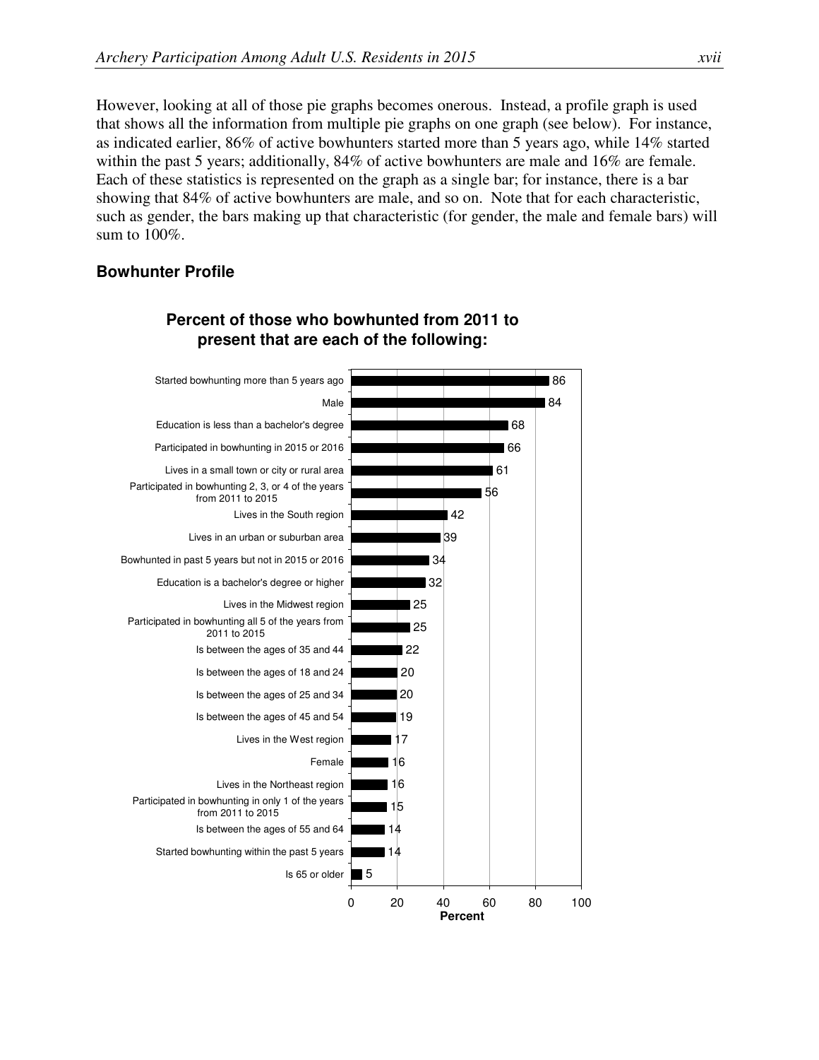However, looking at all of those pie graphs becomes onerous. Instead, a profile graph is used that shows all the information from multiple pie graphs on one graph (see below). For instance, as indicated earlier, 86% of active bowhunters started more than 5 years ago, while 14% started within the past 5 years; additionally, 84% of active bowhunters are male and 16% are female. Each of these statistics is represented on the graph as a single bar; for instance, there is a bar showing that 84% of active bowhunters are male, and so on. Note that for each characteristic, such as gender, the bars making up that characteristic (for gender, the male and female bars) will sum to 100%.

## Bowhunter Profile

**Percent of those who bowhunted from 2011 to present that are each of the following:**

| Characteristic | Percent |
|---|---|
| Started bowhunting more than 5 years ago | 86 |
| Male | 84 |
| Education is less than a bachelor's degree | 68 |
| Participated in bowhunting in 2015 or 2016 | 66 |
| Lives in a small town or city or rural area | 61 |
| Participated in bowhunting 2, 3, or 4 of the years from 2011 to 2015 | 56 |
| Lives in the South region | 42 |
| Lives in an urban or suburban area | 39 |
| Bowhunted in past 5 years but not in 2015 or 2016 | 34 |
| Education is a bachelor's degree or higher | 32 |
| Lives in the Midwest region | 25 |
| Participated in bowhunting all 5 of the years from 2011 to 2015 | 25 |
| Is between the ages of 35 and 44 | 22 |
| Is between the ages of 18 and 24 | 20 |
| Is between the ages of 25 and 34 | 20 |
| Is between the ages of 45 and 54 | 19 |
| Lives in the West region | 17 |
| Female | 16 |
| Lives in the Northeast region | 16 |
| Participated in bowhunting in only 1 of the years from 2011 to 2015 | 15 |
| Is between the ages of 55 and 64 | 14 |
| Started bowhunting within the past 5 years | 14 |
| Is 65 or older | 5 |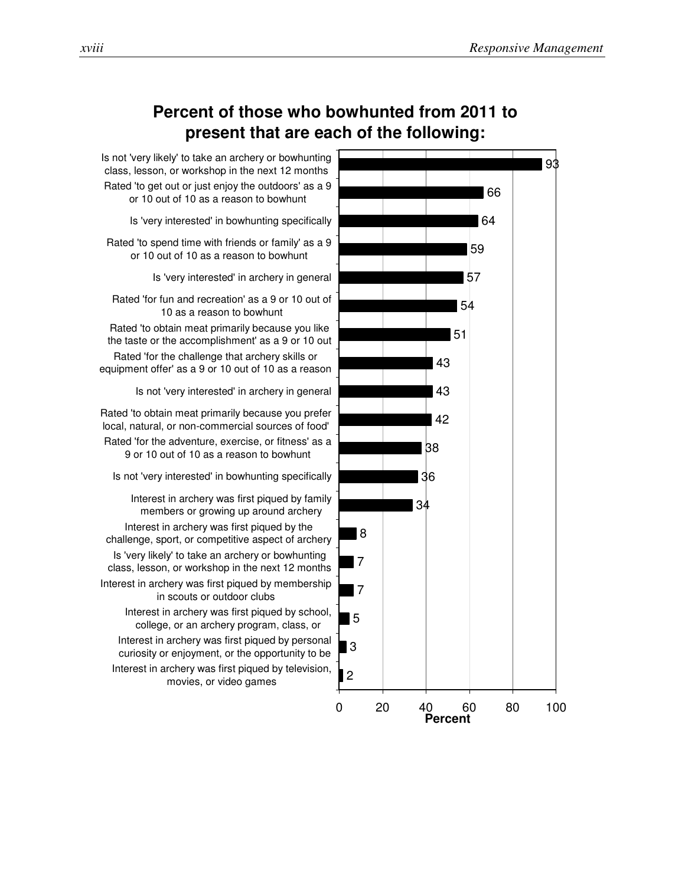## Percent of those who bowhunted from 2011 to present that are each of the following:

| Item | Percent |
|---|---|
| Is not 'very likely' to take an archery or bowhunting class, lesson, or workshop in the next 12 months | 93 |
| Rated 'to get out or just enjoy the outdoors' as a 9 or 10 out of 10 as a reason to bowhunt | 66 |
| Is 'very interested' in bowhunting specifically | 64 |
| Rated 'to spend time with friends or family' as a 9 or 10 out of 10 as a reason to bowhunt | 59 |
| Is 'very interested' in archery in general | 57 |
| Rated 'for fun and recreation' as a 9 or 10 out of 10 as a reason to bowhunt | 54 |
| Rated 'to obtain meat primarily because you like the taste or the accomplishment' as a 9 or 10 out | 51 |
| Rated 'for the challenge that archery skills or equipment offer' as a 9 or 10 out of 10 as a reason | 43 |
| Is not 'very interested' in archery in general | 43 |
| Rated 'to obtain meat primarily because you prefer local, natural, or non-commercial sources of food' | 42 |
| Rated 'for the adventure, exercise, or fitness' as a 9 or 10 out of 10 as a reason to bowhunt | 38 |
| Is not 'very interested' in bowhunting specifically | 36 |
| Interest in archery was first piqued by family members or growing up around archery | 34 |
| Interest in archery was first piqued by the challenge, sport, or competitive aspect of archery | 8 |
| Is 'very likely' to take an archery or bowhunting class, lesson, or workshop in the next 12 months | 7 |
| Interest in archery was first piqued by membership in scouts or outdoor clubs | 7 |
| Interest in archery was first piqued by school, college, or an archery program, class, or | 5 |
| Interest in archery was first piqued by personal curiosity or enjoyment, or the opportunity to be | 3 |
| Interest in archery was first piqued by television, movies, or video games | 2 |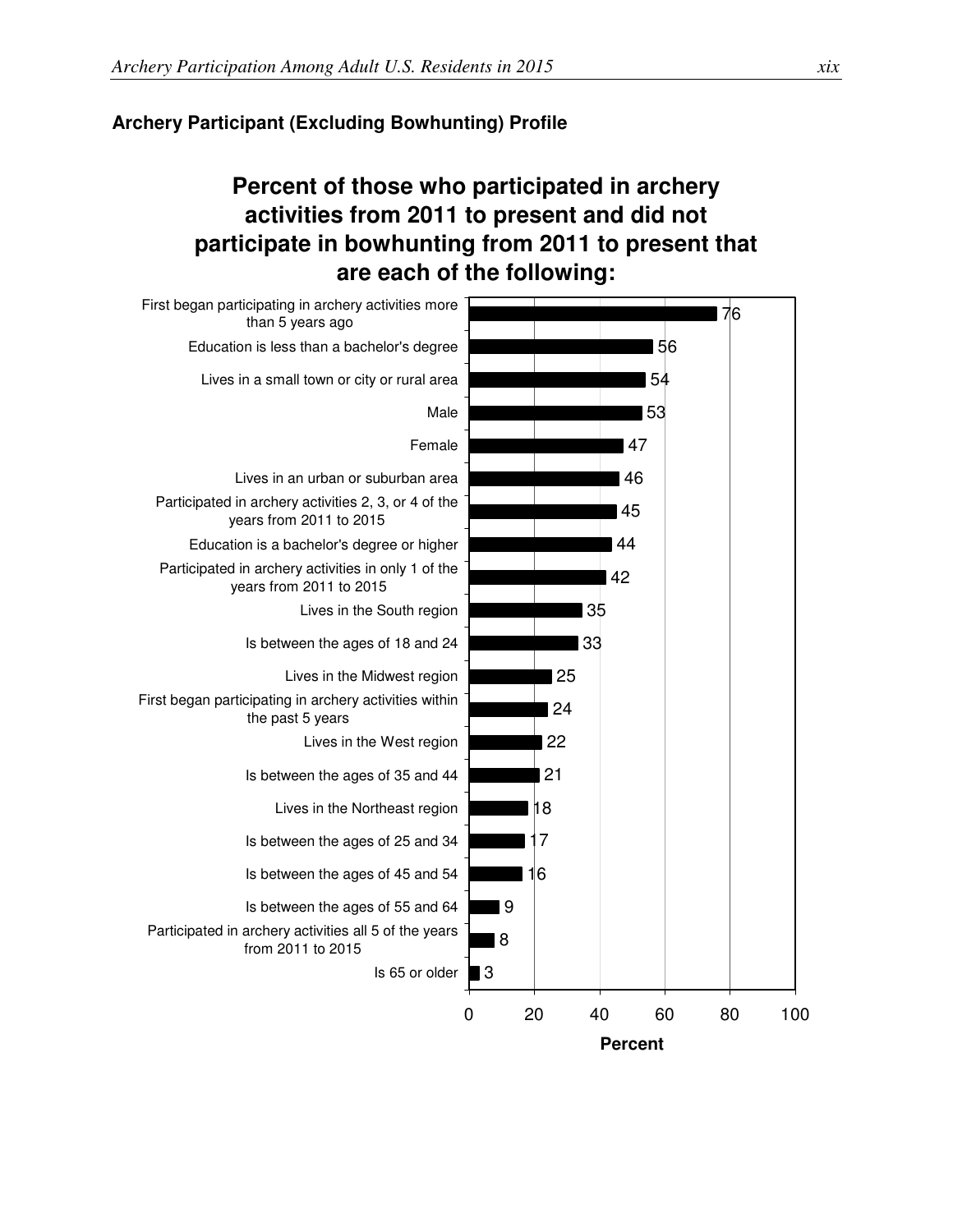**Archery Participant (Excluding Bowhunting) Profile**

**Percent of those who participated in archery activities from 2011 to present and did not participate in bowhunting from 2011 to present that are each of the following:**

| Characteristic | Percent |
|---|---|
| First began participating in archery activities more than 5 years ago | 76 |
| Education is less than a bachelor's degree | 56 |
| Lives in a small town or city or rural area | 54 |
| Male | 53 |
| Female | 47 |
| Lives in an urban or suburban area | 46 |
| Participated in archery activities 2, 3, or 4 of the years from 2011 to 2015 | 45 |
| Education is a bachelor's degree or higher | 44 |
| Participated in archery activities in only 1 of the years from 2011 to 2015 | 42 |
| Lives in the South region | 35 |
| Is between the ages of 18 and 24 | 33 |
| Lives in the Midwest region | 25 |
| First began participating in archery activities within the past 5 years | 24 |
| Lives in the West region | 22 |
| Is between the ages of 35 and 44 | 21 |
| Lives in the Northeast region | 18 |
| Is between the ages of 25 and 34 | 17 |
| Is between the ages of 45 and 54 | 16 |
| Is between the ages of 55 and 64 | 9 |
| Participated in archery activities all 5 of the years from 2011 to 2015 | 8 |
| Is 65 or older | 3 |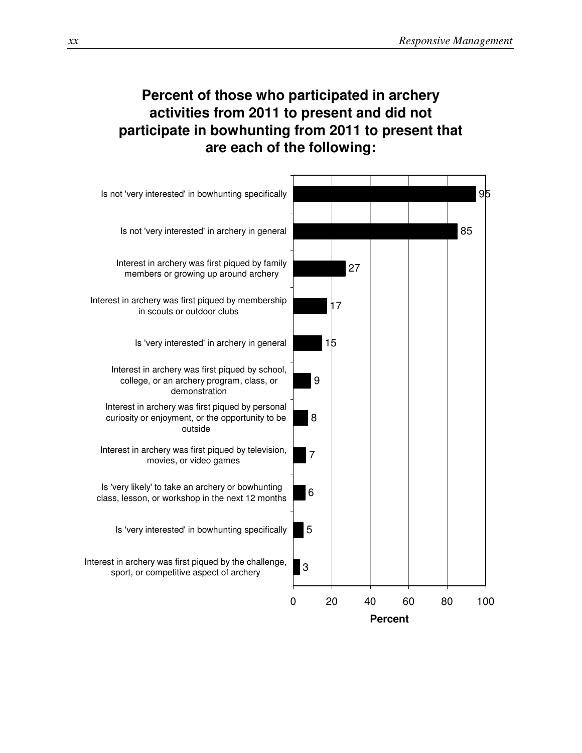**Percent of those who participated in archery activities from 2011 to present and did not participate in bowhunting from 2011 to present that are each of the following:**

| Item | Percent |
|---|---|
| Is not 'very interested' in bowhunting specifically | 95 |
| Is not 'very interested' in archery in general | 85 |
| Interest in archery was first piqued by family members or growing up around archery | 27 |
| Interest in archery was first piqued by membership in scouts or outdoor clubs | 17 |
| Is 'very interested' in archery in general | 15 |
| Interest in archery was first piqued by school, college, or an archery program, class, or demonstration | 9 |
| Interest in archery was first piqued by personal curiosity or enjoyment, or the opportunity to be outside | 8 |
| Interest in archery was first piqued by television, movies, or video games | 7 |
| Is 'very likely' to take an archery or bowhunting class, lesson, or workshop in the next 12 months | 6 |
| Is 'very interested' in bowhunting specifically | 5 |
| Interest in archery was first piqued by the challenge, sport, or competitive aspect of archery | 3 |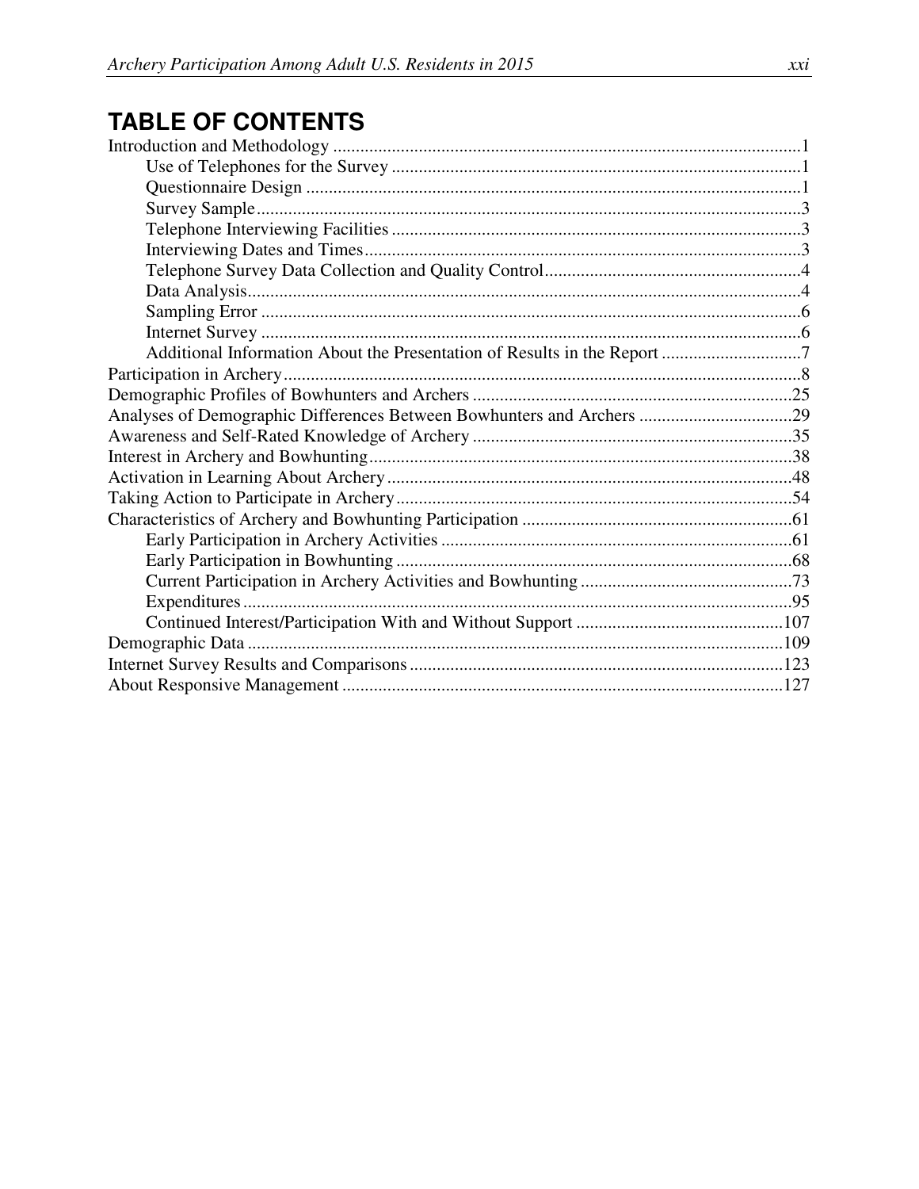# TABLE OF CONTENTS

Introduction and Methodology ........................................................................................................1
- Use of Telephones for the Survey ..........................................................................................1
- Questionnaire Design .............................................................................................................1
- Survey Sample........................................................................................................................3
- Telephone Interviewing Facilities ...........................................................................................3
- Interviewing Dates and Times.................................................................................................3
- Telephone Survey Data Collection and Quality Control.........................................................4
- Data Analysis..........................................................................................................................4
- Sampling Error .......................................................................................................................6
- Internet Survey .......................................................................................................................6
- Additional Information About the Presentation of Results in the Report ...............................7

Participation in Archery..................................................................................................................8

Demographic Profiles of Bowhunters and Archers .......................................................................25

Analyses of Demographic Differences Between Bowhunters and Archers ..................................29

Awareness and Self-Rated Knowledge of Archery .......................................................................35

Interest in Archery and Bowhunting.............................................................................................38

Activation in Learning About Archery.........................................................................................48

Taking Action to Participate in Archery.......................................................................................54

Characteristics of Archery and Bowhunting Participation ............................................................61
- Early Participation in Archery Activities .............................................................................61
- Early Participation in Bowhunting .......................................................................................68
- Current Participation in Archery Activities and Bowhunting ...............................................73
- Expenditures.........................................................................................................................95
- Continued Interest/Participation With and Without Support ..............................................107

Demographic Data .......................................................................................................................109

Internet Survey Results and Comparisons...................................................................................123

About Responsive Management .................................................................................................127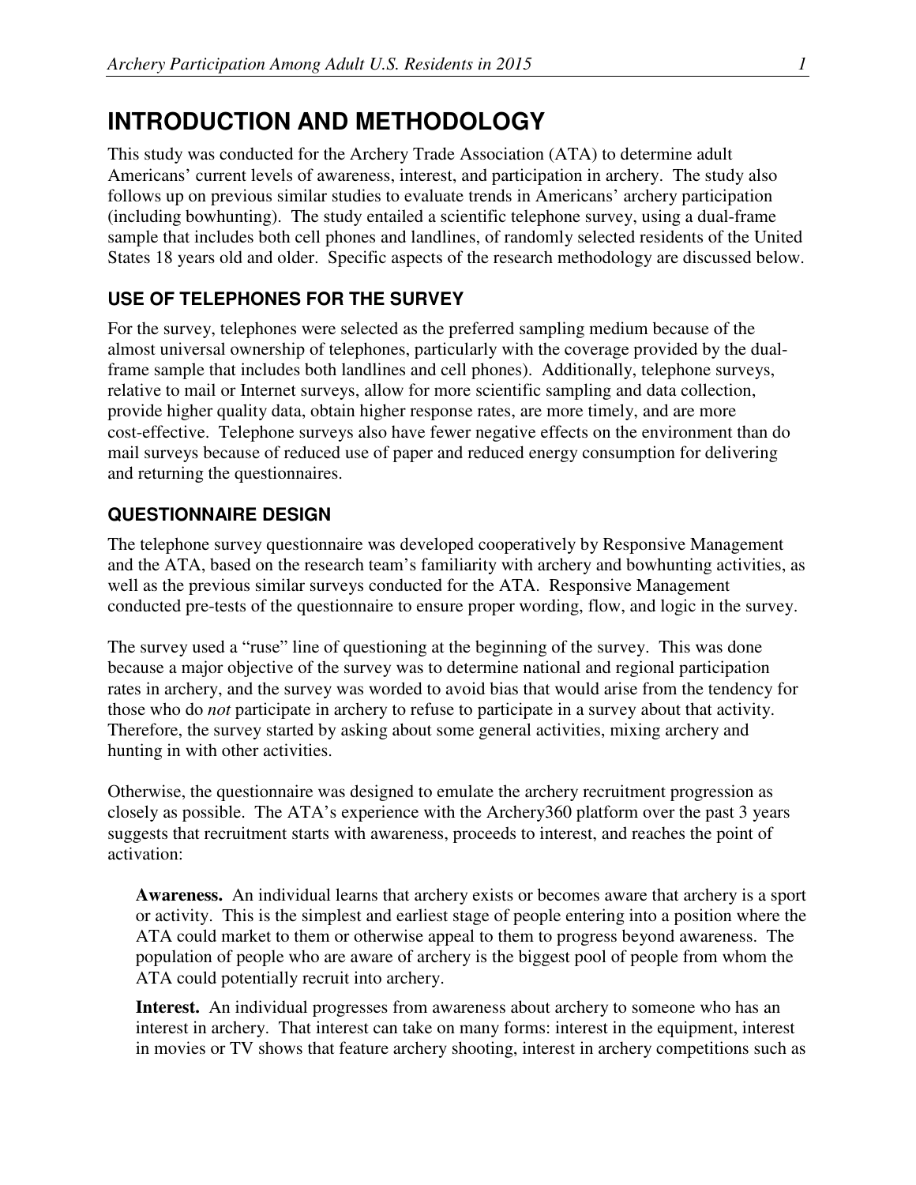# INTRODUCTION AND METHODOLOGY

This study was conducted for the Archery Trade Association (ATA) to determine adult Americans' current levels of awareness, interest, and participation in archery. The study also follows up on previous similar studies to evaluate trends in Americans' archery participation (including bowhunting). The study entailed a scientific telephone survey, using a dual-frame sample that includes both cell phones and landlines, of randomly selected residents of the United States 18 years old and older. Specific aspects of the research methodology are discussed below.

## USE OF TELEPHONES FOR THE SURVEY

For the survey, telephones were selected as the preferred sampling medium because of the almost universal ownership of telephones, particularly with the coverage provided by the dual-frame sample that includes both landlines and cell phones). Additionally, telephone surveys, relative to mail or Internet surveys, allow for more scientific sampling and data collection, provide higher quality data, obtain higher response rates, are more timely, and are more cost-effective. Telephone surveys also have fewer negative effects on the environment than do mail surveys because of reduced use of paper and reduced energy consumption for delivering and returning the questionnaires.

## QUESTIONNAIRE DESIGN

The telephone survey questionnaire was developed cooperatively by Responsive Management and the ATA, based on the research team's familiarity with archery and bowhunting activities, as well as the previous similar surveys conducted for the ATA. Responsive Management conducted pre-tests of the questionnaire to ensure proper wording, flow, and logic in the survey.

The survey used a "ruse" line of questioning at the beginning of the survey. This was done because a major objective of the survey was to determine national and regional participation rates in archery, and the survey was worded to avoid bias that would arise from the tendency for those who do *not* participate in archery to refuse to participate in a survey about that activity. Therefore, the survey started by asking about some general activities, mixing archery and hunting in with other activities.

Otherwise, the questionnaire was designed to emulate the archery recruitment progression as closely as possible. The ATA's experience with the Archery360 platform over the past 3 years suggests that recruitment starts with awareness, proceeds to interest, and reaches the point of activation:

**Awareness.** An individual learns that archery exists or becomes aware that archery is a sport or activity. This is the simplest and earliest stage of people entering into a position where the ATA could market to them or otherwise appeal to them to progress beyond awareness. The population of people who are aware of archery is the biggest pool of people from whom the ATA could potentially recruit into archery.

**Interest.** An individual progresses from awareness about archery to someone who has an interest in archery. That interest can take on many forms: interest in the equipment, interest in movies or TV shows that feature archery shooting, interest in archery competitions such as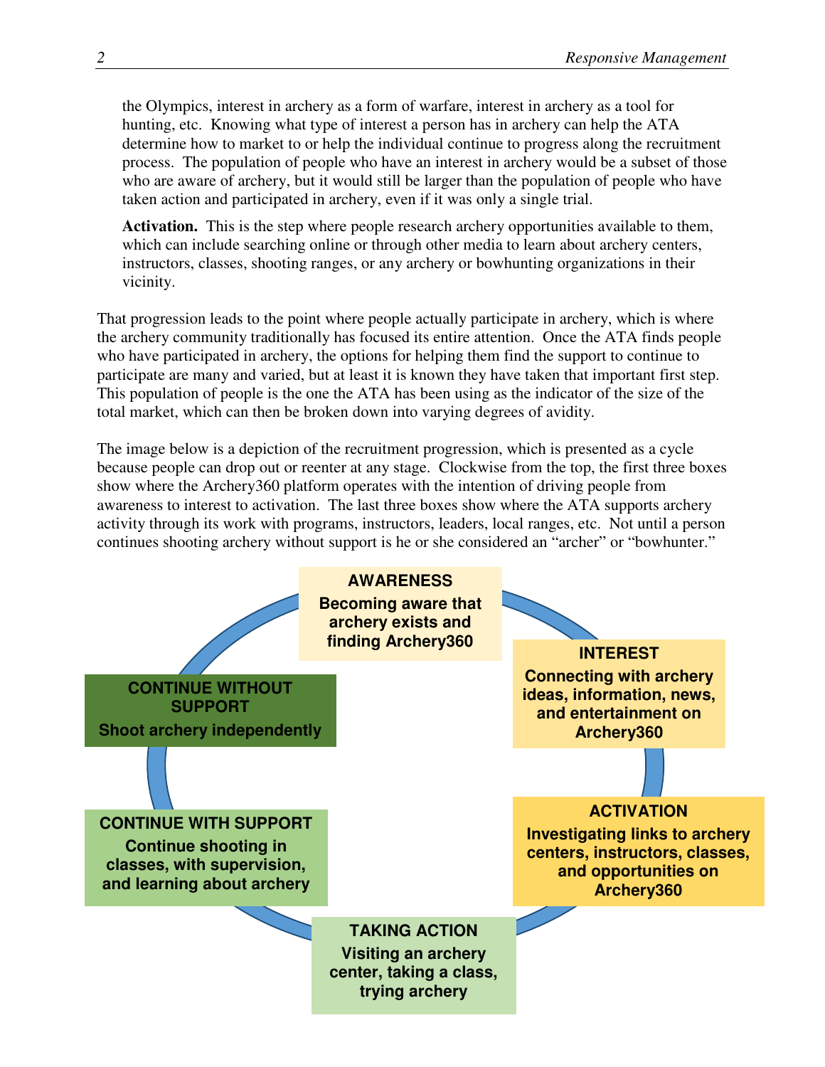the Olympics, interest in archery as a form of warfare, interest in archery as a tool for hunting, etc. Knowing what type of interest a person has in archery can help the ATA determine how to market to or help the individual continue to progress along the recruitment process. The population of people who have an interest in archery would be a subset of those who are aware of archery, but it would still be larger than the population of people who have taken action and participated in archery, even if it was only a single trial.

**Activation.** This is the step where people research archery opportunities available to them, which can include searching online or through other media to learn about archery centers, instructors, classes, shooting ranges, or any archery or bowhunting organizations in their vicinity.

That progression leads to the point where people actually participate in archery, which is where the archery community traditionally has focused its entire attention. Once the ATA finds people who have participated in archery, the options for helping them find the support to continue to participate are many and varied, but at least it is known they have taken that important first step. This population of people is the one the ATA has been using as the indicator of the size of the total market, which can then be broken down into varying degrees of avidity.

The image below is a depiction of the recruitment progression, which is presented as a cycle because people can drop out or reenter at any stage. Clockwise from the top, the first three boxes show where the Archery360 platform operates with the intention of driving people from awareness to interest to activation. The last three boxes show where the ATA supports archery activity through its work with programs, instructors, leaders, local ranges, etc. Not until a person continues shooting archery without support is he or she considered an "archer" or "bowhunter."

**AWARENESS**
Becoming aware that archery exists and finding Archery360

**INTEREST**
Connecting with archery ideas, information, news, and entertainment on Archery360

**ACTIVATION**
Investigating links to archery centers, instructors, classes, and opportunities on Archery360

**TAKING ACTION**
Visiting an archery center, taking a class, trying archery

**CONTINUE WITH SUPPORT**
Continue shooting in classes, with supervision, and learning about archery

**CONTINUE WITHOUT SUPPORT**
Shoot archery independently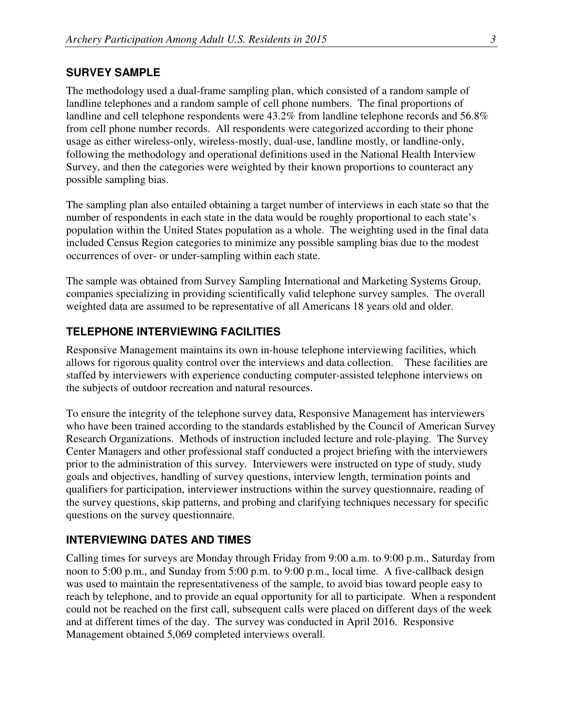## SURVEY SAMPLE

The methodology used a dual-frame sampling plan, which consisted of a random sample of landline telephones and a random sample of cell phone numbers. The final proportions of landline and cell telephone respondents were 43.2% from landline telephone records and 56.8% from cell phone number records. All respondents were categorized according to their phone usage as either wireless-only, wireless-mostly, dual-use, landline mostly, or landline-only, following the methodology and operational definitions used in the National Health Interview Survey, and then the categories were weighted by their known proportions to counteract any possible sampling bias.

The sampling plan also entailed obtaining a target number of interviews in each state so that the number of respondents in each state in the data would be roughly proportional to each state's population within the United States population as a whole. The weighting used in the final data included Census Region categories to minimize any possible sampling bias due to the modest occurrences of over- or under-sampling within each state.

The sample was obtained from Survey Sampling International and Marketing Systems Group, companies specializing in providing scientifically valid telephone survey samples. The overall weighted data are assumed to be representative of all Americans 18 years old and older.

## TELEPHONE INTERVIEWING FACILITIES

Responsive Management maintains its own in-house telephone interviewing facilities, which allows for rigorous quality control over the interviews and data collection. These facilities are staffed by interviewers with experience conducting computer-assisted telephone interviews on the subjects of outdoor recreation and natural resources.

To ensure the integrity of the telephone survey data, Responsive Management has interviewers who have been trained according to the standards established by the Council of American Survey Research Organizations. Methods of instruction included lecture and role-playing. The Survey Center Managers and other professional staff conducted a project briefing with the interviewers prior to the administration of this survey. Interviewers were instructed on type of study, study goals and objectives, handling of survey questions, interview length, termination points and qualifiers for participation, interviewer instructions within the survey questionnaire, reading of the survey questions, skip patterns, and probing and clarifying techniques necessary for specific questions on the survey questionnaire.

## INTERVIEWING DATES AND TIMES

Calling times for surveys are Monday through Friday from 9:00 a.m. to 9:00 p.m., Saturday from noon to 5:00 p.m., and Sunday from 5:00 p.m. to 9:00 p.m., local time. A five-callback design was used to maintain the representativeness of the sample, to avoid bias toward people easy to reach by telephone, and to provide an equal opportunity for all to participate. When a respondent could not be reached on the first call, subsequent calls were placed on different days of the week and at different times of the day. The survey was conducted in April 2016. Responsive Management obtained 5,069 completed interviews overall.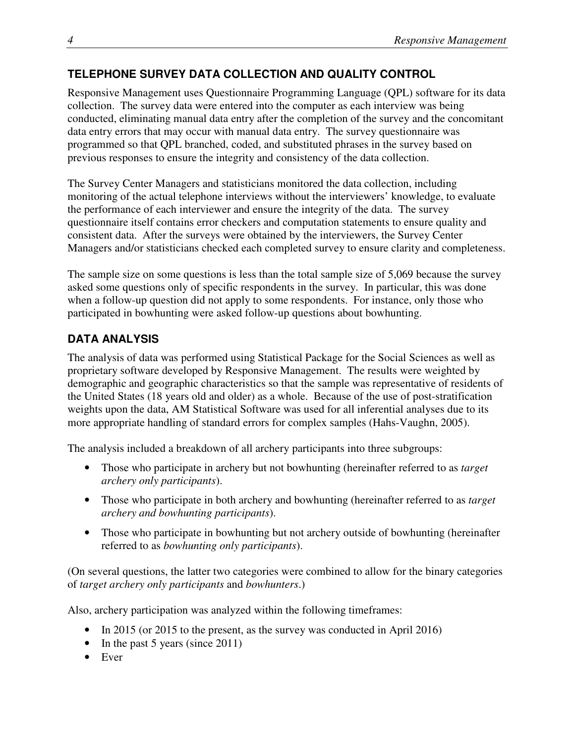## TELEPHONE SURVEY DATA COLLECTION AND QUALITY CONTROL

Responsive Management uses Questionnaire Programming Language (QPL) software for its data collection. The survey data were entered into the computer as each interview was being conducted, eliminating manual data entry after the completion of the survey and the concomitant data entry errors that may occur with manual data entry. The survey questionnaire was programmed so that QPL branched, coded, and substituted phrases in the survey based on previous responses to ensure the integrity and consistency of the data collection.

The Survey Center Managers and statisticians monitored the data collection, including monitoring of the actual telephone interviews without the interviewers' knowledge, to evaluate the performance of each interviewer and ensure the integrity of the data. The survey questionnaire itself contains error checkers and computation statements to ensure quality and consistent data. After the surveys were obtained by the interviewers, the Survey Center Managers and/or statisticians checked each completed survey to ensure clarity and completeness.

The sample size on some questions is less than the total sample size of 5,069 because the survey asked some questions only of specific respondents in the survey. In particular, this was done when a follow-up question did not apply to some respondents. For instance, only those who participated in bowhunting were asked follow-up questions about bowhunting.

## DATA ANALYSIS

The analysis of data was performed using Statistical Package for the Social Sciences as well as proprietary software developed by Responsive Management. The results were weighted by demographic and geographic characteristics so that the sample was representative of residents of the United States (18 years old and older) as a whole. Because of the use of post-stratification weights upon the data, AM Statistical Software was used for all inferential analyses due to its more appropriate handling of standard errors for complex samples (Hahs-Vaughn, 2005).

The analysis included a breakdown of all archery participants into three subgroups:

- Those who participate in archery but not bowhunting (hereinafter referred to as *target archery only participants*).
- Those who participate in both archery and bowhunting (hereinafter referred to as *target archery and bowhunting participants*).
- Those who participate in bowhunting but not archery outside of bowhunting (hereinafter referred to as *bowhunting only participants*).

(On several questions, the latter two categories were combined to allow for the binary categories of *target archery only participants* and *bowhunters*.)

Also, archery participation was analyzed within the following timeframes:

- In 2015 (or 2015 to the present, as the survey was conducted in April 2016)
- In the past 5 years (since 2011)
- Ever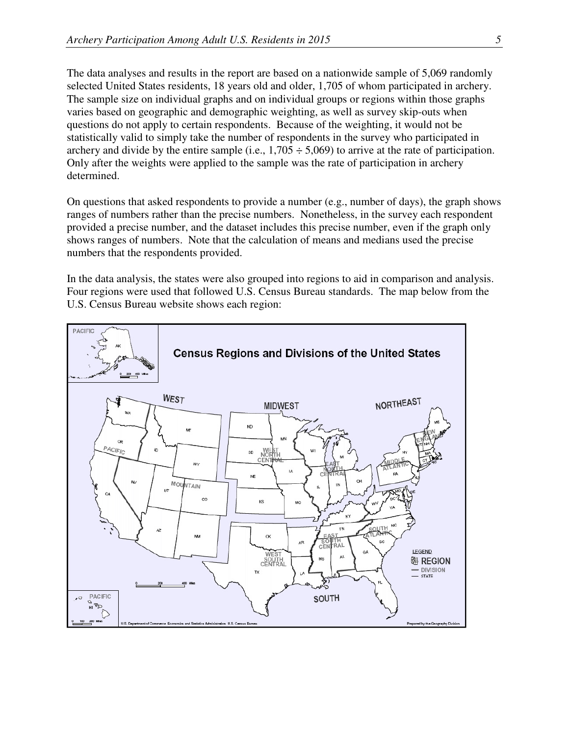The data analyses and results in the report are based on a nationwide sample of 5,069 randomly selected United States residents, 18 years old and older, 1,705 of whom participated in archery. The sample size on individual graphs and on individual groups or regions within those graphs varies based on geographic and demographic weighting, as well as survey skip-outs when questions do not apply to certain respondents. Because of the weighting, it would not be statistically valid to simply take the number of respondents in the survey who participated in archery and divide by the entire sample (i.e., 1,705 ÷ 5,069) to arrive at the rate of participation. Only after the weights were applied to the sample was the rate of participation in archery determined.

On questions that asked respondents to provide a number (e.g., number of days), the graph shows ranges of numbers rather than the precise numbers. Nonetheless, in the survey each respondent provided a precise number, and the dataset includes this precise number, even if the graph only shows ranges of numbers. Note that the calculation of means and medians used the precise numbers that the respondents provided.

In the data analysis, the states were also grouped into regions to aid in comparison and analysis. Four regions were used that followed U.S. Census Bureau standards. The map below from the U.S. Census Bureau website shows each region: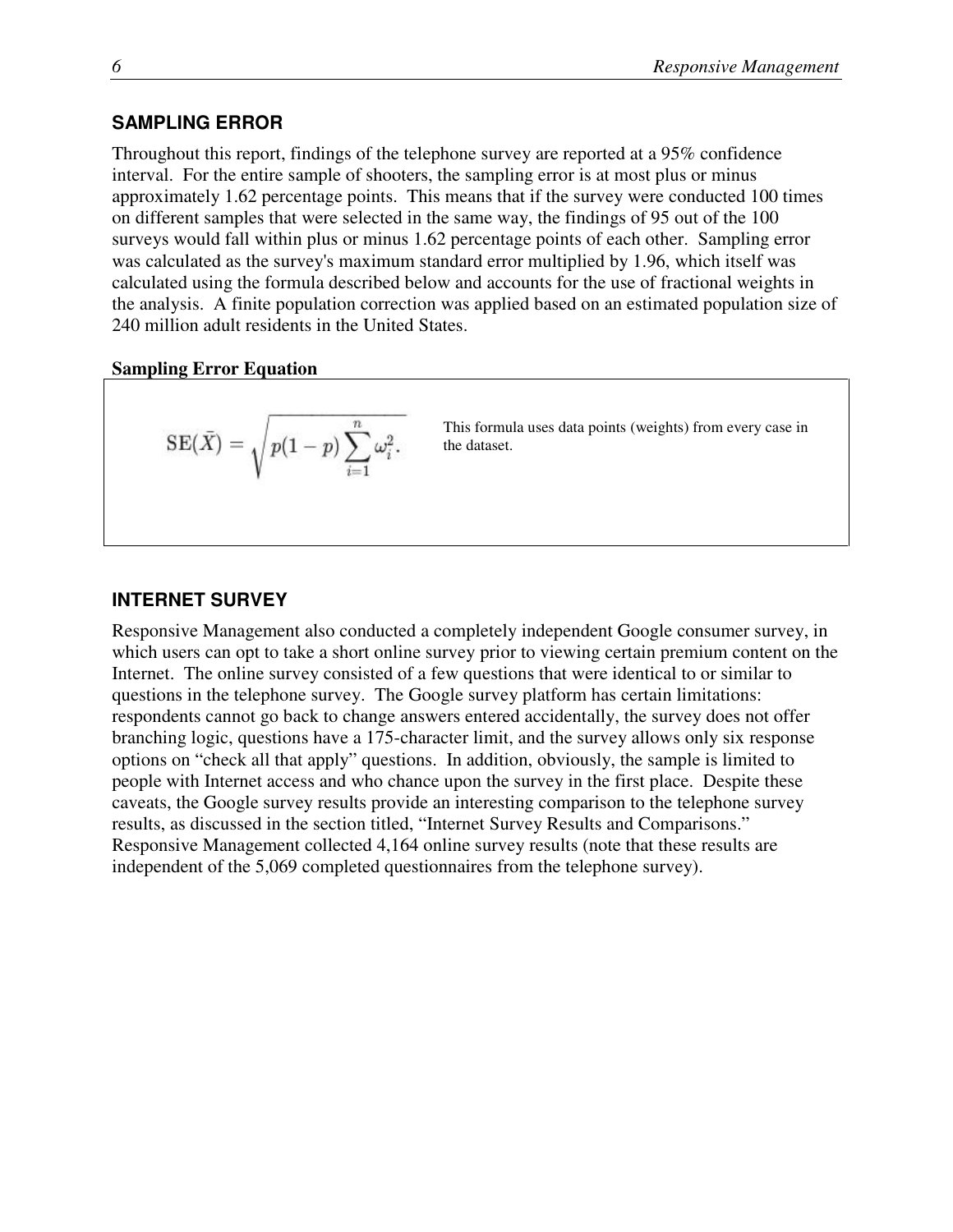## SAMPLING ERROR

Throughout this report, findings of the telephone survey are reported at a 95% confidence interval. For the entire sample of shooters, the sampling error is at most plus or minus approximately 1.62 percentage points. This means that if the survey were conducted 100 times on different samples that were selected in the same way, the findings of 95 out of the 100 surveys would fall within plus or minus 1.62 percentage points of each other. Sampling error was calculated as the survey's maximum standard error multiplied by 1.96, which itself was calculated using the formula described below and accounts for the use of fractional weights in the analysis. A finite population correction was applied based on an estimated population size of 240 million adult residents in the United States.

**Sampling Error Equation**

$$\mathrm{SE}(\bar{X}) = \sqrt{p(1-p)\sum_{i=1}^{n}\omega_i^2}.$$

This formula uses data points (weights) from every case in the dataset.

## INTERNET SURVEY

Responsive Management also conducted a completely independent Google consumer survey, in which users can opt to take a short online survey prior to viewing certain premium content on the Internet. The online survey consisted of a few questions that were identical to or similar to questions in the telephone survey. The Google survey platform has certain limitations: respondents cannot go back to change answers entered accidentally, the survey does not offer branching logic, questions have a 175-character limit, and the survey allows only six response options on "check all that apply" questions. In addition, obviously, the sample is limited to people with Internet access and who chance upon the survey in the first place. Despite these caveats, the Google survey results provide an interesting comparison to the telephone survey results, as discussed in the section titled, "Internet Survey Results and Comparisons." Responsive Management collected 4,164 online survey results (note that these results are independent of the 5,069 completed questionnaires from the telephone survey).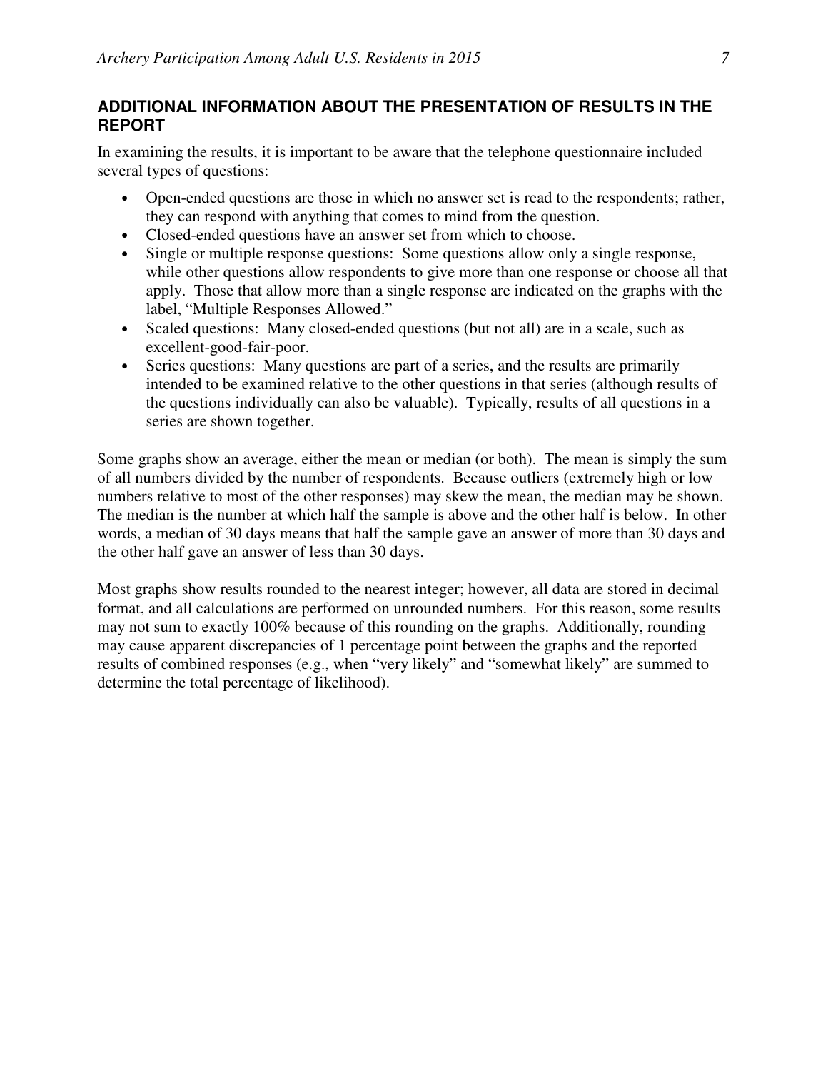## ADDITIONAL INFORMATION ABOUT THE PRESENTATION OF RESULTS IN THE REPORT

In examining the results, it is important to be aware that the telephone questionnaire included several types of questions:

- Open-ended questions are those in which no answer set is read to the respondents; rather, they can respond with anything that comes to mind from the question.
- Closed-ended questions have an answer set from which to choose.
- Single or multiple response questions: Some questions allow only a single response, while other questions allow respondents to give more than one response or choose all that apply. Those that allow more than a single response are indicated on the graphs with the label, "Multiple Responses Allowed."
- Scaled questions: Many closed-ended questions (but not all) are in a scale, such as excellent-good-fair-poor.
- Series questions: Many questions are part of a series, and the results are primarily intended to be examined relative to the other questions in that series (although results of the questions individually can also be valuable). Typically, results of all questions in a series are shown together.

Some graphs show an average, either the mean or median (or both). The mean is simply the sum of all numbers divided by the number of respondents. Because outliers (extremely high or low numbers relative to most of the other responses) may skew the mean, the median may be shown. The median is the number at which half the sample is above and the other half is below. In other words, a median of 30 days means that half the sample gave an answer of more than 30 days and the other half gave an answer of less than 30 days.

Most graphs show results rounded to the nearest integer; however, all data are stored in decimal format, and all calculations are performed on unrounded numbers. For this reason, some results may not sum to exactly 100% because of this rounding on the graphs. Additionally, rounding may cause apparent discrepancies of 1 percentage point between the graphs and the reported results of combined responses (e.g., when "very likely" and "somewhat likely" are summed to determine the total percentage of likelihood).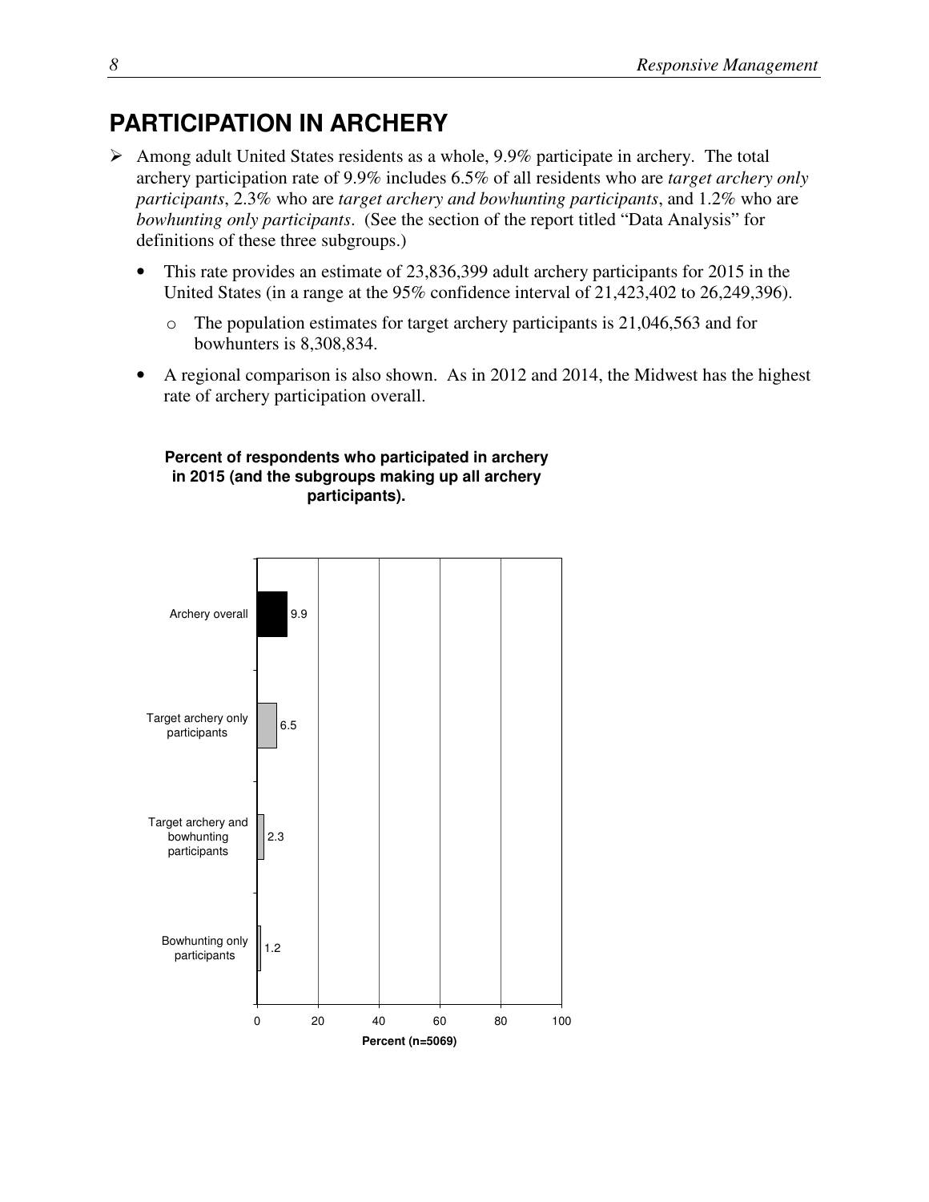# PARTICIPATION IN ARCHERY

- Among adult United States residents as a whole, 9.9% participate in archery. The total archery participation rate of 9.9% includes 6.5% of all residents who are *target archery only participants*, 2.3% who are *target archery and bowhunting participants*, and 1.2% who are *bowhunting only participants*. (See the section of the report titled "Data Analysis" for definitions of these three subgroups.)
  - This rate provides an estimate of 23,836,399 adult archery participants for 2015 in the United States (in a range at the 95% confidence interval of 21,423,402 to 26,249,396).
    - The population estimates for target archery participants is 21,046,563 and for bowhunters is 8,308,834.
  - A regional comparison is also shown. As in 2012 and 2014, the Midwest has the highest rate of archery participation overall.

**Percent of respondents who participated in archery in 2015 (and the subgroups making up all archery participants).**

| Category | Percent |
| --- | --- |
| Archery overall | 9.9 |
| Target archery only participants | 6.5 |
| Target archery and bowhunting participants | 2.3 |
| Bowhunting only participants | 1.2 |

Percent (n=5069)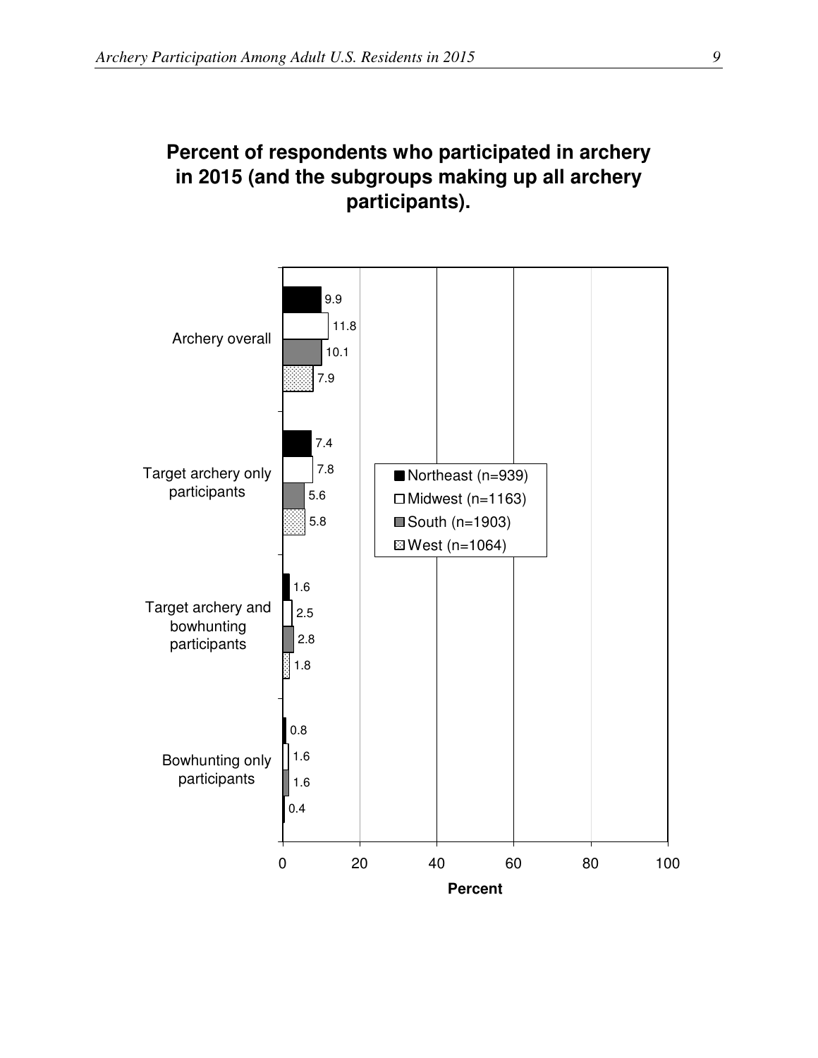**Percent of respondents who participated in archery in 2015 (and the subgroups making up all archery participants).**

| | Northeast (n=939) | Midwest (n=1163) | South (n=1903) | West (n=1064) |
|---|---|---|---|---|
| Archery overall | 9.9 | 11.8 | 10.1 | 7.9 |
| Target archery only participants | 7.4 | 7.8 | 5.6 | 5.8 |
| Target archery and bowhunting participants | 1.6 | 2.5 | 2.8 | 1.8 |
| Bowhunting only participants | 0.8 | 1.6 | 1.6 | 0.4 |

Percent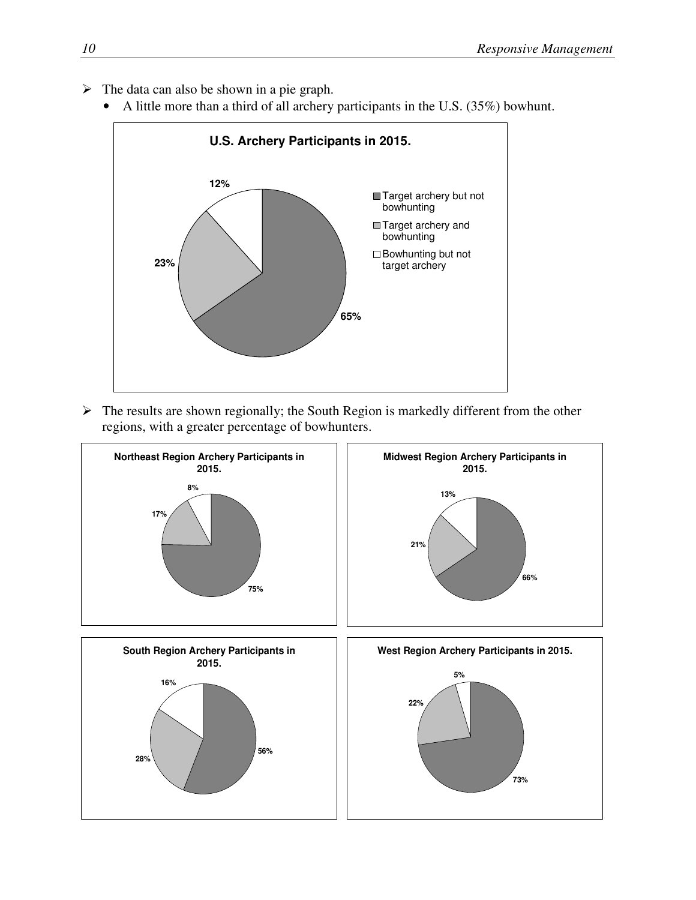- The data can also be shown in a pie graph.
  - A little more than a third of all archery participants in the U.S. (35%) bowhunt.

**U.S. Archery Participants in 2015.**

| Category | Percent |
|---|---|
| Target archery but not bowhunting | 65% |
| Target archery and bowhunting | 23% |
| Bowhunting but not target archery | 12% |

- The results are shown regionally; the South Region is markedly different from the other regions, with a greater percentage of bowhunters.

**Northeast Region Archery Participants in 2015.**

| Category | Percent |
|---|---|
| Target archery but not bowhunting | 75% |
| Target archery and bowhunting | 17% |
| Bowhunting but not target archery | 8% |

**Midwest Region Archery Participants in 2015.**

| Category | Percent |
|---|---|
| Target archery but not bowhunting | 66% |
| Target archery and bowhunting | 21% |
| Bowhunting but not target archery | 13% |

**South Region Archery Participants in 2015.**

| Category | Percent |
|---|---|
| Target archery but not bowhunting | 56% |
| Target archery and bowhunting | 28% |
| Bowhunting but not target archery | 16% |

**West Region Archery Participants in 2015.**

| Category | Percent |
|---|---|
| Target archery but not bowhunting | 73% |
| Target archery and bowhunting | 22% |
| Bowhunting but not target archery | 5% |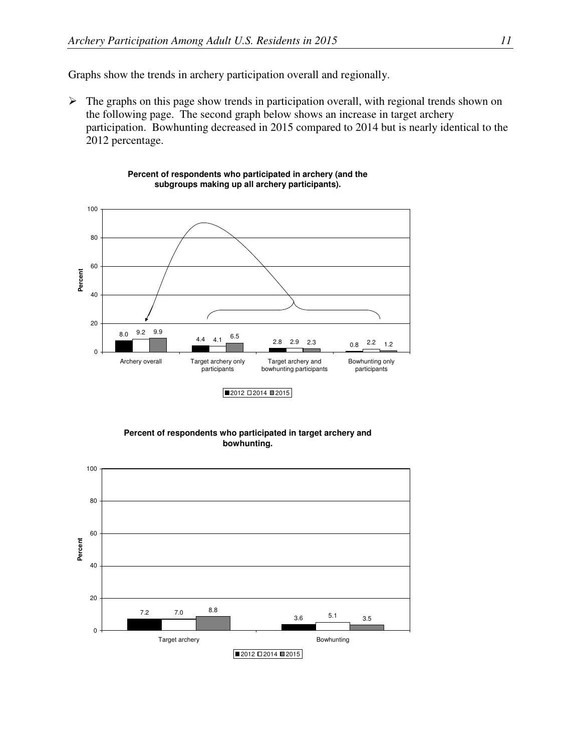Graphs show the trends in archery participation overall and regionally.

- The graphs on this page show trends in participation overall, with regional trends shown on the following page. The second graph below shows an increase in target archery participation. Bowhunting decreased in 2015 compared to 2014 but is nearly identical to the 2012 percentage.

**Percent of respondents who participated in archery (and the subgroups making up all archery participants).**

| | 2012 | 2014 | 2015 |
|---|---|---|---|
| Archery overall | 8.0 | 9.2 | 9.9 |
| Target archery only participants | 4.4 | 4.1 | 6.5 |
| Target archery and bowhunting participants | 2.8 | 2.9 | 2.3 |
| Bowhunting only participants | 0.8 | 2.2 | 1.2 |

**Percent of respondents who participated in target archery and bowhunting.**

| | 2012 | 2014 | 2015 |
|---|---|---|---|
| Target archery | 7.2 | 7.0 | 8.8 |
| Bowhunting | 3.6 | 5.1 | 3.5 |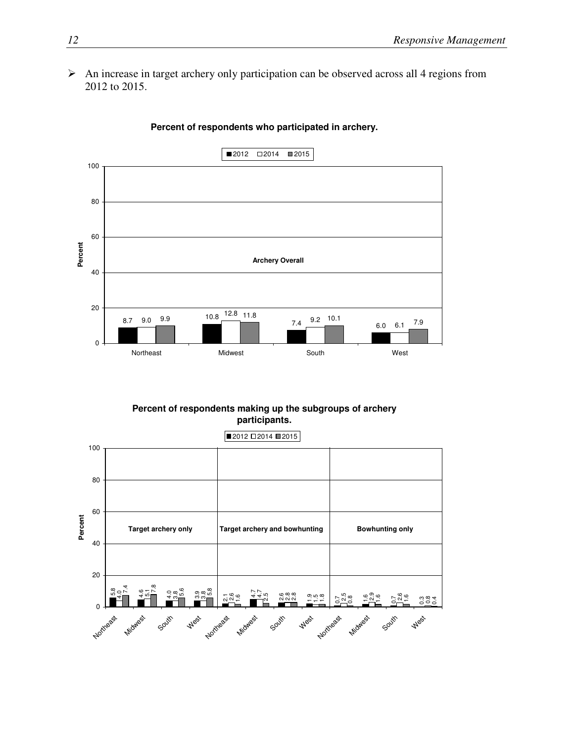- An increase in target archery only participation can be observed across all 4 regions from 2012 to 2015.

**Percent of respondents who participated in archery.**

Archery Overall

| Region | 2012 | 2014 | 2015 |
|---|---|---|---|
| Northeast | 8.7 | 9.0 | 9.9 |
| Midwest | 10.8 | 12.8 | 11.8 |
| South | 7.4 | 9.2 | 10.1 |
| West | 6.0 | 6.1 | 7.9 |

**Percent of respondents making up the subgroups of archery participants.**

| Subgroup | Region | 2012 | 2014 | 2015 |
|---|---|---|---|---|
| Target archery only | Northeast | 5.8 | 4.0 | 7.4 |
| | Midwest | 4.6 | 5.1 | 7.8 |
| | South | 4.0 | 3.8 | 5.6 |
| | West | 3.9 | 3.8 | 5.8 |
| Target archery and bowhunting | Northeast | 2.1 | 2.6 | 1.6 |
| | Midwest | 4.7 | 4.7 | 2.5 |
| | South | 2.6 | 2.8 | 2.8 |
| | West | 1.9 | 1.5 | 1.8 |
| Bowhunting only | Northeast | 0.7 | 2.5 | 0.8 |
| | Midwest | 1.6 | 2.9 | 1.6 |
| | South | 0.7 | 2.6 | 1.6 |
| | West | 0.3 | 0.8 | 0.4 |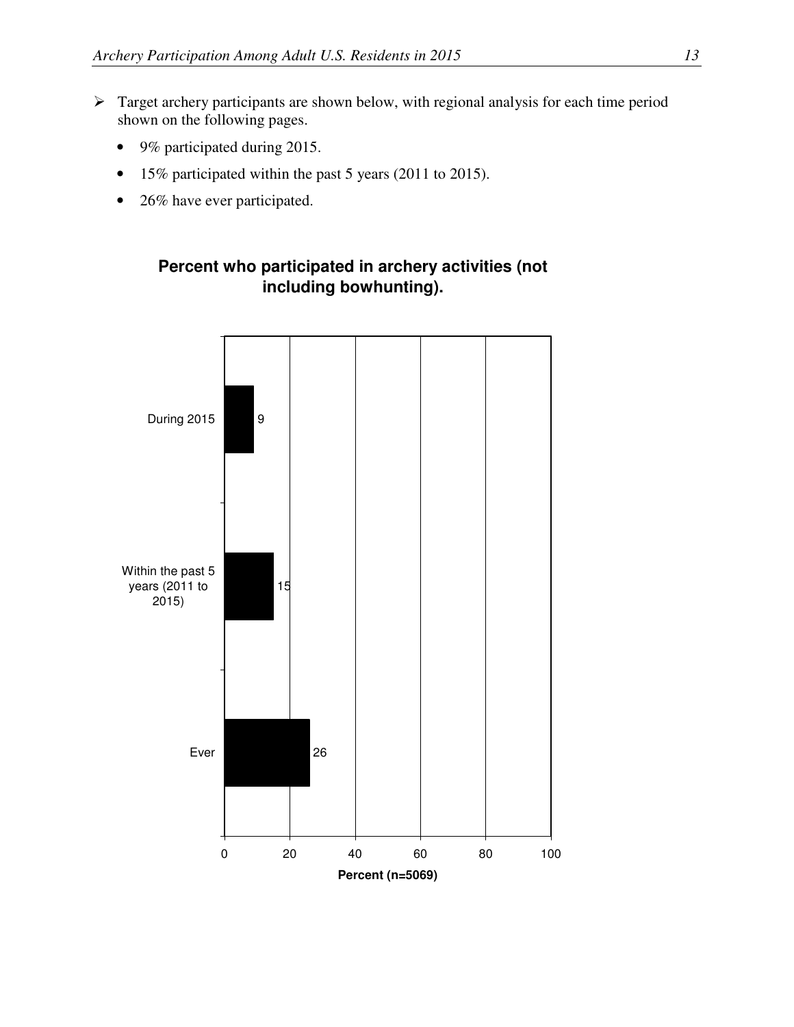- Target archery participants are shown below, with regional analysis for each time period shown on the following pages.
  - 9% participated during 2015.
  - 15% participated within the past 5 years (2011 to 2015).
  - 26% have ever participated.

**Percent who participated in archery activities (not including bowhunting).**

| | Percent (n=5069) |
|---|---|
| During 2015 | 9 |
| Within the past 5 years (2011 to 2015) | 15 |
| Ever | 26 |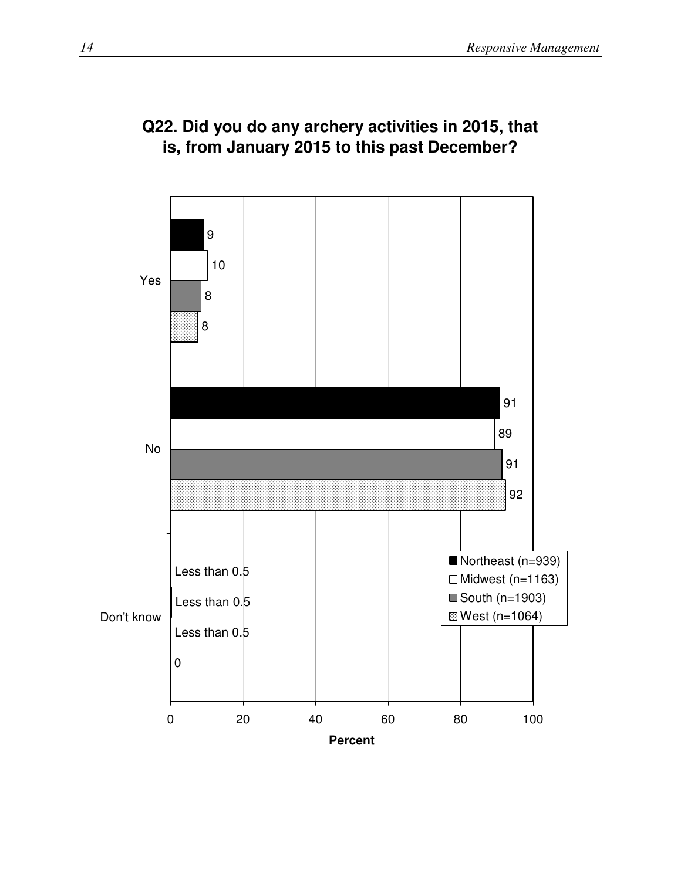## Q22. Did you do any archery activities in 2015, that is, from January 2015 to this past December?

| | Northeast (n=939) | Midwest (n=1163) | South (n=1903) | West (n=1064) |
|---|---|---|---|---|
| Yes | 9 | 10 | 8 | 8 |
| No | 91 | 89 | 91 | 92 |
| Don't know | Less than 0.5 | Less than 0.5 | Less than 0.5 | 0 |

Percent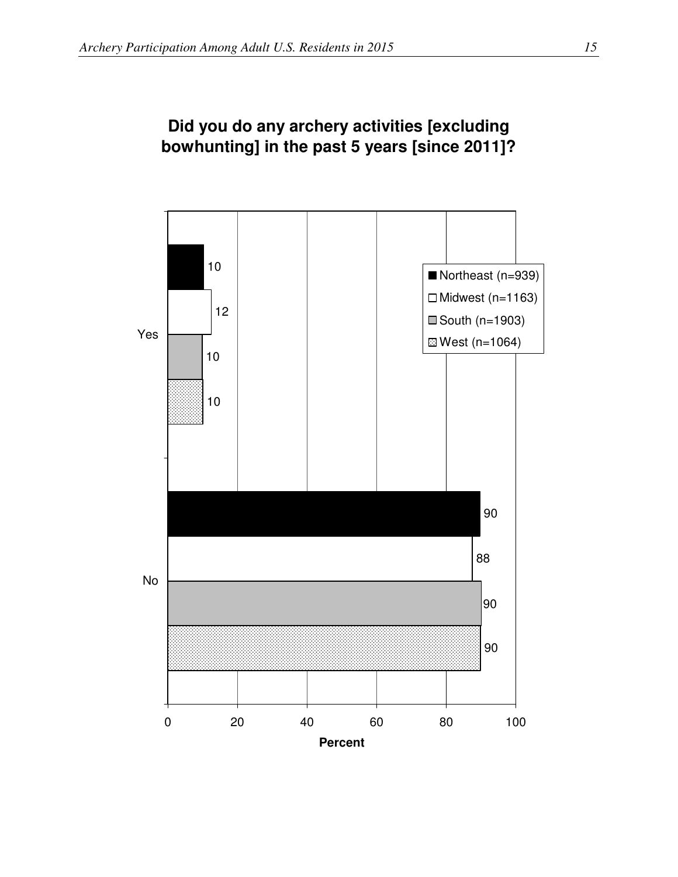**Did you do any archery activities [excluding bowhunting] in the past 5 years [since 2011]?**

| | Northeast (n=939) | Midwest (n=1163) | South (n=1903) | West (n=1064) |
|---|---|---|---|---|
| Yes | 10 | 12 | 10 | 10 |
| No | 90 | 88 | 90 | 90 |

Percent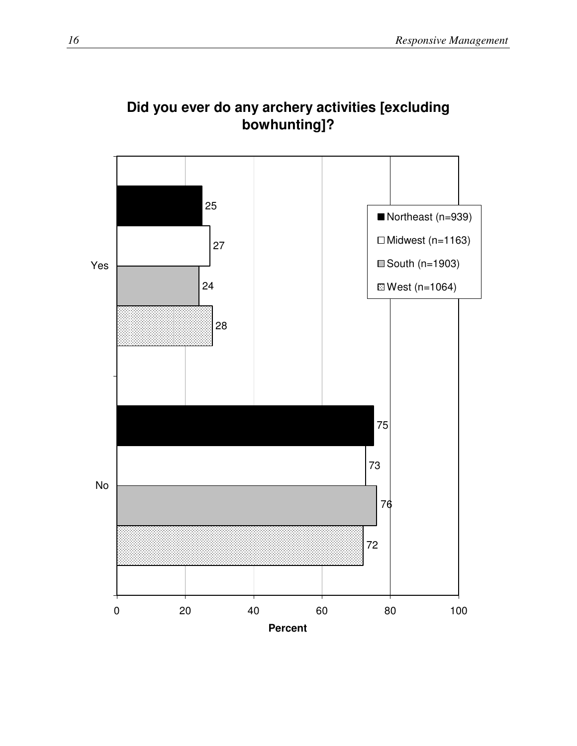**Did you ever do any archery activities [excluding bowhunting]?**

| | Northeast (n=939) | Midwest (n=1163) | South (n=1903) | West (n=1064) |
|---|---|---|---|---|
| Yes | 25 | 27 | 24 | 28 |
| No | 75 | 73 | 76 | 72 |

Percent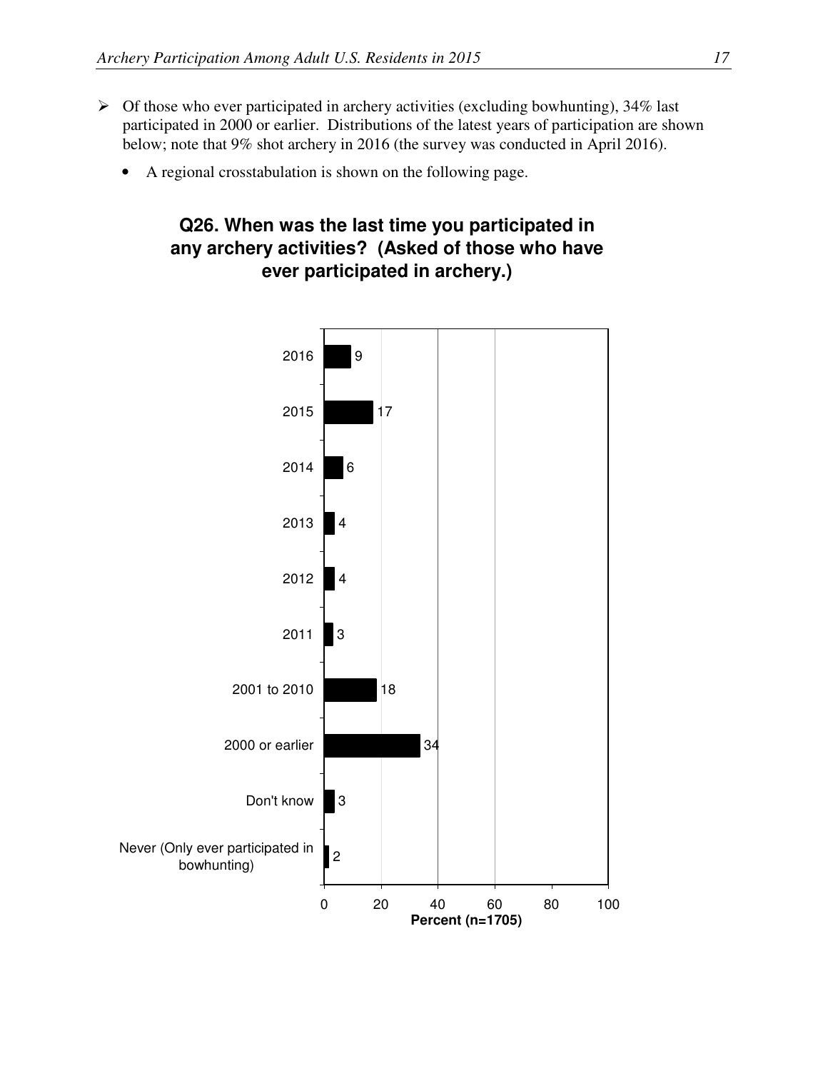- Of those who ever participated in archery activities (excluding bowhunting), 34% last participated in 2000 or earlier. Distributions of the latest years of participation are shown below; note that 9% shot archery in 2016 (the survey was conducted in April 2016).
    - A regional crosstabulation is shown on the following page.

**Q26. When was the last time you participated in any archery activities? (Asked of those who have ever participated in archery.)**

| Response | Percent (n=1705) |
| --- | --- |
| 2016 | 9 |
| 2015 | 17 |
| 2014 | 6 |
| 2013 | 4 |
| 2012 | 4 |
| 2011 | 3 |
| 2001 to 2010 | 18 |
| 2000 or earlier | 34 |
| Don't know | 3 |
| Never (Only ever participated in bowhunting) | 2 |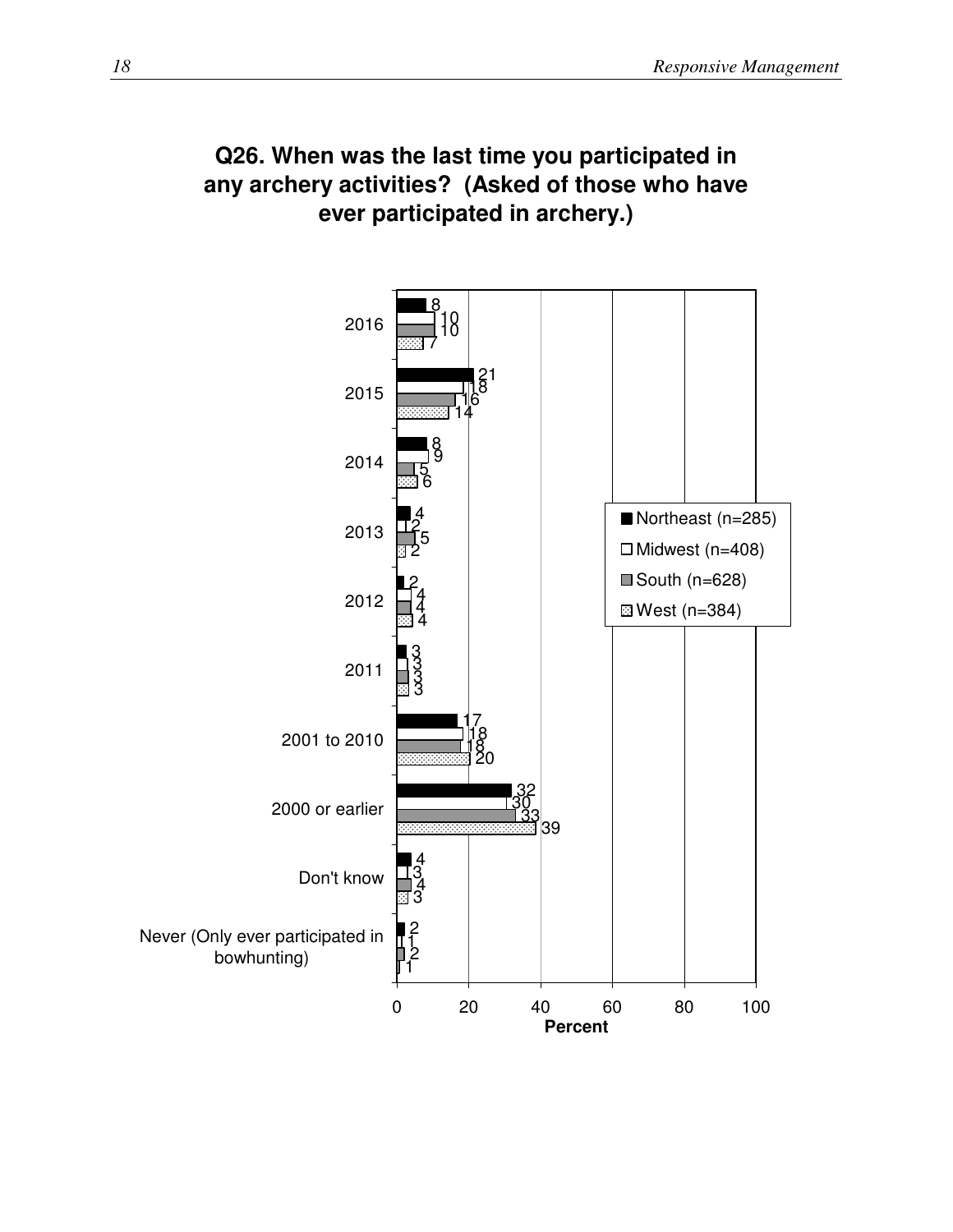## Q26. When was the last time you participated in any archery activities? (Asked of those who have ever participated in archery.)

| | Northeast (n=285) | Midwest (n=408) | South (n=628) | West (n=384) |
|---|---|---|---|---|
| 2016 | 8 | 10 | 10 | 7 |
| 2015 | 21 | 18 | 16 | 14 |
| 2014 | 8 | 9 | 5 | 6 |
| 2013 | 4 | 2 | 5 | 2 |
| 2012 | 2 | 4 | 4 | 4 |
| 2011 | 3 | 3 | 3 | 3 |
| 2001 to 2010 | 17 | 18 | 18 | 20 |
| 2000 or earlier | 32 | 30 | 33 | 39 |
| Don't know | 4 | 3 | 4 | 3 |
| Never (Only ever participated in bowhunting) | 2 | 1 | 2 | 1 |

Percent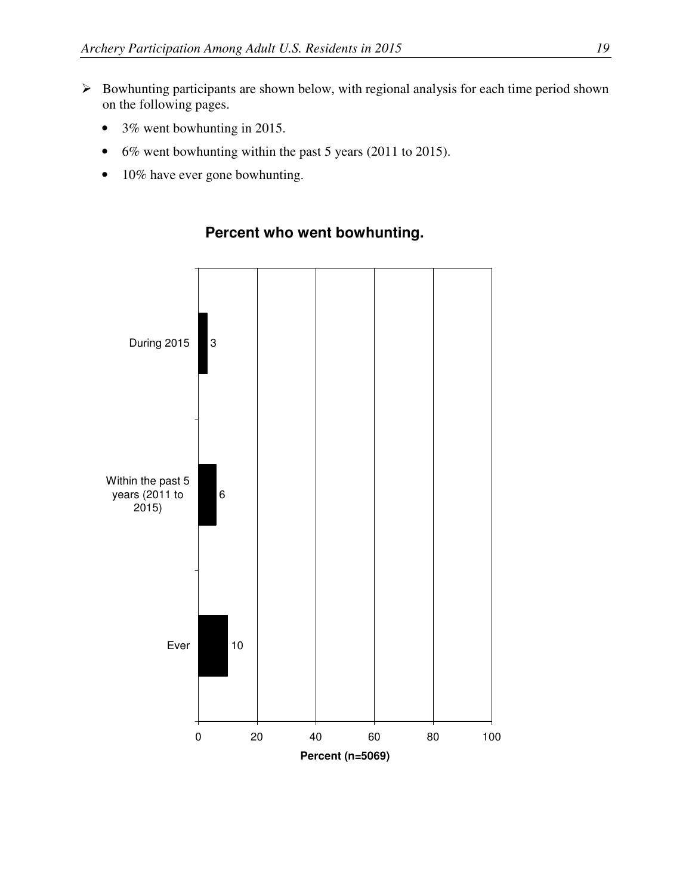- Bowhunting participants are shown below, with regional analysis for each time period shown on the following pages.
  - 3% went bowhunting in 2015.
  - 6% went bowhunting within the past 5 years (2011 to 2015).
  - 10% have ever gone bowhunting.

**Percent who went bowhunting.**

| | Percent (n=5069) |
|---|---|
| During 2015 | 3 |
| Within the past 5 years (2011 to 2015) | 6 |
| Ever | 10 |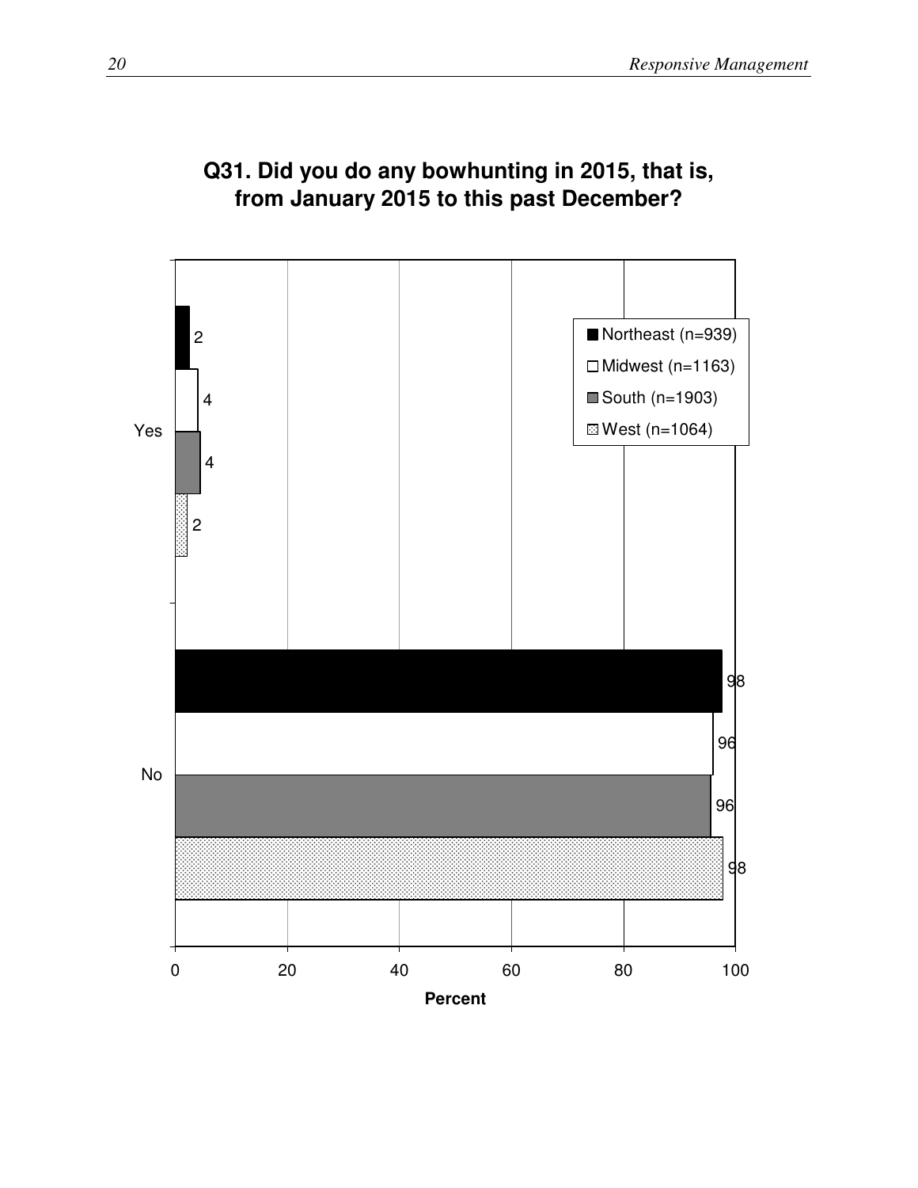**Q31. Did you do any bowhunting in 2015, that is, from January 2015 to this past December?**

| | Northeast (n=939) | Midwest (n=1163) | South (n=1903) | West (n=1064) |
|---|---|---|---|---|
| Yes | 2 | 4 | 4 | 2 |
| No | 98 | 96 | 96 | 98 |

Percent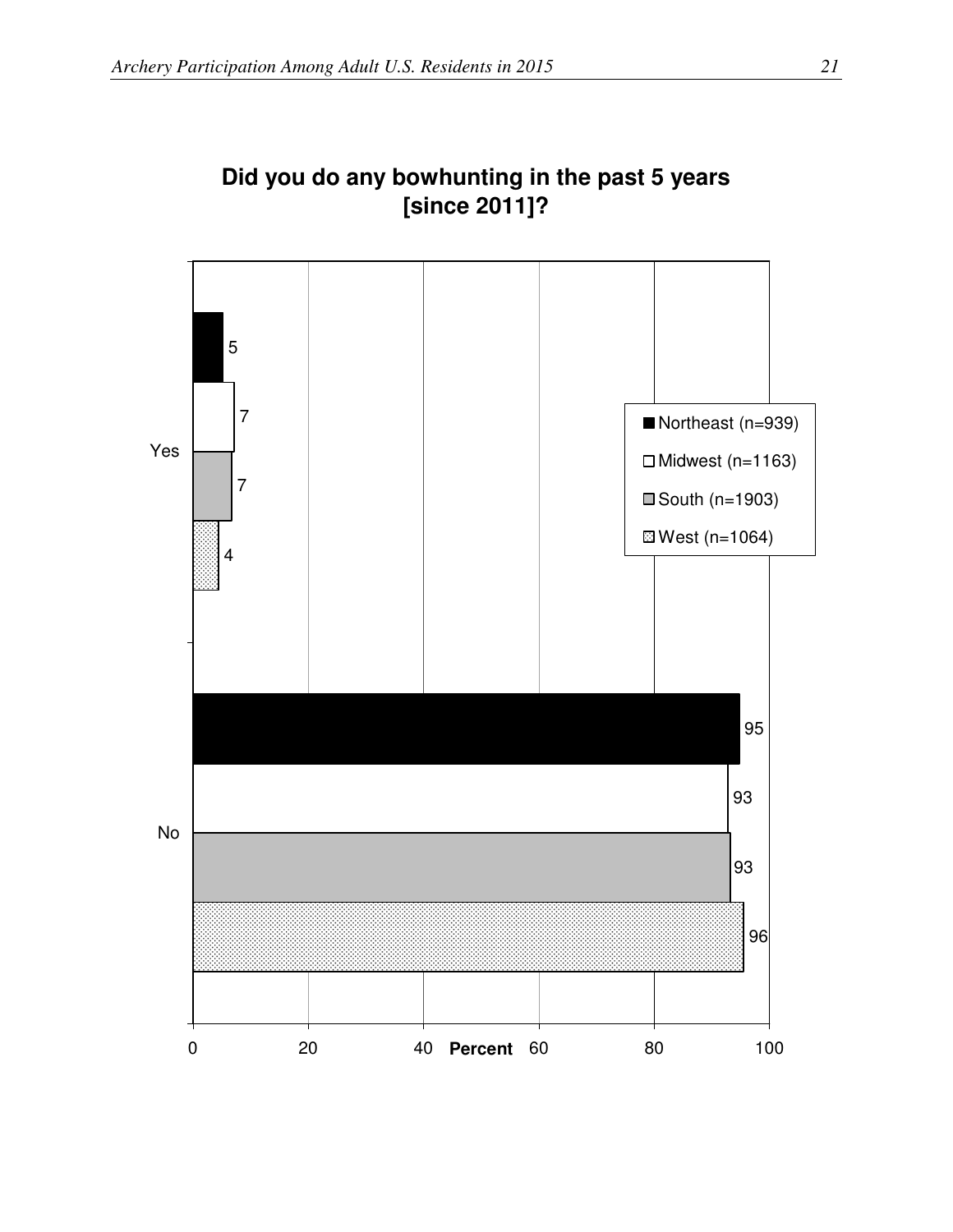**Did you do any bowhunting in the past 5 years [since 2011]?**

| | Northeast (n=939) | Midwest (n=1163) | South (n=1903) | West (n=1064) |
|---|---|---|---|---|
| Yes | 5 | 7 | 7 | 4 |
| No | 95 | 93 | 93 | 96 |

Percent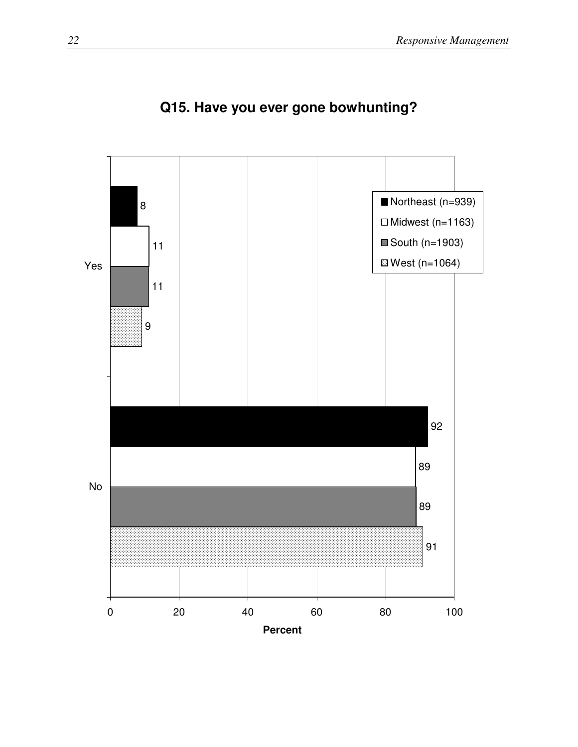**Q15. Have you ever gone bowhunting?**

| | Northeast (n=939) | Midwest (n=1163) | South (n=1903) | West (n=1064) |
|---|---|---|---|---|
| Yes | 8 | 11 | 11 | 9 |
| No | 92 | 89 | 89 | 91 |

Percent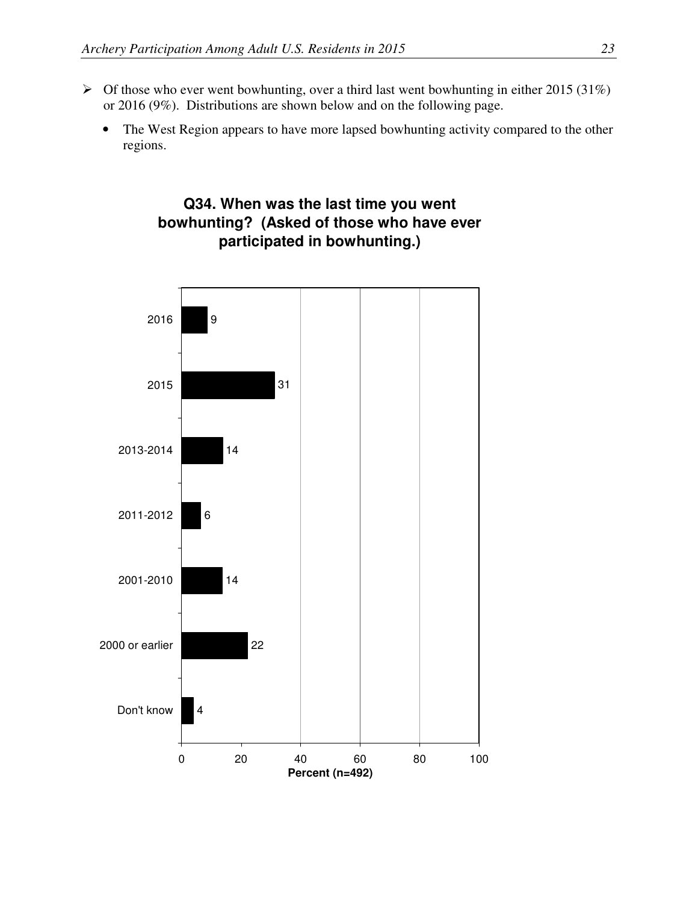- Of those who ever went bowhunting, over a third last went bowhunting in either 2015 (31%) or 2016 (9%). Distributions are shown below and on the following page.
  - The West Region appears to have more lapsed bowhunting activity compared to the other regions.

**Q34. When was the last time you went bowhunting? (Asked of those who have ever participated in bowhunting.)**

| Response | Percent (n=492) |
| --- | --- |
| 2016 | 9 |
| 2015 | 31 |
| 2013-2014 | 14 |
| 2011-2012 | 6 |
| 2001-2010 | 14 |
| 2000 or earlier | 22 |
| Don't know | 4 |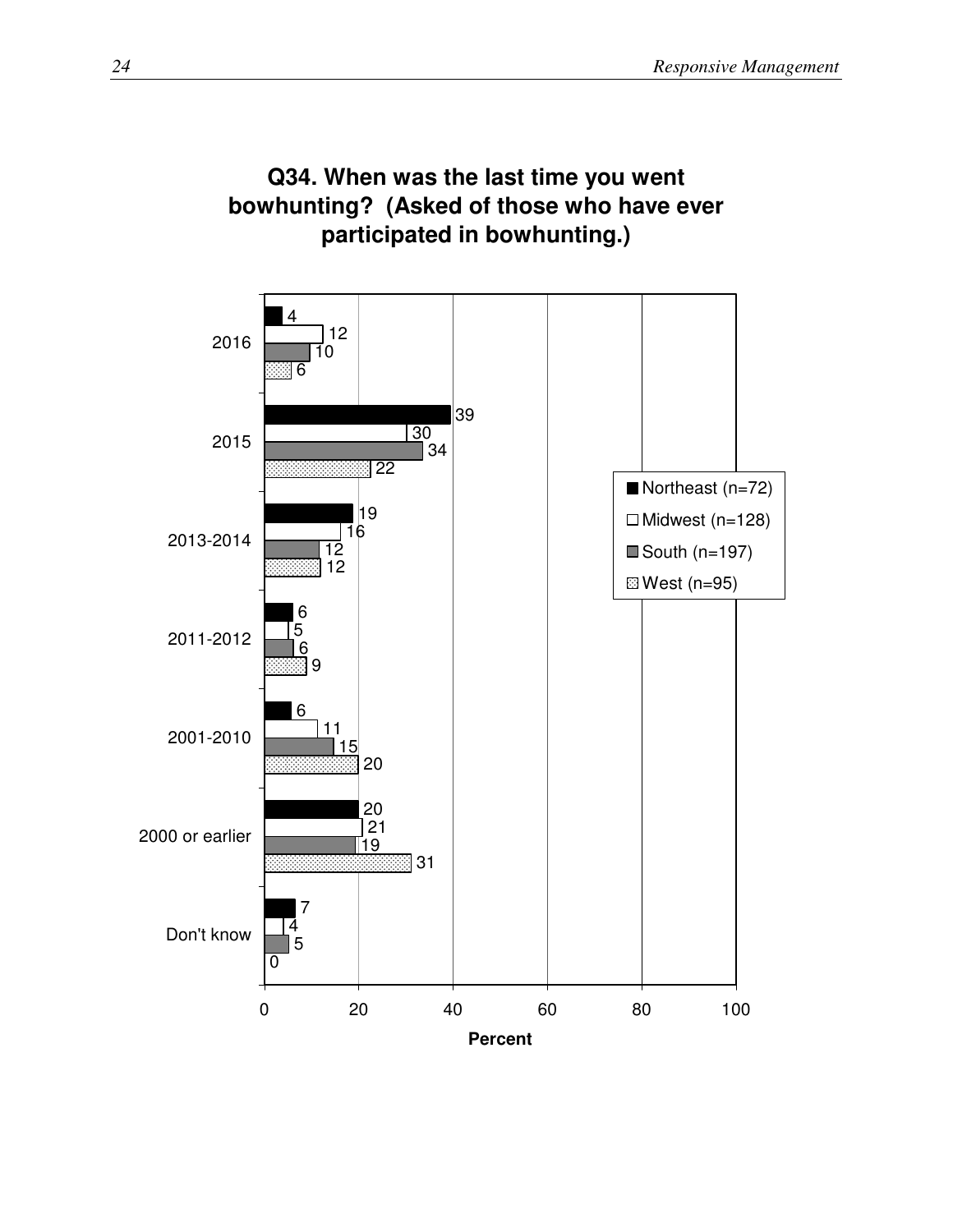## Q34. When was the last time you went bowhunting? (Asked of those who have ever participated in bowhunting.)

| | Northeast (n=72) | Midwest (n=128) | South (n=197) | West (n=95) |
|---|---|---|---|---|
| 2016 | 4 | 12 | 10 | 6 |
| 2015 | 39 | 30 | 34 | 22 |
| 2013-2014 | 19 | 16 | 12 | 12 |
| 2011-2012 | 6 | 5 | 6 | 9 |
| 2001-2010 | 6 | 11 | 15 | 20 |
| 2000 or earlier | 20 | 21 | 19 | 31 |
| Don't know | 7 | 4 | 5 | 0 |

Percent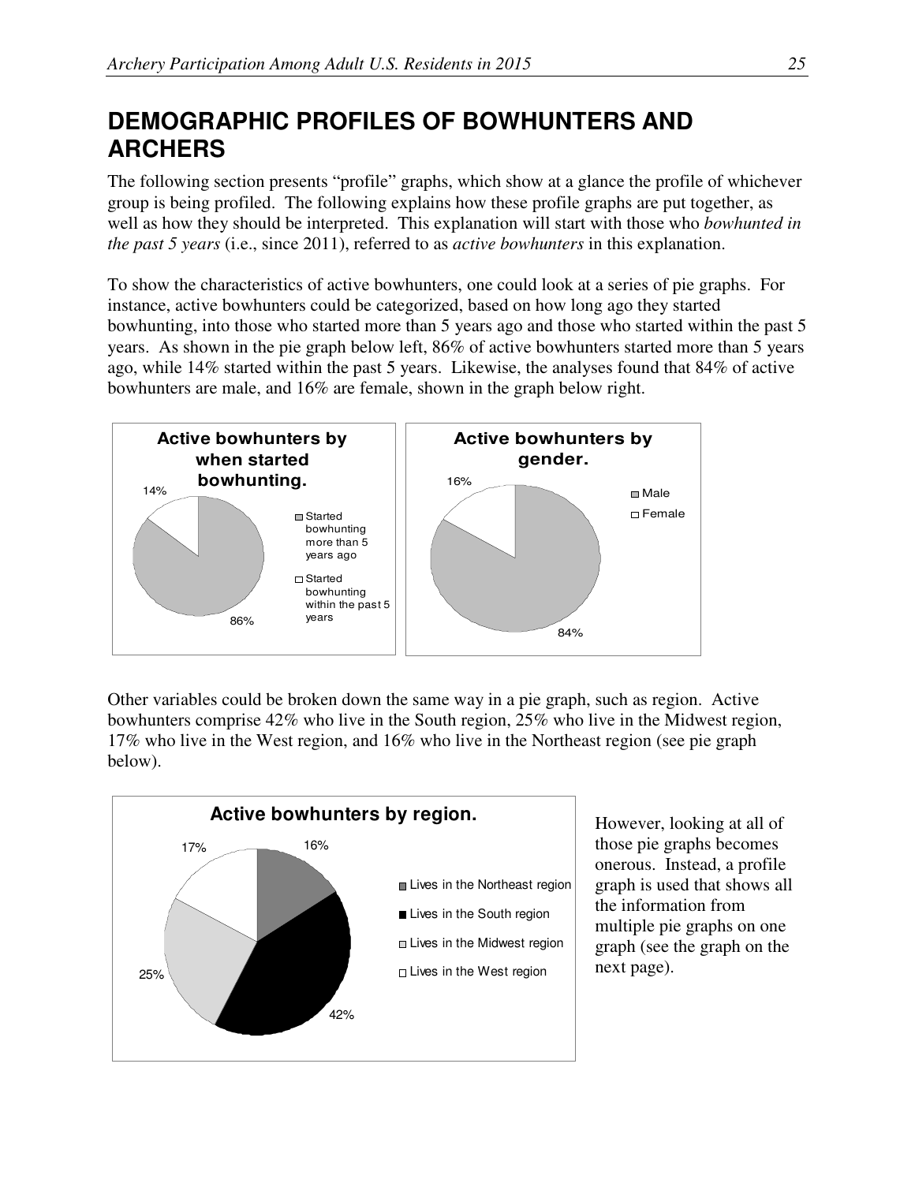# DEMOGRAPHIC PROFILES OF BOWHUNTERS AND ARCHERS

The following section presents "profile" graphs, which show at a glance the profile of whichever group is being profiled. The following explains how these profile graphs are put together, as well as how they should be interpreted. This explanation will start with those who *bowhunted in the past 5 years* (i.e., since 2011), referred to as *active bowhunters* in this explanation.

To show the characteristics of active bowhunters, one could look at a series of pie graphs. For instance, active bowhunters could be categorized, based on how long ago they started bowhunting, into those who started more than 5 years ago and those who started within the past 5 years. As shown in the pie graph below left, 86% of active bowhunters started more than 5 years ago, while 14% started within the past 5 years. Likewise, the analyses found that 84% of active bowhunters are male, and 16% are female, shown in the graph below right.

**Active bowhunters by when started bowhunting.**

- Started bowhunting more than 5 years ago: 86%
- Started bowhunting within the past 5 years: 14%

**Active bowhunters by gender.**

- Male: 84%
- Female: 16%

Other variables could be broken down the same way in a pie graph, such as region. Active bowhunters comprise 42% who live in the South region, 25% who live in the Midwest region, 17% who live in the West region, and 16% who live in the Northeast region (see pie graph below).

**Active bowhunters by region.**

- Lives in the Northeast region: 16%
- Lives in the South region: 42%
- Lives in the Midwest region: 25%
- Lives in the West region: 17%

However, looking at all of those pie graphs becomes onerous. Instead, a profile graph is used that shows all the information from multiple pie graphs on one graph (see the graph on the next page).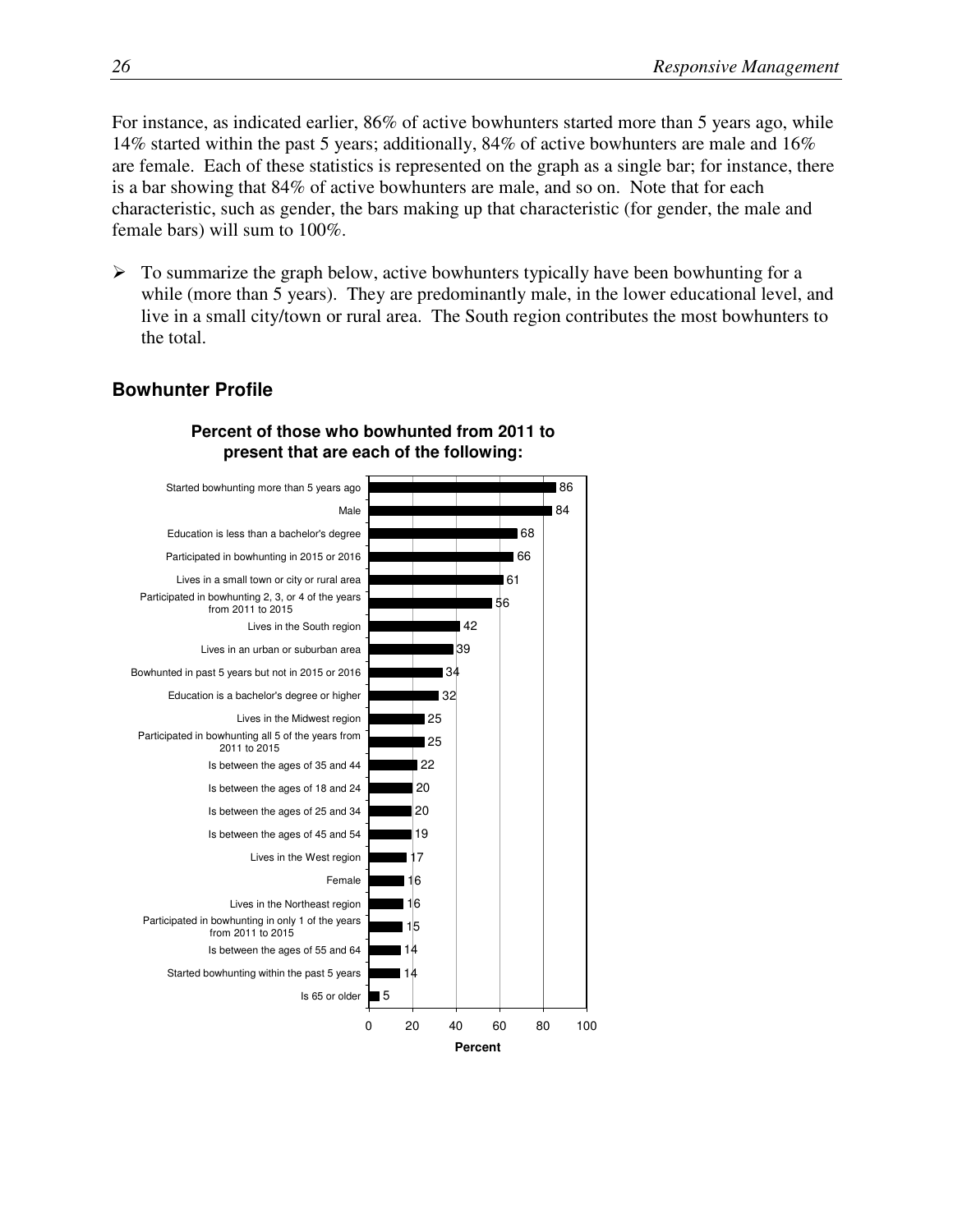For instance, as indicated earlier, 86% of active bowhunters started more than 5 years ago, while 14% started within the past 5 years; additionally, 84% of active bowhunters are male and 16% are female. Each of these statistics is represented on the graph as a single bar; for instance, there is a bar showing that 84% of active bowhunters are male, and so on. Note that for each characteristic, such as gender, the bars making up that characteristic (for gender, the male and female bars) will sum to 100%.

- To summarize the graph below, active bowhunters typically have been bowhunting for a while (more than 5 years). They are predominantly male, in the lower educational level, and live in a small city/town or rural area. The South region contributes the most bowhunters to the total.

## Bowhunter Profile

**Percent of those who bowhunted from 2011 to present that are each of the following:**

| Characteristic | Percent |
|---|---|
| Started bowhunting more than 5 years ago | 86 |
| Male | 84 |
| Education is less than a bachelor's degree | 68 |
| Participated in bowhunting in 2015 or 2016 | 66 |
| Lives in a small town or city or rural area | 61 |
| Participated in bowhunting 2, 3, or 4 of the years from 2011 to 2015 | 56 |
| Lives in the South region | 42 |
| Lives in an urban or suburban area | 39 |
| Bowhunted in past 5 years but not in 2015 or 2016 | 34 |
| Education is a bachelor's degree or higher | 32 |
| Lives in the Midwest region | 25 |
| Participated in bowhunting all 5 of the years from 2011 to 2015 | 25 |
| Is between the ages of 35 and 44 | 22 |
| Is between the ages of 18 and 24 | 20 |
| Is between the ages of 25 and 34 | 20 |
| Is between the ages of 45 and 54 | 19 |
| Lives in the West region | 17 |
| Female | 16 |
| Lives in the Northeast region | 16 |
| Participated in bowhunting in only 1 of the years from 2011 to 2015 | 15 |
| Is between the ages of 55 and 64 | 14 |
| Started bowhunting within the past 5 years | 14 |
| Is 65 or older | 5 |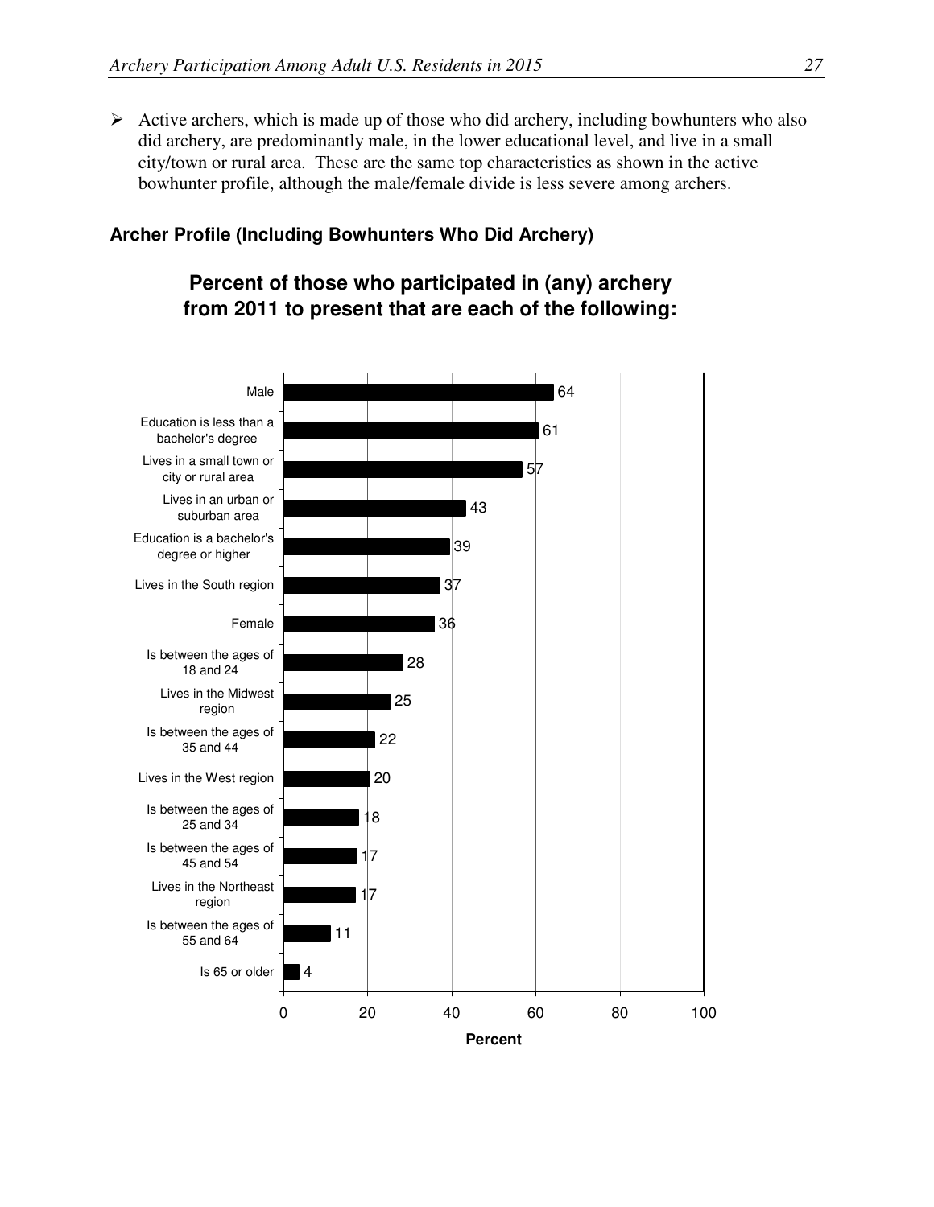- Active archers, which is made up of those who did archery, including bowhunters who also did archery, are predominantly male, in the lower educational level, and live in a small city/town or rural area. These are the same top characteristics as shown in the active bowhunter profile, although the male/female divide is less severe among archers.

**Archer Profile (Including Bowhunters Who Did Archery)**

**Percent of those who participated in (any) archery from 2011 to present that are each of the following:**

| Characteristic | Percent |
|---|---|
| Male | 64 |
| Education is less than a bachelor's degree | 61 |
| Lives in a small town or city or rural area | 57 |
| Lives in an urban or suburban area | 43 |
| Education is a bachelor's degree or higher | 39 |
| Lives in the South region | 37 |
| Female | 36 |
| Is between the ages of 18 and 24 | 28 |
| Lives in the Midwest region | 25 |
| Is between the ages of 35 and 44 | 22 |
| Lives in the West region | 20 |
| Is between the ages of 25 and 34 | 18 |
| Is between the ages of 45 and 54 | 17 |
| Lives in the Northeast region | 17 |
| Is between the ages of 55 and 64 | 11 |
| Is 65 or older | 4 |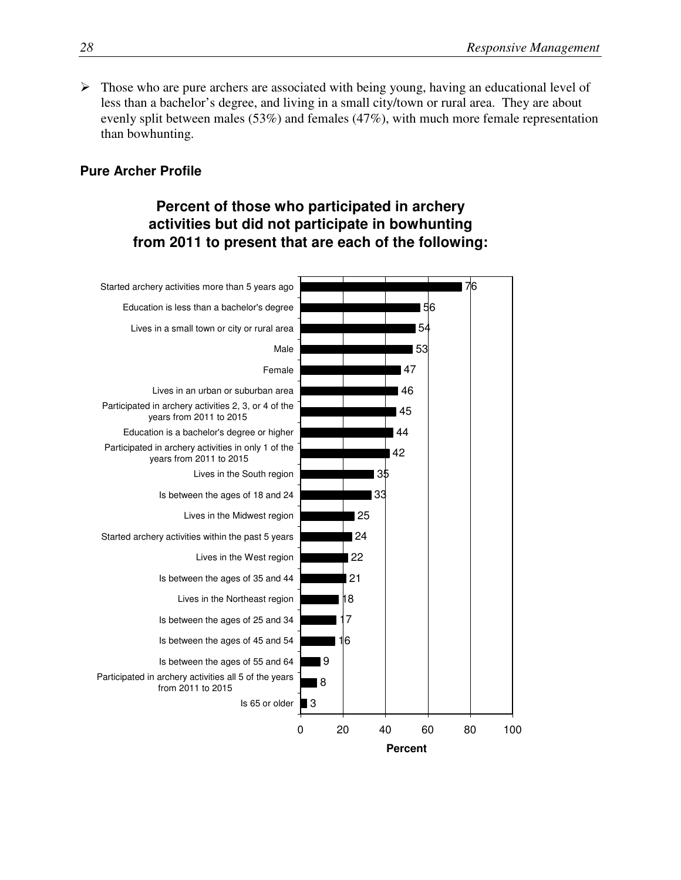- Those who are pure archers are associated with being young, having an educational level of less than a bachelor's degree, and living in a small city/town or rural area. They are about evenly split between males (53%) and females (47%), with much more female representation than bowhunting.

### Pure Archer Profile

**Percent of those who participated in archery activities but did not participate in bowhunting from 2011 to present that are each of the following:**

| Characteristic | Percent |
|---|---|
| Started archery activities more than 5 years ago | 76 |
| Education is less than a bachelor's degree | 56 |
| Lives in a small town or city or rural area | 54 |
| Male | 53 |
| Female | 47 |
| Lives in an urban or suburban area | 46 |
| Participated in archery activities 2, 3, or 4 of the years from 2011 to 2015 | 45 |
| Education is a bachelor's degree or higher | 44 |
| Participated in archery activities in only 1 of the years from 2011 to 2015 | 42 |
| Lives in the South region | 35 |
| Is between the ages of 18 and 24 | 33 |
| Lives in the Midwest region | 25 |
| Started archery activities within the past 5 years | 24 |
| Lives in the West region | 22 |
| Is between the ages of 35 and 44 | 21 |
| Lives in the Northeast region | 18 |
| Is between the ages of 25 and 34 | 17 |
| Is between the ages of 45 and 54 | 16 |
| Is between the ages of 55 and 64 | 9 |
| Participated in archery activities all 5 of the years from 2011 to 2015 | 8 |
| Is 65 or older | 3 |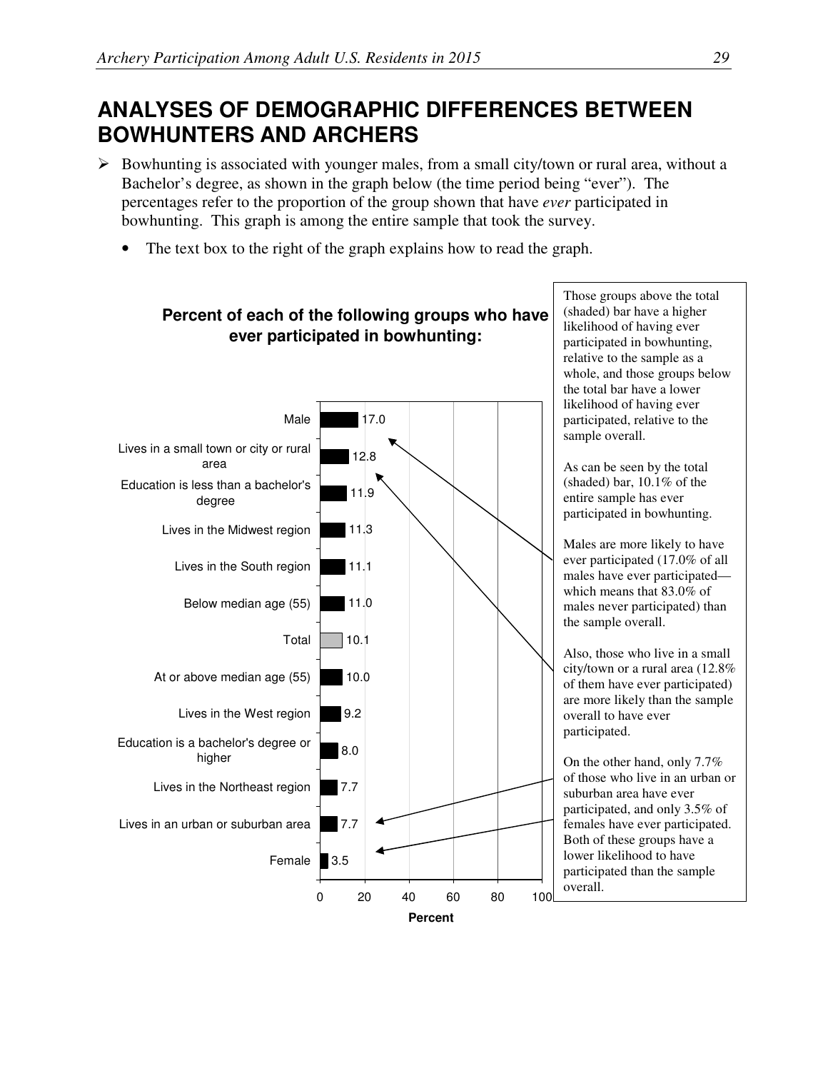# ANALYSES OF DEMOGRAPHIC DIFFERENCES BETWEEN BOWHUNTERS AND ARCHERS

- Bowhunting is associated with younger males, from a small city/town or rural area, without a Bachelor's degree, as shown in the graph below (the time period being "ever"). The percentages refer to the proportion of the group shown that have *ever* participated in bowhunting. This graph is among the entire sample that took the survey.
  - The text box to the right of the graph explains how to read the graph.

**Percent of each of the following groups who have ever participated in bowhunting:**

| Group | Percent |
|---|---|
| Male | 17.0 |
| Lives in a small town or city or rural area | 12.8 |
| Education is less than a bachelor's degree | 11.9 |
| Lives in the Midwest region | 11.3 |
| Lives in the South region | 11.1 |
| Below median age (55) | 11.0 |
| Total | 10.1 |
| At or above median age (55) | 10.0 |
| Lives in the West region | 9.2 |
| Education is a bachelor's degree or higher | 8.0 |
| Lives in the Northeast region | 7.7 |
| Lives in an urban or suburban area | 7.7 |
| Female | 3.5 |

Those groups above the total (shaded) bar have a higher likelihood of having ever participated in bowhunting, relative to the sample as a whole, and those groups below the total bar have a lower likelihood of having ever participated, relative to the sample overall.

As can be seen by the total (shaded) bar, 10.1% of the entire sample has ever participated in bowhunting.

Males are more likely to have ever participated (17.0% of all males have ever participated—which means that 83.0% of males never participated) than the sample overall.

Also, those who live in a small city/town or a rural area (12.8% of them have ever participated) are more likely than the sample overall to have ever participated.

On the other hand, only 7.7% of those who live in an urban or suburban area have ever participated, and only 3.5% of females have ever participated. Both of these groups have a lower likelihood to have participated than the sample overall.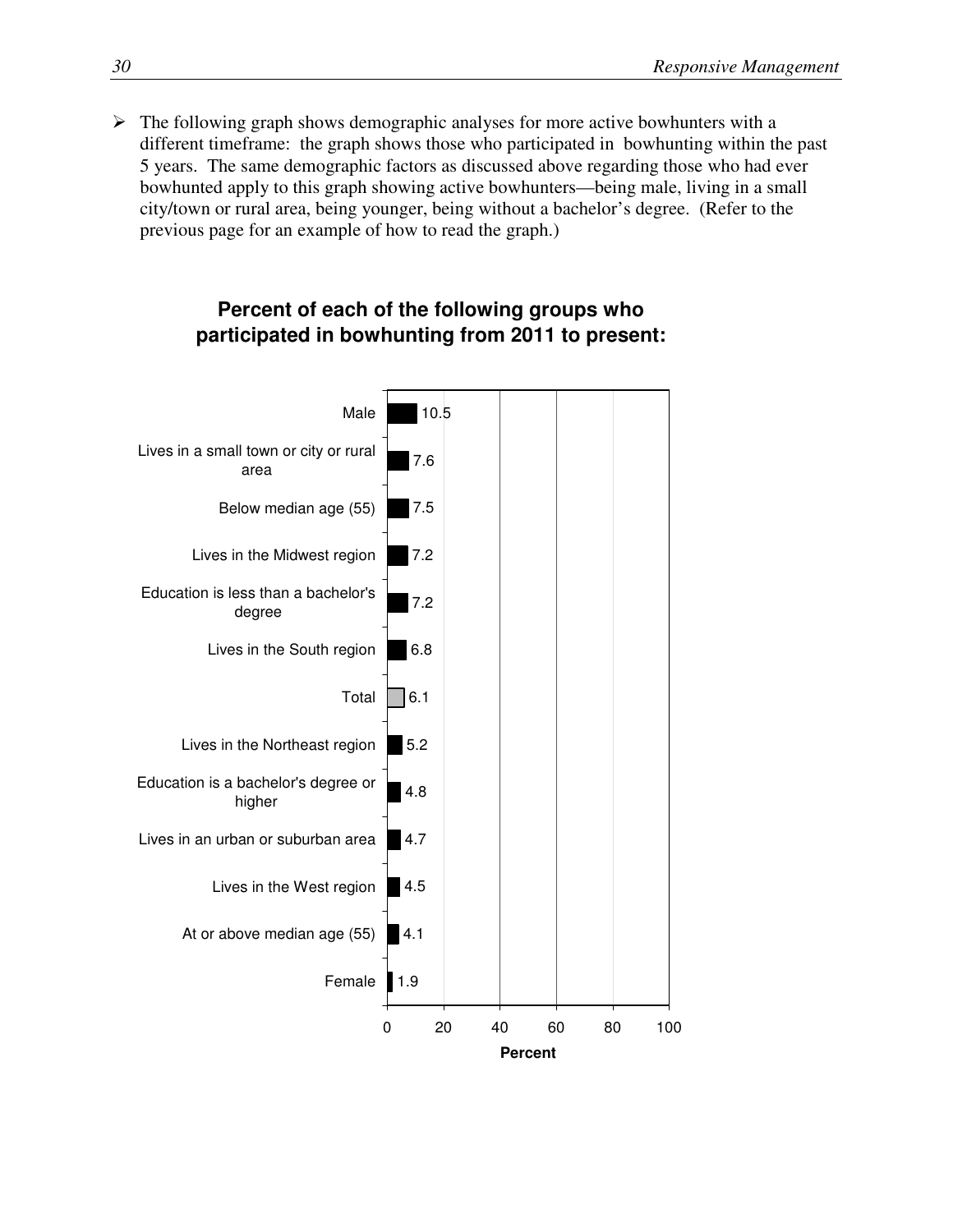- The following graph shows demographic analyses for more active bowhunters with a different timeframe: the graph shows those who participated in bowhunting within the past 5 years. The same demographic factors as discussed above regarding those who had ever bowhunted apply to this graph showing active bowhunters—being male, living in a small city/town or rural area, being younger, being without a bachelor's degree. (Refer to the previous page for an example of how to read the graph.)

**Percent of each of the following groups who participated in bowhunting from 2011 to present:**

| Group | Percent |
|---|---|
| Male | 10.5 |
| Lives in a small town or city or rural area | 7.6 |
| Below median age (55) | 7.5 |
| Lives in the Midwest region | 7.2 |
| Education is less than a bachelor's degree | 7.2 |
| Lives in the South region | 6.8 |
| Total | 6.1 |
| Lives in the Northeast region | 5.2 |
| Education is a bachelor's degree or higher | 4.8 |
| Lives in an urban or suburban area | 4.7 |
| Lives in the West region | 4.5 |
| At or above median age (55) | 4.1 |
| Female | 1.9 |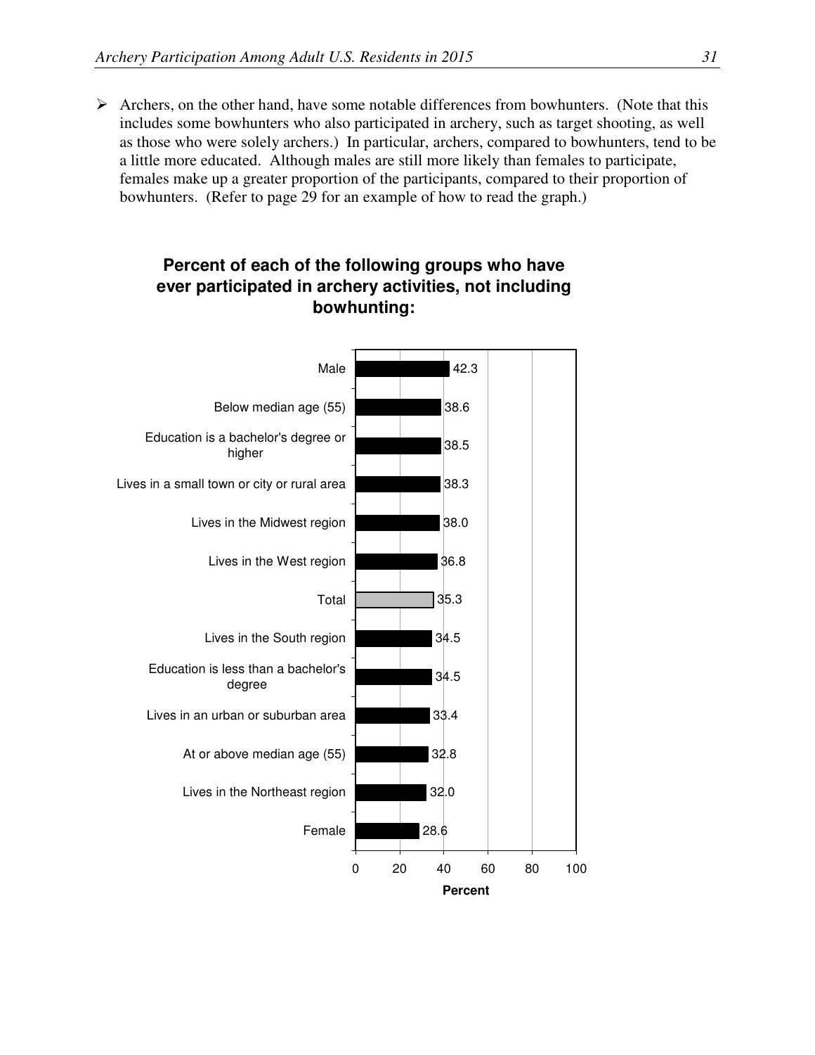- Archers, on the other hand, have some notable differences from bowhunters. (Note that this includes some bowhunters who also participated in archery, such as target shooting, as well as those who were solely archers.) In particular, archers, compared to bowhunters, tend to be a little more educated. Although males are still more likely than females to participate, females make up a greater proportion of the participants, compared to their proportion of bowhunters. (Refer to page 29 for an example of how to read the graph.)

**Percent of each of the following groups who have ever participated in archery activities, not including bowhunting:**

| Group | Percent |
|---|---|
| Male | 42.3 |
| Below median age (55) | 38.6 |
| Education is a bachelor's degree or higher | 38.5 |
| Lives in a small town or city or rural area | 38.3 |
| Lives in the Midwest region | 38.0 |
| Lives in the West region | 36.8 |
| Total | 35.3 |
| Lives in the South region | 34.5 |
| Education is less than a bachelor's degree | 34.5 |
| Lives in an urban or suburban area | 33.4 |
| At or above median age (55) | 32.8 |
| Lives in the Northeast region | 32.0 |
| Female | 28.6 |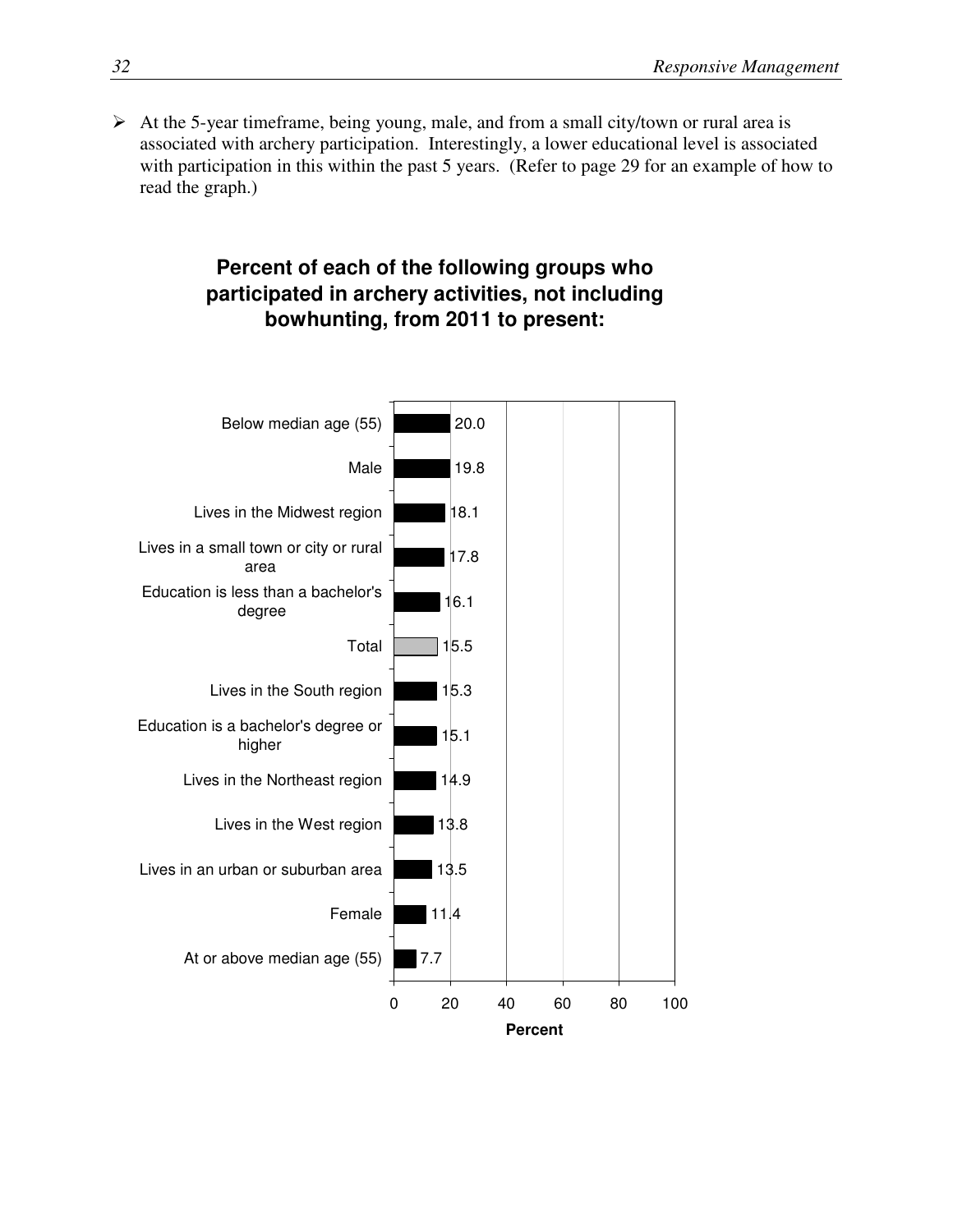- At the 5-year timeframe, being young, male, and from a small city/town or rural area is associated with archery participation. Interestingly, a lower educational level is associated with participation in this within the past 5 years. (Refer to page 29 for an example of how to read the graph.)

**Percent of each of the following groups who participated in archery activities, not including bowhunting, from 2011 to present:**

| Group | Percent |
|---|---|
| Below median age (55) | 20.0 |
| Male | 19.8 |
| Lives in the Midwest region | 18.1 |
| Lives in a small town or city or rural area | 17.8 |
| Education is less than a bachelor's degree | 16.1 |
| Total | 15.5 |
| Lives in the South region | 15.3 |
| Education is a bachelor's degree or higher | 15.1 |
| Lives in the Northeast region | 14.9 |
| Lives in the West region | 13.8 |
| Lives in an urban or suburban area | 13.5 |
| Female | 11.4 |
| At or above median age (55) | 7.7 |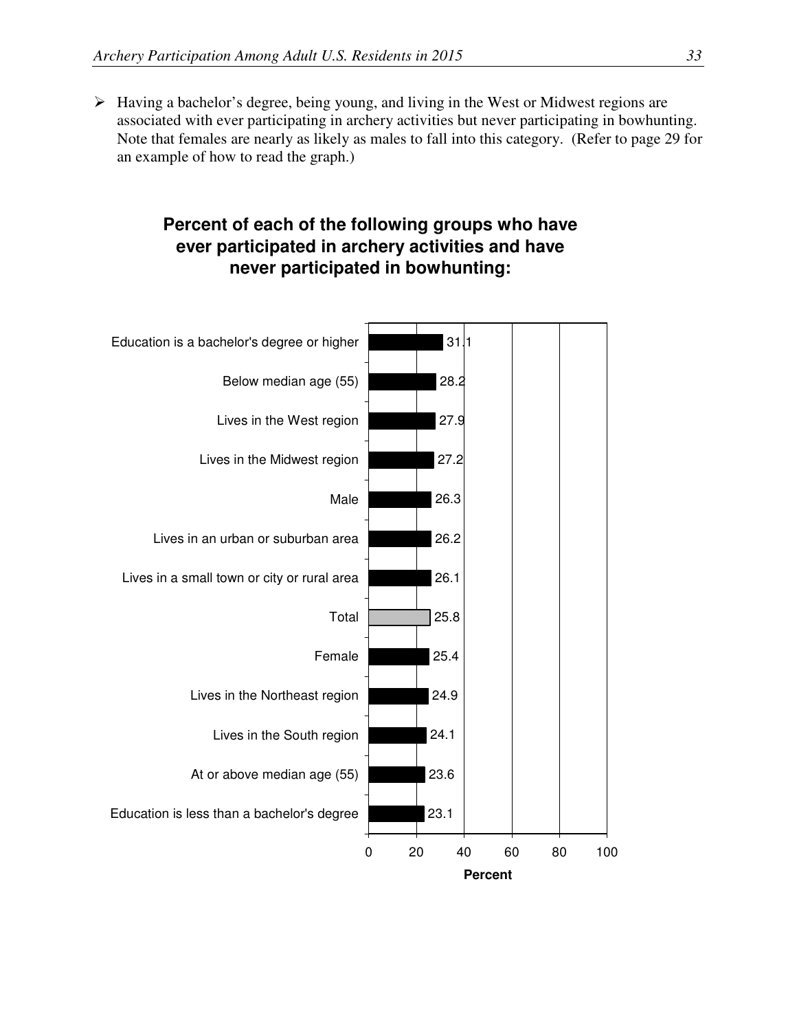- Having a bachelor's degree, being young, and living in the West or Midwest regions are associated with ever participating in archery activities but never participating in bowhunting. Note that females are nearly as likely as males to fall into this category. (Refer to page 29 for an example of how to read the graph.)

**Percent of each of the following groups who have ever participated in archery activities and have never participated in bowhunting:**

| Group | Percent |
|---|---|
| Education is a bachelor's degree or higher | 31.1 |
| Below median age (55) | 28.2 |
| Lives in the West region | 27.9 |
| Lives in the Midwest region | 27.2 |
| Male | 26.3 |
| Lives in an urban or suburban area | 26.2 |
| Lives in a small town or city or rural area | 26.1 |
| Total | 25.8 |
| Female | 25.4 |
| Lives in the Northeast region | 24.9 |
| Lives in the South region | 24.1 |
| At or above median age (55) | 23.6 |
| Education is less than a bachelor's degree | 23.1 |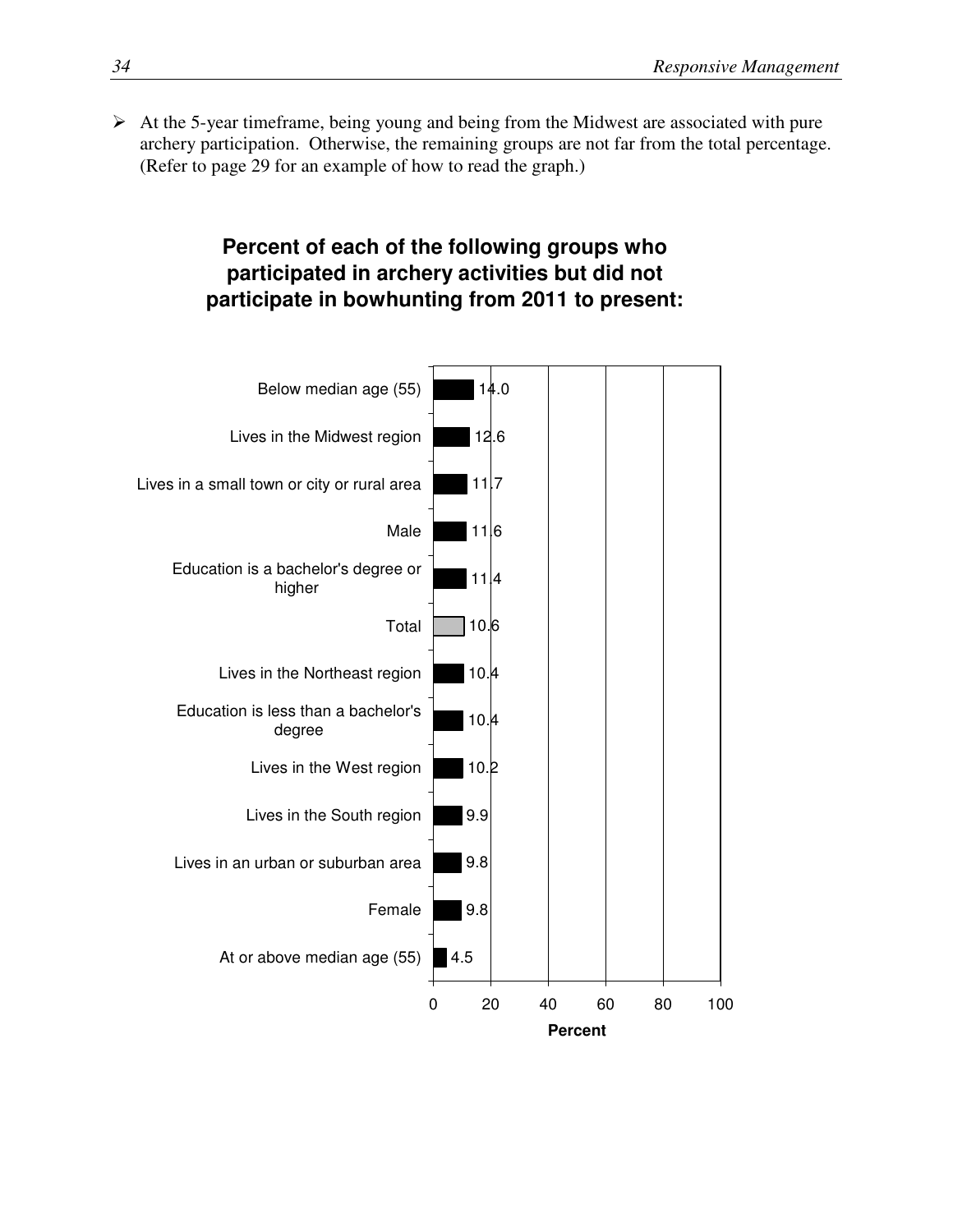- At the 5-year timeframe, being young and being from the Midwest are associated with pure archery participation. Otherwise, the remaining groups are not far from the total percentage. (Refer to page 29 for an example of how to read the graph.)

**Percent of each of the following groups who participated in archery activities but did not participate in bowhunting from 2011 to present:**

| Group | Percent |
|---|---|
| Below median age (55) | 14.0 |
| Lives in the Midwest region | 12.6 |
| Lives in a small town or city or rural area | 11.7 |
| Male | 11.6 |
| Education is a bachelor's degree or higher | 11.4 |
| Total | 10.6 |
| Lives in the Northeast region | 10.4 |
| Education is less than a bachelor's degree | 10.4 |
| Lives in the West region | 10.2 |
| Lives in the South region | 9.9 |
| Lives in an urban or suburban area | 9.8 |
| Female | 9.8 |
| At or above median age (55) | 4.5 |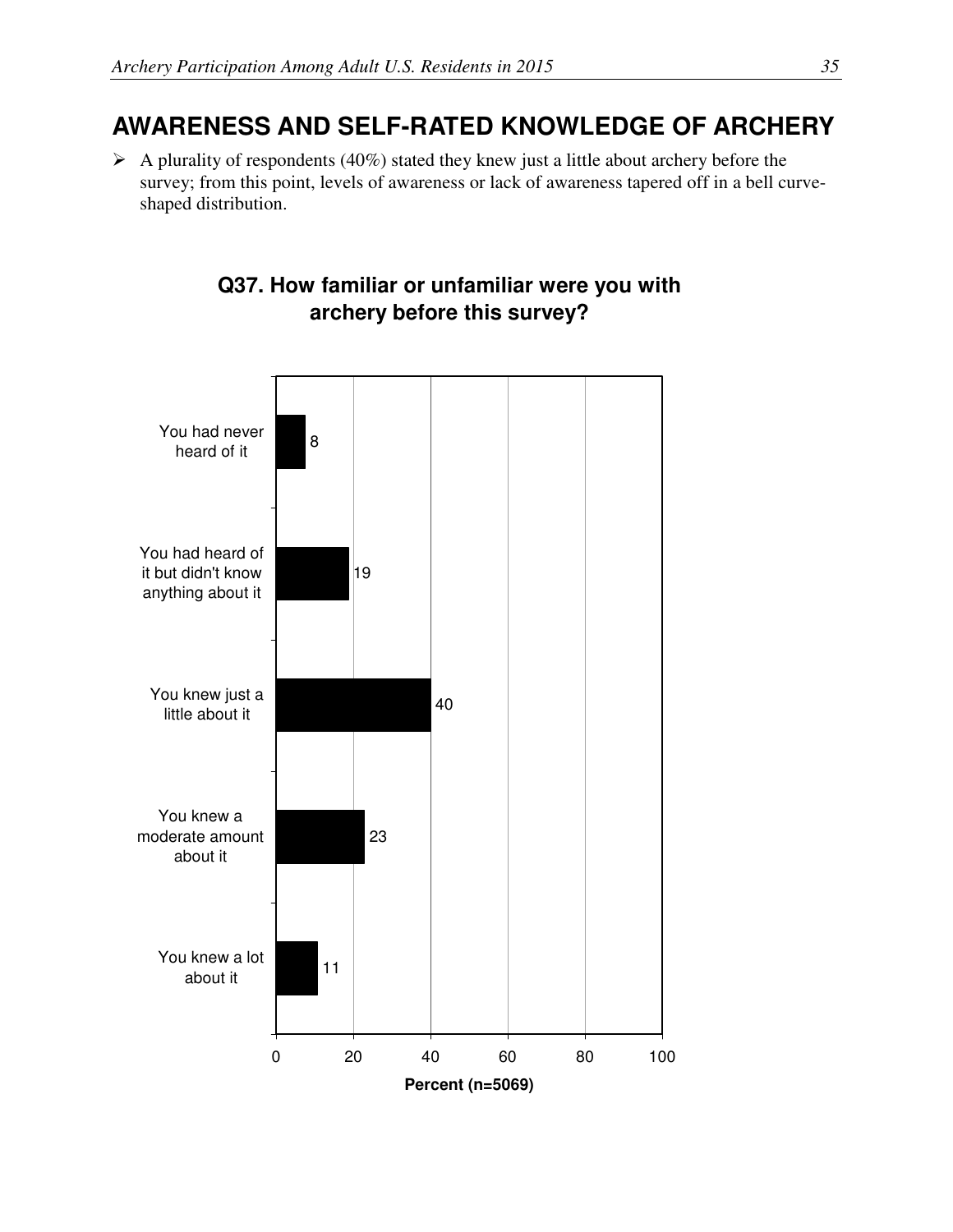## AWARENESS AND SELF-RATED KNOWLEDGE OF ARCHERY

- A plurality of respondents (40%) stated they knew just a little about archery before the survey; from this point, levels of awareness or lack of awareness tapered off in a bell curve-shaped distribution.

**Q37. How familiar or unfamiliar were you with archery before this survey?**

| Response | Percent (n=5069) |
|---|---|
| You had never heard of it | 8 |
| You had heard of it but didn't know anything about it | 19 |
| You knew just a little about it | 40 |
| You knew a moderate amount about it | 23 |
| You knew a lot about it | 11 |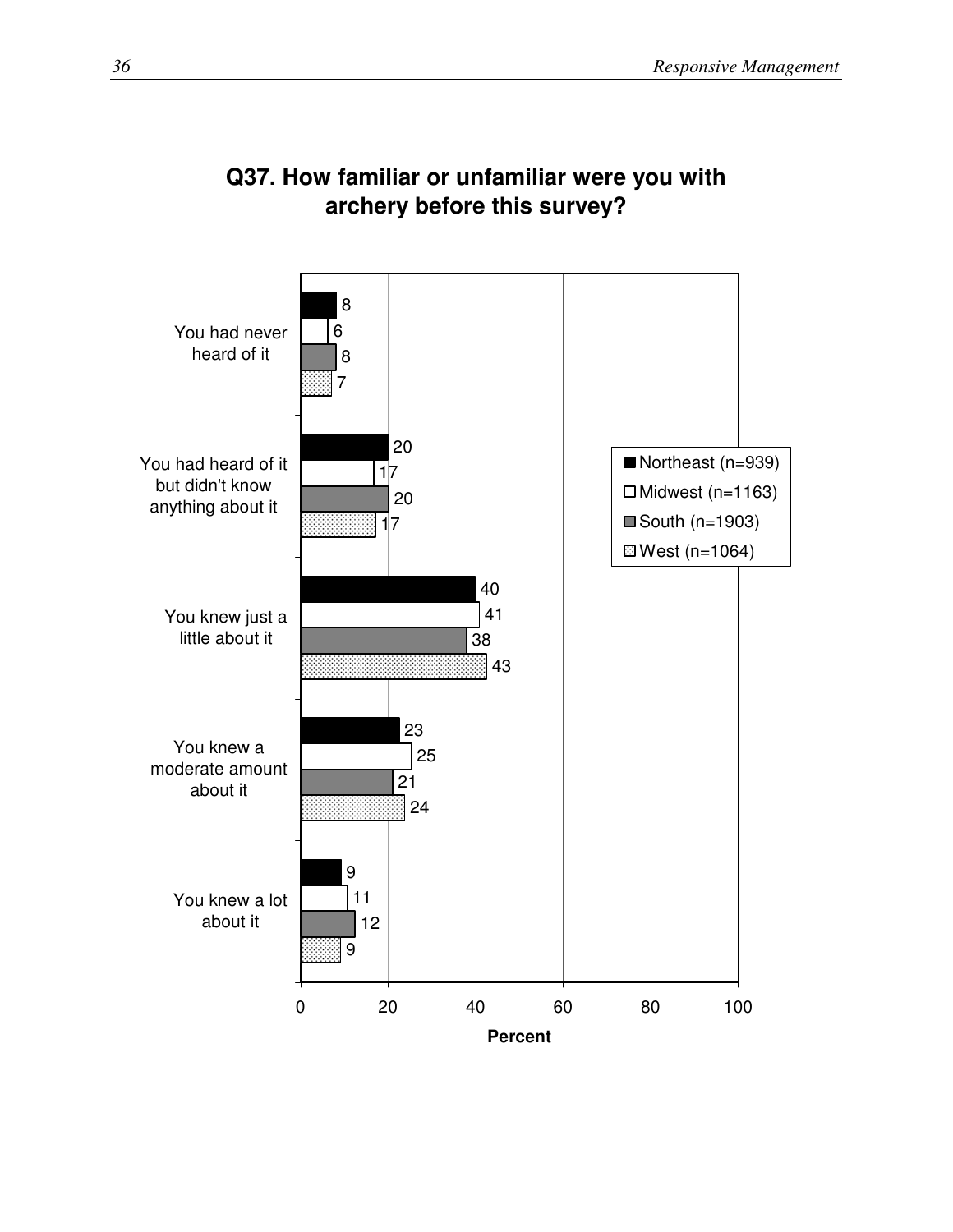## Q37. How familiar or unfamiliar were you with archery before this survey?

| Response | Northeast (n=939) | Midwest (n=1163) | South (n=1903) | West (n=1064) |
|---|---|---|---|---|
| You had never heard of it | 8 | 6 | 8 | 7 |
| You had heard of it but didn't know anything about it | 20 | 17 | 20 | 17 |
| You knew just a little about it | 40 | 41 | 38 | 43 |
| You knew a moderate amount about it | 23 | 25 | 21 | 24 |
| You knew a lot about it | 9 | 11 | 12 | 9 |

Percent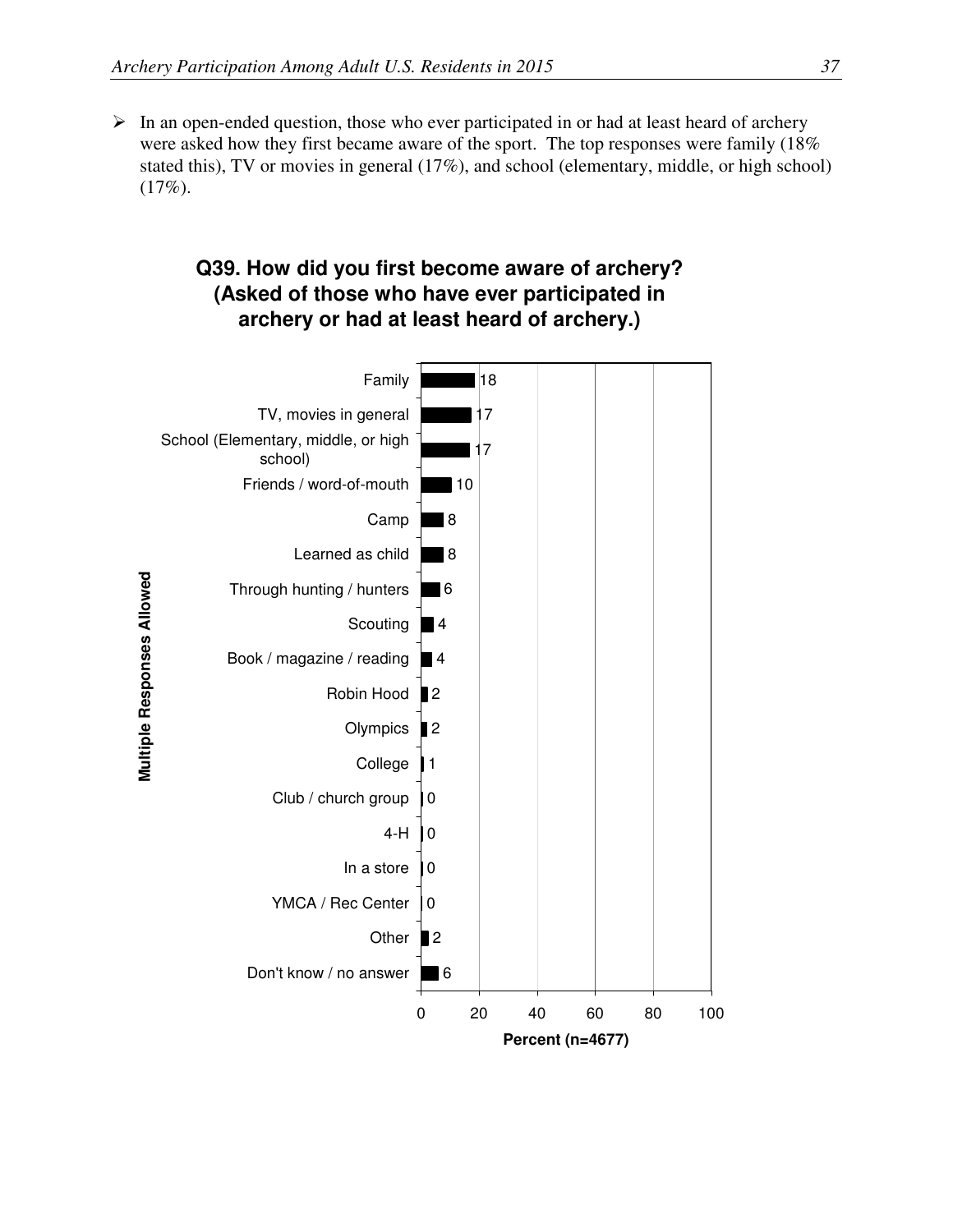- In an open-ended question, those who ever participated in or had at least heard of archery were asked how they first became aware of the sport. The top responses were family (18% stated this), TV or movies in general (17%), and school (elementary, middle, or high school) (17%).

**Q39. How did you first become aware of archery? (Asked of those who have ever participated in archery or had at least heard of archery.)**

Multiple Responses Allowed

| Response | Percent (n=4677) |
|---|---|
| Family | 18 |
| TV, movies in general | 17 |
| School (Elementary, middle, or high school) | 17 |
| Friends / word-of-mouth | 10 |
| Camp | 8 |
| Learned as child | 8 |
| Through hunting / hunters | 6 |
| Scouting | 4 |
| Book / magazine / reading | 4 |
| Robin Hood | 2 |
| Olympics | 2 |
| College | 1 |
| Club / church group | 0 |
| 4-H | 0 |
| In a store | 0 |
| YMCA / Rec Center | 0 |
| Other | 2 |
| Don't know / no answer | 6 |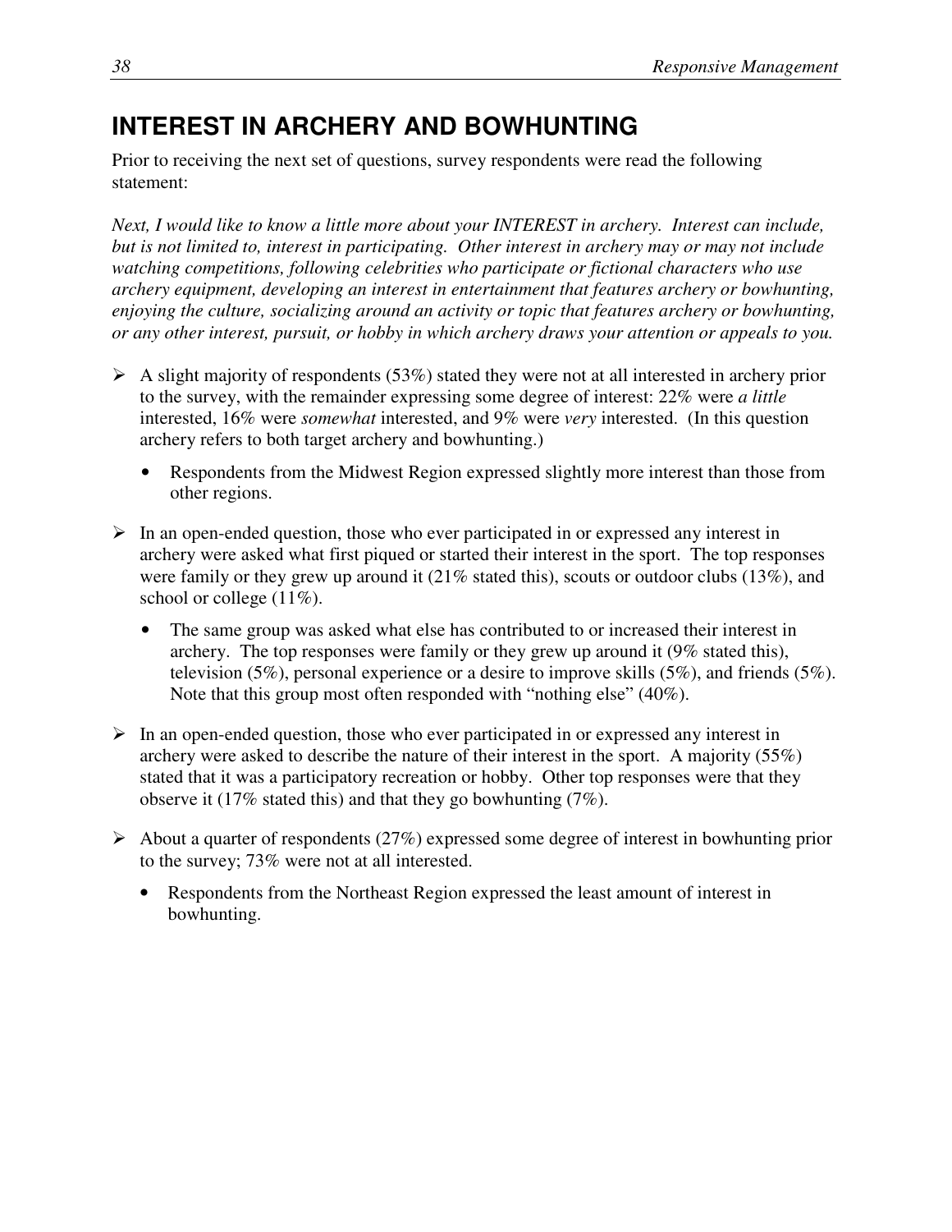## INTEREST IN ARCHERY AND BOWHUNTING

Prior to receiving the next set of questions, survey respondents were read the following statement:

*Next, I would like to know a little more about your INTEREST in archery. Interest can include, but is not limited to, interest in participating. Other interest in archery may or may not include watching competitions, following celebrities who participate or fictional characters who use archery equipment, developing an interest in entertainment that features archery or bowhunting, enjoying the culture, socializing around an activity or topic that features archery or bowhunting, or any other interest, pursuit, or hobby in which archery draws your attention or appeals to you.*

- A slight majority of respondents (53%) stated they were not at all interested in archery prior to the survey, with the remainder expressing some degree of interest: 22% were *a little* interested, 16% were *somewhat* interested, and 9% were *very* interested. (In this question archery refers to both target archery and bowhunting.)
  - Respondents from the Midwest Region expressed slightly more interest than those from other regions.
- In an open-ended question, those who ever participated in or expressed any interest in archery were asked what first piqued or started their interest in the sport. The top responses were family or they grew up around it (21% stated this), scouts or outdoor clubs (13%), and school or college (11%).
  - The same group was asked what else has contributed to or increased their interest in archery. The top responses were family or they grew up around it (9% stated this), television (5%), personal experience or a desire to improve skills (5%), and friends (5%). Note that this group most often responded with "nothing else" (40%).
- In an open-ended question, those who ever participated in or expressed any interest in archery were asked to describe the nature of their interest in the sport. A majority (55%) stated that it was a participatory recreation or hobby. Other top responses were that they observe it (17% stated this) and that they go bowhunting (7%).
- About a quarter of respondents (27%) expressed some degree of interest in bowhunting prior to the survey; 73% were not at all interested.
  - Respondents from the Northeast Region expressed the least amount of interest in bowhunting.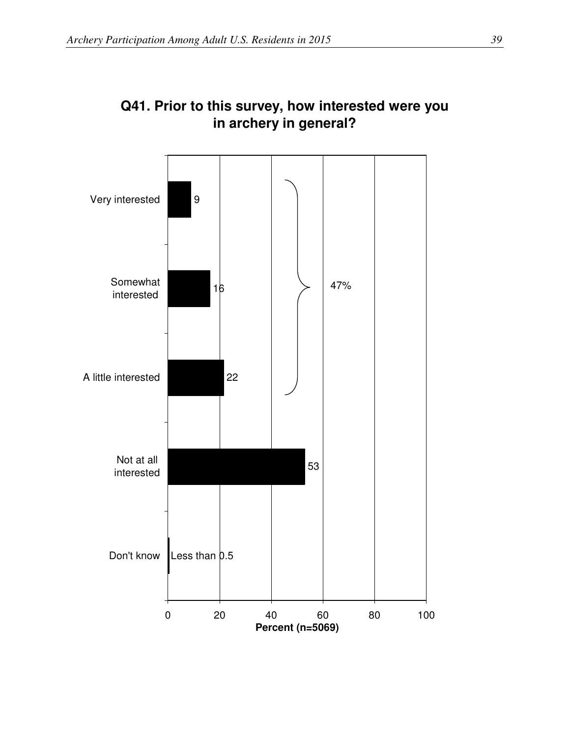**Q41. Prior to this survey, how interested were you in archery in general?**

| Response | Percent (n=5069) |
| --- | --- |
| Very interested | 9 |
| Somewhat interested | 16 |
| A little interested | 22 |
| Not at all interested | 53 |
| Don't know | Less than 0.5 |

47% (Very interested, Somewhat interested, and A little interested combined)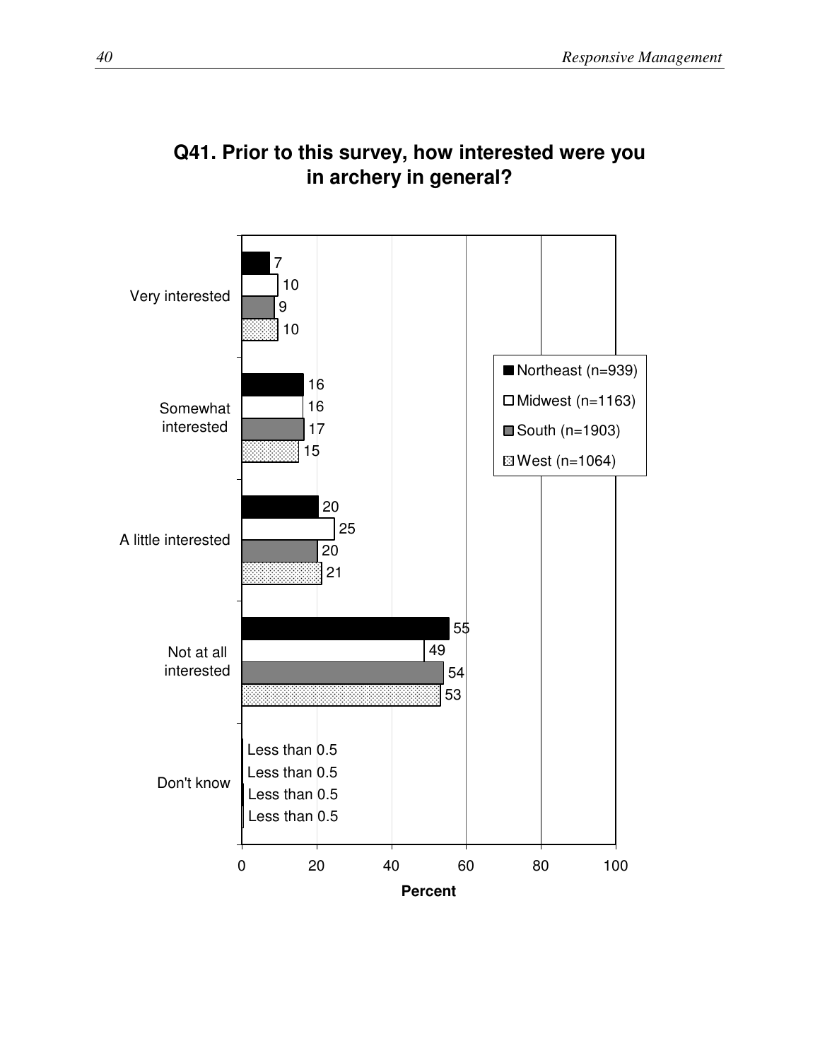# Q41. Prior to this survey, how interested were you in archery in general?

| Response | Northeast (n=939) | Midwest (n=1163) | South (n=1903) | West (n=1064) |
|---|---|---|---|---|
| Very interested | 7 | 10 | 9 | 10 |
| Somewhat interested | 16 | 16 | 17 | 15 |
| A little interested | 20 | 25 | 20 | 21 |
| Not at all interested | 55 | 49 | 54 | 53 |
| Don't know | Less than 0.5 | Less than 0.5 | Less than 0.5 | Less than 0.5 |

Percent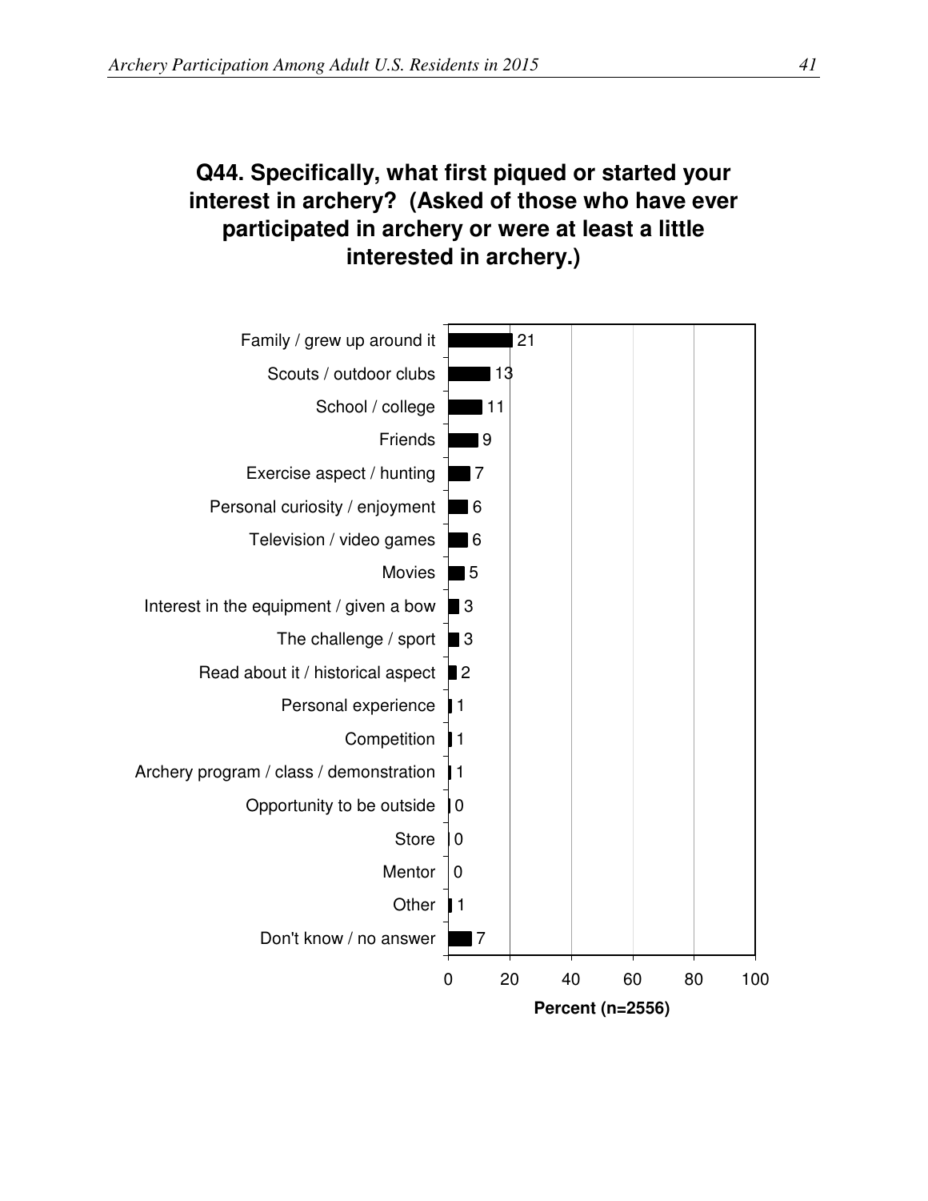## Q44. Specifically, what first piqued or started your interest in archery? (Asked of those who have ever participated in archery or were at least a little interested in archery.)

| Response | Percent (n=2556) |
|---|---|
| Family / grew up around it | 21 |
| Scouts / outdoor clubs | 13 |
| School / college | 11 |
| Friends | 9 |
| Exercise aspect / hunting | 7 |
| Personal curiosity / enjoyment | 6 |
| Television / video games | 6 |
| Movies | 5 |
| Interest in the equipment / given a bow | 3 |
| The challenge / sport | 3 |
| Read about it / historical aspect | 2 |
| Personal experience | 1 |
| Competition | 1 |
| Archery program / class / demonstration | 1 |
| Opportunity to be outside | 0 |
| Store | 0 |
| Mentor | 0 |
| Other | 1 |
| Don't know / no answer | 7 |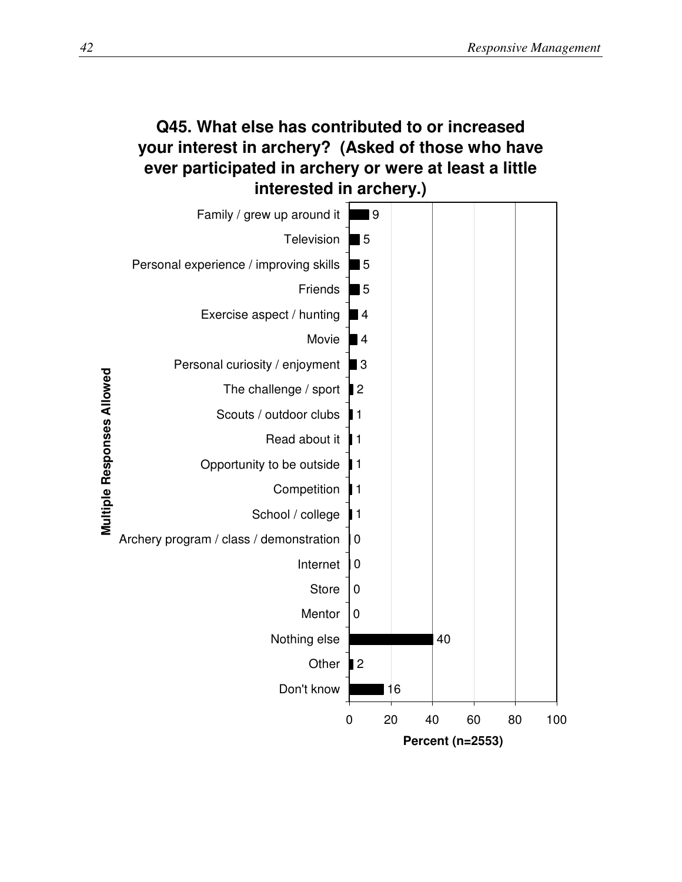## Q45. What else has contributed to or increased your interest in archery? (Asked of those who have ever participated in archery or were at least a little interested in archery.)

Multiple Responses Allowed

| Response | Percent (n=2553) |
|---|---|
| Family / grew up around it | 9 |
| Television | 5 |
| Personal experience / improving skills | 5 |
| Friends | 5 |
| Exercise aspect / hunting | 4 |
| Movie | 4 |
| Personal curiosity / enjoyment | 3 |
| The challenge / sport | 2 |
| Scouts / outdoor clubs | 1 |
| Read about it | 1 |
| Opportunity to be outside | 1 |
| Competition | 1 |
| School / college | 1 |
| Archery program / class / demonstration | 0 |
| Internet | 0 |
| Store | 0 |
| Mentor | 0 |
| Nothing else | 40 |
| Other | 2 |
| Don't know | 16 |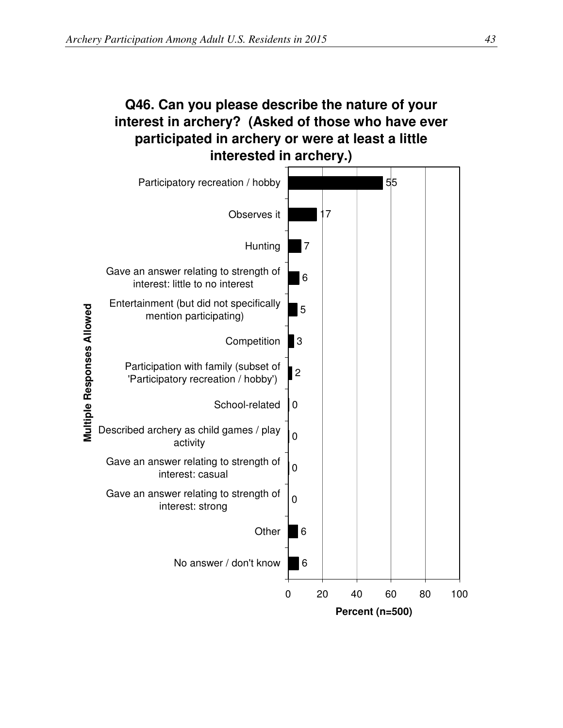## Q46. Can you please describe the nature of your interest in archery? (Asked of those who have ever participated in archery or were at least a little interested in archery.)

Multiple Responses Allowed

| Response | Percent (n=500) |
|---|---|
| Participatory recreation / hobby | 55 |
| Observes it | 17 |
| Hunting | 7 |
| Gave an answer relating to strength of interest: little to no interest | 6 |
| Entertainment (but did not specifically mention participating) | 5 |
| Competition | 3 |
| Participation with family (subset of 'Participatory recreation / hobby') | 2 |
| School-related | 0 |
| Described archery as child games / play activity | 0 |
| Gave an answer relating to strength of interest: casual | 0 |
| Gave an answer relating to strength of interest: strong | 0 |
| Other | 6 |
| No answer / don't know | 6 |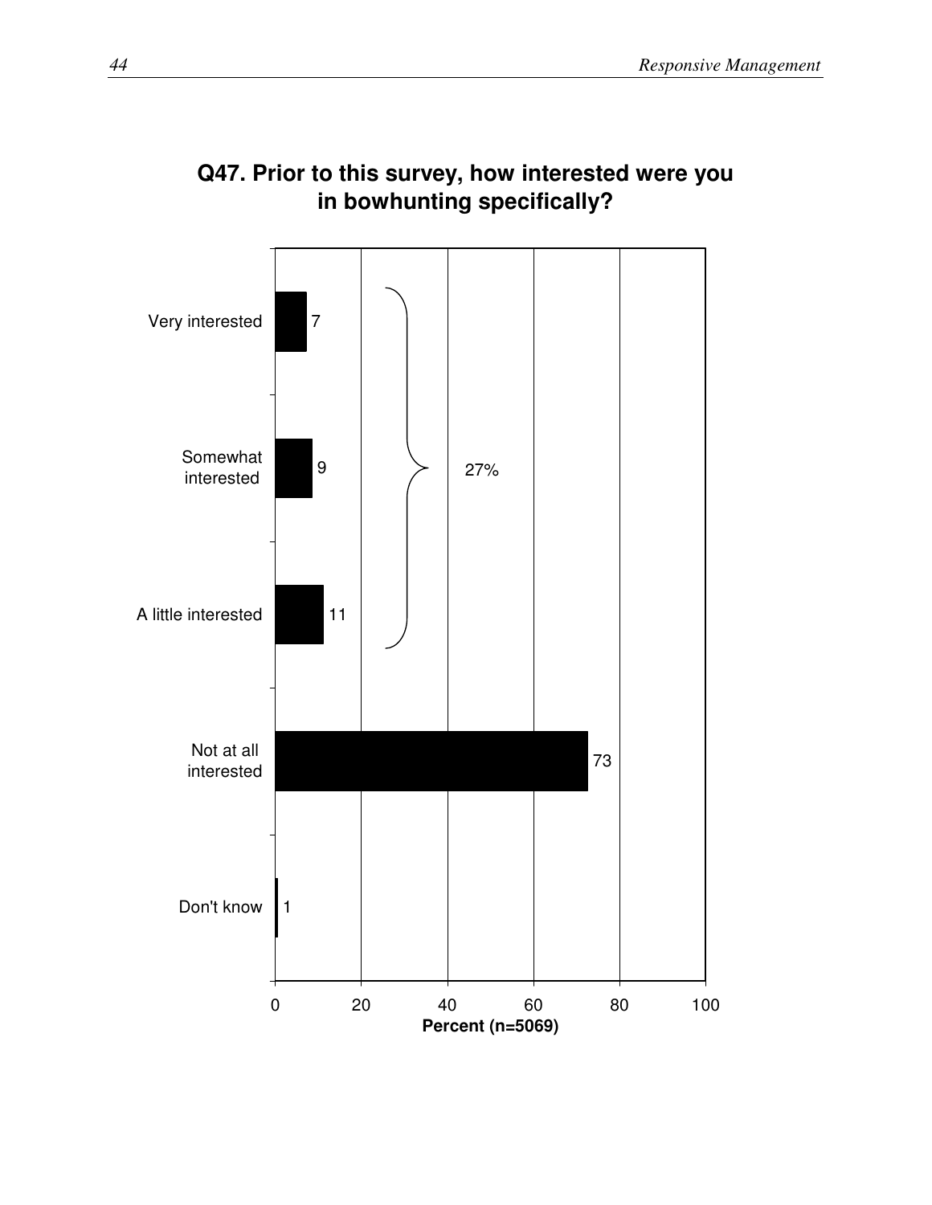## Q47. Prior to this survey, how interested were you in bowhunting specifically?

| Response | Percent (n=5069) |
|---|---|
| Very interested | 7 |
| Somewhat interested | 9 |
| A little interested | 11 |
| Not at all interested | 73 |
| Don't know | 1 |

27% (Very interested + Somewhat interested + A little interested)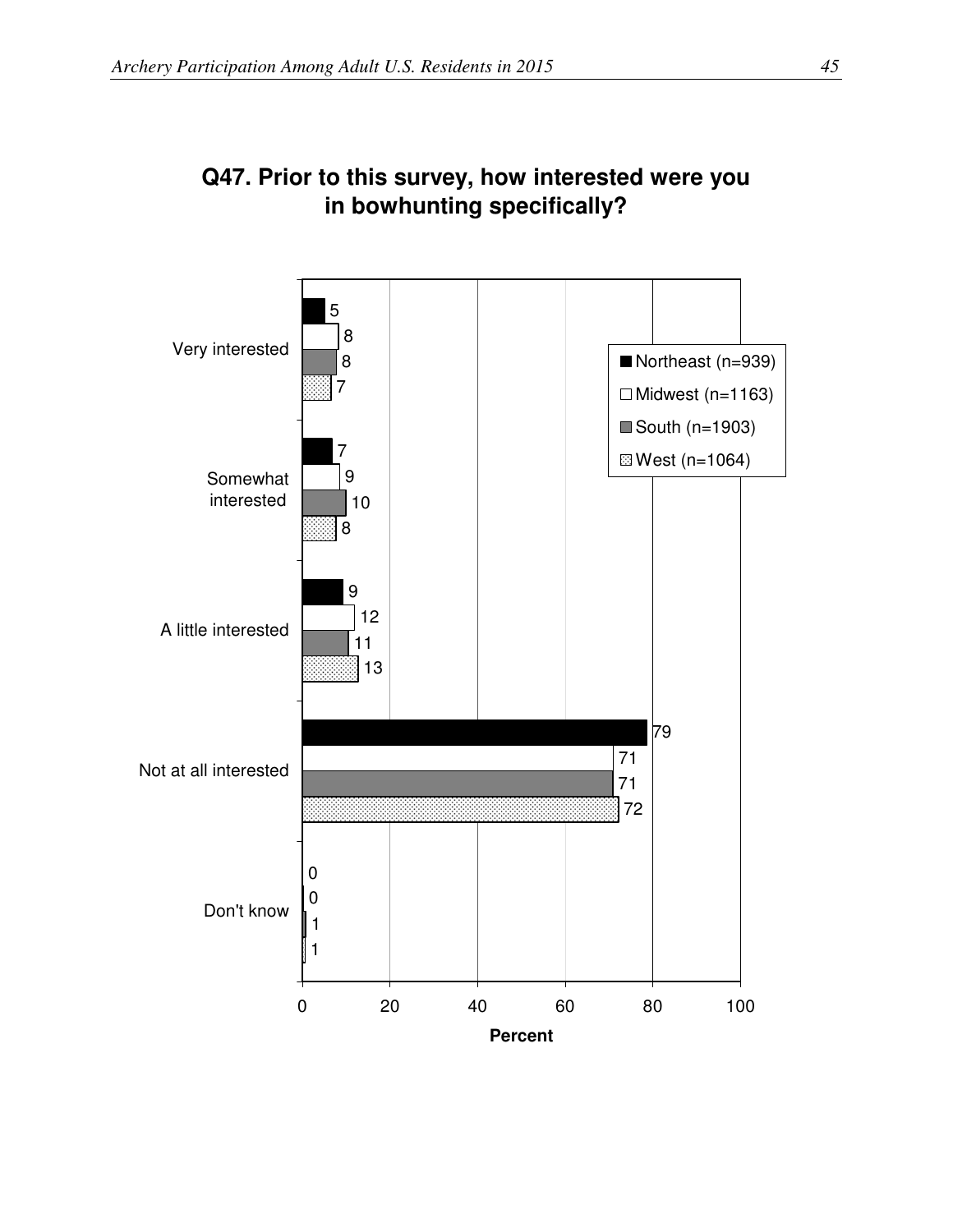## Q47. Prior to this survey, how interested were you in bowhunting specifically?

| | Northeast (n=939) | Midwest (n=1163) | South (n=1903) | West (n=1064) |
|---|---|---|---|---|
| Very interested | 5 | 8 | 8 | 7 |
| Somewhat interested | 7 | 9 | 10 | 8 |
| A little interested | 9 | 12 | 11 | 13 |
| Not at all interested | 79 | 71 | 71 | 72 |
| Don't know | 0 | 0 | 1 | 1 |

Percent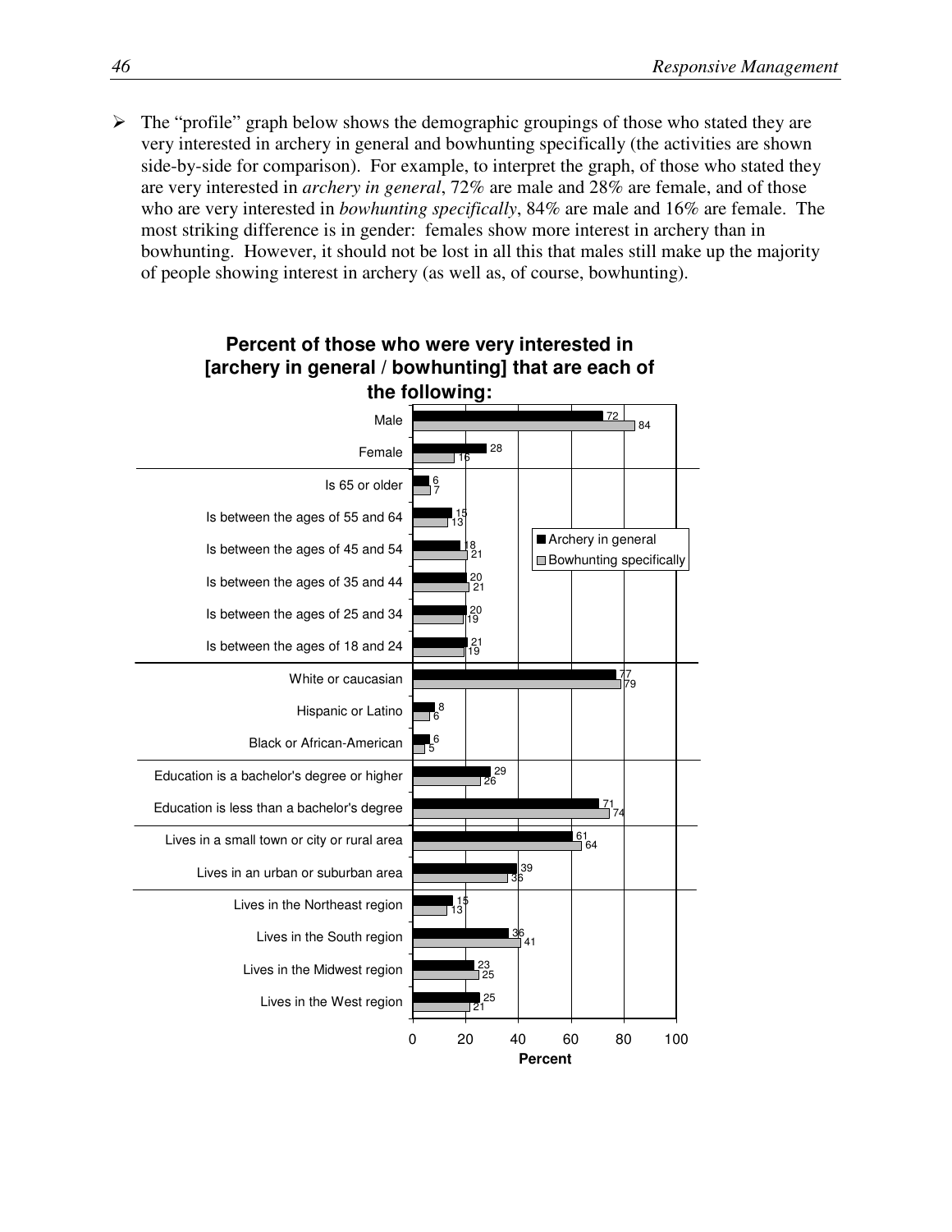- The "profile" graph below shows the demographic groupings of those who stated they are very interested in archery in general and bowhunting specifically (the activities are shown side-by-side for comparison). For example, to interpret the graph, of those who stated they are very interested in *archery in general*, 72% are male and 28% are female, and of those who are very interested in *bowhunting specifically*, 84% are male and 16% are female. The most striking difference is in gender: females show more interest in archery than in bowhunting. However, it should not be lost in all this that males still make up the majority of people showing interest in archery (as well as, of course, bowhunting).

**Percent of those who were very interested in [archery in general / bowhunting] that are each of the following:**

| | Archery in general | Bowhunting specifically |
|---|---|---|
| Male | 72 | 84 |
| Female | 28 | 16 |
| Is 65 or older | 6 | 7 |
| Is between the ages of 55 and 64 | 15 | 13 |
| Is between the ages of 45 and 54 | 18 | 21 |
| Is between the ages of 35 and 44 | 20 | 21 |
| Is between the ages of 25 and 34 | 20 | 19 |
| Is between the ages of 18 and 24 | 21 | 19 |
| White or caucasian | 77 | 79 |
| Hispanic or Latino | 8 | 6 |
| Black or African-American | 6 | 5 |
| Education is a bachelor's degree or higher | 29 | 26 |
| Education is less than a bachelor's degree | 71 | 74 |
| Lives in a small town or city or rural area | 61 | 64 |
| Lives in an urban or suburban area | 39 | 36 |
| Lives in the Northeast region | 15 | 13 |
| Lives in the South region | 36 | 41 |
| Lives in the Midwest region | 23 | 25 |
| Lives in the West region | 25 | 21 |

Percent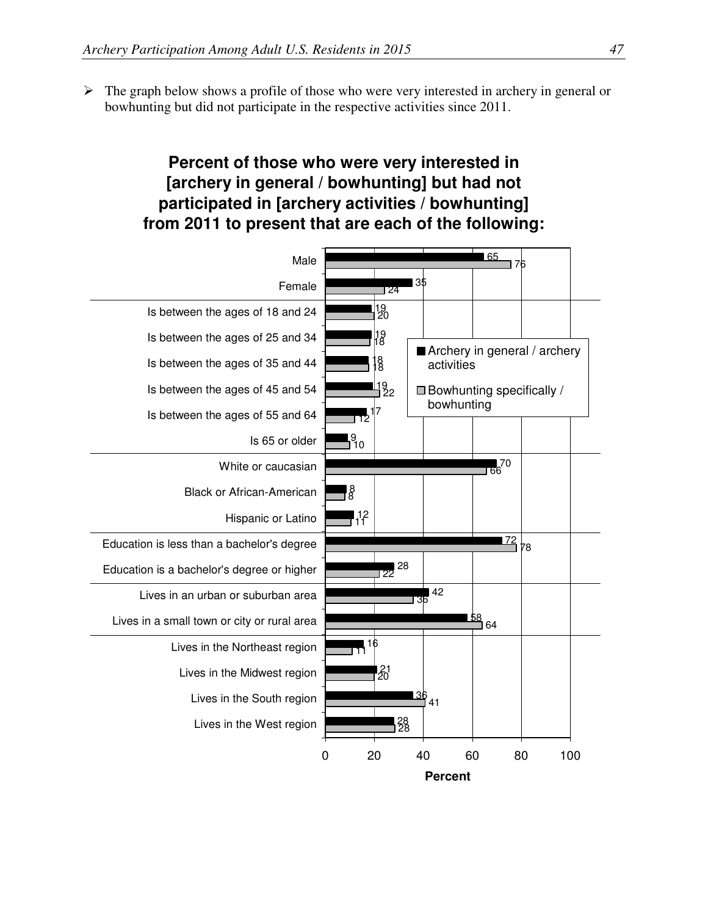➢ The graph below shows a profile of those who were very interested in archery in general or bowhunting but did not participate in the respective activities since 2011.

**Percent of those who were very interested in [archery in general / bowhunting] but had not participated in [archery activities / bowhunting] from 2011 to present that are each of the following:**

| | Archery in general / archery activities | Bowhunting specifically / bowhunting |
|---|---|---|
| Male | 65 | 76 |
| Female | 35 | 24 |
| Is between the ages of 18 and 24 | 19 | 20 |
| Is between the ages of 25 and 34 | 19 | 18 |
| Is between the ages of 35 and 44 | 18 | 18 |
| Is between the ages of 45 and 54 | 19 | 22 |
| Is between the ages of 55 and 64 | 17 | 12 |
| Is 65 or older | 9 | 10 |
| White or caucasian | 70 | 66 |
| Black or African-American | 8 | 8 |
| Hispanic or Latino | 12 | 11 |
| Education is less than a bachelor's degree | 72 | 78 |
| Education is a bachelor's degree or higher | 28 | 22 |
| Lives in an urban or suburban area | 42 | 36 |
| Lives in a small town or city or rural area | 58 | 64 |
| Lives in the Northeast region | 16 | 11 |
| Lives in the Midwest region | 21 | 20 |
| Lives in the South region | 36 | 41 |
| Lives in the West region | 28 | 28 |

Percent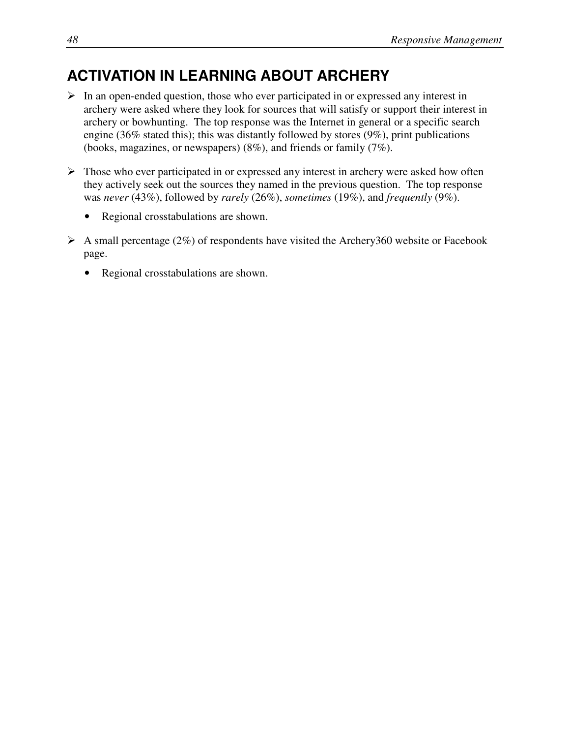## ACTIVATION IN LEARNING ABOUT ARCHERY

- In an open-ended question, those who ever participated in or expressed any interest in archery were asked where they look for sources that will satisfy or support their interest in archery or bowhunting. The top response was the Internet in general or a specific search engine (36% stated this); this was distantly followed by stores (9%), print publications (books, magazines, or newspapers) (8%), and friends or family (7%).

- Those who ever participated in or expressed any interest in archery were asked how often they actively seek out the sources they named in the previous question. The top response was *never* (43%), followed by *rarely* (26%), *sometimes* (19%), and *frequently* (9%).
  - Regional crosstabulations are shown.

- A small percentage (2%) of respondents have visited the Archery360 website or Facebook page.
  - Regional crosstabulations are shown.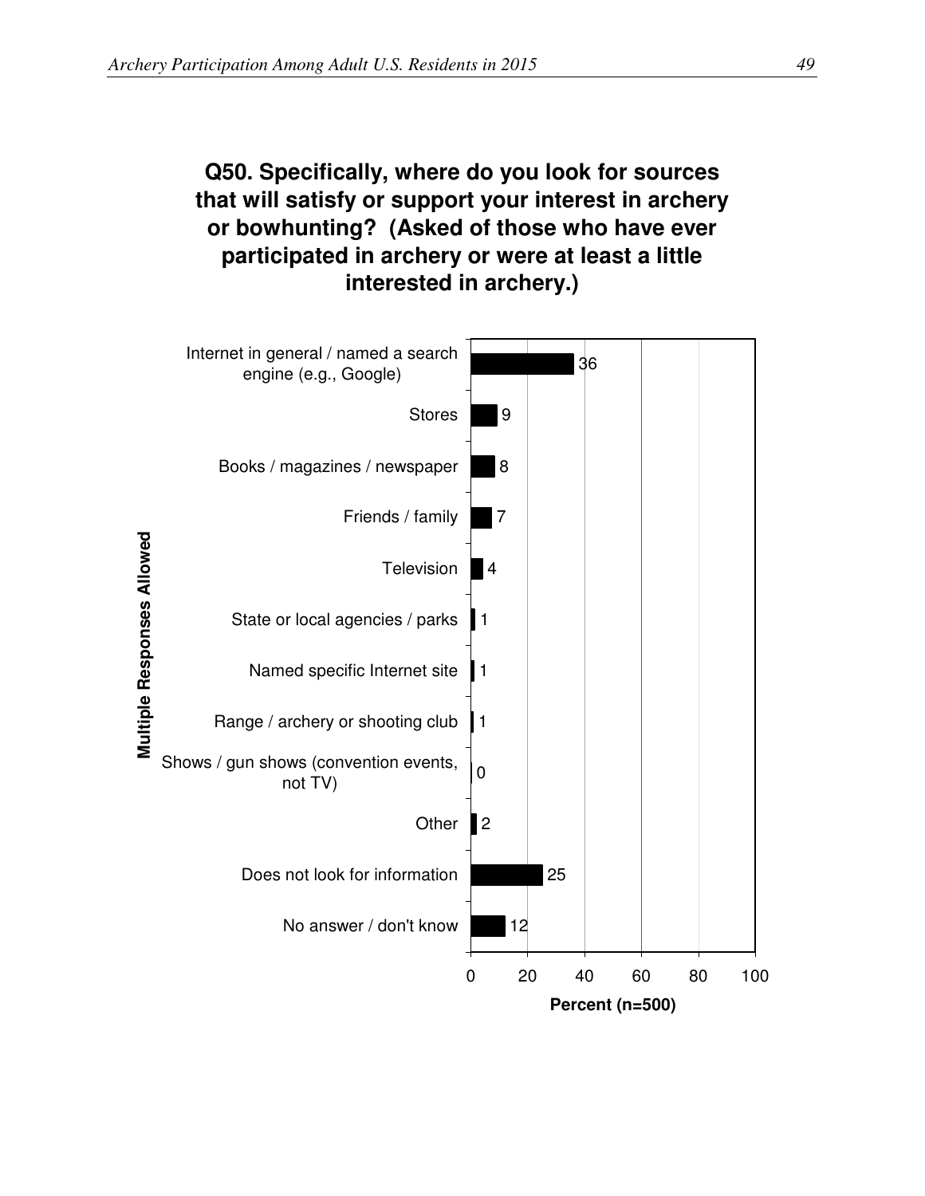**Q50. Specifically, where do you look for sources that will satisfy or support your interest in archery or bowhunting? (Asked of those who have ever participated in archery or were at least a little interested in archery.)**

Multiple Responses Allowed

| Source | Percent (n=500) |
|---|---|
| Internet in general / named a search engine (e.g., Google) | 36 |
| Stores | 9 |
| Books / magazines / newspaper | 8 |
| Friends / family | 7 |
| Television | 4 |
| State or local agencies / parks | 1 |
| Named specific Internet site | 1 |
| Range / archery or shooting club | 1 |
| Shows / gun shows (convention events, not TV) | 0 |
| Other | 2 |
| Does not look for information | 25 |
| No answer / don't know | 12 |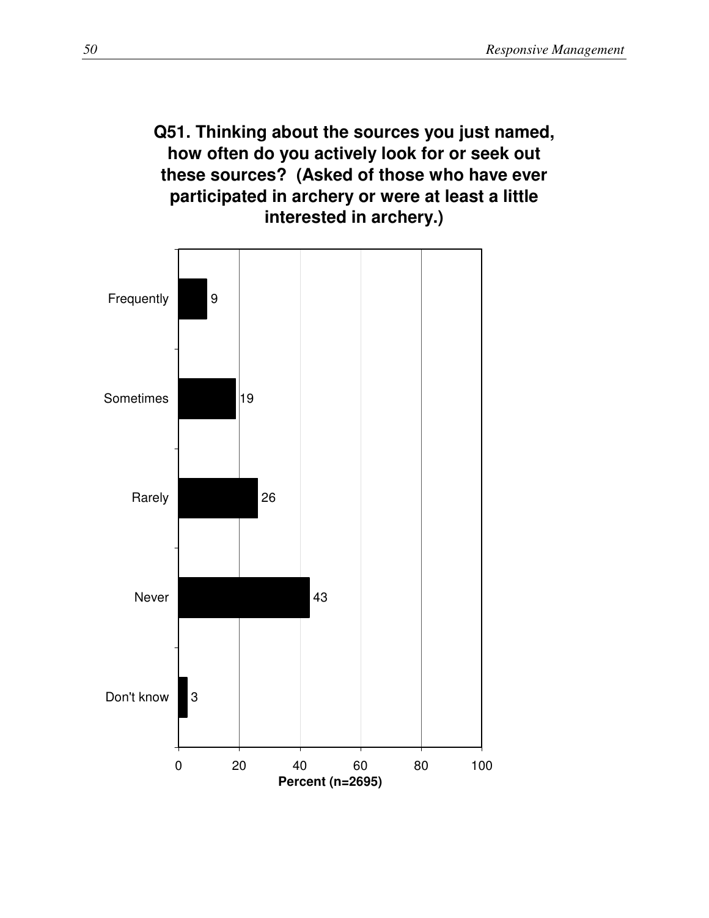**Q51. Thinking about the sources you just named, how often do you actively look for or seek out these sources? (Asked of those who have ever participated in archery or were at least a little interested in archery.)**

| Response | Percent (n=2695) |
|---|---|
| Frequently | 9 |
| Sometimes | 19 |
| Rarely | 26 |
| Never | 43 |
| Don't know | 3 |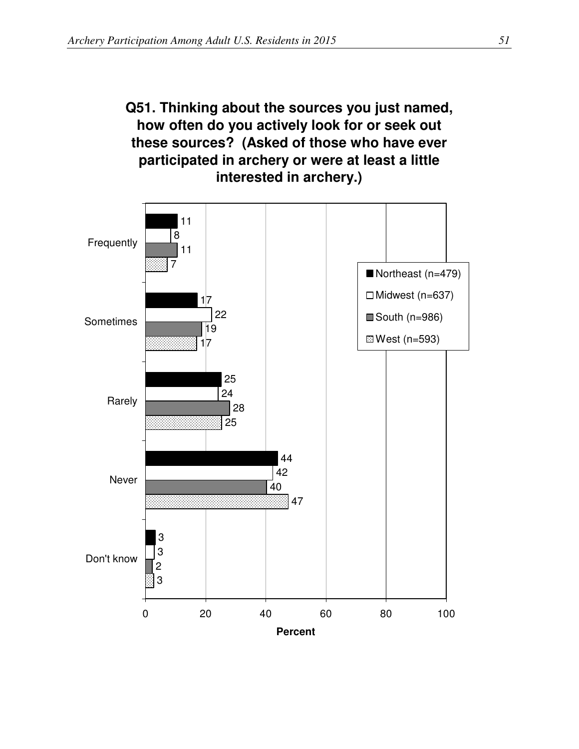**Q51. Thinking about the sources you just named, how often do you actively look for or seek out these sources? (Asked of those who have ever participated in archery or were at least a little interested in archery.)**

| | Northeast (n=479) | Midwest (n=637) | South (n=986) | West (n=593) |
|---|---|---|---|---|
| Frequently | 11 | 8 | 11 | 7 |
| Sometimes | 17 | 22 | 19 | 17 |
| Rarely | 25 | 24 | 28 | 25 |
| Never | 44 | 42 | 40 | 47 |
| Don't know | 3 | 3 | 2 | 3 |

Percent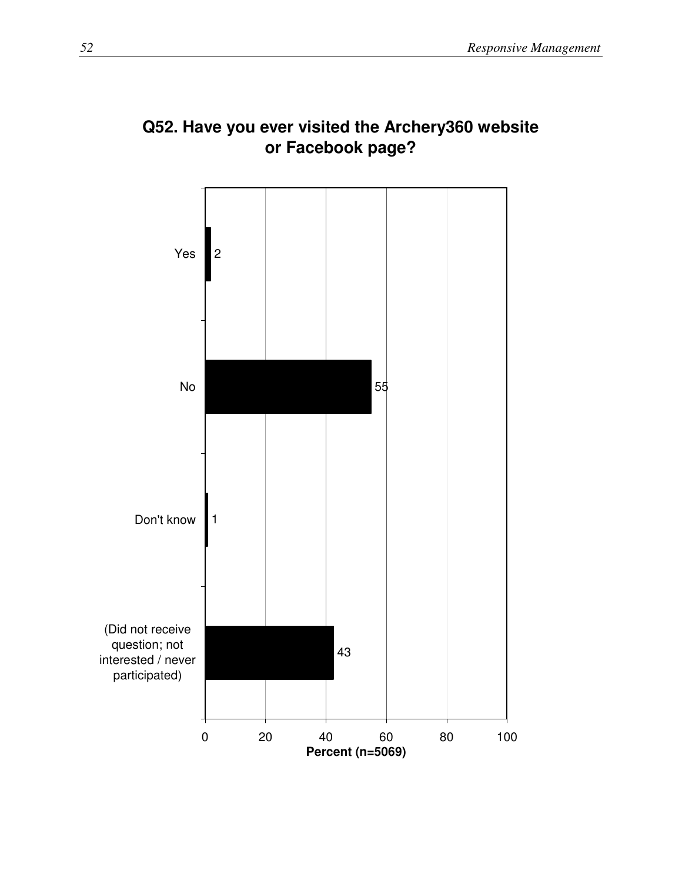## Q52. Have you ever visited the Archery360 website or Facebook page?

| Response | Percent (n=5069) |
|---|---|
| Yes | 2 |
| No | 55 |
| Don't know | 1 |
| (Did not receive question; not interested / never participated) | 43 |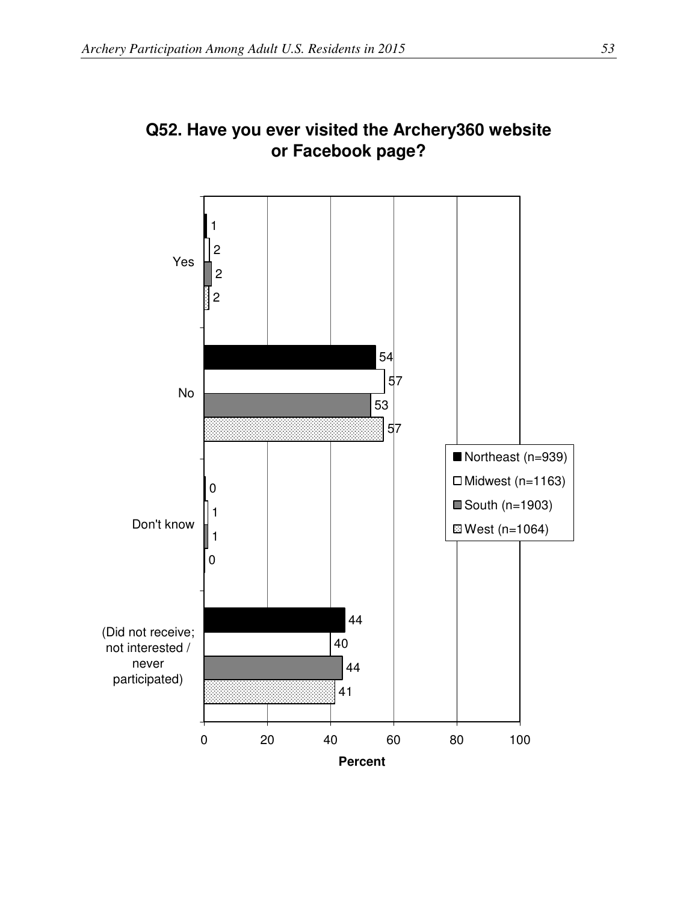## Q52. Have you ever visited the Archery360 website or Facebook page?

| | Northeast (n=939) | Midwest (n=1163) | South (n=1903) | West (n=1064) |
|---|---|---|---|---|
| Yes | 1 | 2 | 2 | 2 |
| No | 54 | 57 | 53 | 57 |
| Don't know | 0 | 1 | 1 | 0 |
| (Did not receive; not interested / never participated) | 44 | 40 | 44 | 41 |

Percent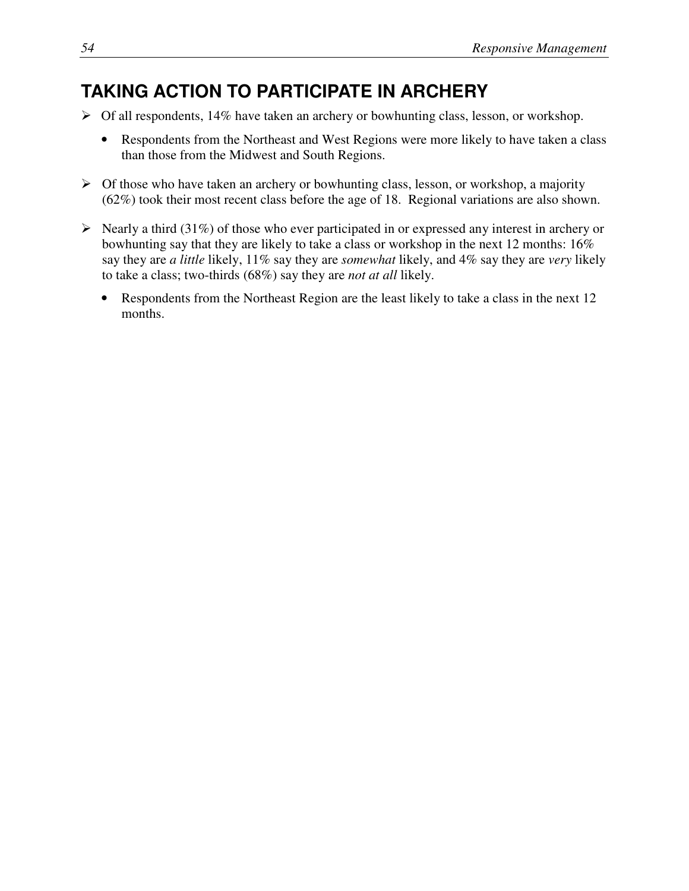## TAKING ACTION TO PARTICIPATE IN ARCHERY

- Of all respondents, 14% have taken an archery or bowhunting class, lesson, or workshop.
  - Respondents from the Northeast and West Regions were more likely to have taken a class than those from the Midwest and South Regions.
- Of those who have taken an archery or bowhunting class, lesson, or workshop, a majority (62%) took their most recent class before the age of 18. Regional variations are also shown.
- Nearly a third (31%) of those who ever participated in or expressed any interest in archery or bowhunting say that they are likely to take a class or workshop in the next 12 months: 16% say they are *a little* likely, 11% say they are *somewhat* likely, and 4% say they are *very* likely to take a class; two-thirds (68%) say they are *not at all* likely.
  - Respondents from the Northeast Region are the least likely to take a class in the next 12 months.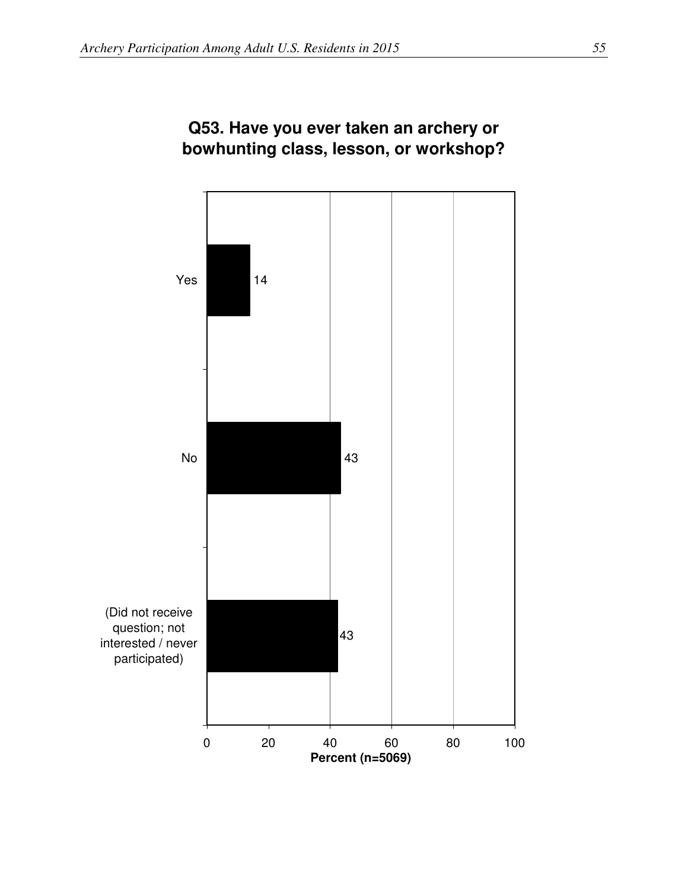**Q53. Have you ever taken an archery or bowhunting class, lesson, or workshop?**

| Response | Percent (n=5069) |
|---|---|
| Yes | 14 |
| No | 43 |
| (Did not receive question; not interested / never participated) | 43 |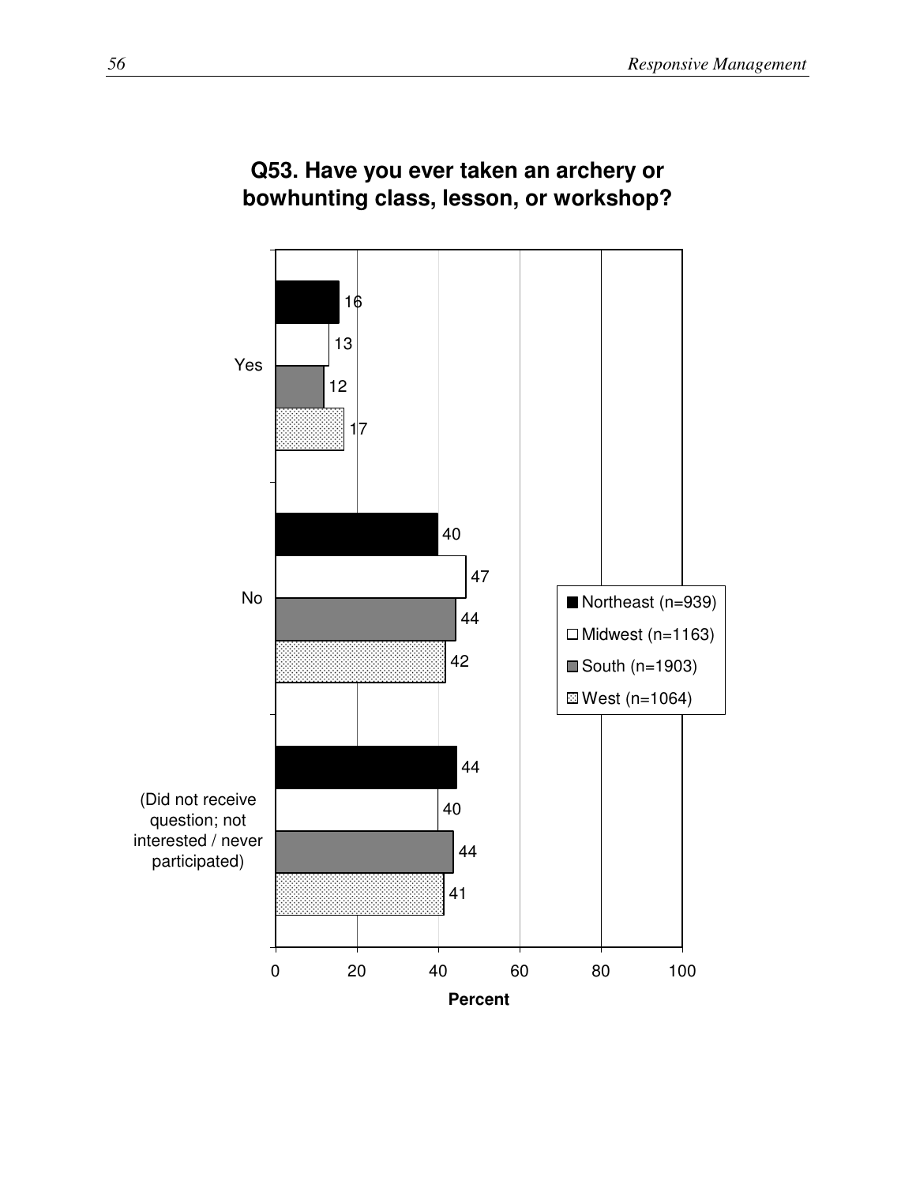**Q53. Have you ever taken an archery or bowhunting class, lesson, or workshop?**

| | Northeast (n=939) | Midwest (n=1163) | South (n=1903) | West (n=1064) |
|---|---|---|---|---|
| Yes | 16 | 13 | 12 | 17 |
| No | 40 | 47 | 44 | 42 |
| (Did not receive question; not interested / never participated) | 44 | 40 | 44 | 41 |

Percent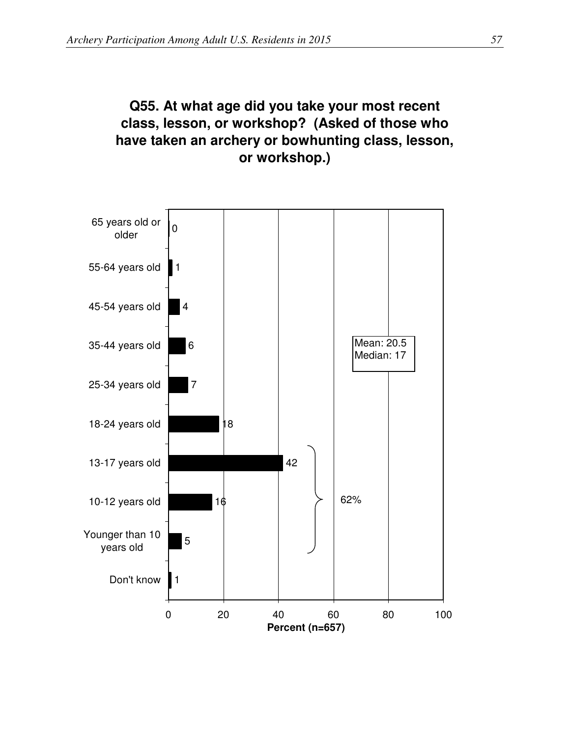**Q55. At what age did you take your most recent class, lesson, or workshop? (Asked of those who have taken an archery or bowhunting class, lesson, or workshop.)**

| Age | Percent (n=657) |
|---|---|
| 65 years old or older | 0 |
| 55-64 years old | 1 |
| 45-54 years old | 4 |
| 35-44 years old | 6 |
| 25-34 years old | 7 |
| 18-24 years old | 18 |
| 13-17 years old | 42 |
| 10-12 years old | 16 |
| Younger than 10 years old | 5 |
| Don't know | 1 |

Younger than 10 years old through 13-17 years old: 62%

Mean: 20.5
Median: 17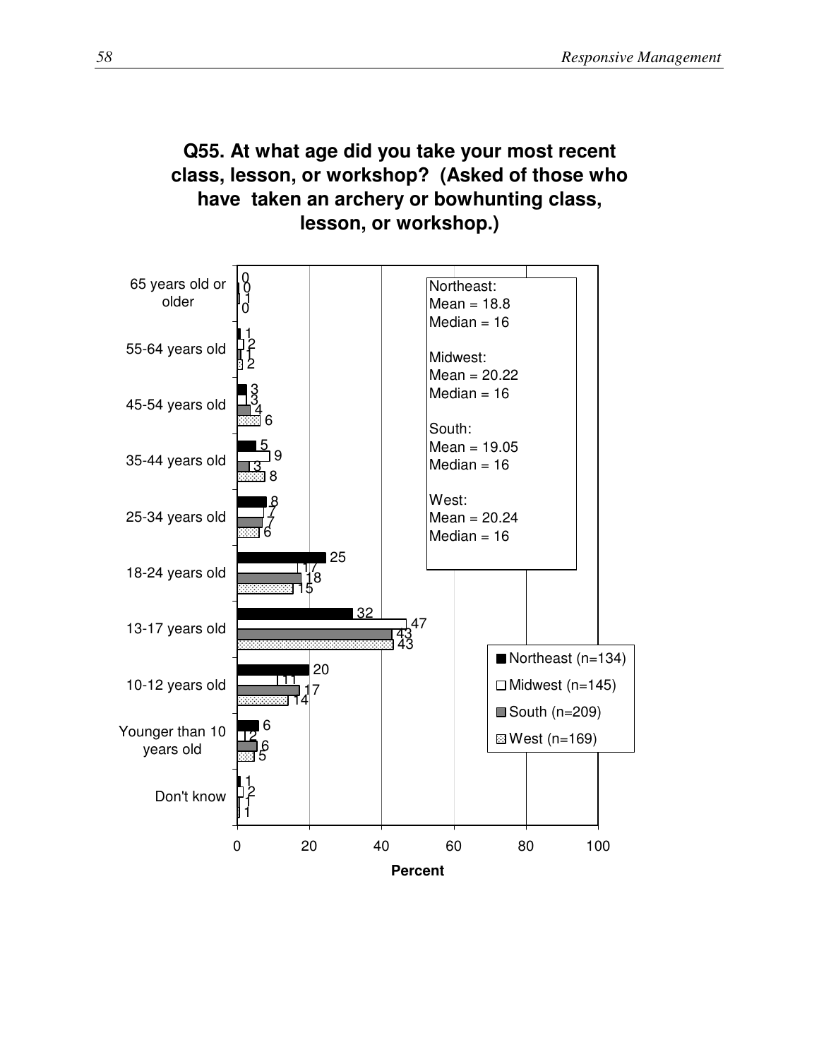**Q55. At what age did you take your most recent class, lesson, or workshop? (Asked of those who have taken an archery or bowhunting class, lesson, or workshop.)**

| Age | Northeast (n=134) | Midwest (n=145) | South (n=209) | West (n=169) |
|---|---|---|---|---|
| 65 years old or older | 0 | 0 | 1 | 0 |
| 55-64 years old | 1 | 2 | 1 | 2 |
| 45-54 years old | 3 | 3 | 4 | 6 |
| 35-44 years old | 5 | 9 | 3 | 8 |
| 25-34 years old | 8 | 7 | 7 | 6 |
| 18-24 years old | 25 | 17 | 18 | 15 |
| 13-17 years old | 32 | 47 | 43 | 43 |
| 10-12 years old | 20 | 11 | 17 | 14 |
| Younger than 10 years old | 6 | 2 | 6 | 5 |
| Don't know | 1 | 2 | 1 | 1 |

Percent

Northeast:
Mean = 18.8
Median = 16

Midwest:
Mean = 20.22
Median = 16

South:
Mean = 19.05
Median = 16

West:
Mean = 20.24
Median = 16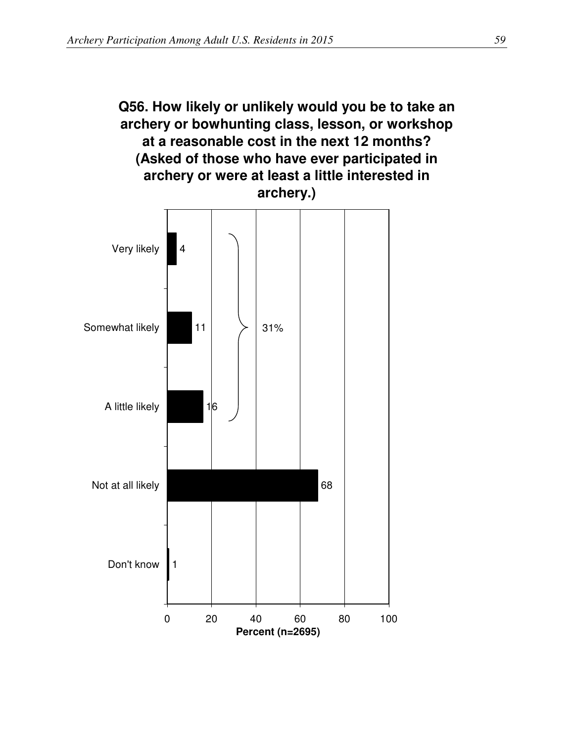**Q56. How likely or unlikely would you be to take an archery or bowhunting class, lesson, or workshop at a reasonable cost in the next 12 months? (Asked of those who have ever participated in archery or were at least a little interested in archery.)**

| Response | Percent (n=2695) |
|---|---|
| Very likely | 4 |
| Somewhat likely | 11 |
| A little likely | 16 |
| Not at all likely | 68 |
| Don't know | 1 |

Very likely + Somewhat likely + A little likely: 31%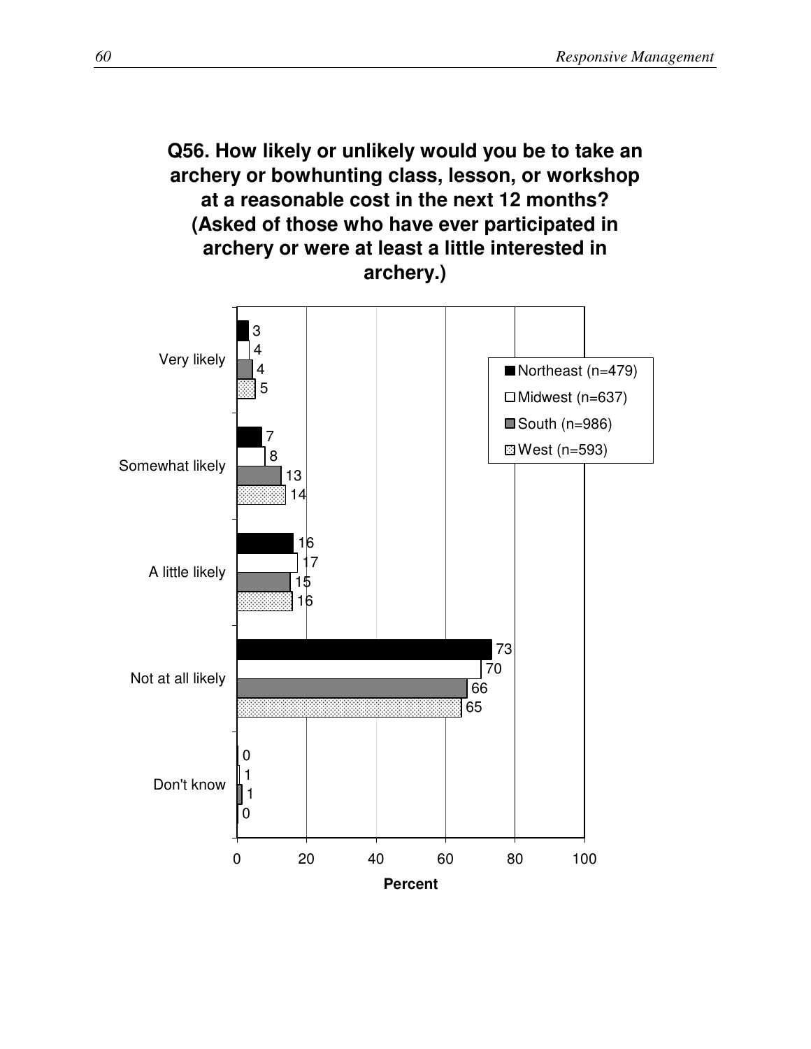**Q56. How likely or unlikely would you be to take an archery or bowhunting class, lesson, or workshop at a reasonable cost in the next 12 months? (Asked of those who have ever participated in archery or were at least a little interested in archery.)**

| | Northeast (n=479) | Midwest (n=637) | South (n=986) | West (n=593) |
|---|---|---|---|---|
| Very likely | 3 | 4 | 4 | 5 |
| Somewhat likely | 7 | 8 | 13 | 14 |
| A little likely | 16 | 17 | 15 | 16 |
| Not at all likely | 73 | 70 | 66 | 65 |
| Don't know | 0 | 1 | 1 | 0 |

Percent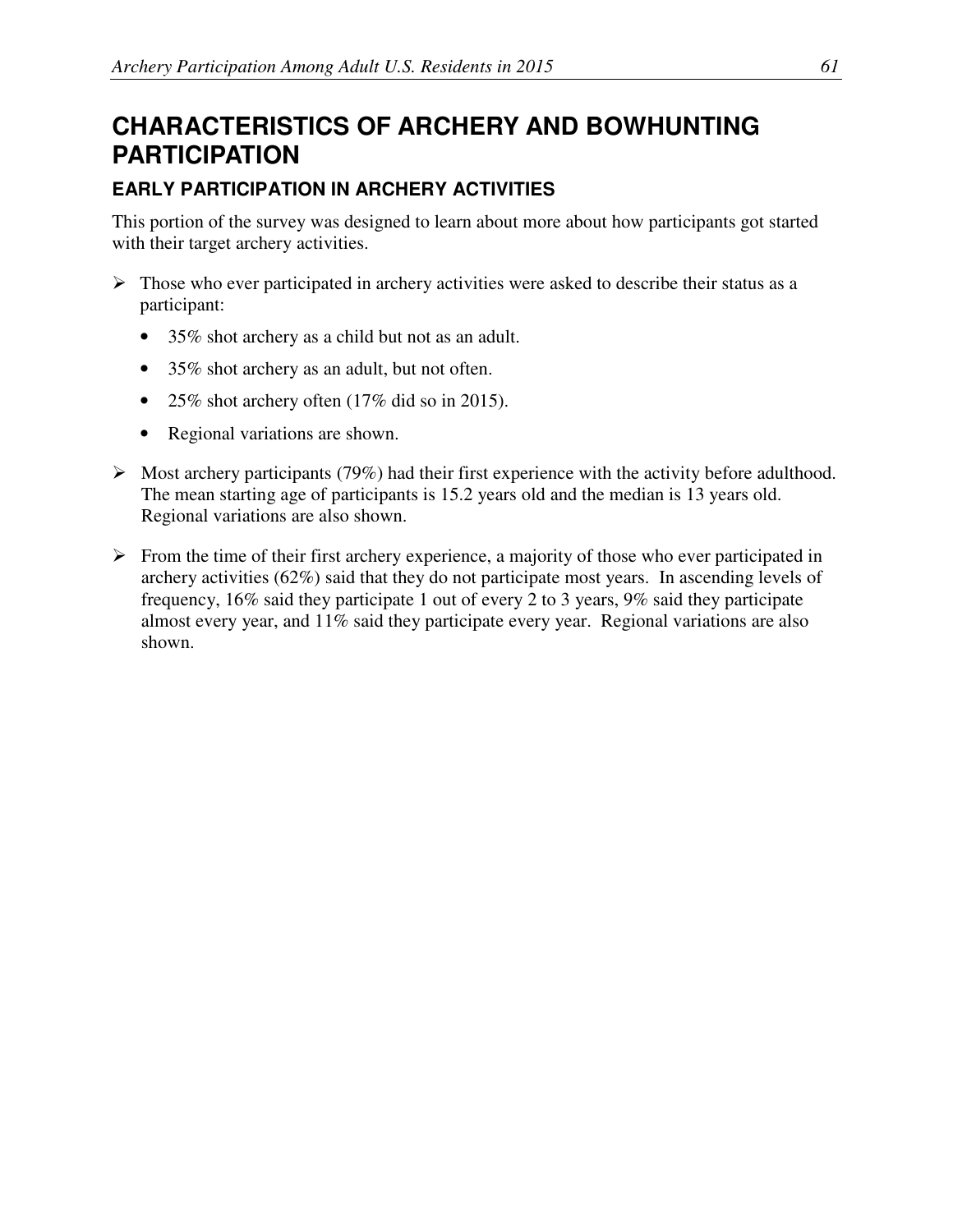# CHARACTERISTICS OF ARCHERY AND BOWHUNTING PARTICIPATION

## EARLY PARTICIPATION IN ARCHERY ACTIVITIES

This portion of the survey was designed to learn about more about how participants got started with their target archery activities.

- Those who ever participated in archery activities were asked to describe their status as a participant:
  - 35% shot archery as a child but not as an adult.
  - 35% shot archery as an adult, but not often.
  - 25% shot archery often (17% did so in 2015).
  - Regional variations are shown.
- Most archery participants (79%) had their first experience with the activity before adulthood. The mean starting age of participants is 15.2 years old and the median is 13 years old. Regional variations are also shown.
- From the time of their first archery experience, a majority of those who ever participated in archery activities (62%) said that they do not participate most years. In ascending levels of frequency, 16% said they participate 1 out of every 2 to 3 years, 9% said they participate almost every year, and 11% said they participate every year. Regional variations are also shown.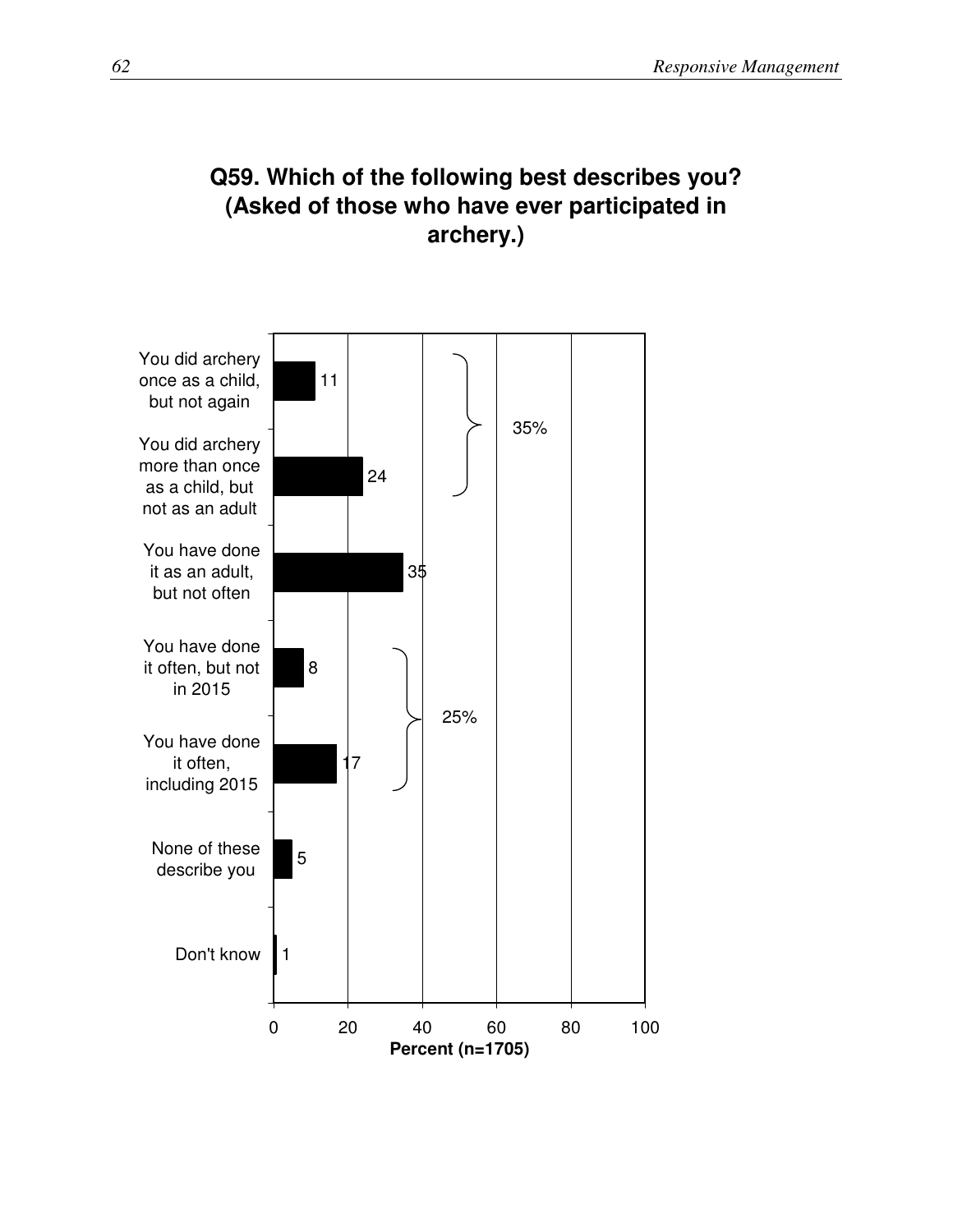## Q59. Which of the following best describes you? (Asked of those who have ever participated in archery.)

| Response | Percent (n=1705) |
|---|---|
| You did archery once as a child, but not again | 11 |
| You did archery more than once as a child, but not as an adult | 24 |
| You have done it as an adult, but not often | 35 |
| You have done it often, but not in 2015 | 8 |
| You have done it often, including 2015 | 17 |
| None of these describe you | 5 |
| Don't know | 1 |

35% (did archery once as a child, but not again + did archery more than once as a child, but not as an adult)

25% (have done it often, but not in 2015 + have done it often, including 2015)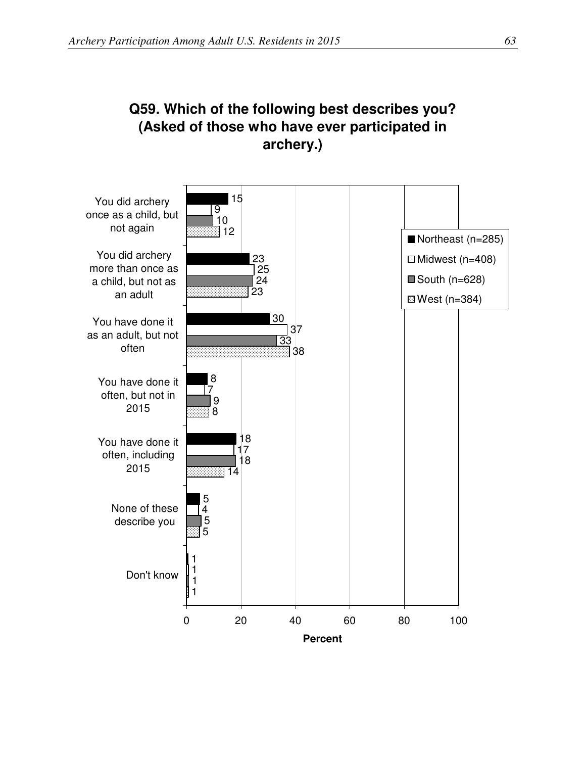## Q59. Which of the following best describes you? (Asked of those who have ever participated in archery.)

| Response | Northeast (n=285) | Midwest (n=408) | South (n=628) | West (n=384) |
|---|---|---|---|---|
| You did archery once as a child, but not again | 15 | 9 | 10 | 12 |
| You did archery more than once as a child, but not as an adult | 23 | 25 | 24 | 23 |
| You have done it as an adult, but not often | 30 | 37 | 33 | 38 |
| You have done it often, but not in 2015 | 8 | 7 | 9 | 8 |
| You have done it often, including 2015 | 18 | 17 | 18 | 14 |
| None of these describe you | 5 | 4 | 5 | 5 |
| Don't know | 1 | 1 | 1 | 1 |

Percent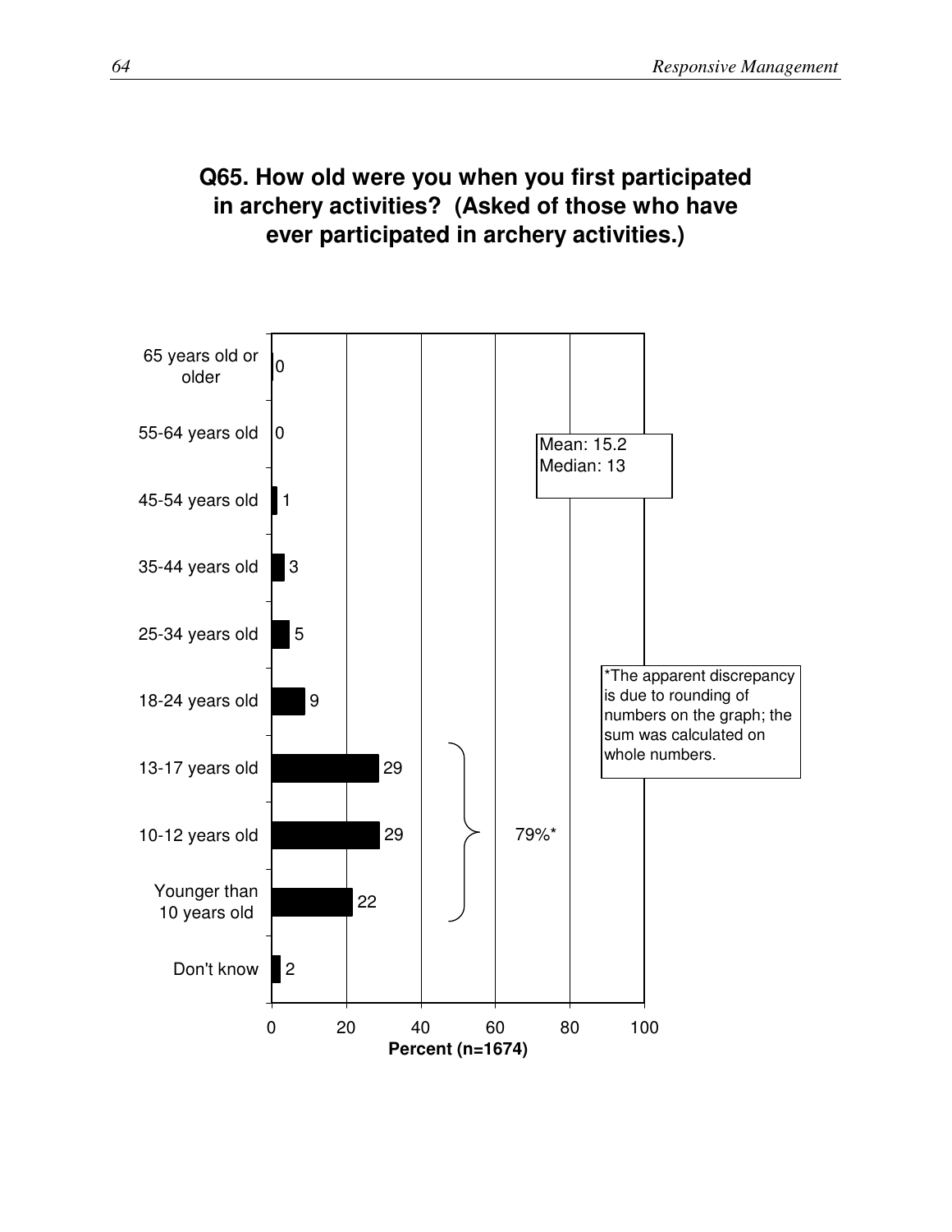## Q65. How old were you when you first participated in archery activities? (Asked of those who have ever participated in archery activities.)

| Age | Percent (n=1674) |
|---|---|
| 65 years old or older | 0 |
| 55-64 years old | 0 |
| 45-54 years old | 1 |
| 35-44 years old | 3 |
| 25-34 years old | 5 |
| 18-24 years old | 9 |
| 13-17 years old | 29 |
| 10-12 years old | 29 |
| Younger than 10 years old | 22 |
| Don't know | 2 |

79%* (Younger than 10 years old, 10-12 years old, and 13-17 years old combined)

Mean: 15.2
Median: 13

*The apparent discrepancy is due to rounding of numbers on the graph; the sum was calculated on whole numbers.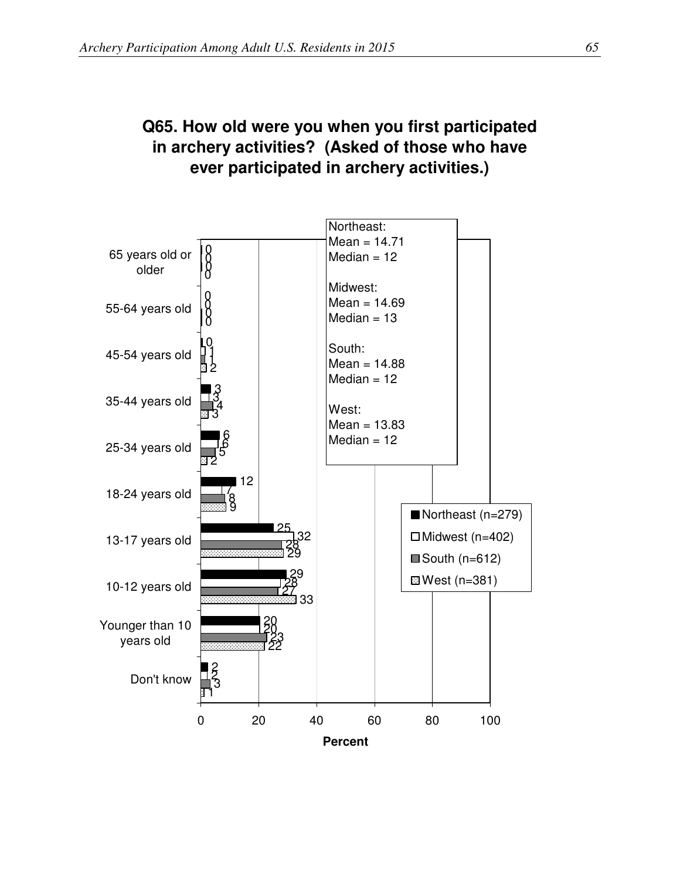## Q65. How old were you when you first participated in archery activities? (Asked of those who have ever participated in archery activities.)

| Age | Northeast (n=279) | Midwest (n=402) | South (n=612) | West (n=381) |
|---|---|---|---|---|
| 65 years old or older | 0 | 0 | 0 | 0 |
| 55-64 years old | 0 | 0 | 0 | 0 |
| 45-54 years old | 0 | 1 | 1 | 2 |
| 35-44 years old | 3 | 3 | 4 | 3 |
| 25-34 years old | 6 | 6 | 5 | 2 |
| 18-24 years old | 12 | 7 | 8 | 9 |
| 13-17 years old | 25 | 32 | 28 | 29 |
| 10-12 years old | 29 | 28 | 27 | 33 |
| Younger than 10 years old | 20 | 20 | 23 | 22 |
| Don't know | 2 | 2 | 3 | 1 |

Percent

Northeast:
Mean = 14.71
Median = 12

Midwest:
Mean = 14.69
Median = 13

South:
Mean = 14.88
Median = 12

West:
Mean = 13.83
Median = 12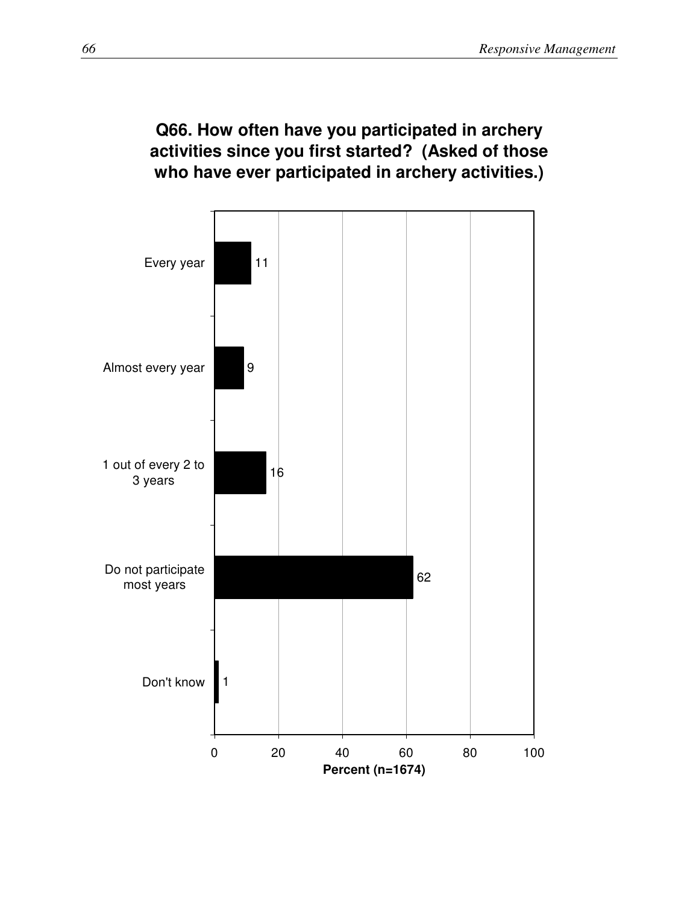**Q66. How often have you participated in archery activities since you first started? (Asked of those who have ever participated in archery activities.)**

| Response | Percent (n=1674) |
|---|---|
| Every year | 11 |
| Almost every year | 9 |
| 1 out of every 2 to 3 years | 16 |
| Do not participate most years | 62 |
| Don't know | 1 |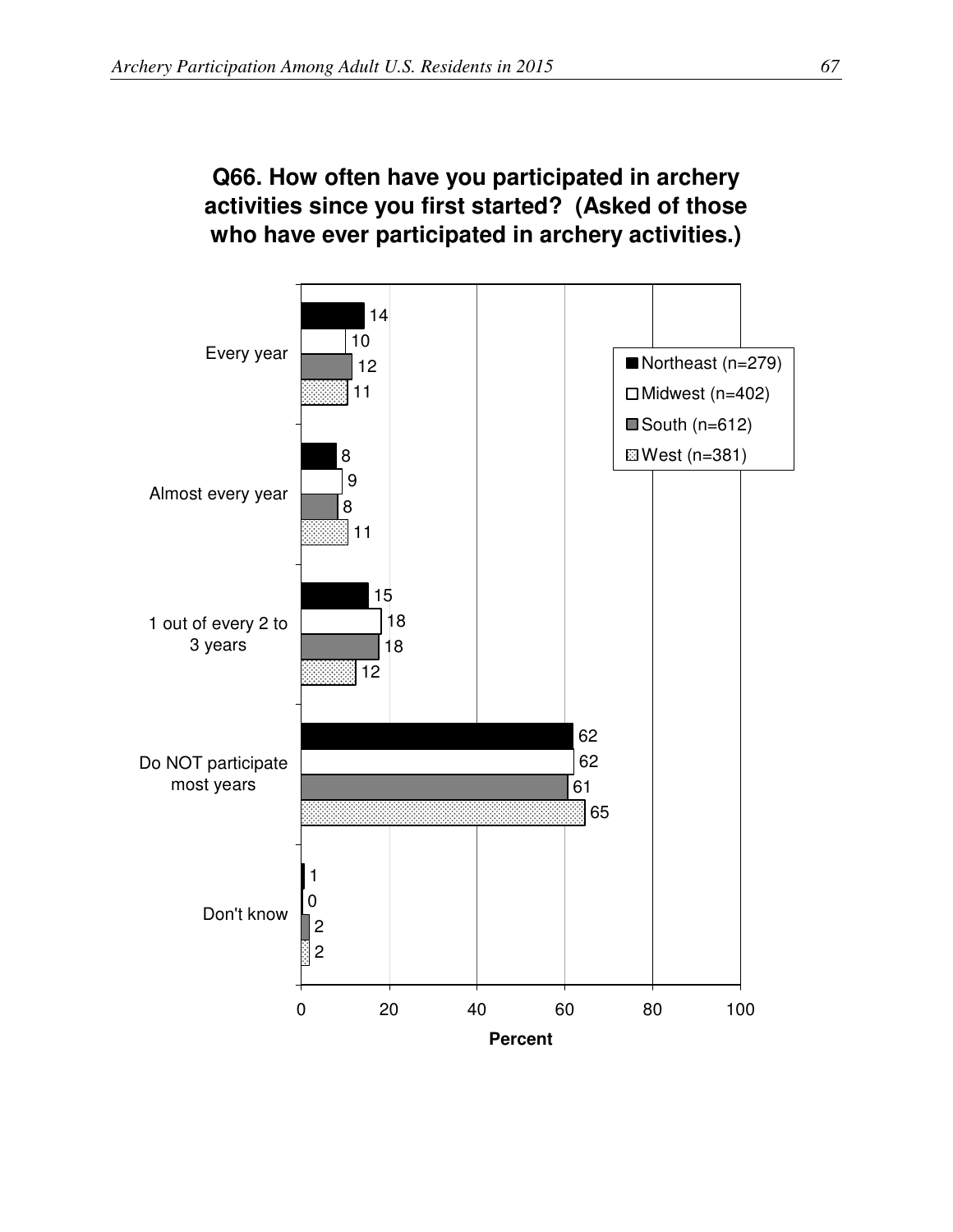**Q66. How often have you participated in archery activities since you first started? (Asked of those who have ever participated in archery activities.)**

| | Northeast (n=279) | Midwest (n=402) | South (n=612) | West (n=381) |
|---|---|---|---|---|
| Every year | 14 | 10 | 12 | 11 |
| Almost every year | 8 | 9 | 8 | 11 |
| 1 out of every 2 to 3 years | 15 | 18 | 18 | 12 |
| Do NOT participate most years | 62 | 62 | 61 | 65 |
| Don't know | 1 | 0 | 2 | 2 |

Percent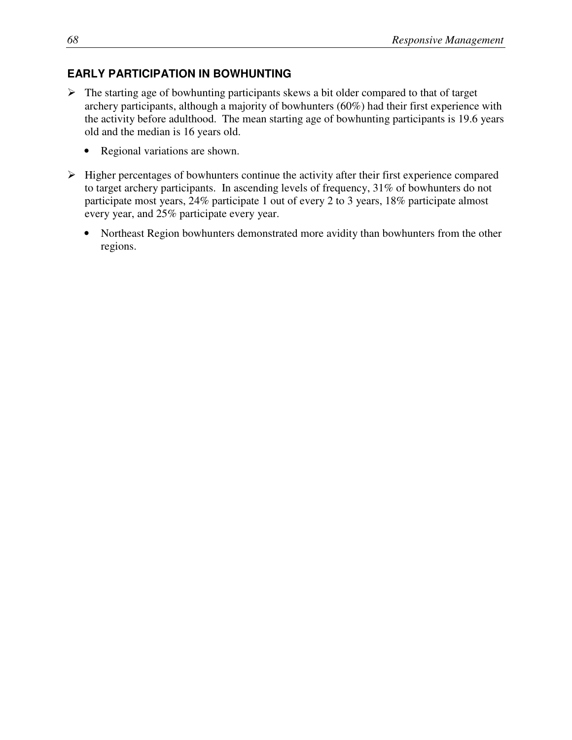## EARLY PARTICIPATION IN BOWHUNTING

- The starting age of bowhunting participants skews a bit older compared to that of target archery participants, although a majority of bowhunters (60%) had their first experience with the activity before adulthood. The mean starting age of bowhunting participants is 19.6 years old and the median is 16 years old.
    - Regional variations are shown.

- Higher percentages of bowhunters continue the activity after their first experience compared to target archery participants. In ascending levels of frequency, 31% of bowhunters do not participate most years, 24% participate 1 out of every 2 to 3 years, 18% participate almost every year, and 25% participate every year.
    - Northeast Region bowhunters demonstrated more avidity than bowhunters from the other regions.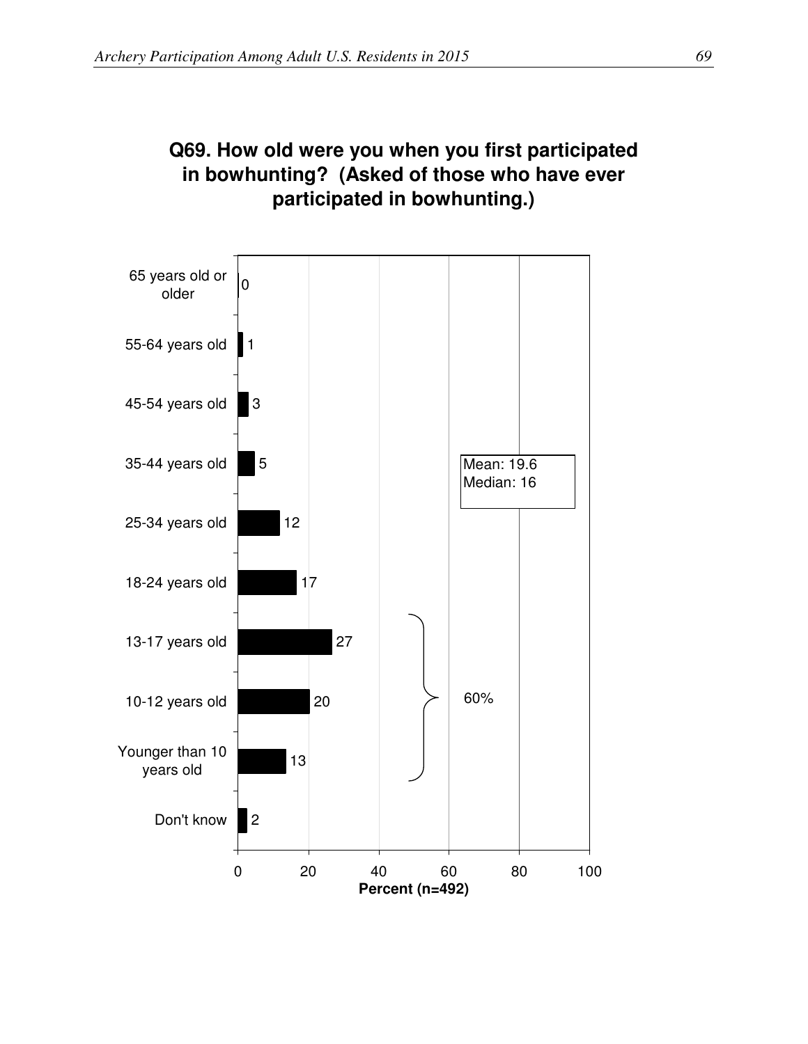## Q69. How old were you when you first participated in bowhunting? (Asked of those who have ever participated in bowhunting.)

| Age | Percent (n=492) |
| --- | --- |
| 65 years old or older | 0 |
| 55-64 years old | 1 |
| 45-54 years old | 3 |
| 35-44 years old | 5 |
| 25-34 years old | 12 |
| 18-24 years old | 17 |
| 13-17 years old | 27 |
| 10-12 years old | 20 |
| Younger than 10 years old | 13 |
| Don't know | 2 |

Mean: 19.6
Median: 16

60% (Younger than 10 years old, 10-12 years old, and 13-17 years old combined)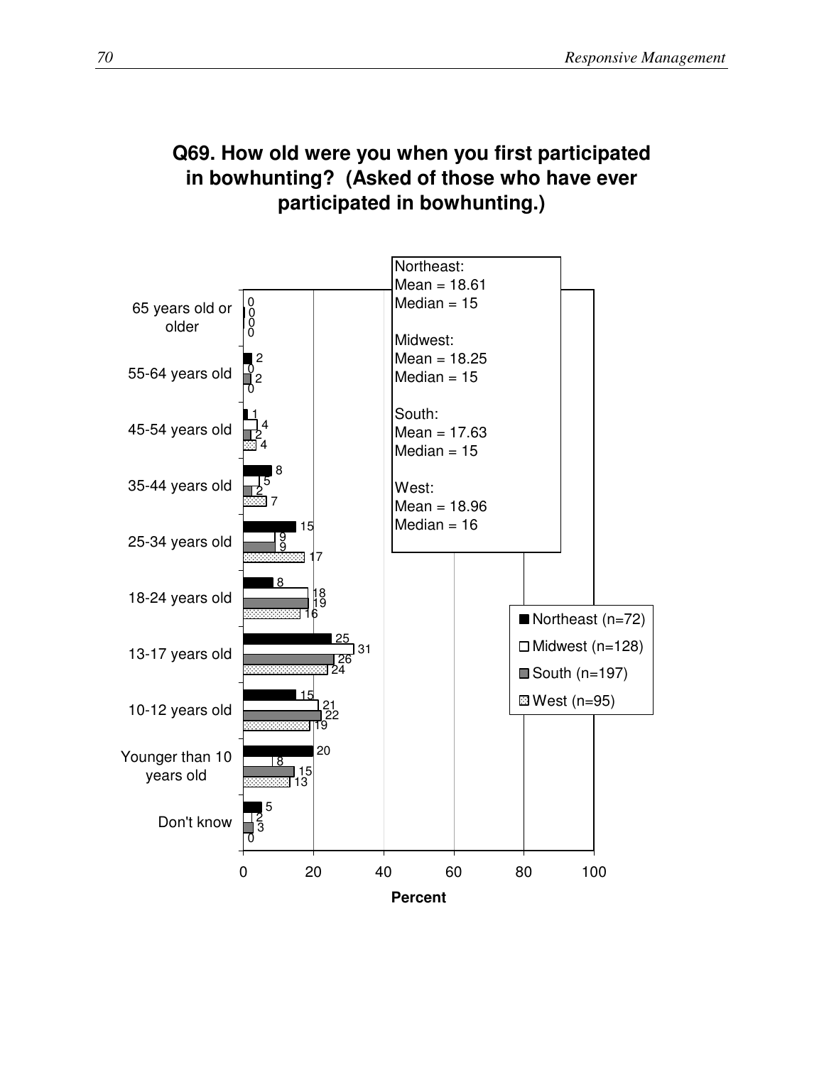## Q69. How old were you when you first participated in bowhunting? (Asked of those who have ever participated in bowhunting.)

| | Northeast (n=72) | Midwest (n=128) | South (n=197) | West (n=95) |
|---|---|---|---|---|
| 65 years old or older | 0 | 0 | 0 | 0 |
| 55-64 years old | 2 | 0 | 2 | 0 |
| 45-54 years old | 1 | 4 | 2 | 4 |
| 35-44 years old | 8 | 5 | 2 | 7 |
| 25-34 years old | 15 | 9 | 9 | 17 |
| 18-24 years old | 8 | 18 | 19 | 16 |
| 13-17 years old | 25 | 31 | 26 | 24 |
| 10-12 years old | 15 | 21 | 22 | 19 |
| Younger than 10 years old | 20 | 8 | 15 | 13 |
| Don't know | 5 | 2 | 3 | 0 |

Percent

Northeast:
Mean = 18.61
Median = 15

Midwest:
Mean = 18.25
Median = 15

South:
Mean = 17.63
Median = 15

West:
Mean = 18.96
Median = 16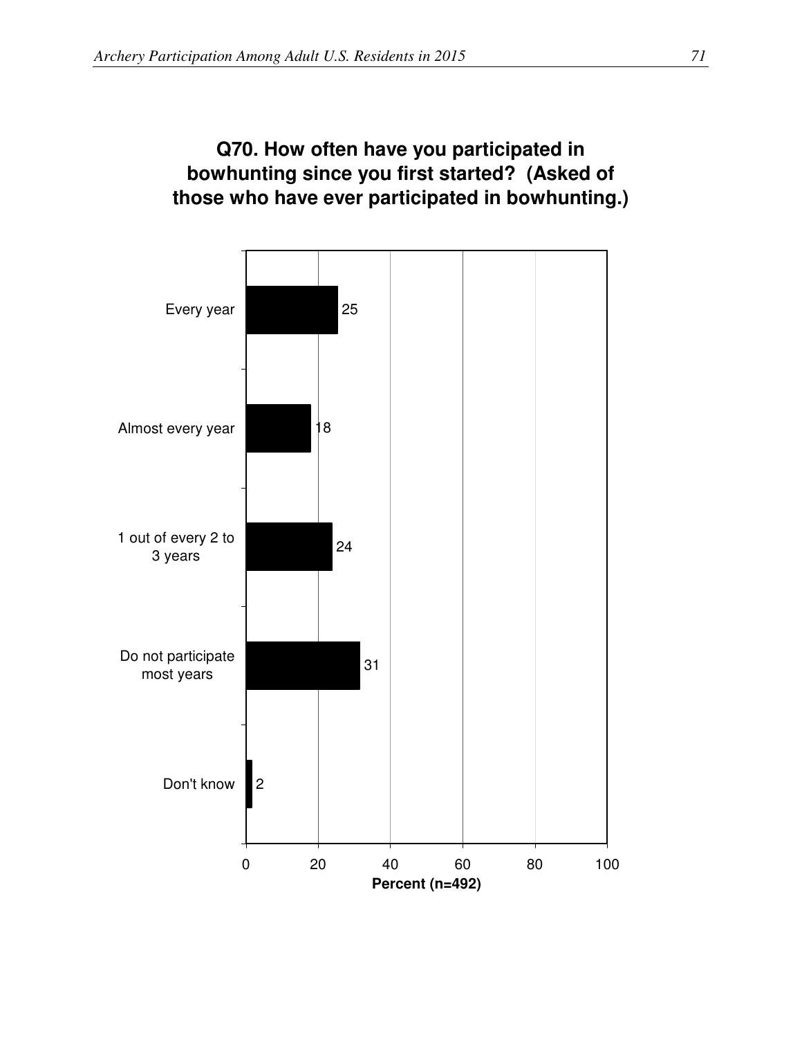## Q70. How often have you participated in bowhunting since you first started? (Asked of those who have ever participated in bowhunting.)

| Response | Percent (n=492) |
|---|---|
| Every year | 25 |
| Almost every year | 18 |
| 1 out of every 2 to 3 years | 24 |
| Do not participate most years | 31 |
| Don't know | 2 |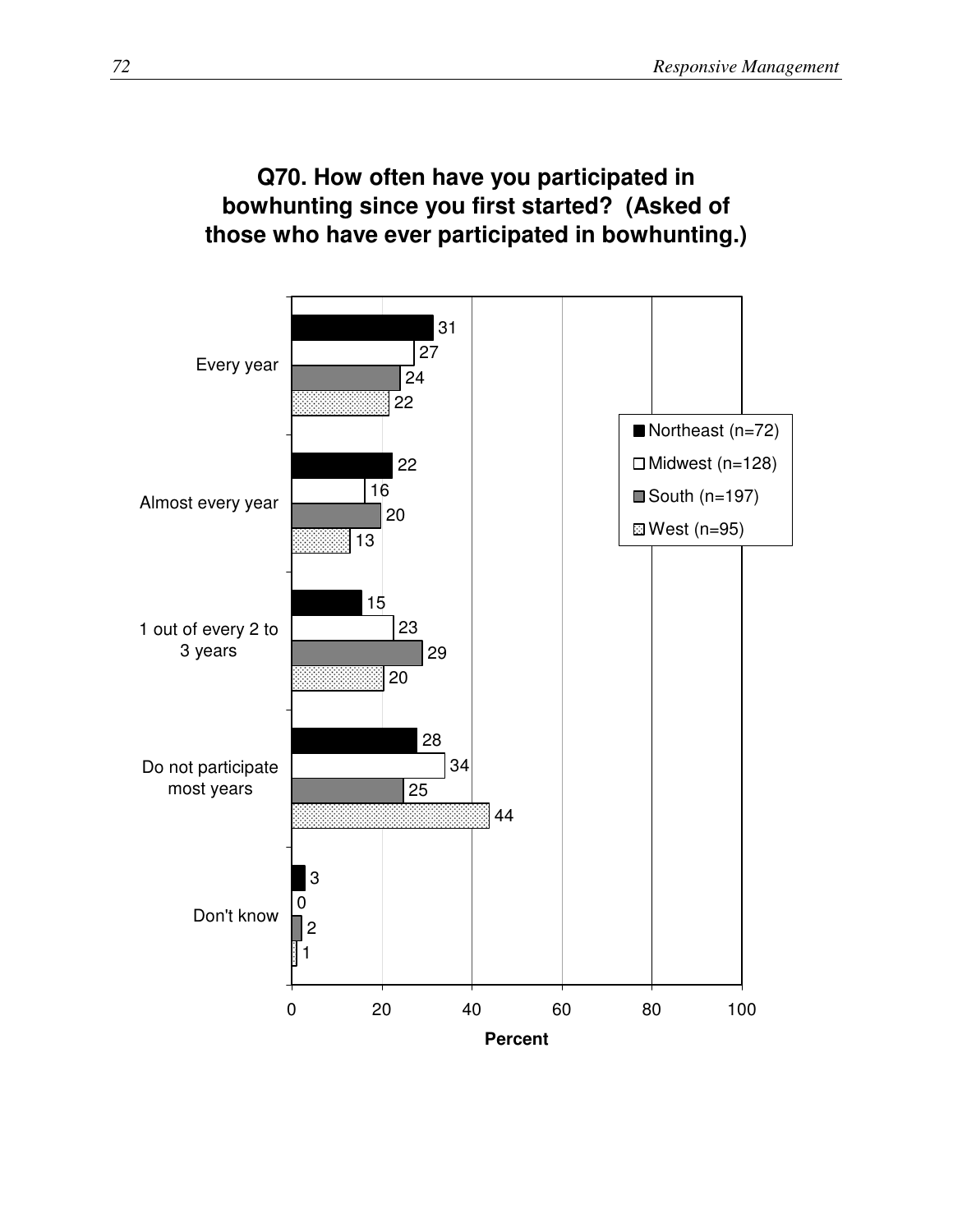## Q70. How often have you participated in bowhunting since you first started? (Asked of those who have ever participated in bowhunting.)

| | Northeast (n=72) | Midwest (n=128) | South (n=197) | West (n=95) |
|---|---|---|---|---|
| Every year | 31 | 27 | 24 | 22 |
| Almost every year | 22 | 16 | 20 | 13 |
| 1 out of every 2 to 3 years | 15 | 23 | 29 | 20 |
| Do not participate most years | 28 | 34 | 25 | 44 |
| Don't know | 3 | 0 | 2 | 1 |

Percent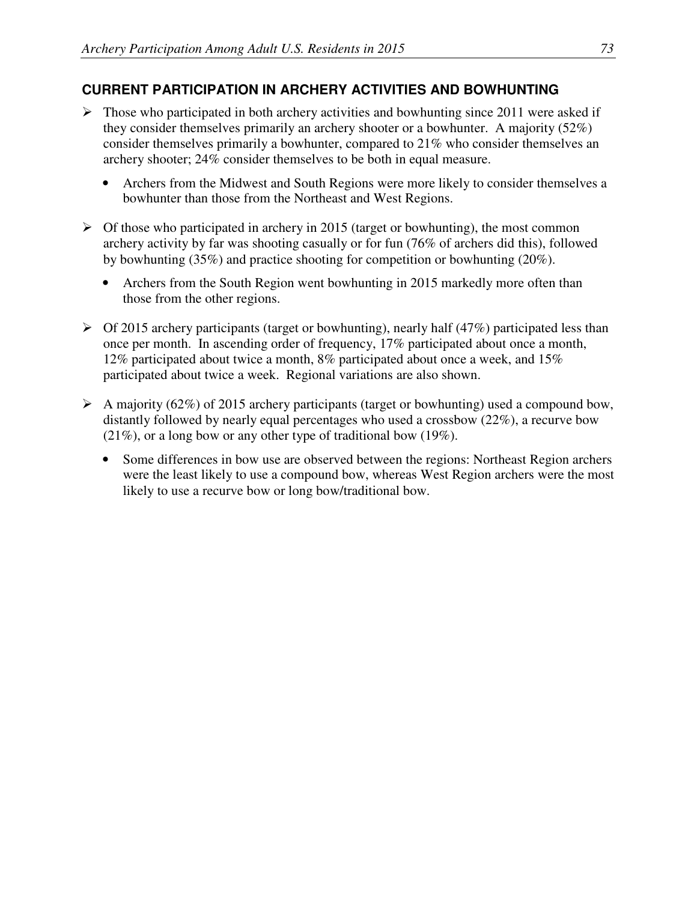## CURRENT PARTICIPATION IN ARCHERY ACTIVITIES AND BOWHUNTING

- Those who participated in both archery activities and bowhunting since 2011 were asked if they consider themselves primarily an archery shooter or a bowhunter. A majority (52%) consider themselves primarily a bowhunter, compared to 21% who consider themselves an archery shooter; 24% consider themselves to be both in equal measure.
  - Archers from the Midwest and South Regions were more likely to consider themselves a bowhunter than those from the Northeast and West Regions.
- Of those who participated in archery in 2015 (target or bowhunting), the most common archery activity by far was shooting casually or for fun (76% of archers did this), followed by bowhunting (35%) and practice shooting for competition or bowhunting (20%).
  - Archers from the South Region went bowhunting in 2015 markedly more often than those from the other regions.
- Of 2015 archery participants (target or bowhunting), nearly half (47%) participated less than once per month. In ascending order of frequency, 17% participated about once a month, 12% participated about twice a month, 8% participated about once a week, and 15% participated about twice a week. Regional variations are also shown.
- A majority (62%) of 2015 archery participants (target or bowhunting) used a compound bow, distantly followed by nearly equal percentages who used a crossbow (22%), a recurve bow (21%), or a long bow or any other type of traditional bow (19%).
  - Some differences in bow use are observed between the regions: Northeast Region archers were the least likely to use a compound bow, whereas West Region archers were the most likely to use a recurve bow or long bow/traditional bow.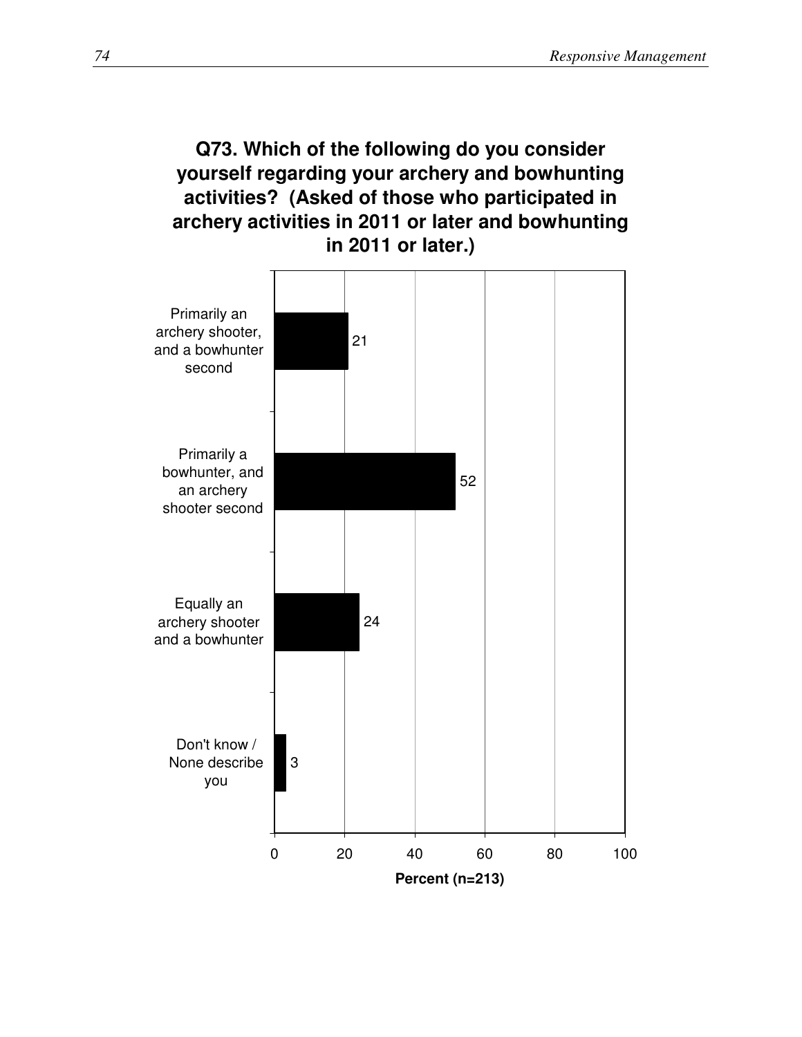**Q73. Which of the following do you consider yourself regarding your archery and bowhunting activities? (Asked of those who participated in archery activities in 2011 or later and bowhunting in 2011 or later.)**

| Response | Percent (n=213) |
|---|---|
| Primarily an archery shooter, and a bowhunter second | 21 |
| Primarily a bowhunter, and an archery shooter second | 52 |
| Equally an archery shooter and a bowhunter | 24 |
| Don't know / None describe you | 3 |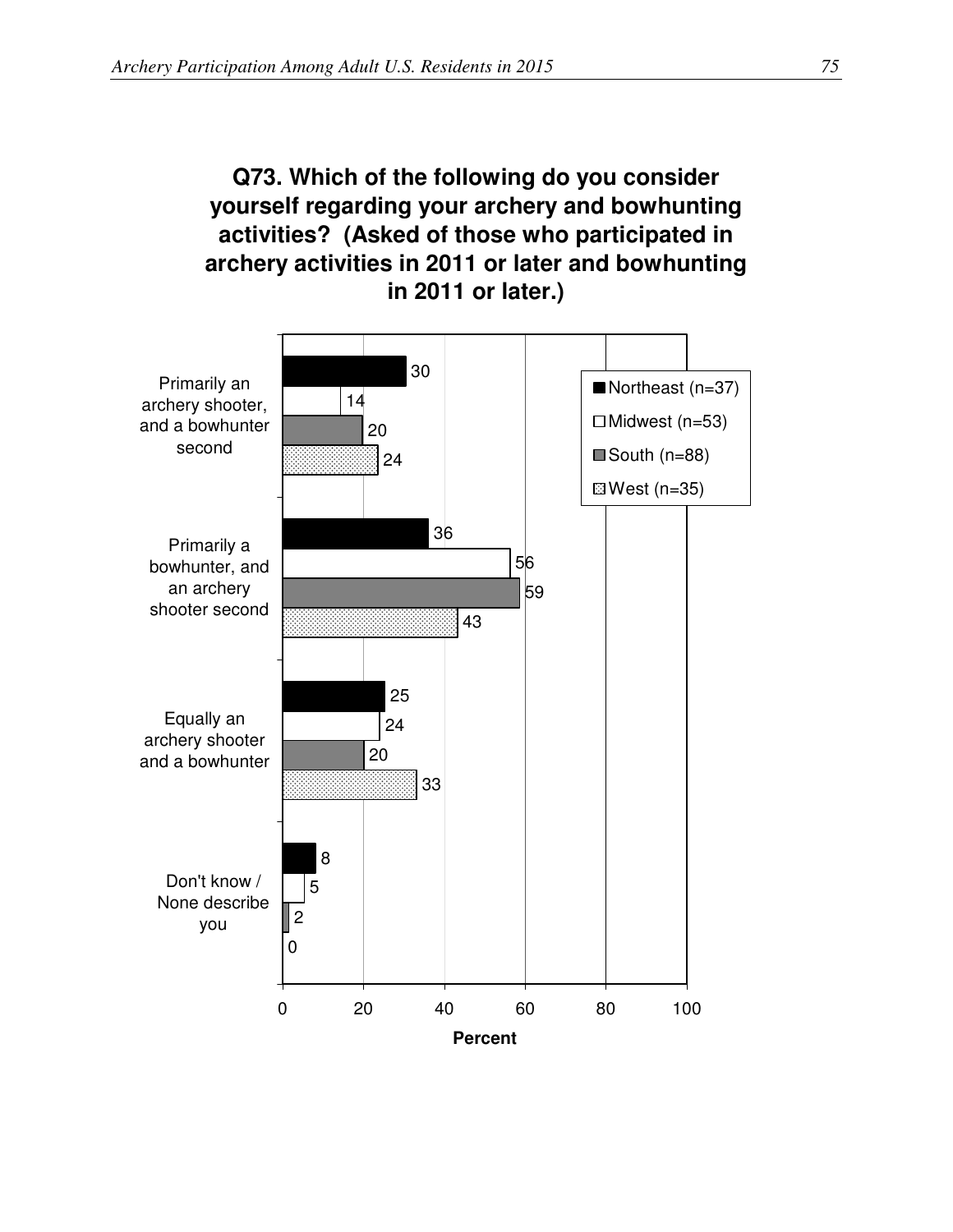## Q73. Which of the following do you consider yourself regarding your archery and bowhunting activities? (Asked of those who participated in archery activities in 2011 or later and bowhunting in 2011 or later.)

| | Northeast (n=37) | Midwest (n=53) | South (n=88) | West (n=35) |
|---|---|---|---|---|
| Primarily an archery shooter, and a bowhunter second | 30 | 14 | 20 | 24 |
| Primarily a bowhunter, and an archery shooter second | 36 | 56 | 59 | 43 |
| Equally an archery shooter and a bowhunter | 25 | 24 | 20 | 33 |
| Don't know / None describe you | 8 | 5 | 2 | 0 |

Percent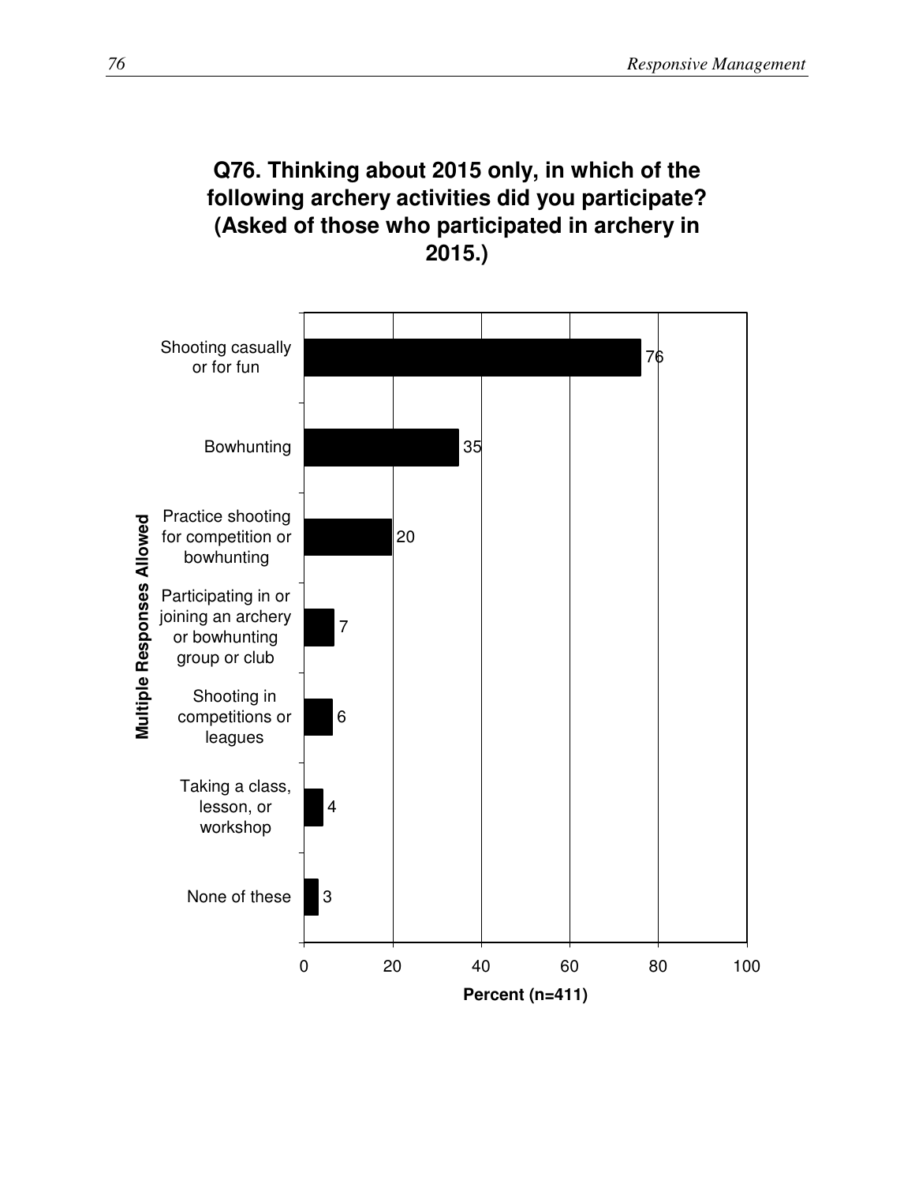**Q76. Thinking about 2015 only, in which of the following archery activities did you participate? (Asked of those who participated in archery in 2015.)**

| Multiple Responses Allowed | Percent (n=411) |
| --- | --- |
| Shooting casually or for fun | 76 |
| Bowhunting | 35 |
| Practice shooting for competition or bowhunting | 20 |
| Participating in or joining an archery or bowhunting group or club | 7 |
| Shooting in competitions or leagues | 6 |
| Taking a class, lesson, or workshop | 4 |
| None of these | 3 |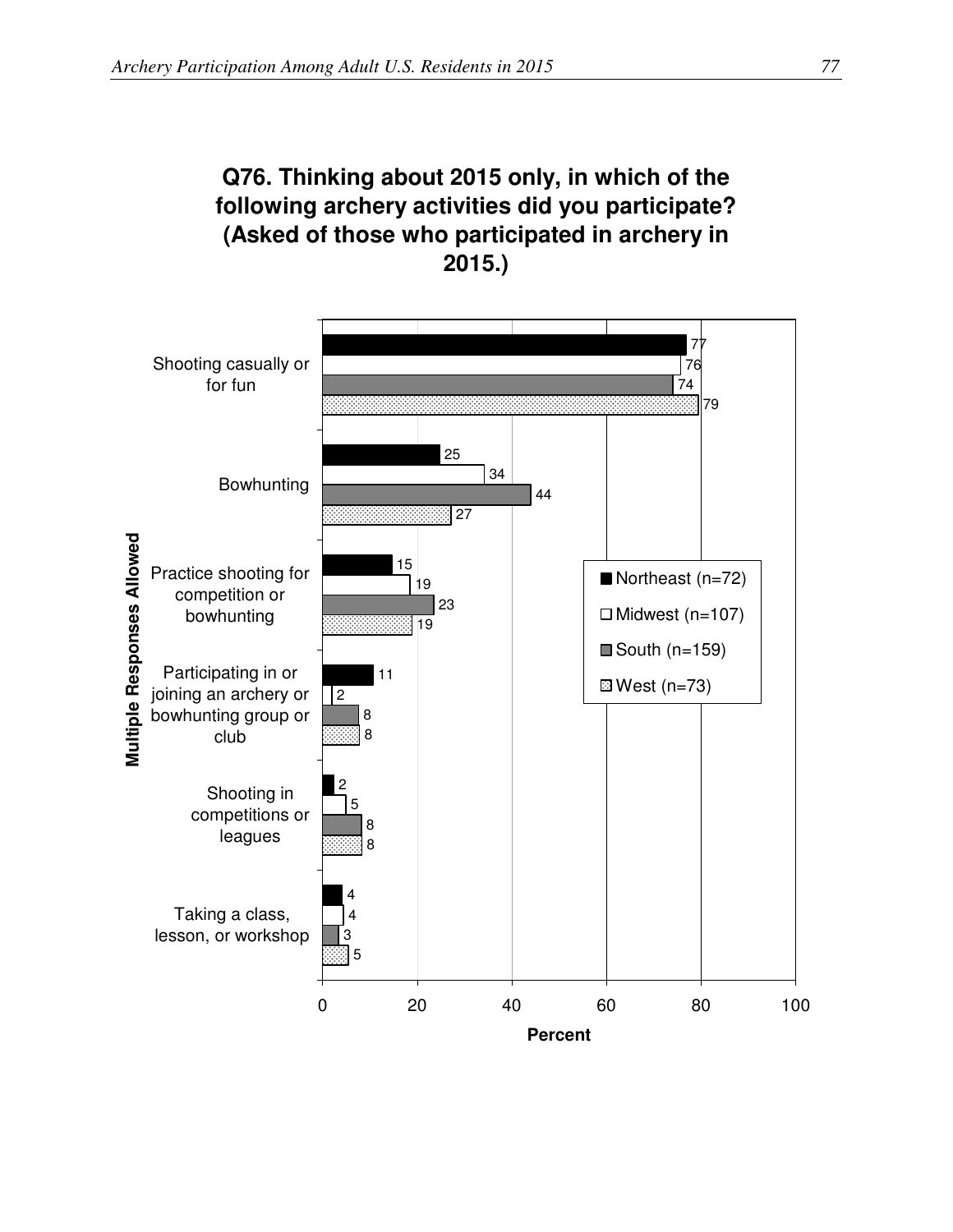## Q76. Thinking about 2015 only, in which of the following archery activities did you participate? (Asked of those who participated in archery in 2015.)

Multiple Responses Allowed

| Activity | Northeast (n=72) | Midwest (n=107) | South (n=159) | West (n=73) |
|---|---|---|---|---|
| Shooting casually or for fun | 77 | 76 | 74 | 79 |
| Bowhunting | 25 | 34 | 44 | 27 |
| Practice shooting for competition or bowhunting | 15 | 19 | 23 | 19 |
| Participating in or joining an archery or bowhunting group or club | 11 | 2 | 8 | 8 |
| Shooting in competitions or leagues | 2 | 5 | 8 | 8 |
| Taking a class, lesson, or workshop | 4 | 4 | 3 | 5 |

Percent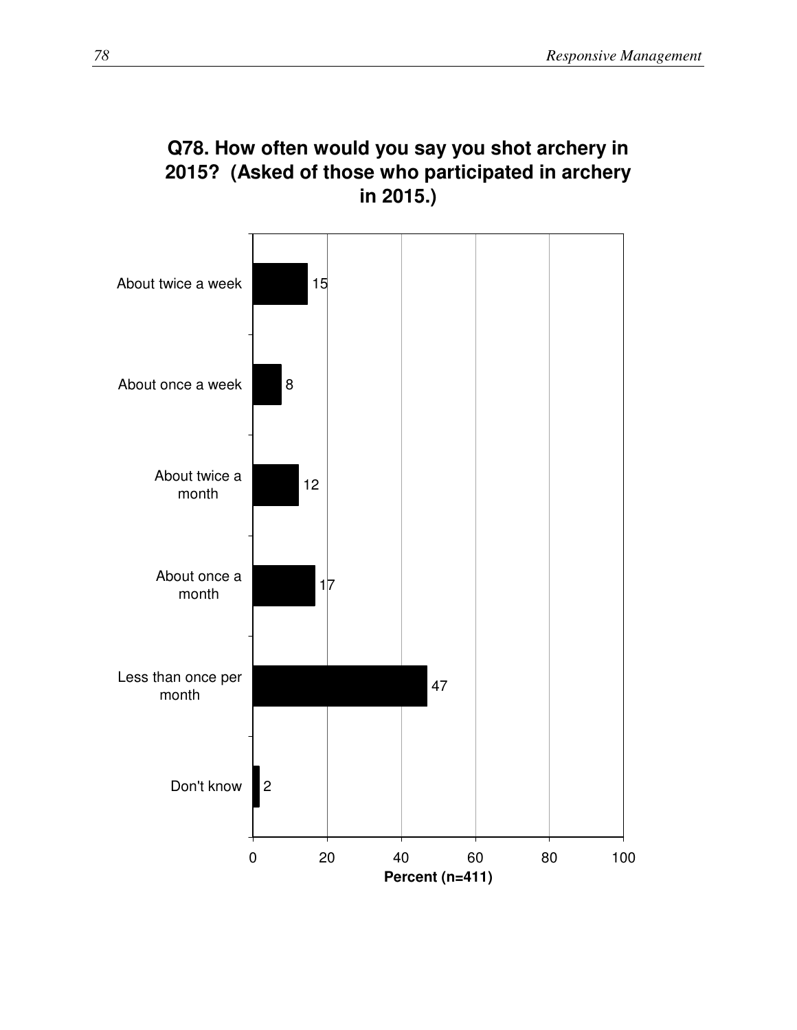**Q78. How often would you say you shot archery in 2015? (Asked of those who participated in archery in 2015.)**

| Response | Percent (n=411) |
|---|---|
| About twice a week | 15 |
| About once a week | 8 |
| About twice a month | 12 |
| About once a month | 17 |
| Less than once per month | 47 |
| Don't know | 2 |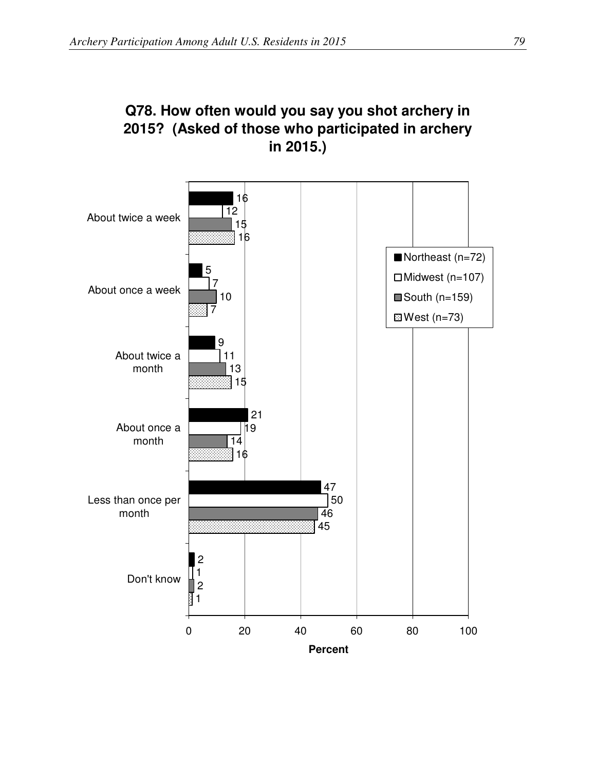## Q78. How often would you say you shot archery in 2015? (Asked of those who participated in archery in 2015.)

| Response | Northeast (n=72) | Midwest (n=107) | South (n=159) | West (n=73) |
|---|---|---|---|---|
| About twice a week | 16 | 12 | 15 | 16 |
| About once a week | 5 | 7 | 10 | 7 |
| About twice a month | 9 | 11 | 13 | 15 |
| About once a month | 21 | 19 | 14 | 16 |
| Less than once per month | 47 | 50 | 46 | 45 |
| Don't know | 2 | 1 | 2 | 1 |

Percent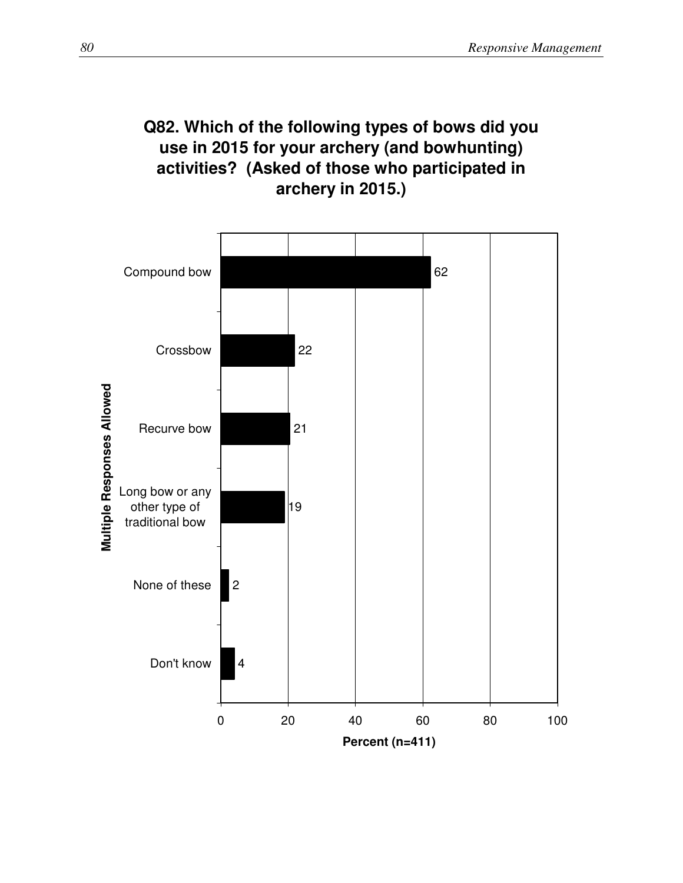**Q82. Which of the following types of bows did you use in 2015 for your archery (and bowhunting) activities? (Asked of those who participated in archery in 2015.)**

Multiple Responses Allowed

| Response | Percent (n=411) |
|---|---|
| Compound bow | 62 |
| Crossbow | 22 |
| Recurve bow | 21 |
| Long bow or any other type of traditional bow | 19 |
| None of these | 2 |
| Don't know | 4 |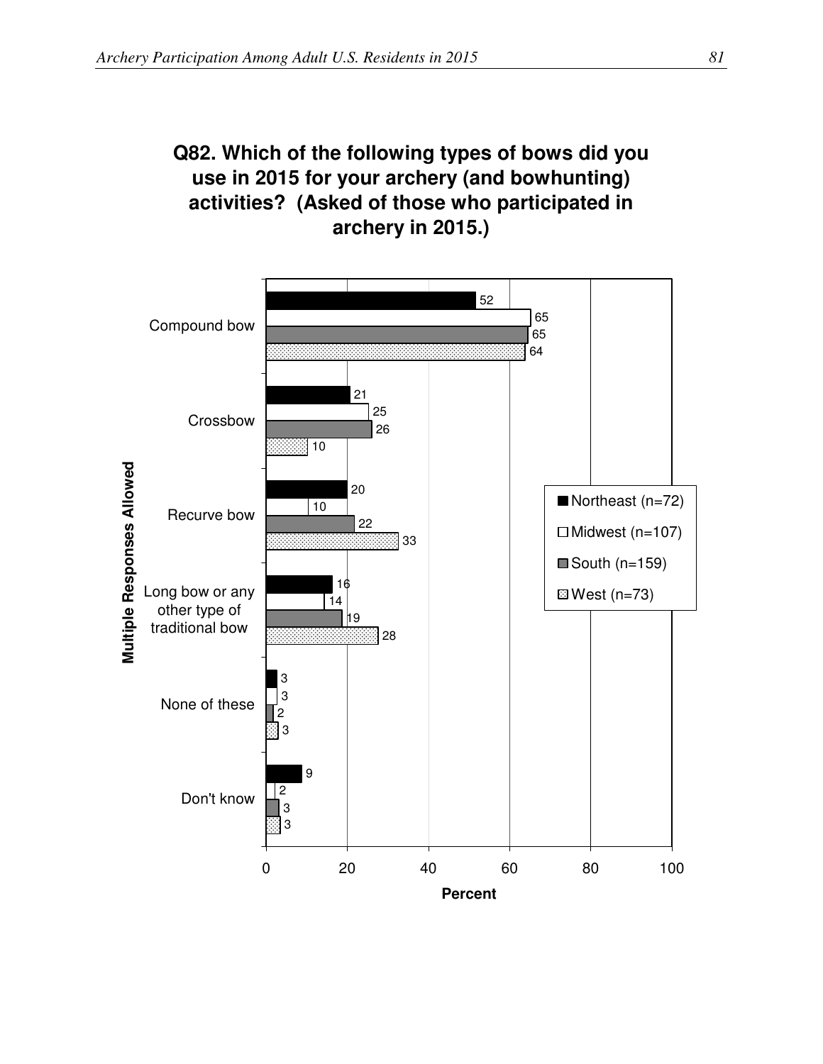## Q82. Which of the following types of bows did you use in 2015 for your archery (and bowhunting) activities? (Asked of those who participated in archery in 2015.)

Multiple Responses Allowed

| | Northeast (n=72) | Midwest (n=107) | South (n=159) | West (n=73) |
|---|---|---|---|---|
| Compound bow | 52 | 65 | 65 | 64 |
| Crossbow | 21 | 25 | 26 | 10 |
| Recurve bow | 20 | 10 | 22 | 33 |
| Long bow or any other type of traditional bow | 16 | 14 | 19 | 28 |
| None of these | 3 | 3 | 2 | 3 |
| Don't know | 9 | 2 | 3 | 3 |

Percent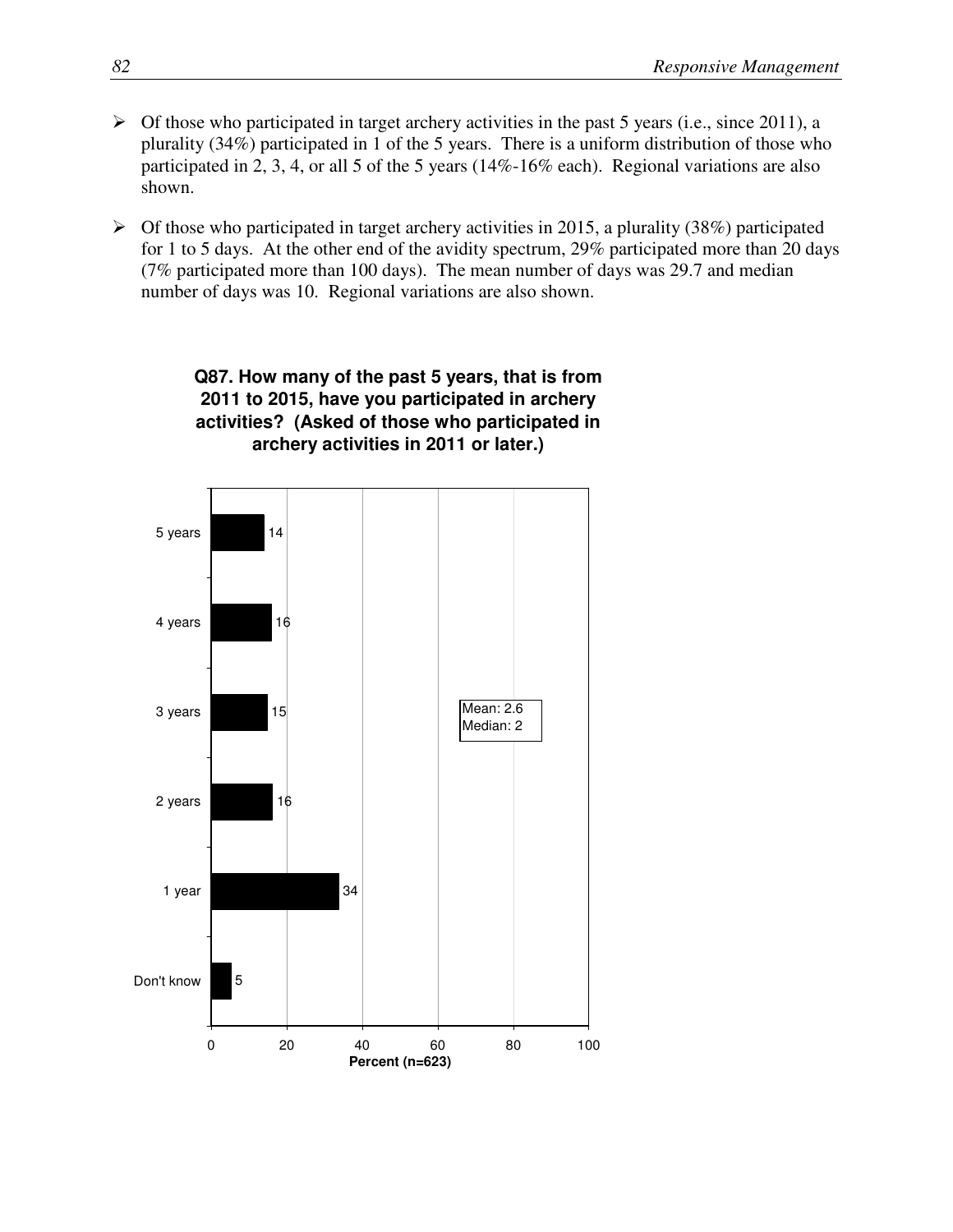- Of those who participated in target archery activities in the past 5 years (i.e., since 2011), a plurality (34%) participated in 1 of the 5 years. There is a uniform distribution of those who participated in 2, 3, 4, or all 5 of the 5 years (14%-16% each). Regional variations are also shown.

- Of those who participated in target archery activities in 2015, a plurality (38%) participated for 1 to 5 days. At the other end of the avidity spectrum, 29% participated more than 20 days (7% participated more than 100 days). The mean number of days was 29.7 and median number of days was 10. Regional variations are also shown.

**Q87. How many of the past 5 years, that is from 2011 to 2015, have you participated in archery activities? (Asked of those who participated in archery activities in 2011 or later.)**

| Response | Percent (n=623) |
|---|---|
| 5 years | 14 |
| 4 years | 16 |
| 3 years | 15 |
| 2 years | 16 |
| 1 year | 34 |
| Don't know | 5 |

Mean: 2.6
Median: 2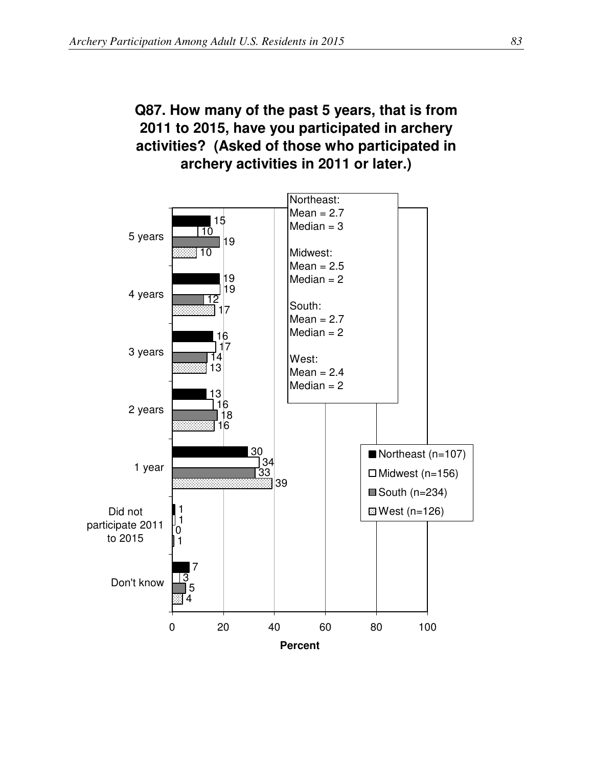**Q87. How many of the past 5 years, that is from 2011 to 2015, have you participated in archery activities? (Asked of those who participated in archery activities in 2011 or later.)**

| | Northeast (n=107) | Midwest (n=156) | South (n=234) | West (n=126) |
|---|---|---|---|---|
| 5 years | 15 | 10 | 19 | 10 |
| 4 years | 19 | 19 | 12 | 17 |
| 3 years | 16 | 17 | 14 | 13 |
| 2 years | 13 | 16 | 18 | 16 |
| 1 year | 30 | 34 | 33 | 39 |
| Did not participate 2011 to 2015 | 1 | 1 | 0 | 1 |
| Don't know | 7 | 3 | 5 | 4 |

Northeast:
Mean = 2.7
Median = 3

Midwest:
Mean = 2.5
Median = 2

South:
Mean = 2.7
Median = 2

West:
Mean = 2.4
Median = 2

Percent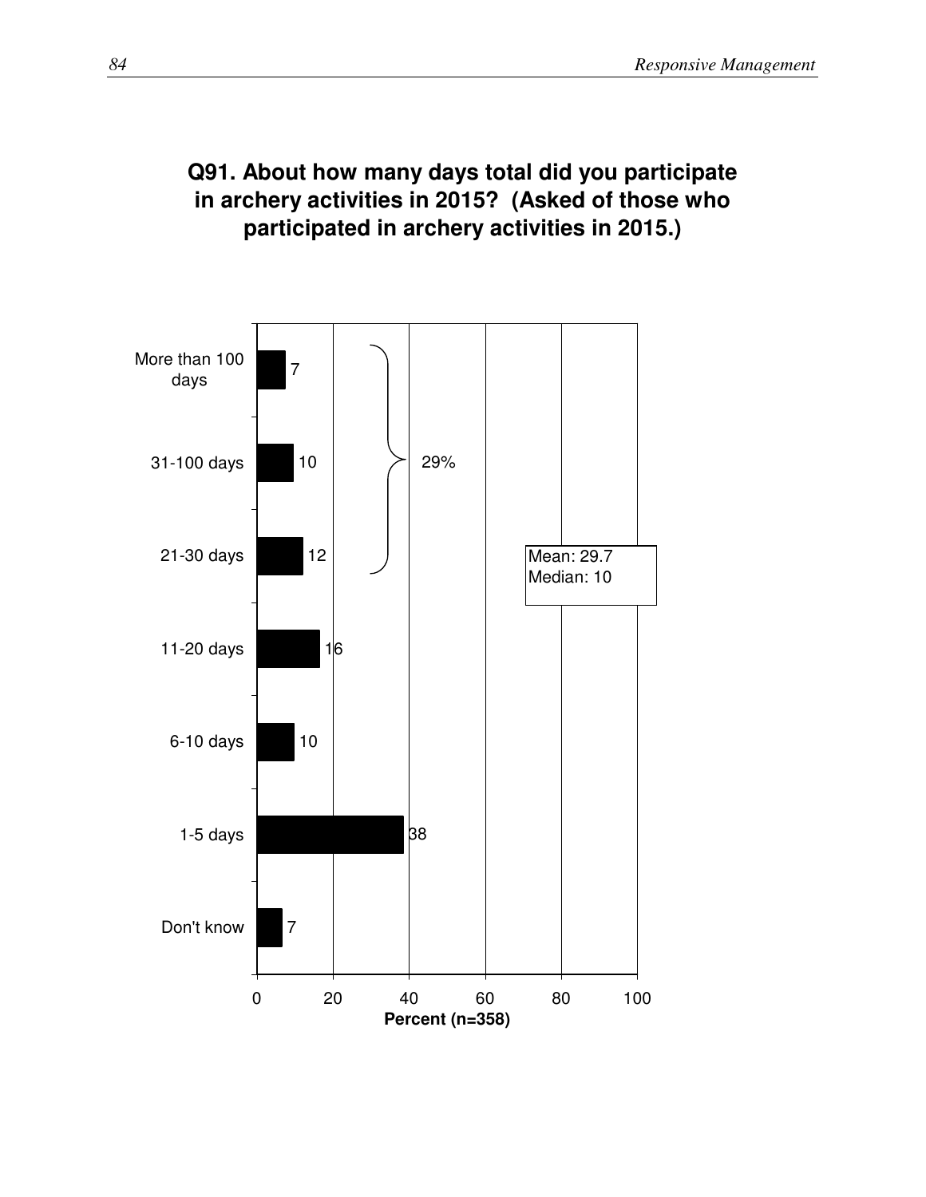**Q91. About how many days total did you participate in archery activities in 2015? (Asked of those who participated in archery activities in 2015.)**

| Response | Percent (n=358) |
|---|---|
| More than 100 days | 7 |
| 31-100 days | 10 |
| 21-30 days | 12 |
| 11-20 days | 16 |
| 6-10 days | 10 |
| 1-5 days | 38 |
| Don't know | 7 |

29% (21 days or more)

Mean: 29.7
Median: 10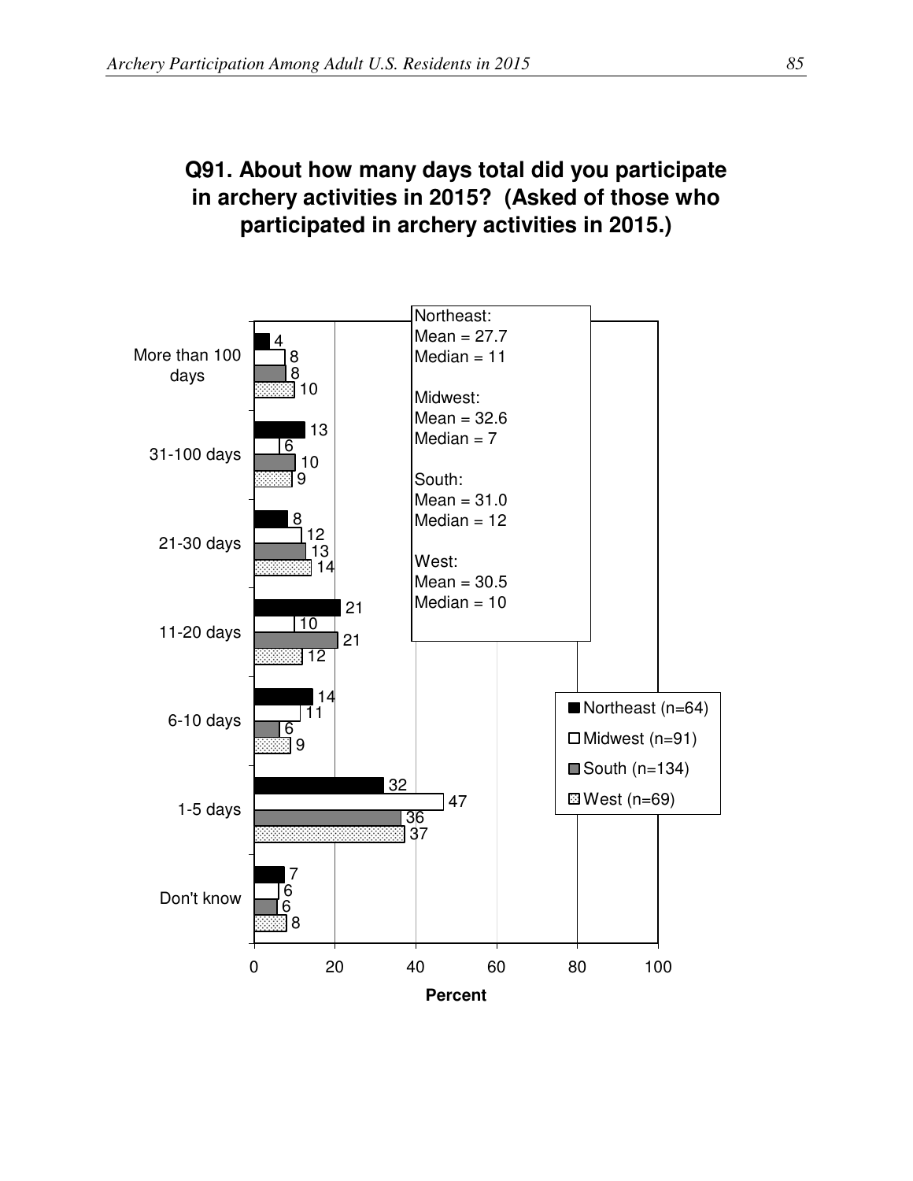## Q91. About how many days total did you participate in archery activities in 2015? (Asked of those who participated in archery activities in 2015.)

| | Northeast (n=64) | Midwest (n=91) | South (n=134) | West (n=69) |
|---|---|---|---|---|
| More than 100 days | 4 | 8 | 8 | 10 |
| 31-100 days | 13 | 6 | 10 | 9 |
| 21-30 days | 8 | 12 | 13 | 14 |
| 11-20 days | 21 | 10 | 21 | 12 |
| 6-10 days | 14 | 11 | 6 | 9 |
| 1-5 days | 32 | 47 | 36 | 37 |
| Don't know | 7 | 6 | 6 | 8 |

Percent

Northeast:
Mean = 27.7
Median = 11

Midwest:
Mean = 32.6
Median = 7

South:
Mean = 31.0
Median = 12

West:
Mean = 30.5
Median = 10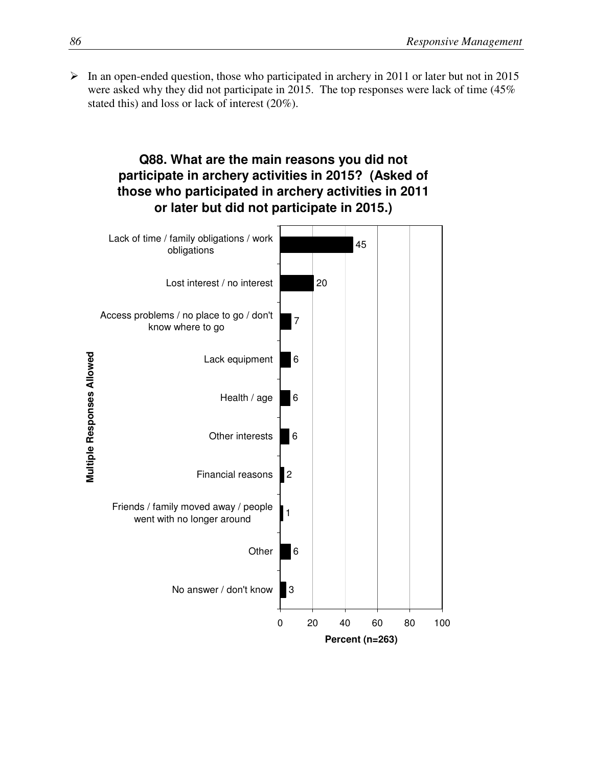- In an open-ended question, those who participated in archery in 2011 or later but not in 2015 were asked why they did not participate in 2015. The top responses were lack of time (45% stated this) and loss or lack of interest (20%).

**Q88. What are the main reasons you did not participate in archery activities in 2015? (Asked of those who participated in archery activities in 2011 or later but did not participate in 2015.)**

*Multiple Responses Allowed*

| Reason | Percent (n=263) |
|---|---|
| Lack of time / family obligations / work obligations | 45 |
| Lost interest / no interest | 20 |
| Access problems / no place to go / don't know where to go | 7 |
| Lack equipment | 6 |
| Health / age | 6 |
| Other interests | 6 |
| Financial reasons | 2 |
| Friends / family moved away / people went with no longer around | 1 |
| Other | 6 |
| No answer / don't know | 3 |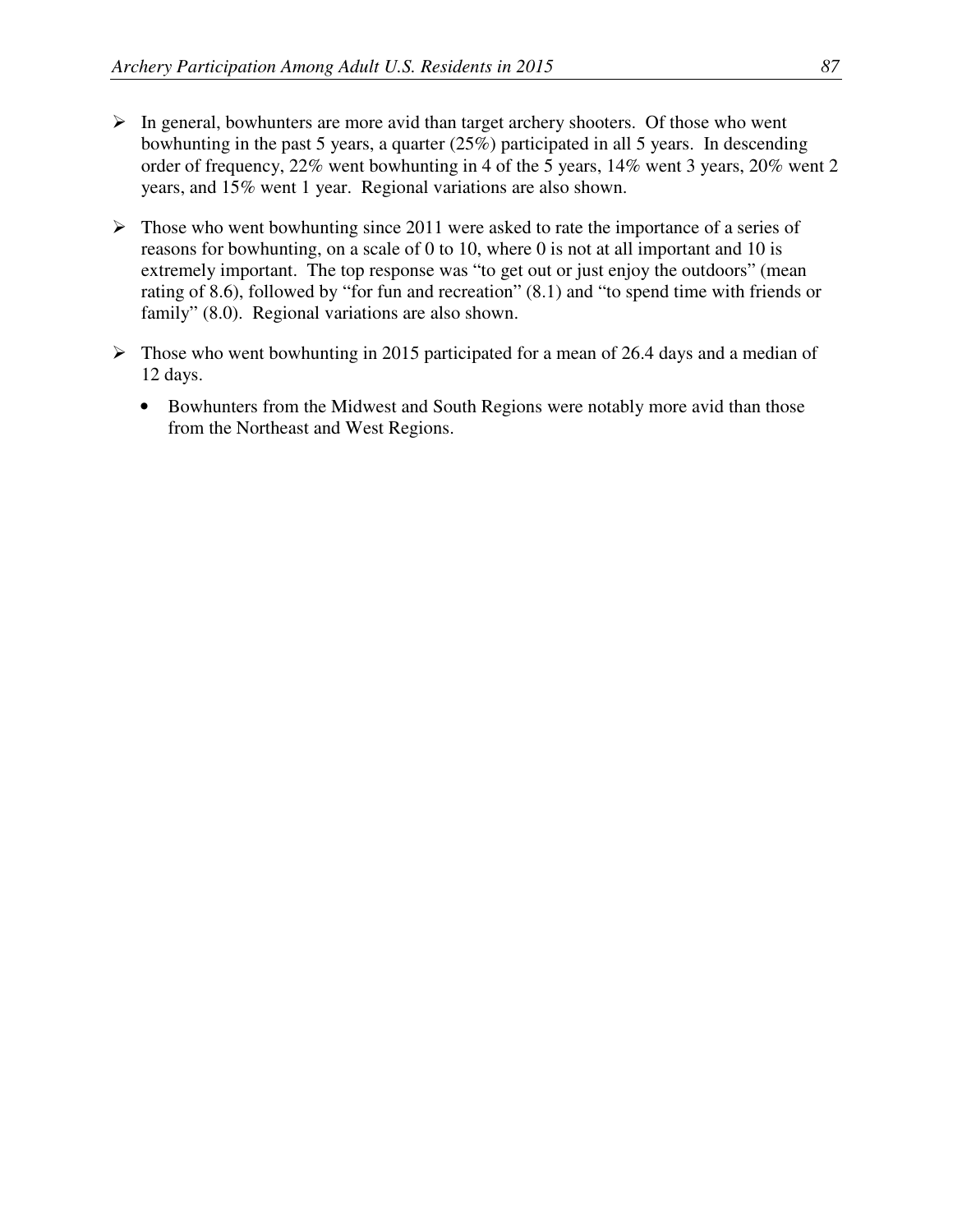- In general, bowhunters are more avid than target archery shooters. Of those who went bowhunting in the past 5 years, a quarter (25%) participated in all 5 years. In descending order of frequency, 22% went bowhunting in 4 of the 5 years, 14% went 3 years, 20% went 2 years, and 15% went 1 year. Regional variations are also shown.

- Those who went bowhunting since 2011 were asked to rate the importance of a series of reasons for bowhunting, on a scale of 0 to 10, where 0 is not at all important and 10 is extremely important. The top response was "to get out or just enjoy the outdoors" (mean rating of 8.6), followed by "for fun and recreation" (8.1) and "to spend time with friends or family" (8.0). Regional variations are also shown.

- Those who went bowhunting in 2015 participated for a mean of 26.4 days and a median of 12 days.

  - Bowhunters from the Midwest and South Regions were notably more avid than those from the Northeast and West Regions.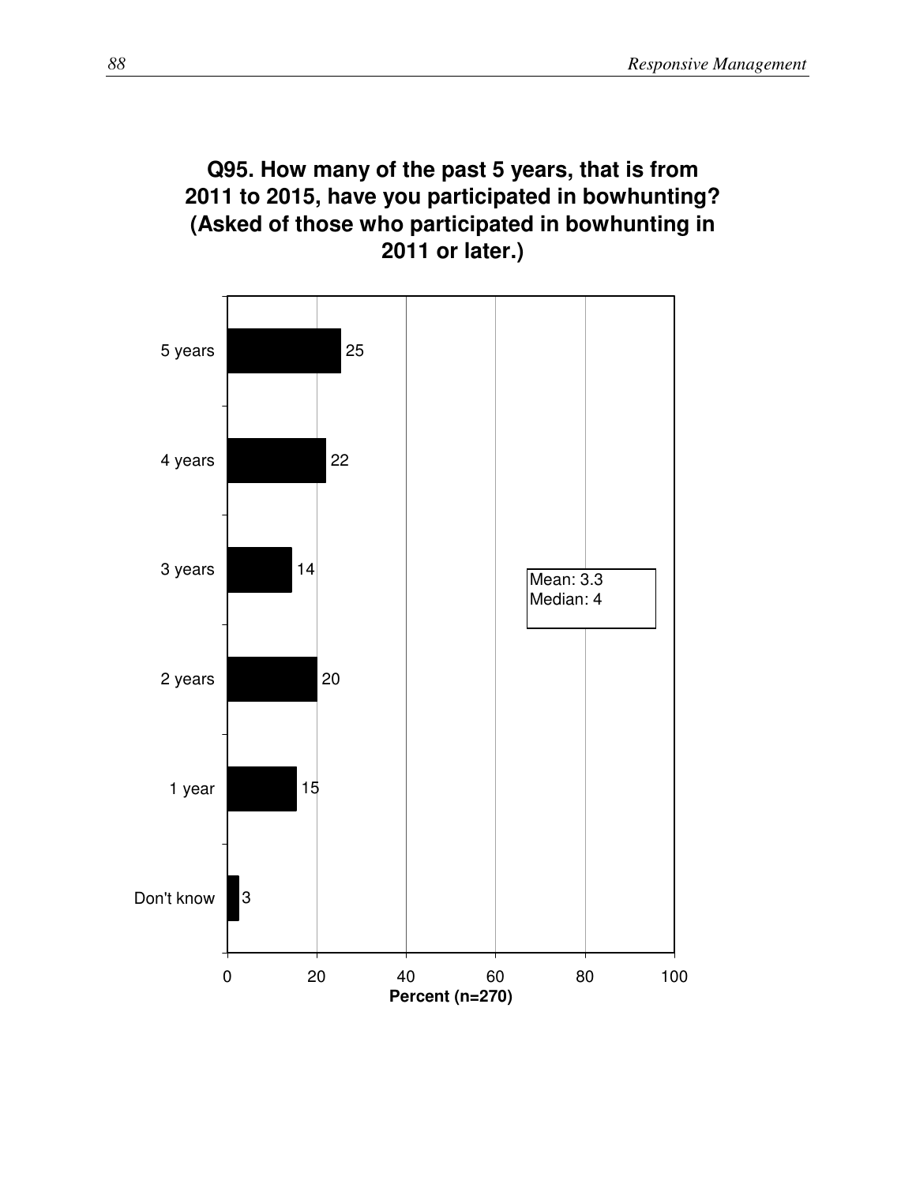**Q95. How many of the past 5 years, that is from 2011 to 2015, have you participated in bowhunting? (Asked of those who participated in bowhunting in 2011 or later.)**

| Response | Percent (n=270) |
| --- | --- |
| 5 years | 25 |
| 4 years | 22 |
| 3 years | 14 |
| 2 years | 20 |
| 1 year | 15 |
| Don't know | 3 |

Mean: 3.3
Median: 4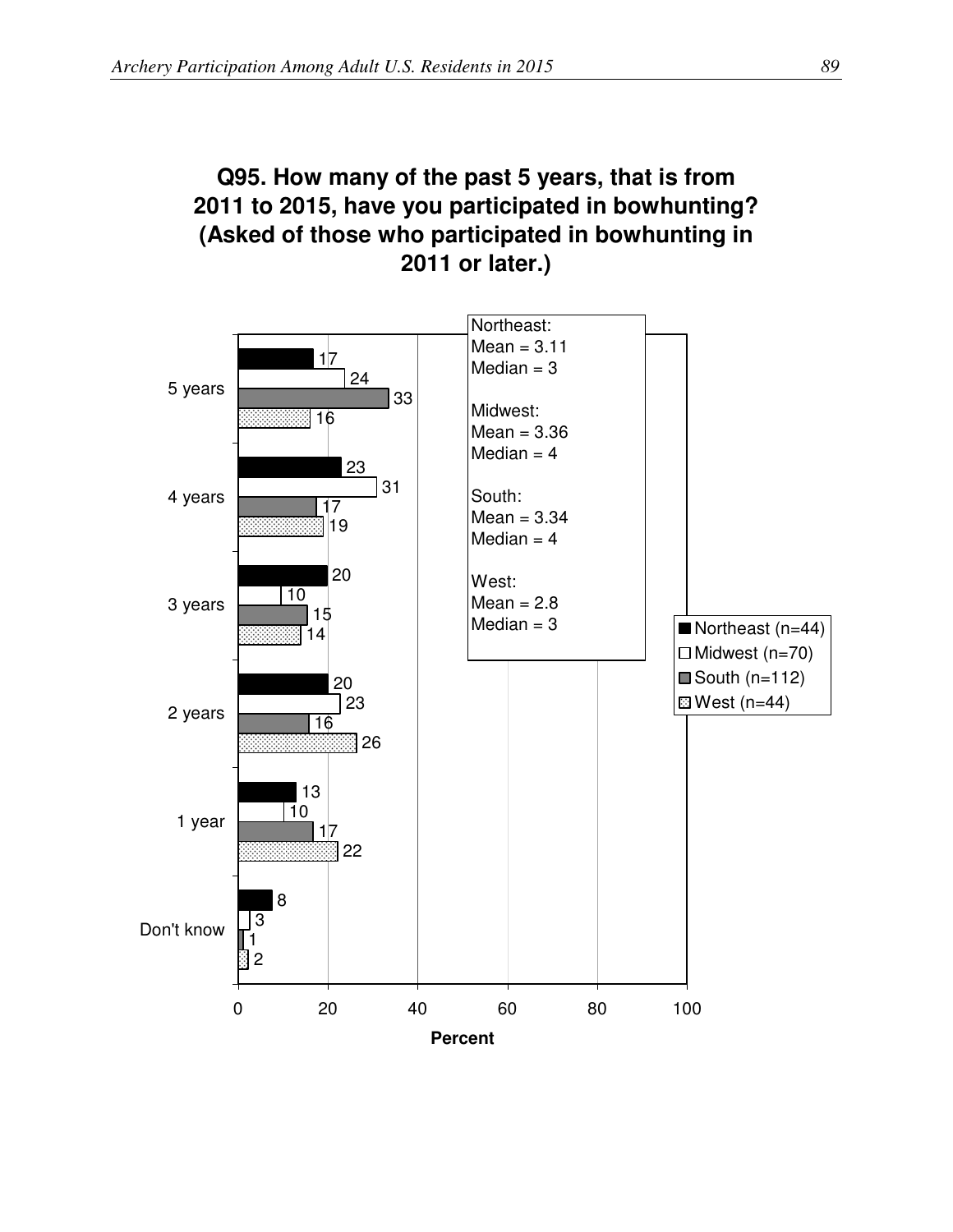## Q95. How many of the past 5 years, that is from 2011 to 2015, have you participated in bowhunting? (Asked of those who participated in bowhunting in 2011 or later.)

| | Northeast (n=44) | Midwest (n=70) | South (n=112) | West (n=44) |
|---|---|---|---|---|
| 5 years | 17 | 24 | 33 | 16 |
| 4 years | 23 | 31 | 17 | 19 |
| 3 years | 20 | 10 | 15 | 14 |
| 2 years | 20 | 23 | 16 | 26 |
| 1 year | 13 | 10 | 17 | 22 |
| Don't know | 8 | 3 | 1 | 2 |

Percent

Northeast:
Mean = 3.11
Median = 3

Midwest:
Mean = 3.36
Median = 4

South:
Mean = 3.34
Median = 4

West:
Mean = 2.8
Median = 3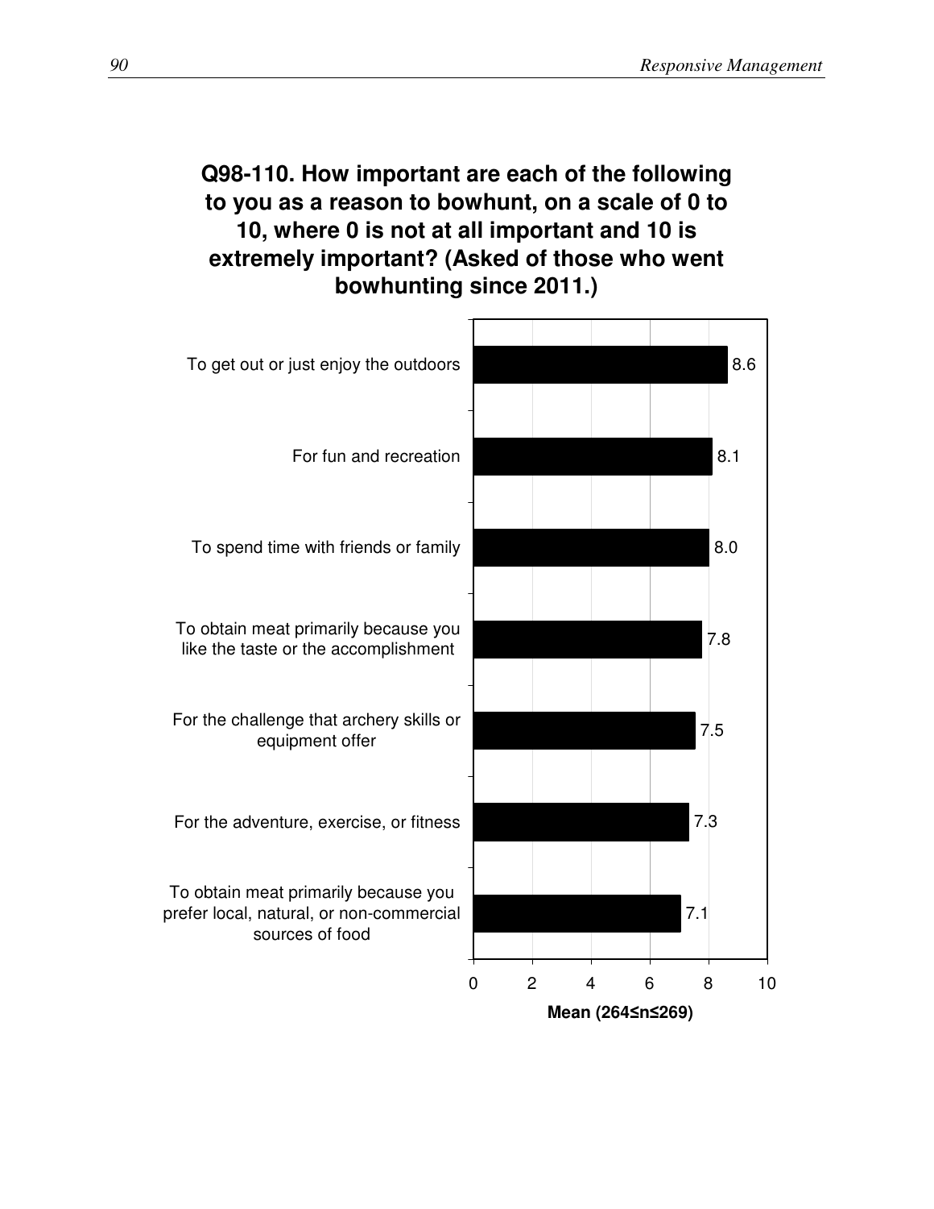**Q98-110. How important are each of the following to you as a reason to bowhunt, on a scale of 0 to 10, where 0 is not at all important and 10 is extremely important? (Asked of those who went bowhunting since 2011.)**

| Reason | Mean (264≤n≤269) |
| --- | --- |
| To get out or just enjoy the outdoors | 8.6 |
| For fun and recreation | 8.1 |
| To spend time with friends or family | 8.0 |
| To obtain meat primarily because you like the taste or the accomplishment | 7.8 |
| For the challenge that archery skills or equipment offer | 7.5 |
| For the adventure, exercise, or fitness | 7.3 |
| To obtain meat primarily because you prefer local, natural, or non-commercial sources of food | 7.1 |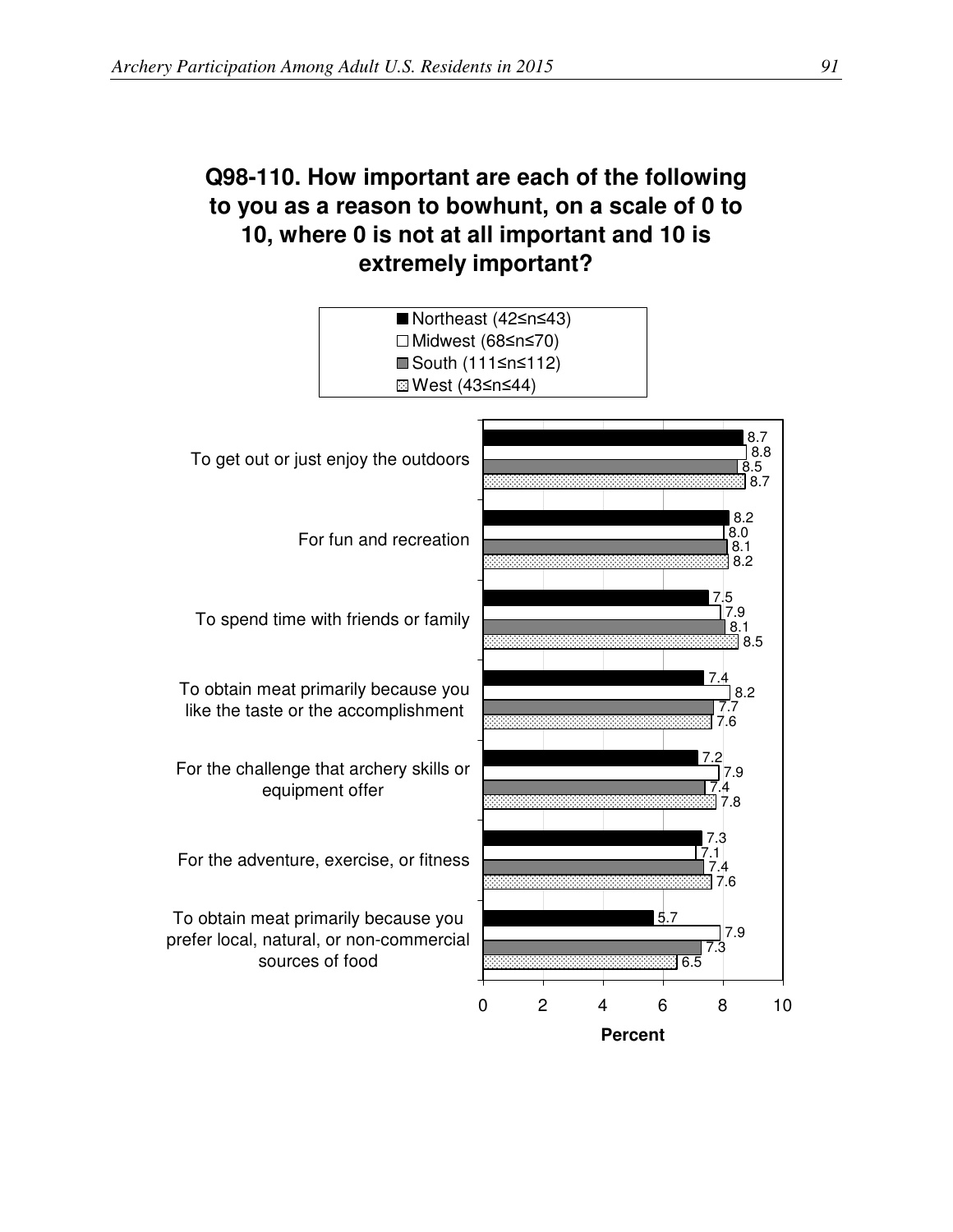## Q98-110. How important are each of the following to you as a reason to bowhunt, on a scale of 0 to 10, where 0 is not at all important and 10 is extremely important?

| Reason | Northeast (42≤n≤43) | Midwest (68≤n≤70) | South (111≤n≤112) | West (43≤n≤44) |
|---|---|---|---|---|
| To get out or just enjoy the outdoors | 8.7 | 8.8 | 8.5 | 8.7 |
| For fun and recreation | 8.2 | 8.0 | 8.1 | 8.2 |
| To spend time with friends or family | 7.5 | 7.9 | 8.1 | 8.5 |
| To obtain meat primarily because you like the taste or the accomplishment | 7.4 | 8.2 | 7.7 | 7.6 |
| For the challenge that archery skills or equipment offer | 7.2 | 7.9 | 7.4 | 7.8 |
| For the adventure, exercise, or fitness | 7.3 | 7.1 | 7.4 | 7.6 |
| To obtain meat primarily because you prefer local, natural, or non-commercial sources of food | 5.7 | 7.9 | 7.3 | 6.5 |

Percent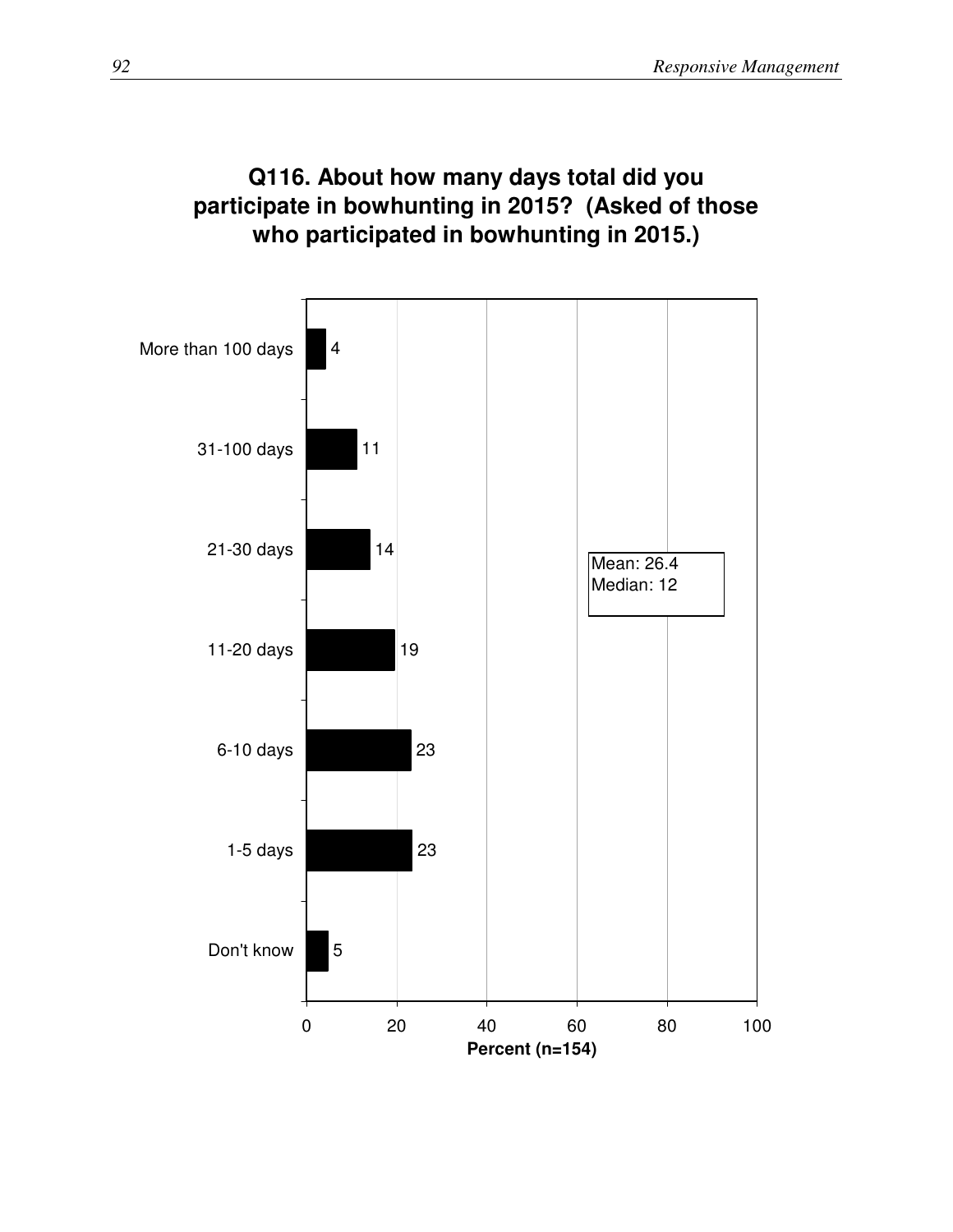## Q116. About how many days total did you participate in bowhunting in 2015? (Asked of those who participated in bowhunting in 2015.)

| Response | Percent (n=154) |
|---|---|
| More than 100 days | 4 |
| 31-100 days | 11 |
| 21-30 days | 14 |
| 11-20 days | 19 |
| 6-10 days | 23 |
| 1-5 days | 23 |
| Don't know | 5 |

Mean: 26.4
Median: 12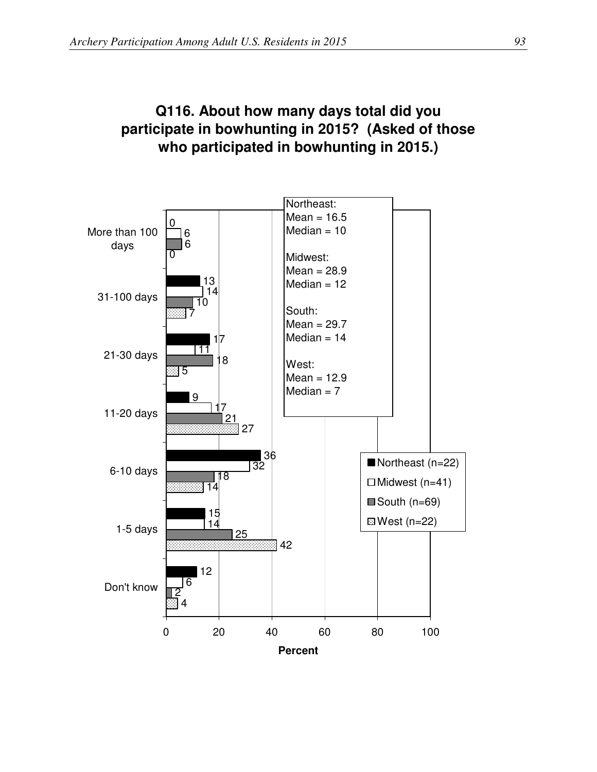# Q116. About how many days total did you participate in bowhunting in 2015? (Asked of those who participated in bowhunting in 2015.)

| | Northeast (n=22) | Midwest (n=41) | South (n=69) | West (n=22) |
|---|---|---|---|---|
| More than 100 days | 0 | 6 | 6 | 0 |
| 31-100 days | 13 | 14 | 10 | 7 |
| 21-30 days | 17 | 11 | 18 | 5 |
| 11-20 days | 9 | 17 | 21 | 27 |
| 6-10 days | 36 | 32 | 18 | 14 |
| 1-5 days | 15 | 14 | 25 | 42 |
| Don't know | 12 | 6 | 2 | 4 |

Percent

Northeast:
Mean = 16.5
Median = 10

Midwest:
Mean = 28.9
Median = 12

South:
Mean = 29.7
Median = 14

West:
Mean = 12.9
Median = 7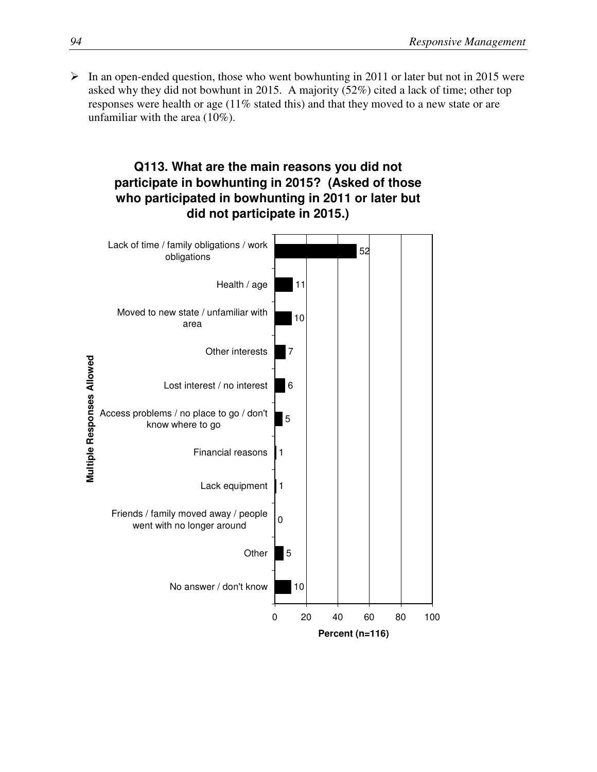- In an open-ended question, those who went bowhunting in 2011 or later but not in 2015 were asked why they did not bowhunt in 2015. A majority (52%) cited a lack of time; other top responses were health or age (11% stated this) and that they moved to a new state or are unfamiliar with the area (10%).

**Q113. What are the main reasons you did not participate in bowhunting in 2015? (Asked of those who participated in bowhunting in 2011 or later but did not participate in 2015.)**

*Multiple Responses Allowed*

| Response | Percent (n=116) |
|---|---|
| Lack of time / family obligations / work obligations | 52 |
| Health / age | 11 |
| Moved to new state / unfamiliar with area | 10 |
| Other interests | 7 |
| Lost interest / no interest | 6 |
| Access problems / no place to go / don't know where to go | 5 |
| Financial reasons | 1 |
| Lack equipment | 1 |
| Friends / family moved away / people went with no longer around | 0 |
| Other | 5 |
| No answer / don't know | 10 |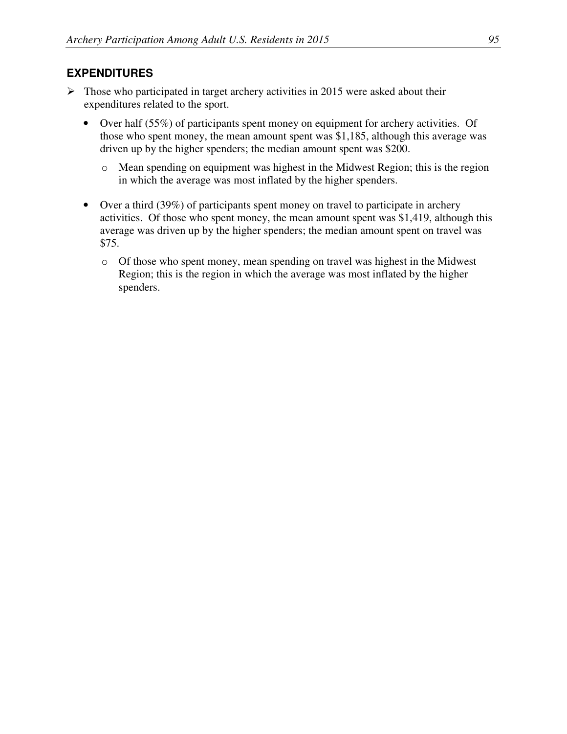## EXPENDITURES

- Those who participated in target archery activities in 2015 were asked about their expenditures related to the sport.
  - Over half (55%) of participants spent money on equipment for archery activities. Of those who spent money, the mean amount spent was $1,185, although this average was driven up by the higher spenders; the median amount spent was $200.
    - Mean spending on equipment was highest in the Midwest Region; this is the region in which the average was most inflated by the higher spenders.
  - Over a third (39%) of participants spent money on travel to participate in archery activities. Of those who spent money, the mean amount spent was $1,419, although this average was driven up by the higher spenders; the median amount spent on travel was $75.
    - Of those who spent money, mean spending on travel was highest in the Midwest Region; this is the region in which the average was most inflated by the higher spenders.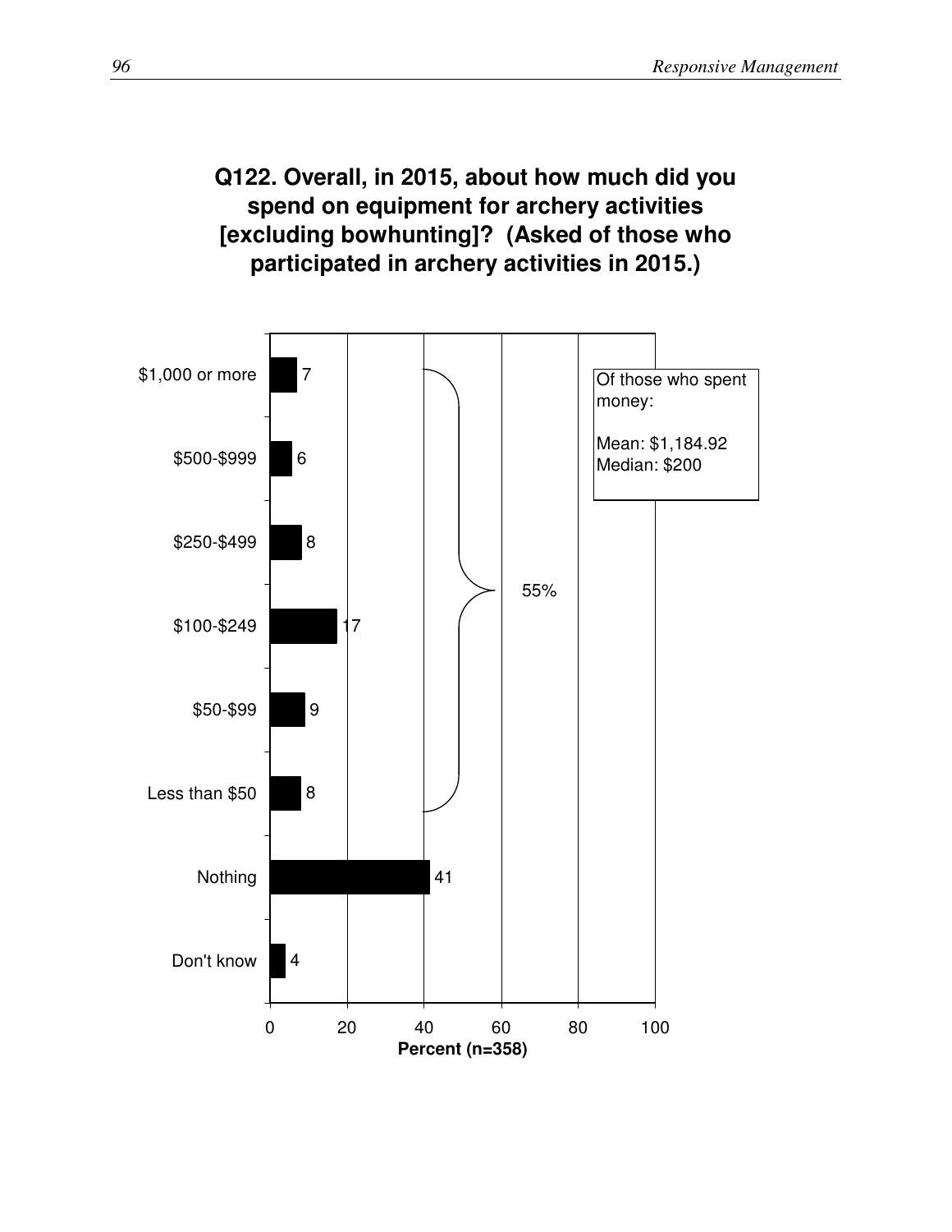## Q122. Overall, in 2015, about how much did you spend on equipment for archery activities [excluding bowhunting]? (Asked of those who participated in archery activities in 2015.)

| Response | Percent (n=358) |
|---|---|
| $1,000 or more | 7 |
| $500-$999 | 6 |
| $250-$499 | 8 |
| $100-$249 | 17 |
| $50-$99 | 9 |
| Less than $50 | 8 |
| Nothing | 41 |
| Don't know | 4 |

55% (spent money: Less than $50 through $1,000 or more)

Of those who spent money:

Mean: $1,184.92
Median: $200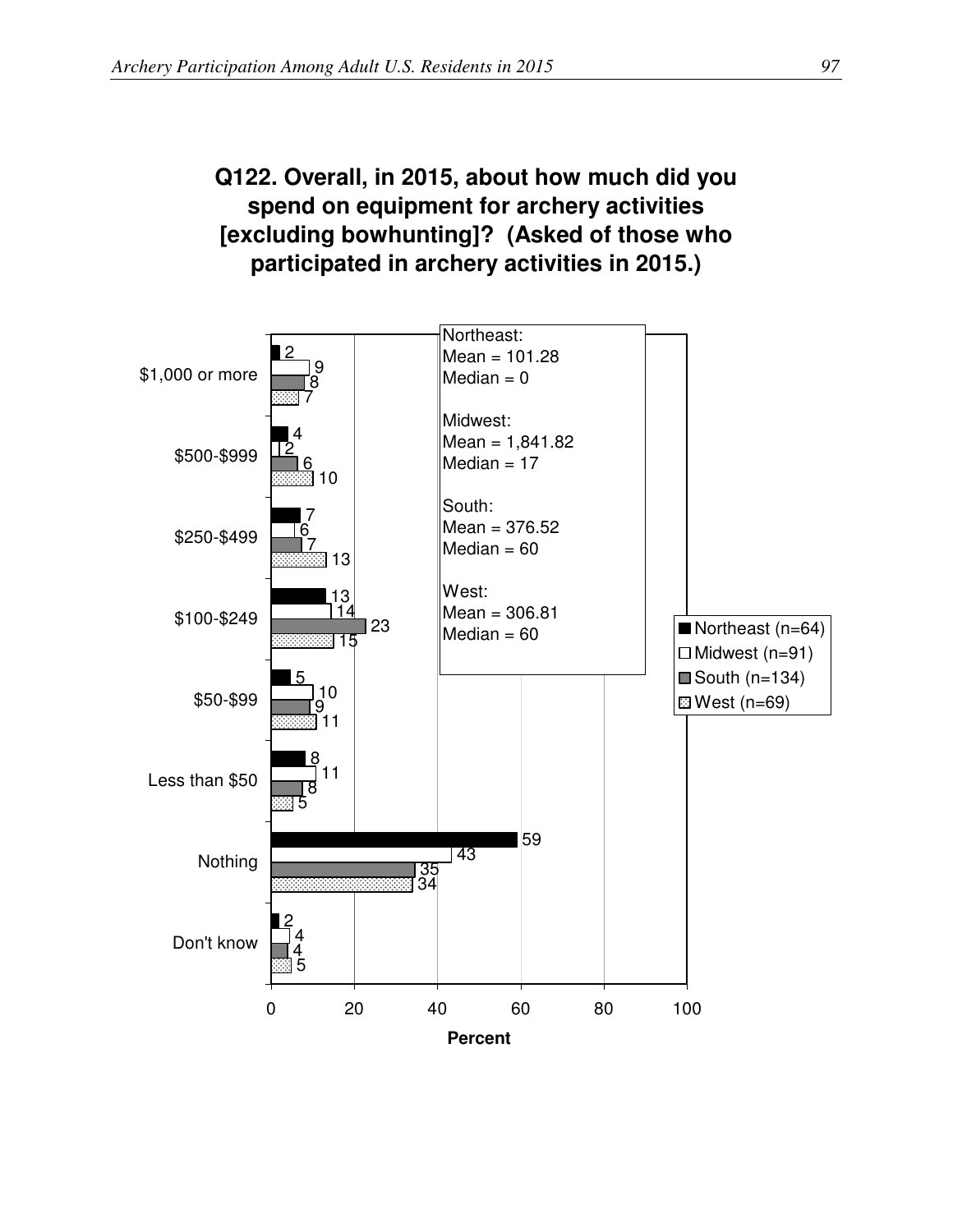## Q122. Overall, in 2015, about how much did you spend on equipment for archery activities [excluding bowhunting]? (Asked of those who participated in archery activities in 2015.)

| | Northeast (n=64) | Midwest (n=91) | South (n=134) | West (n=69) |
|---|---|---|---|---|
| $1,000 or more | 2 | 9 | 8 | 7 |
| $500-$999 | 4 | 2 | 6 | 10 |
| $250-$499 | 7 | 6 | 7 | 13 |
| $100-$249 | 13 | 14 | 23 | 15 |
| $50-$99 | 5 | 10 | 9 | 11 |
| Less than $50 | 8 | 11 | 8 | 5 |
| Nothing | 59 | 43 | 35 | 34 |
| Don't know | 2 | 4 | 4 | 5 |

Percent

Northeast:
Mean = 101.28
Median = 0

Midwest:
Mean = 1,841.82
Median = 17

South:
Mean = 376.52
Median = 60

West:
Mean = 306.81
Median = 60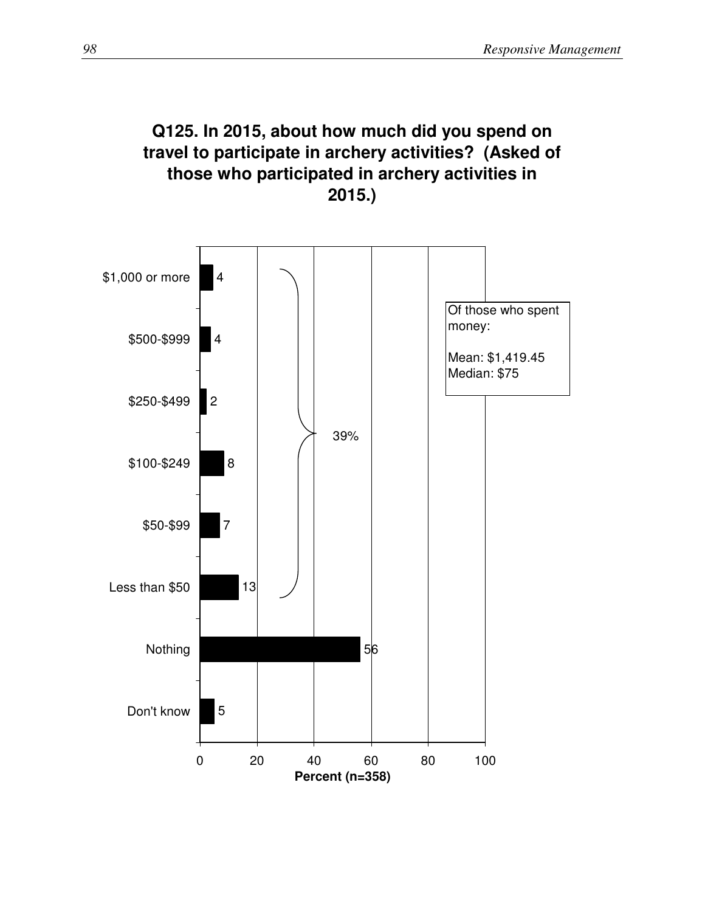**Q125. In 2015, about how much did you spend on travel to participate in archery activities? (Asked of those who participated in archery activities in 2015.)**

| Response | Percent (n=358) |
|---|---|
| $1,000 or more | 4 |
| $500-$999 | 4 |
| $250-$499 | 2 |
| $100-$249 | 8 |
| $50-$99 | 7 |
| Less than $50 | 13 |
| Nothing | 56 |
| Don't know | 5 |

39% (spent money: $1,000 or more through Less than $50)

Of those who spent money:

Mean: $1,419.45
Median: $75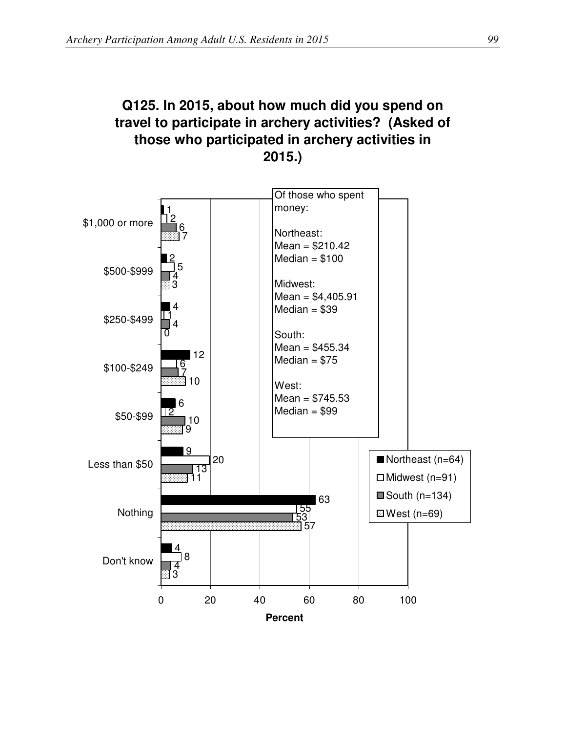**Q125. In 2015, about how much did you spend on travel to participate in archery activities? (Asked of those who participated in archery activities in 2015.)**

| | Northeast (n=64) | Midwest (n=91) | South (n=134) | West (n=69) |
|---|---|---|---|---|
| $1,000 or more | 1 | 2 | 6 | 7 |
| $500-$999 | 2 | 5 | 4 | 3 |
| $250-$499 | 4 | 1 | 4 | 0 |
| $100-$249 | 12 | 6 | 7 | 10 |
| $50-$99 | 6 | 2 | 10 | 9 |
| Less than $50 | 9 | 20 | 13 | 11 |
| Nothing | 63 | 55 | 53 | 57 |
| Don't know | 4 | 8 | 4 | 3 |

Percent

Of those who spent money:

Northeast:
Mean = $210.42
Median = $100

Midwest:
Mean = $4,405.91
Median = $39

South:
Mean = $455.34
Median = $75

West:
Mean = $745.53
Median = $99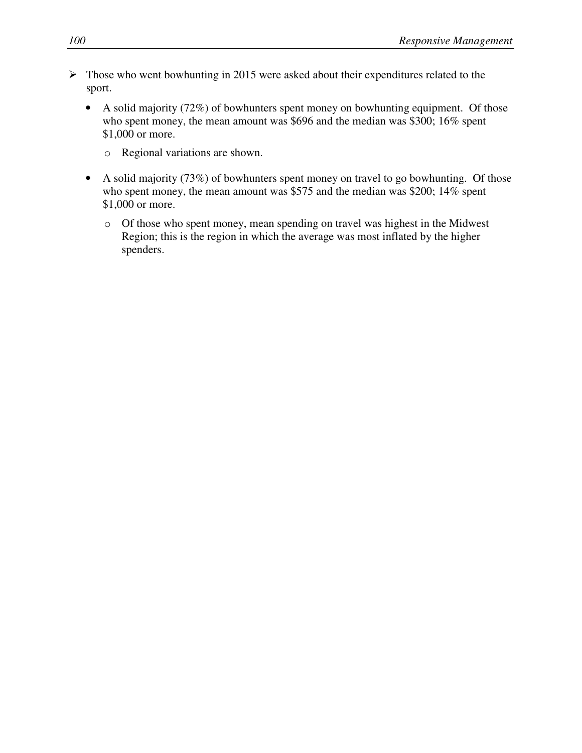- Those who went bowhunting in 2015 were asked about their expenditures related to the sport.
  - A solid majority (72%) of bowhunters spent money on bowhunting equipment. Of those who spent money, the mean amount was $696 and the median was $300; 16% spent $1,000 or more.
    - Regional variations are shown.
  - A solid majority (73%) of bowhunters spent money on travel to go bowhunting. Of those who spent money, the mean amount was $575 and the median was $200; 14% spent $1,000 or more.
    - Of those who spent money, mean spending on travel was highest in the Midwest Region; this is the region in which the average was most inflated by the higher spenders.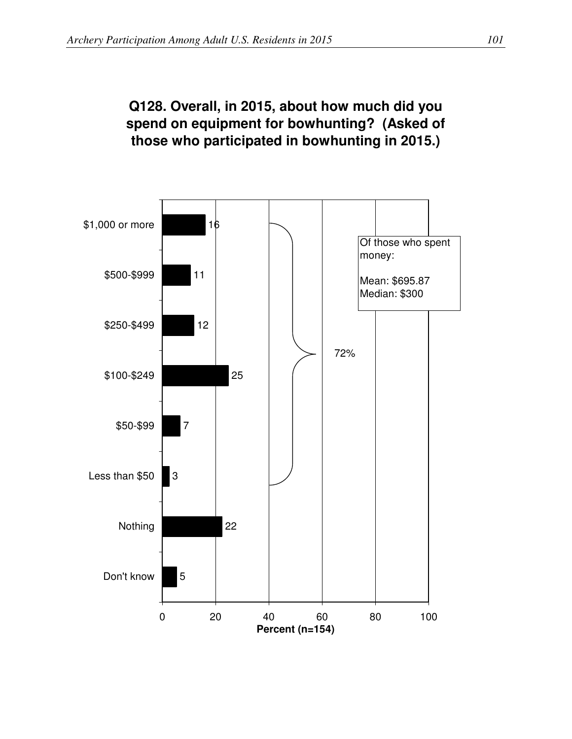**Q128. Overall, in 2015, about how much did you spend on equipment for bowhunting? (Asked of those who participated in bowhunting in 2015.)**

| Response | Percent (n=154) |
| --- | --- |
| $1,000 or more | 16 |
| $500-$999 | 11 |
| $250-$499 | 12 |
| $100-$249 | 25 |
| $50-$99 | 7 |
| Less than $50 | 3 |
| Nothing | 22 |
| Don't know | 5 |

72% (spent money: $1,000 or more through Less than $50)

Of those who spent money:

Mean: $695.87
Median: $300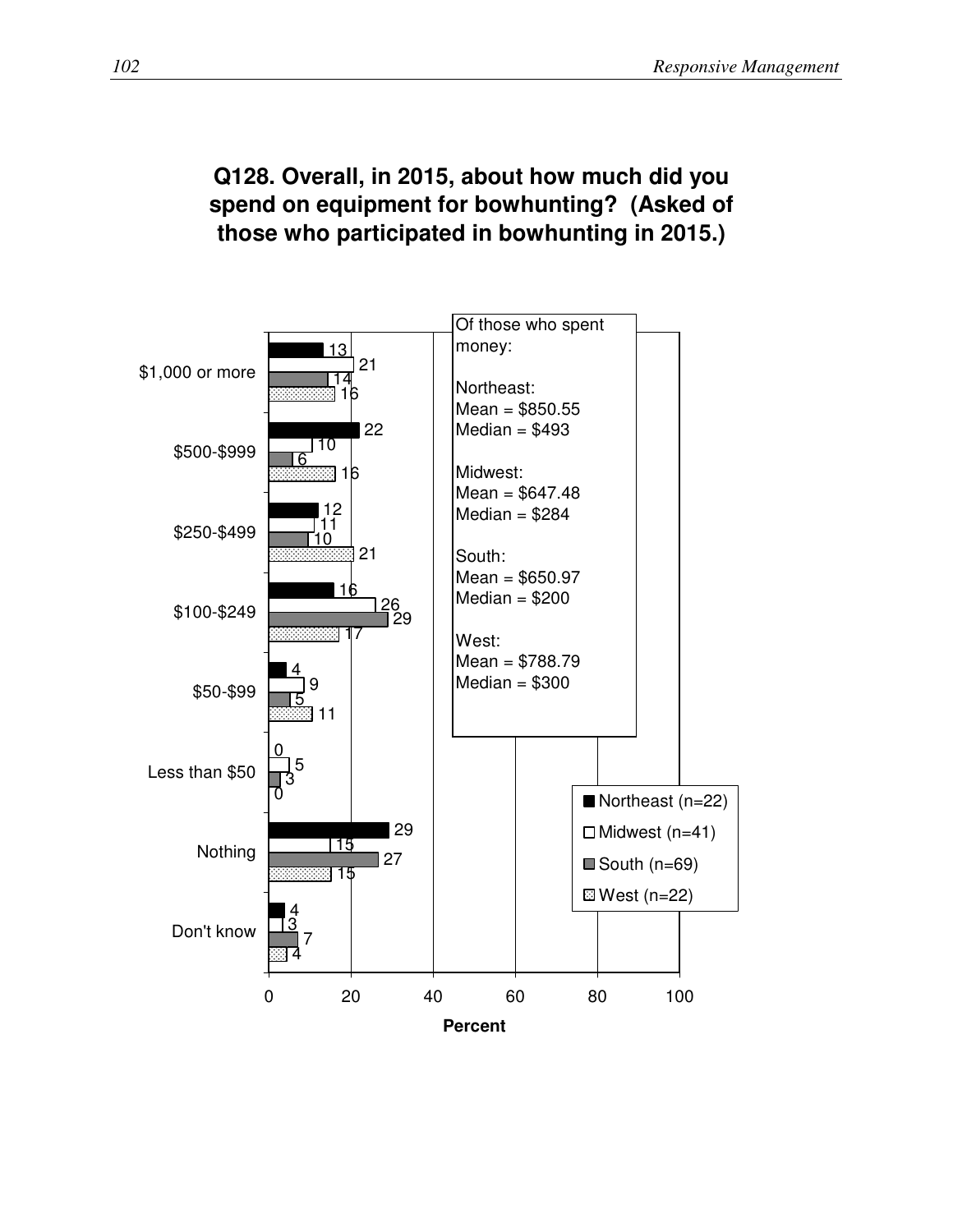## Q128. Overall, in 2015, about how much did you spend on equipment for bowhunting? (Asked of those who participated in bowhunting in 2015.)

| | Northeast (n=22) | Midwest (n=41) | South (n=69) | West (n=22) |
|---|---|---|---|---|
| $1,000 or more | 13 | 21 | 14 | 16 |
| $500-$999 | 22 | 10 | 6 | 16 |
| $250-$499 | 12 | 11 | 10 | 21 |
| $100-$249 | 16 | 26 | 29 | 17 |
| $50-$99 | 4 | 9 | 5 | 11 |
| Less than $50 | 0 | 5 | 3 | 0 |
| Nothing | 29 | 15 | 27 | 15 |
| Don't know | 4 | 3 | 7 | 4 |

Percent

Of those who spent money:

Northeast:
Mean = $850.55
Median = $493

Midwest:
Mean = $647.48
Median = $284

South:
Mean = $650.97
Median = $200

West:
Mean = $788.79
Median = $300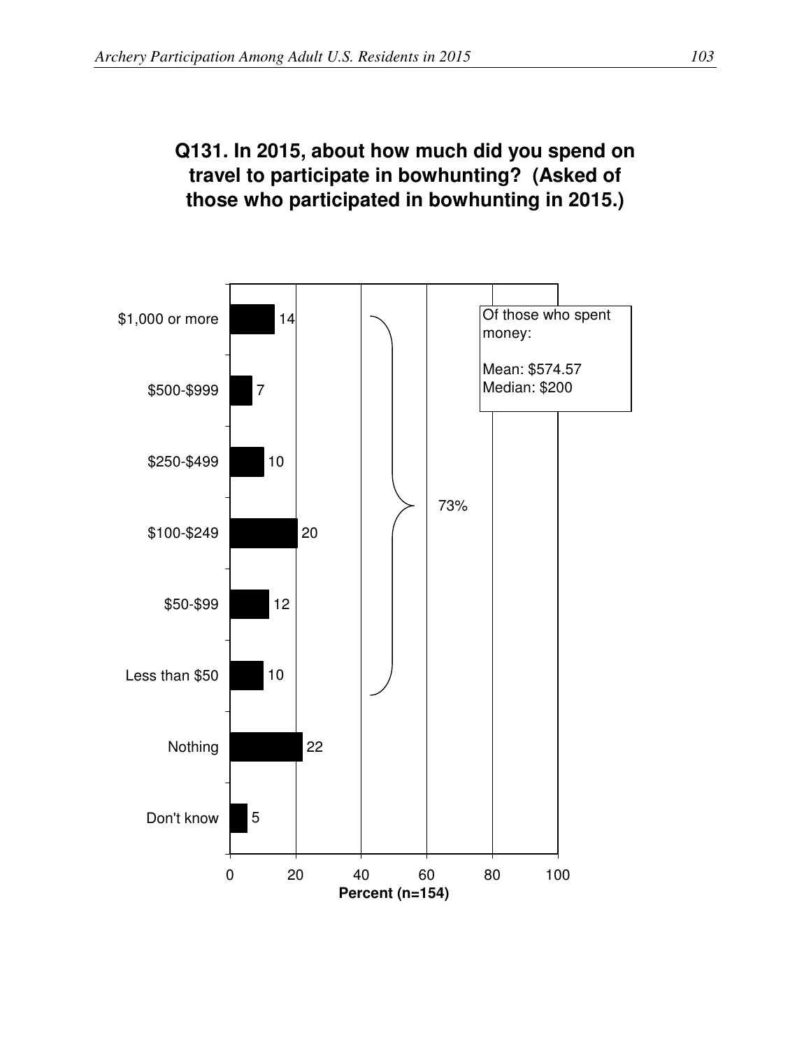**Q131. In 2015, about how much did you spend on travel to participate in bowhunting? (Asked of those who participated in bowhunting in 2015.)**

| Response | Percent (n=154) |
|---|---|
| $1,000 or more | 14 |
| $500-$999 | 7 |
| $250-$499 | 10 |
| $100-$249 | 20 |
| $50-$99 | 12 |
| Less than $50 | 10 |
| Nothing | 22 |
| Don't know | 5 |

73% (spent money: Less than $50 through $1,000 or more)

Of those who spent money:

Mean: $574.57
Median: $200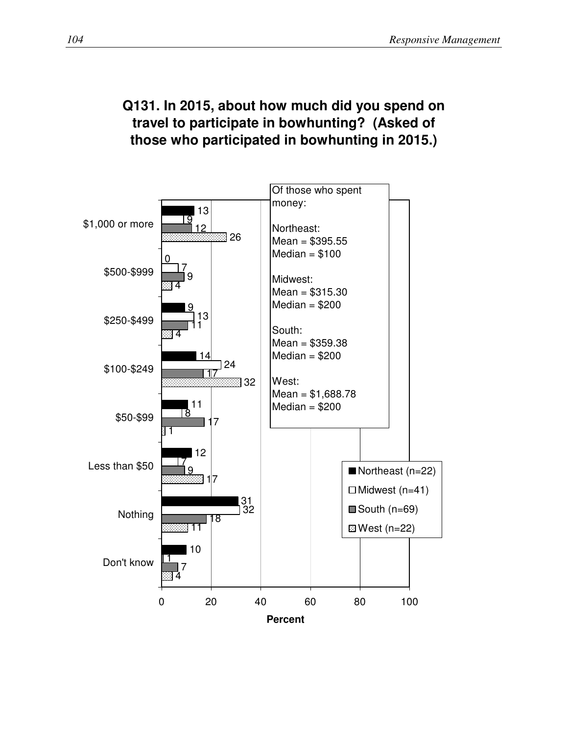## Q131. In 2015, about how much did you spend on travel to participate in bowhunting? (Asked of those who participated in bowhunting in 2015.)

| | Northeast (n=22) | Midwest (n=41) | South (n=69) | West (n=22) |
|---|---|---|---|---|
| $1,000 or more | 13 | 9 | 12 | 26 |
| $500-$999 | 0 | 7 | 9 | 4 |
| $250-$499 | 9 | 13 | 11 | 4 |
| $100-$249 | 14 | 24 | 17 | 32 |
| $50-$99 | 11 | 8 | 17 | 1 |
| Less than $50 | 12 | 7 | 9 | 17 |
| Nothing | 31 | 32 | 18 | 11 |
| Don't know | 10 | 1 | 7 | 4 |

Percent

Of those who spent money:

Northeast:
Mean = $395.55
Median = $100

Midwest:
Mean = $315.30
Median = $200

South:
Mean = $359.38
Median = $200

West:
Mean = $1,688.78
Median = $200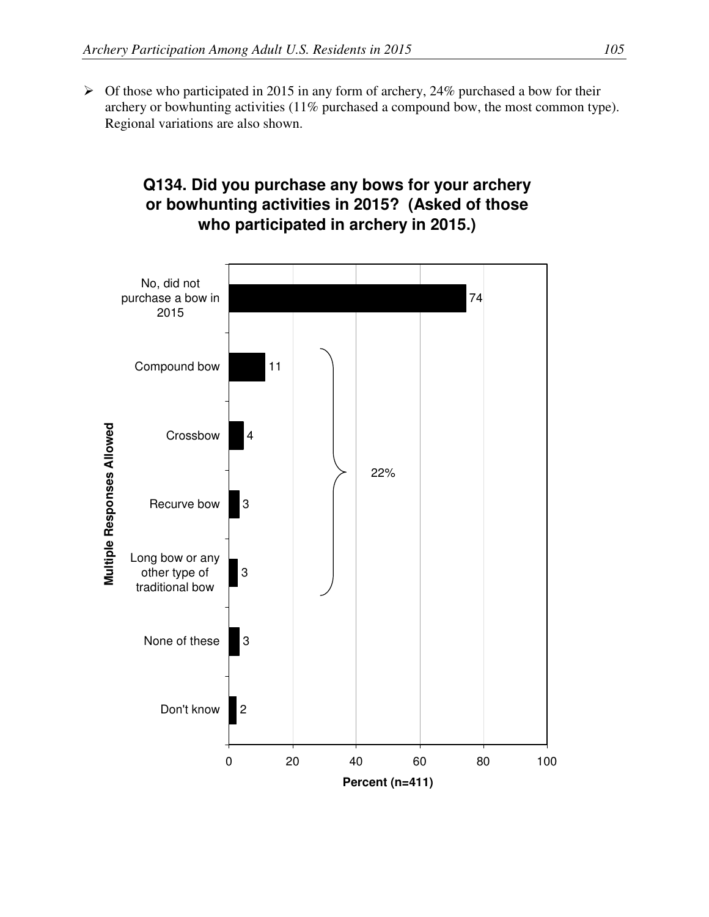- Of those who participated in 2015 in any form of archery, 24% purchased a bow for their archery or bowhunting activities (11% purchased a compound bow, the most common type). Regional variations are also shown.

**Q134. Did you purchase any bows for your archery or bowhunting activities in 2015? (Asked of those who participated in archery in 2015.)**

Multiple Responses Allowed

| Response | Percent (n=411) |
|---|---|
| No, did not purchase a bow in 2015 | 74 |
| Compound bow | 11 |
| Crossbow | 4 |
| Recurve bow | 3 |
| Long bow or any other type of traditional bow | 3 |
| None of these | 3 |
| Don't know | 2 |

Compound bow, Crossbow, Recurve bow, and Long bow or any other type of traditional bow combined: 22%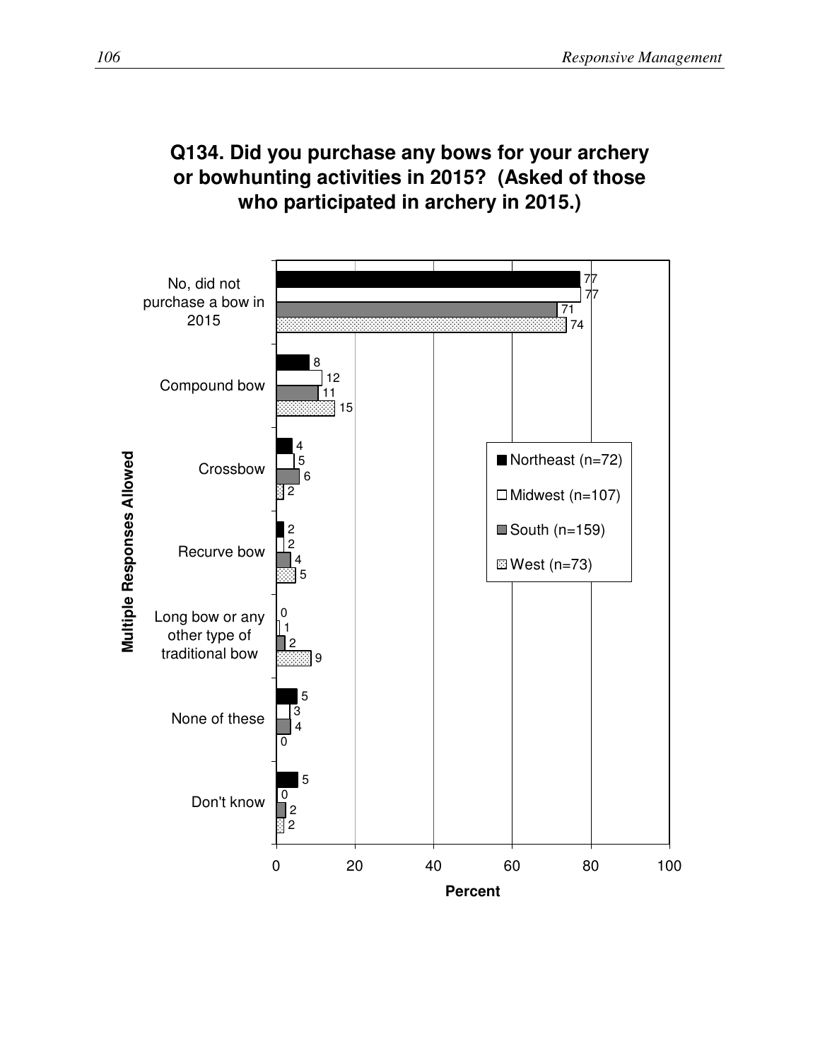## Q134. Did you purchase any bows for your archery or bowhunting activities in 2015? (Asked of those who participated in archery in 2015.)

Multiple Responses Allowed

| | Northeast (n=72) | Midwest (n=107) | South (n=159) | West (n=73) |
|---|---|---|---|---|
| No, did not purchase a bow in 2015 | 77 | 77 | 71 | 74 |
| Compound bow | 8 | 12 | 11 | 15 |
| Crossbow | 4 | 5 | 6 | 2 |
| Recurve bow | 2 | 2 | 4 | 5 |
| Long bow or any other type of traditional bow | 0 | 1 | 2 | 9 |
| None of these | 5 | 3 | 4 | 0 |
| Don't know | 5 | 0 | 2 | 2 |

Percent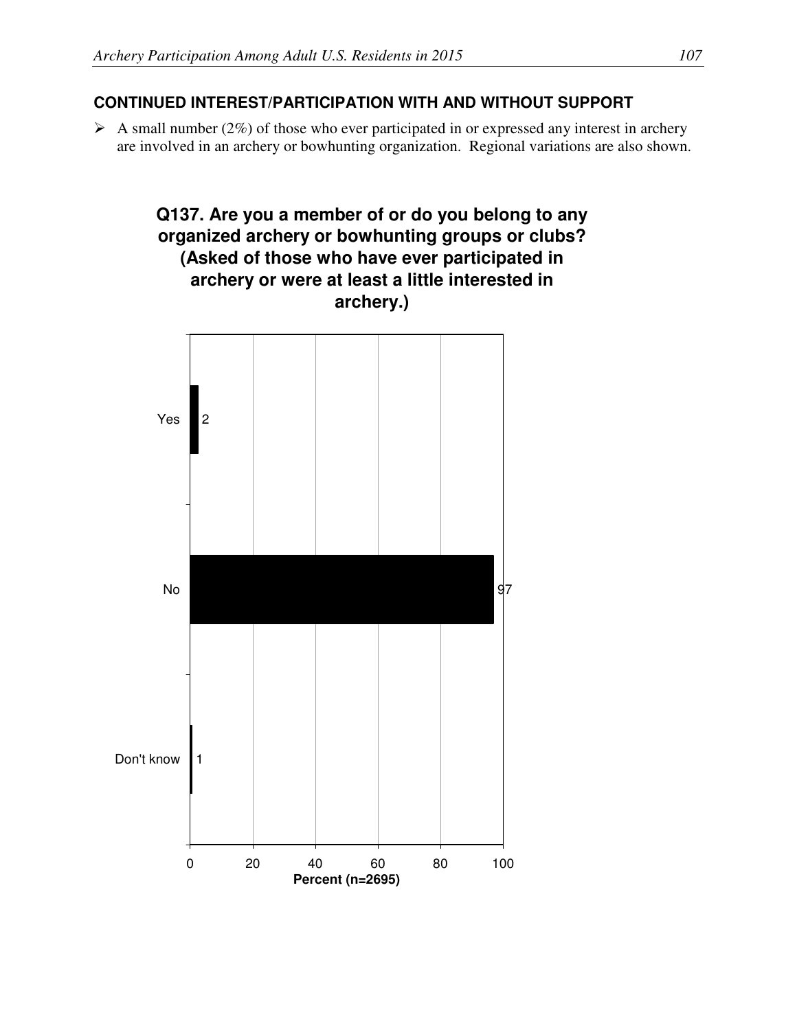## CONTINUED INTEREST/PARTICIPATION WITH AND WITHOUT SUPPORT

- A small number (2%) of those who ever participated in or expressed any interest in archery are involved in an archery or bowhunting organization. Regional variations are also shown.

**Q137. Are you a member of or do you belong to any organized archery or bowhunting groups or clubs? (Asked of those who have ever participated in archery or were at least a little interested in archery.)**

| Response | Percent (n=2695) |
| --- | --- |
| Yes | 2 |
| No | 97 |
| Don't know | 1 |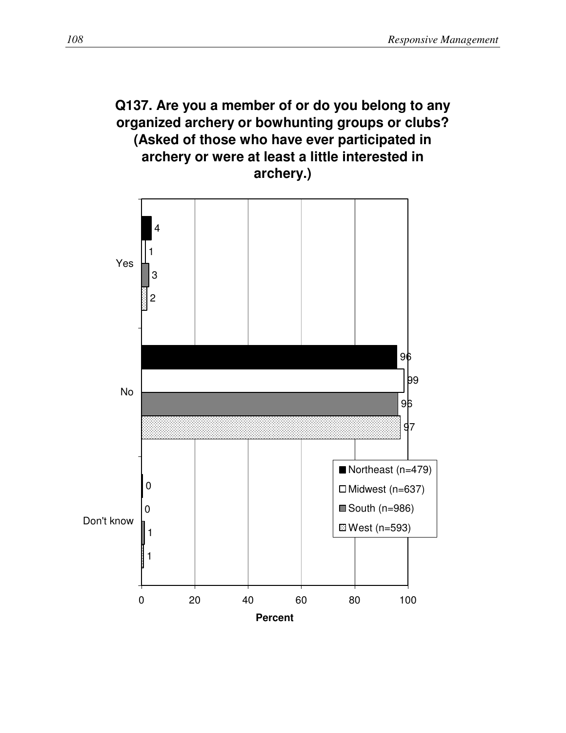**Q137. Are you a member of or do you belong to any organized archery or bowhunting groups or clubs? (Asked of those who have ever participated in archery or were at least a little interested in archery.)**

| Response | Northeast (n=479) | Midwest (n=637) | South (n=986) | West (n=593) |
|---|---|---|---|---|
| Yes | 4 | 1 | 3 | 2 |
| No | 96 | 99 | 96 | 97 |
| Don't know | 0 | 0 | 1 | 1 |

Percent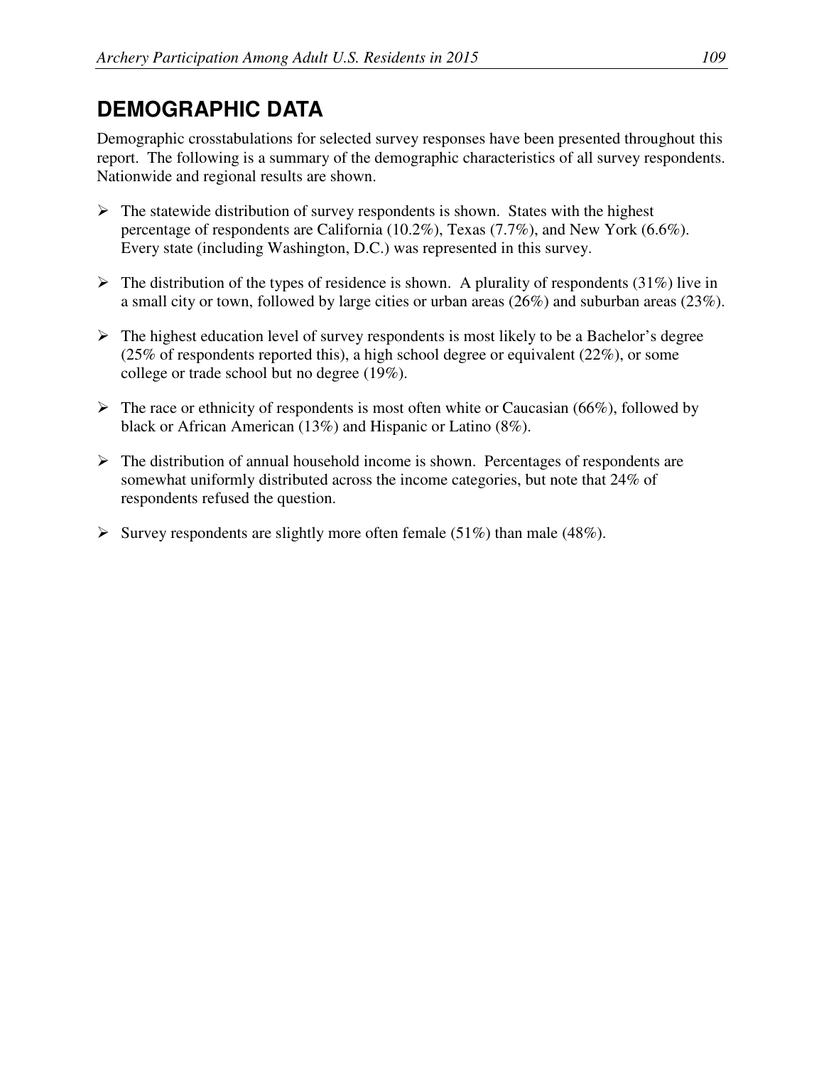## DEMOGRAPHIC DATA

Demographic crosstabulations for selected survey responses have been presented throughout this report. The following is a summary of the demographic characteristics of all survey respondents. Nationwide and regional results are shown.

- The statewide distribution of survey respondents is shown. States with the highest percentage of respondents are California (10.2%), Texas (7.7%), and New York (6.6%). Every state (including Washington, D.C.) was represented in this survey.
- The distribution of the types of residence is shown. A plurality of respondents (31%) live in a small city or town, followed by large cities or urban areas (26%) and suburban areas (23%).
- The highest education level of survey respondents is most likely to be a Bachelor's degree (25% of respondents reported this), a high school degree or equivalent (22%), or some college or trade school but no degree (19%).
- The race or ethnicity of respondents is most often white or Caucasian (66%), followed by black or African American (13%) and Hispanic or Latino (8%).
- The distribution of annual household income is shown. Percentages of respondents are somewhat uniformly distributed across the income categories, but note that 24% of respondents refused the question.
- Survey respondents are slightly more often female (51%) than male (48%).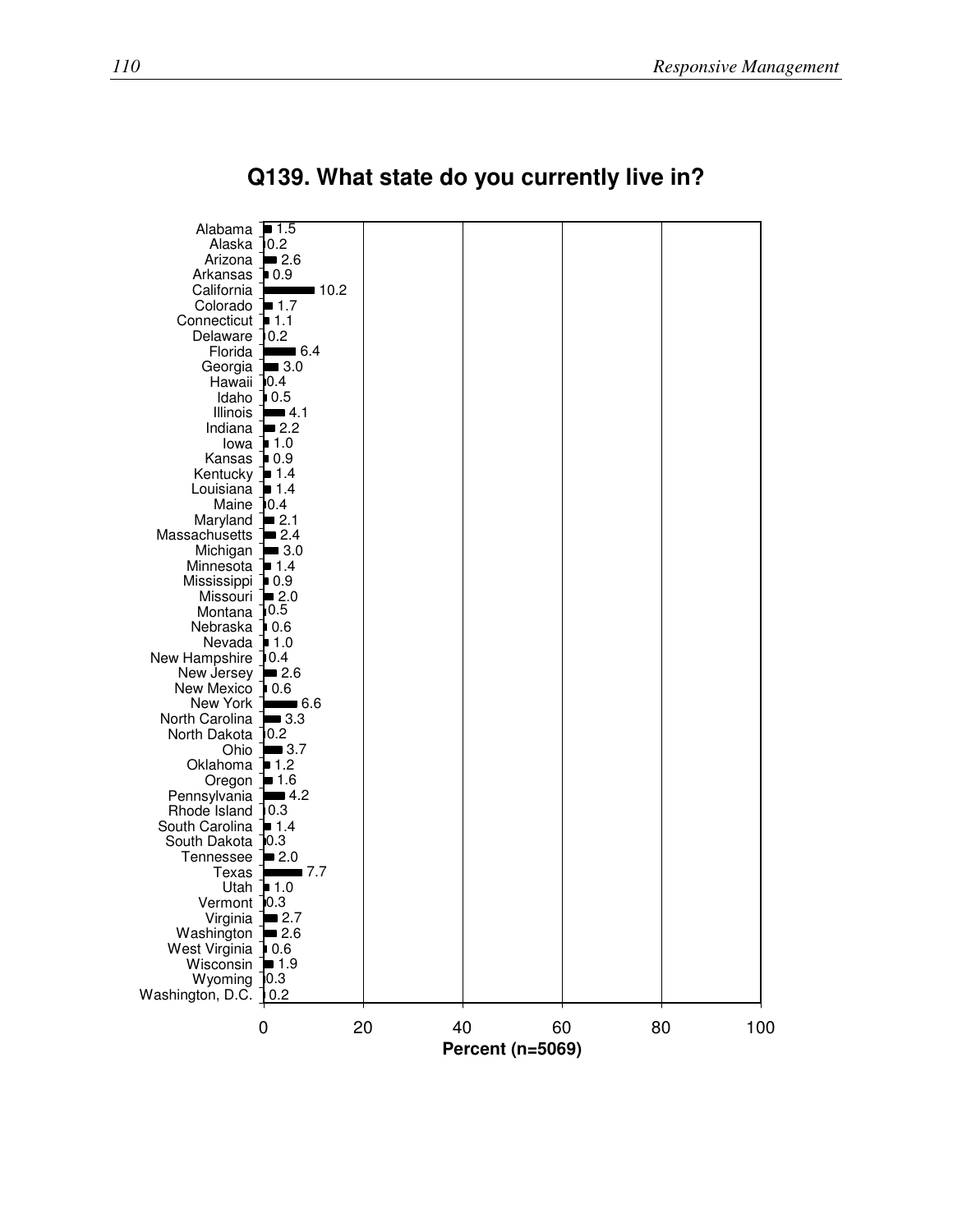# Q139. What state do you currently live in?

| State | Percent (n=5069) |
|---|---|
| Alabama | 1.5 |
| Alaska | 0.2 |
| Arizona | 2.6 |
| Arkansas | 0.9 |
| California | 10.2 |
| Colorado | 1.7 |
| Connecticut | 1.1 |
| Delaware | 0.2 |
| Florida | 6.4 |
| Georgia | 3.0 |
| Hawaii | 0.4 |
| Idaho | 0.5 |
| Illinois | 4.1 |
| Indiana | 2.2 |
| Iowa | 1.0 |
| Kansas | 0.9 |
| Kentucky | 1.4 |
| Louisiana | 1.4 |
| Maine | 0.4 |
| Maryland | 2.1 |
| Massachusetts | 2.4 |
| Michigan | 3.0 |
| Minnesota | 1.4 |
| Mississippi | 0.9 |
| Missouri | 2.0 |
| Montana | 0.5 |
| Nebraska | 0.6 |
| Nevada | 1.0 |
| New Hampshire | 0.4 |
| New Jersey | 2.6 |
| New Mexico | 0.6 |
| New York | 6.6 |
| North Carolina | 3.3 |
| North Dakota | 0.2 |
| Ohio | 3.7 |
| Oklahoma | 1.2 |
| Oregon | 1.6 |
| Pennsylvania | 4.2 |
| Rhode Island | 0.3 |
| South Carolina | 1.4 |
| South Dakota | 0.3 |
| Tennessee | 2.0 |
| Texas | 7.7 |
| Utah | 1.0 |
| Vermont | 0.3 |
| Virginia | 2.7 |
| Washington | 2.6 |
| West Virginia | 0.6 |
| Wisconsin | 1.9 |
| Wyoming | 0.3 |
| Washington, D.C. | 0.2 |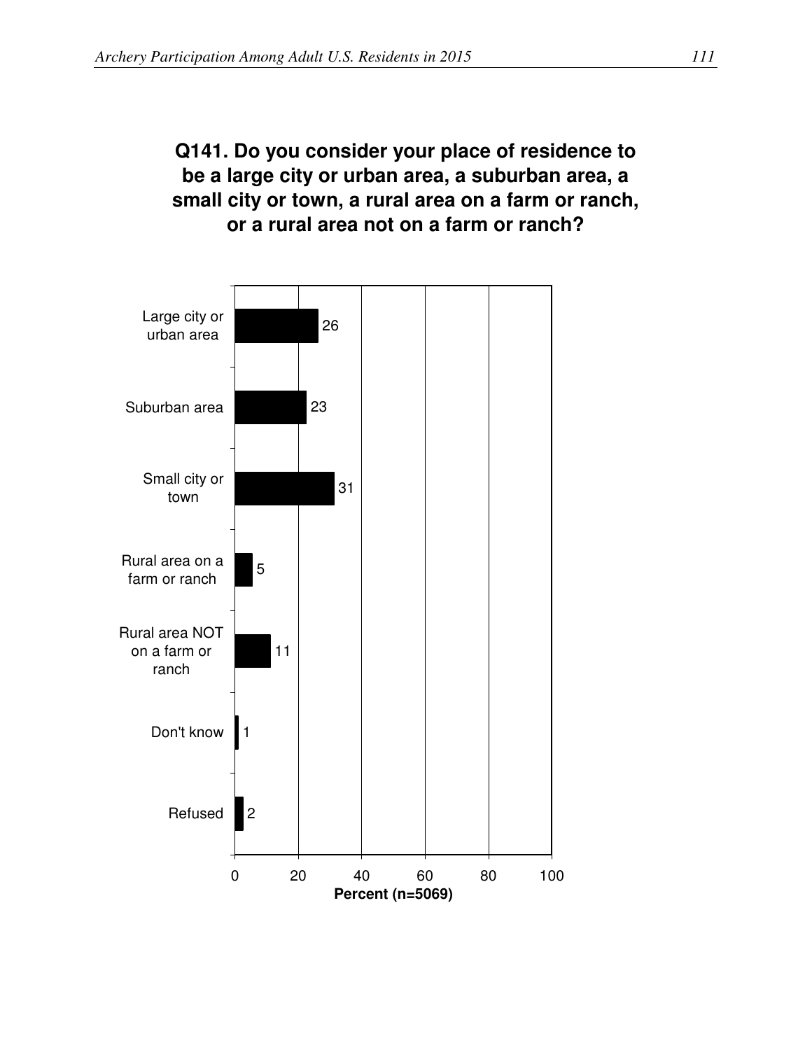## Q141. Do you consider your place of residence to be a large city or urban area, a suburban area, a small city or town, a rural area on a farm or ranch, or a rural area not on a farm or ranch?

| Response | Percent (n=5069) |
|---|---|
| Large city or urban area | 26 |
| Suburban area | 23 |
| Small city or town | 31 |
| Rural area on a farm or ranch | 5 |
| Rural area NOT on a farm or ranch | 11 |
| Don't know | 1 |
| Refused | 2 |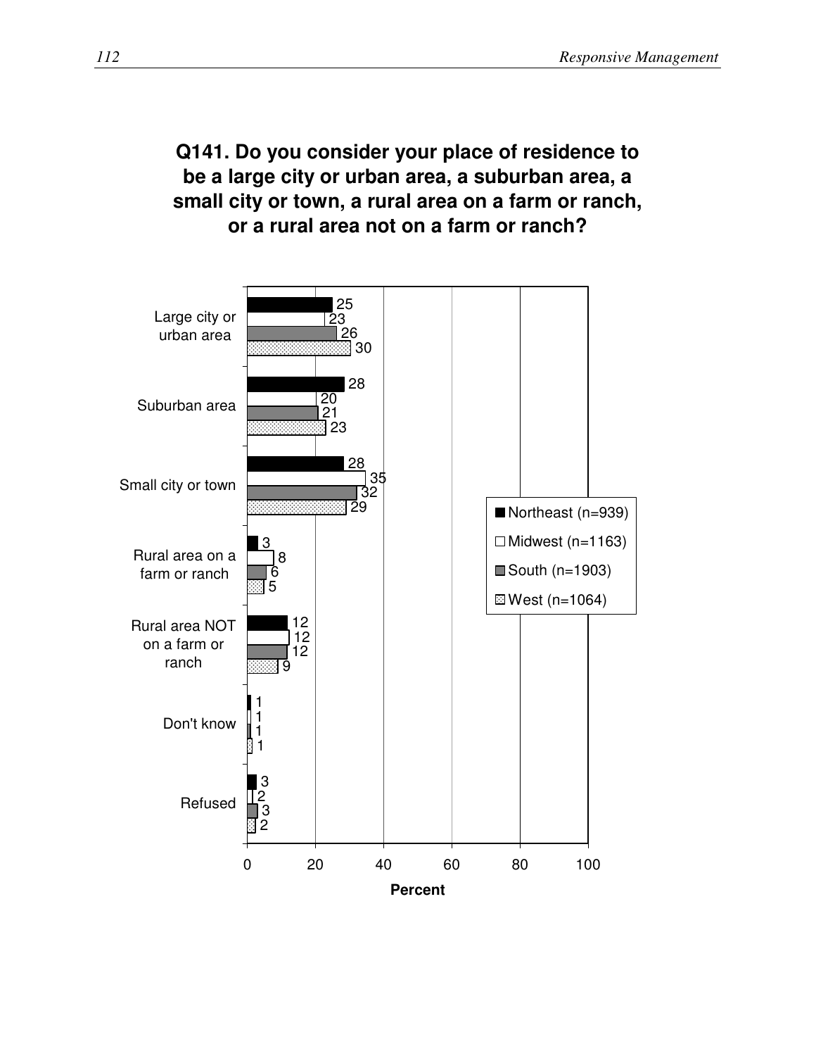## Q141. Do you consider your place of residence to be a large city or urban area, a suburban area, a small city or town, a rural area on a farm or ranch, or a rural area not on a farm or ranch?

| | Northeast (n=939) | Midwest (n=1163) | South (n=1903) | West (n=1064) |
|---|---|---|---|---|
| Large city or urban area | 25 | 23 | 26 | 30 |
| Suburban area | 28 | 20 | 21 | 23 |
| Small city or town | 28 | 35 | 32 | 29 |
| Rural area on a farm or ranch | 3 | 8 | 6 | 5 |
| Rural area NOT on a farm or ranch | 12 | 12 | 12 | 9 |
| Don't know | 1 | 1 | 1 | 1 |
| Refused | 3 | 2 | 3 | 2 |

Percent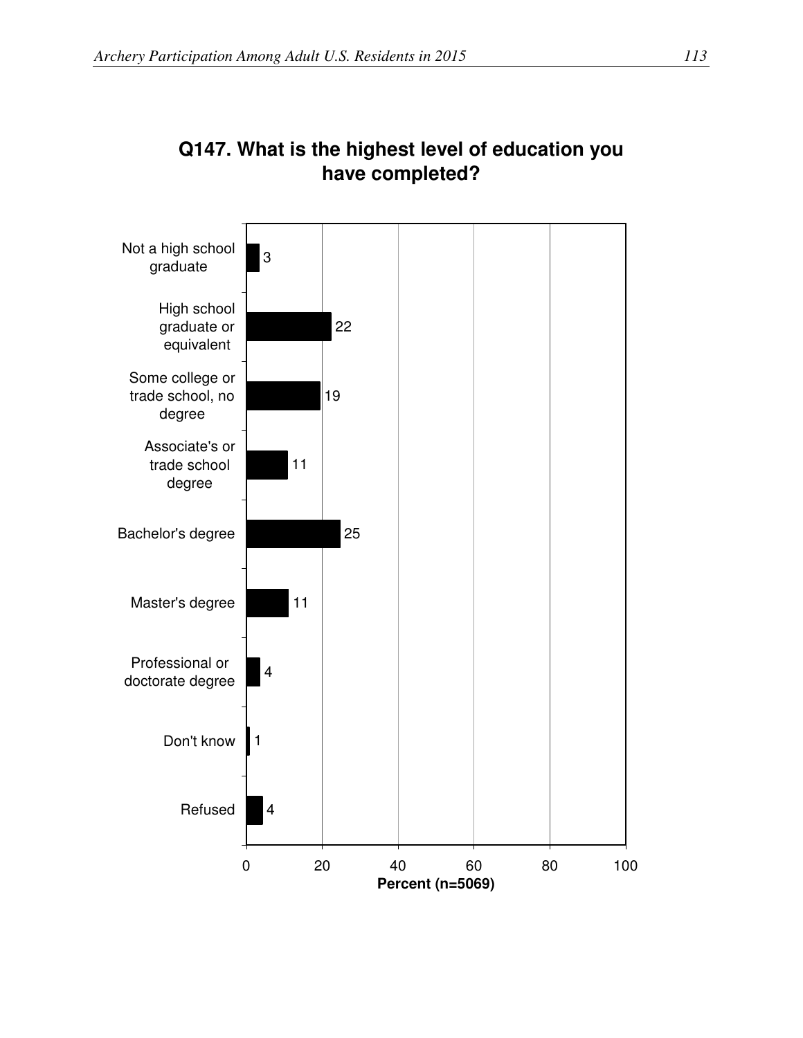## Q147. What is the highest level of education you have completed?

| Response | Percent (n=5069) |
|---|---|
| Not a high school graduate | 3 |
| High school graduate or equivalent | 22 |
| Some college or trade school, no degree | 19 |
| Associate's or trade school degree | 11 |
| Bachelor's degree | 25 |
| Master's degree | 11 |
| Professional or doctorate degree | 4 |
| Don't know | 1 |
| Refused | 4 |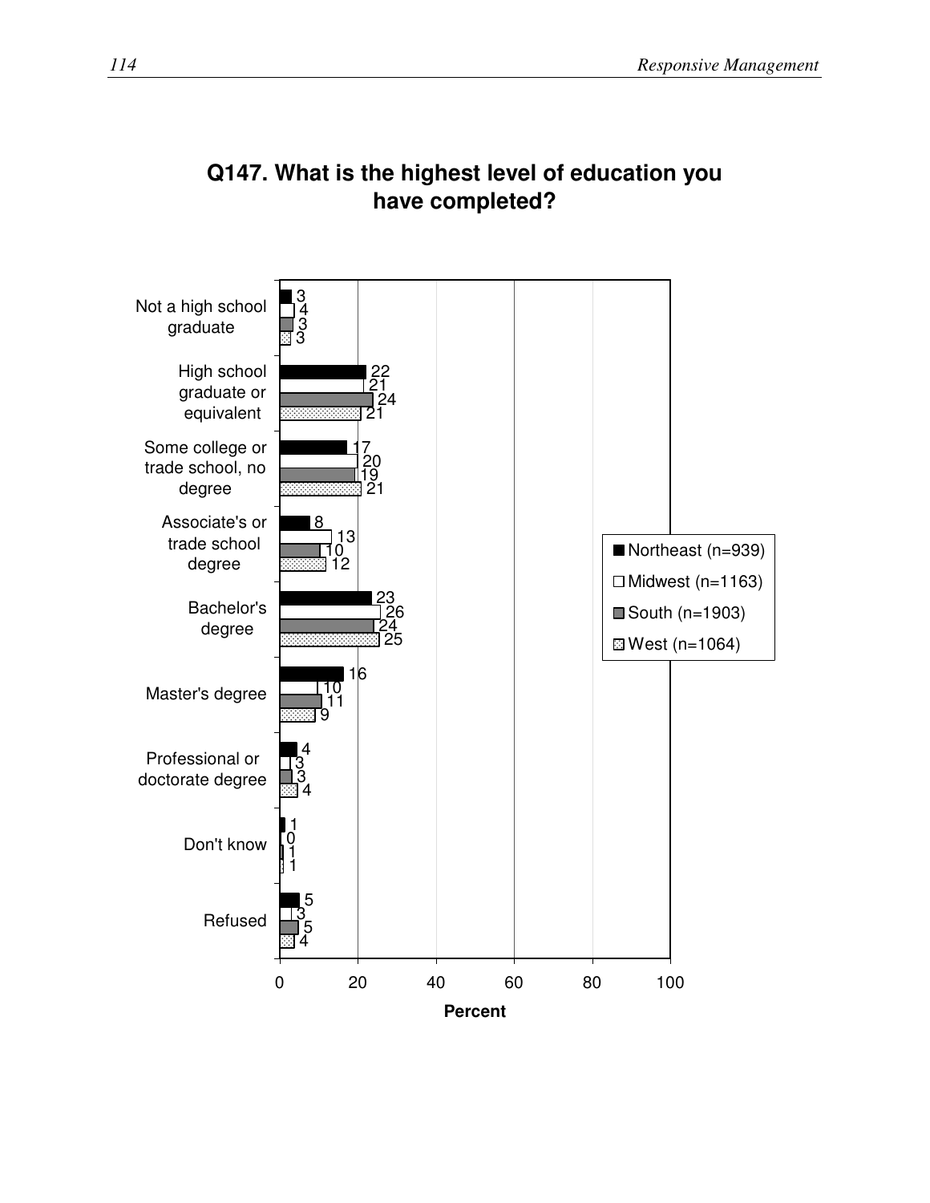## Q147. What is the highest level of education you have completed?

| | Northeast (n=939) | Midwest (n=1163) | South (n=1903) | West (n=1064) |
|---|---|---|---|---|
| Not a high school graduate | 3 | 4 | 3 | 3 |
| High school graduate or equivalent | 22 | 21 | 24 | 21 |
| Some college or trade school, no degree | 17 | 20 | 19 | 21 |
| Associate's or trade school degree | 8 | 13 | 10 | 12 |
| Bachelor's degree | 23 | 26 | 24 | 25 |
| Master's degree | 16 | 10 | 11 | 9 |
| Professional or doctorate degree | 4 | 3 | 3 | 4 |
| Don't know | 1 | 0 | 1 | 1 |
| Refused | 5 | 3 | 5 | 4 |

Percent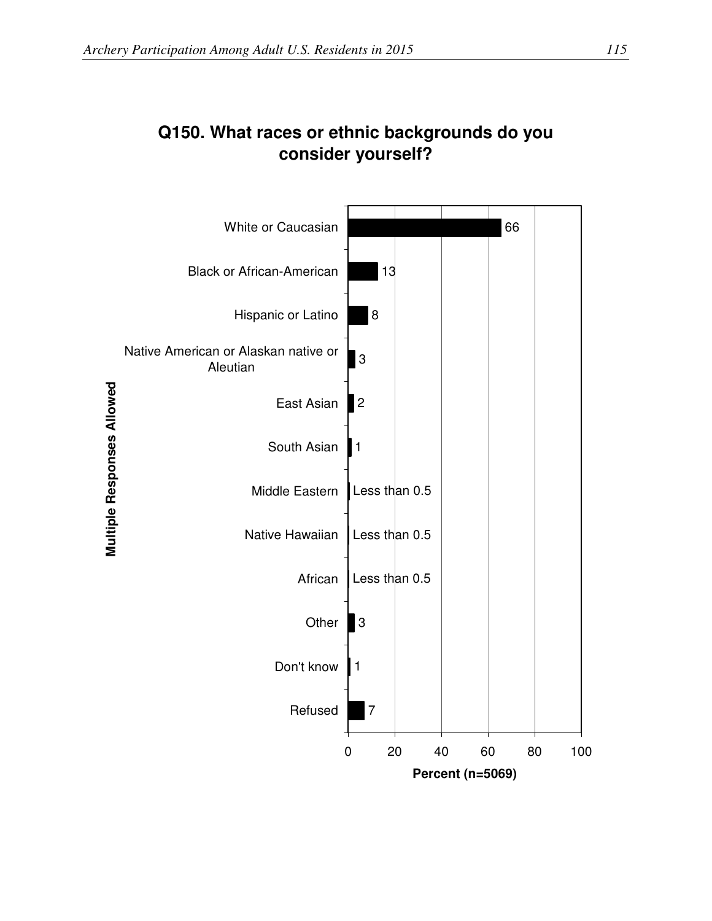## Q150. What races or ethnic backgrounds do you consider yourself?

Multiple Responses Allowed

| Response | Percent (n=5069) |
| --- | --- |
| White or Caucasian | 66 |
| Black or African-American | 13 |
| Hispanic or Latino | 8 |
| Native American or Alaskan native or Aleutian | 3 |
| East Asian | 2 |
| South Asian | 1 |
| Middle Eastern | Less than 0.5 |
| Native Hawaiian | Less than 0.5 |
| African | Less than 0.5 |
| Other | 3 |
| Don't know | 1 |
| Refused | 7 |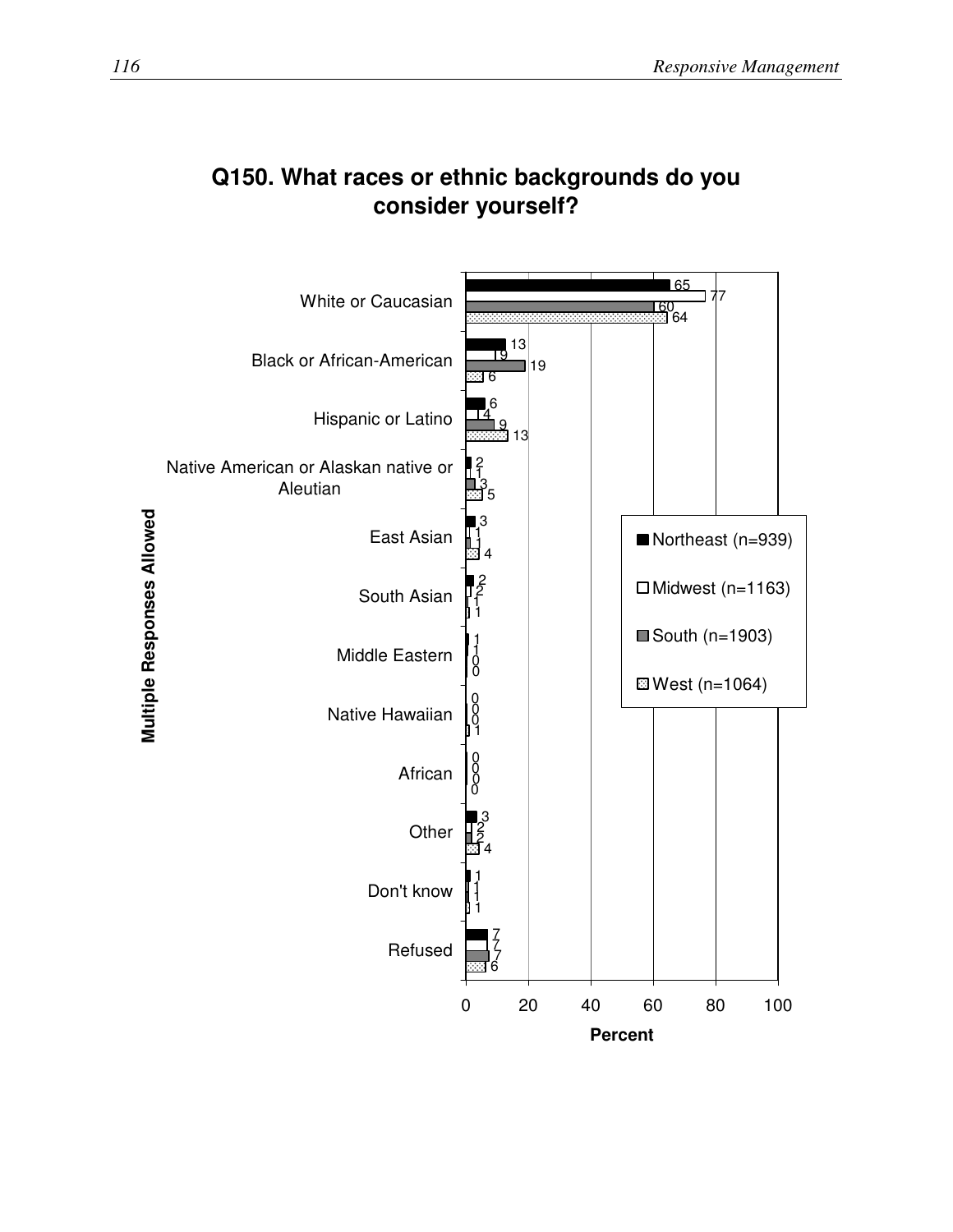# Q150. What races or ethnic backgrounds do you consider yourself?

Multiple Responses Allowed

| | Northeast (n=939) | Midwest (n=1163) | South (n=1903) | West (n=1064) |
|---|---|---|---|---|
| White or Caucasian | 65 | 77 | 60 | 64 |
| Black or African-American | 13 | 9 | 19 | 6 |
| Hispanic or Latino | 6 | 4 | 9 | 13 |
| Native American or Alaskan native or Aleutian | 2 | 1 | 3 | 5 |
| East Asian | 3 | 1 | 1 | 4 |
| South Asian | 2 | 2 | 1 | 1 |
| Middle Eastern | 1 | 1 | 0 | 0 |
| Native Hawaiian | 0 | 0 | 0 | 1 |
| African | 0 | 0 | 0 | 0 |
| Other | 3 | 2 | 2 | 4 |
| Don't know | 1 | 1 | 1 | 1 |
| Refused | 7 | 7 | 7 | 6 |

Percent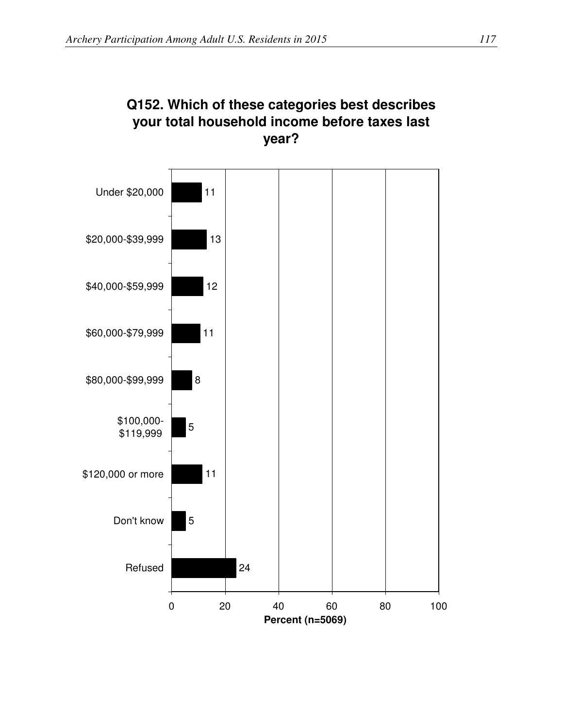## Q152. Which of these categories best describes your total household income before taxes last year?

| Income category | Percent (n=5069) |
|---|---|
| Under $20,000 | 11 |
| $20,000-$39,999 | 13 |
| $40,000-$59,999 | 12 |
| $60,000-$79,999 | 11 |
| $80,000-$99,999 | 8 |
| $100,000-$119,999 | 5 |
| $120,000 or more | 11 |
| Don't know | 5 |
| Refused | 24 |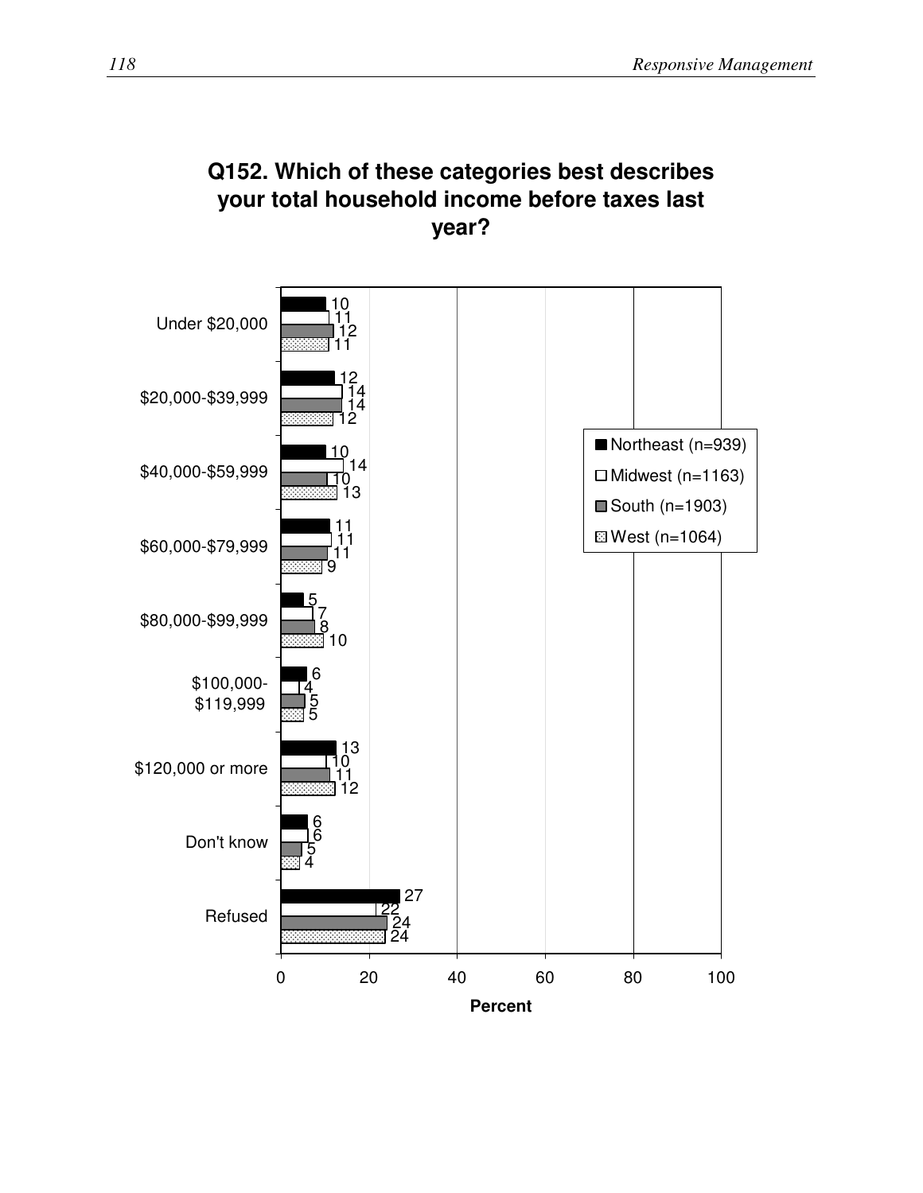## Q152. Which of these categories best describes your total household income before taxes last year?

| | Northeast (n=939) | Midwest (n=1163) | South (n=1903) | West (n=1064) |
|---|---|---|---|---|
| Under $20,000 | 10 | 11 | 12 | 11 |
| $20,000-$39,999 | 12 | 14 | 14 | 12 |
| $40,000-$59,999 | 10 | 14 | 10 | 13 |
| $60,000-$79,999 | 11 | 11 | 11 | 9 |
| $80,000-$99,999 | 5 | 7 | 8 | 10 |
| $100,000-$119,999 | 6 | 4 | 5 | 5 |
| $120,000 or more | 13 | 10 | 11 | 12 |
| Don't know | 6 | 6 | 5 | 4 |
| Refused | 27 | 22 | 24 | 24 |

Percent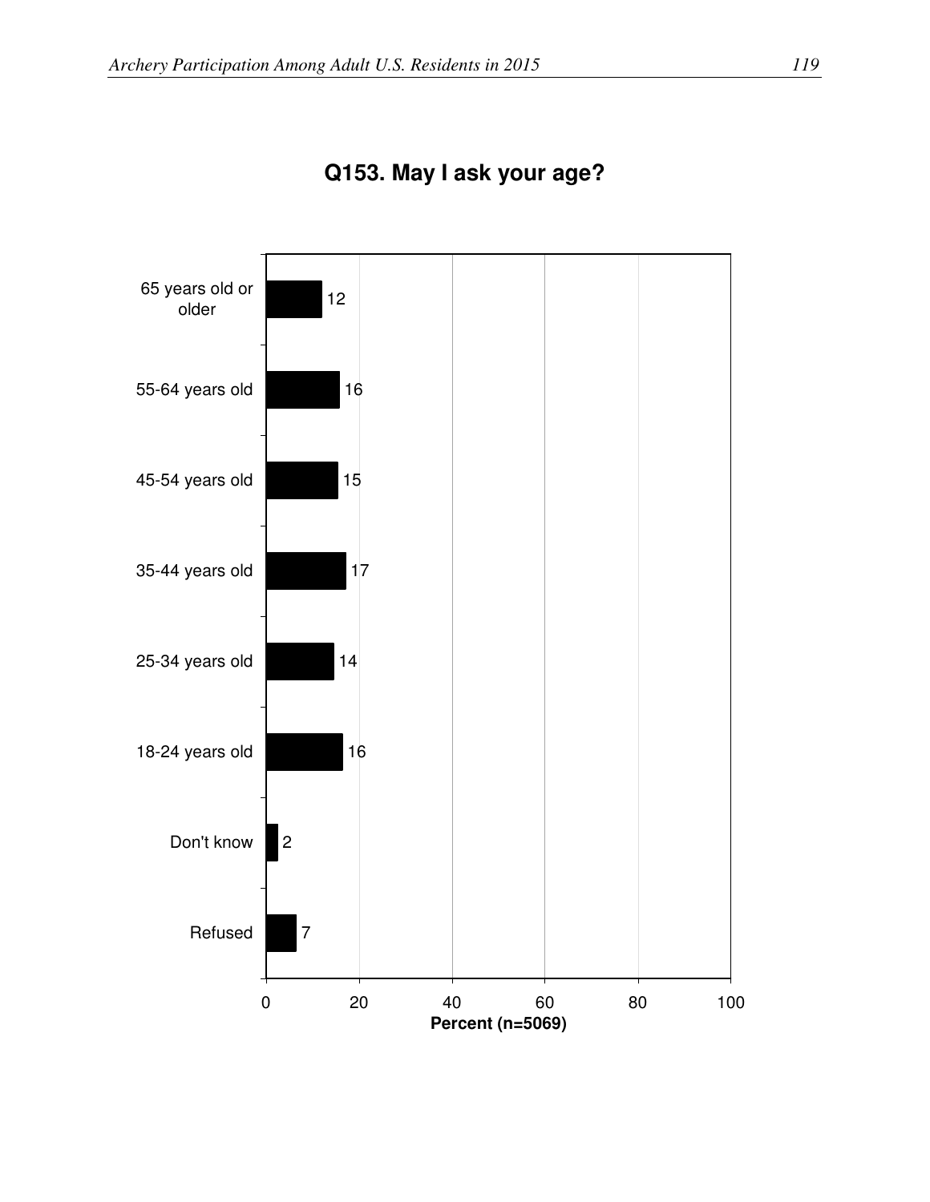## Q153. May I ask your age?

| Response | Percent (n=5069) |
|---|---|
| 65 years old or older | 12 |
| 55-64 years old | 16 |
| 45-54 years old | 15 |
| 35-44 years old | 17 |
| 25-34 years old | 14 |
| 18-24 years old | 16 |
| Don't know | 2 |
| Refused | 7 |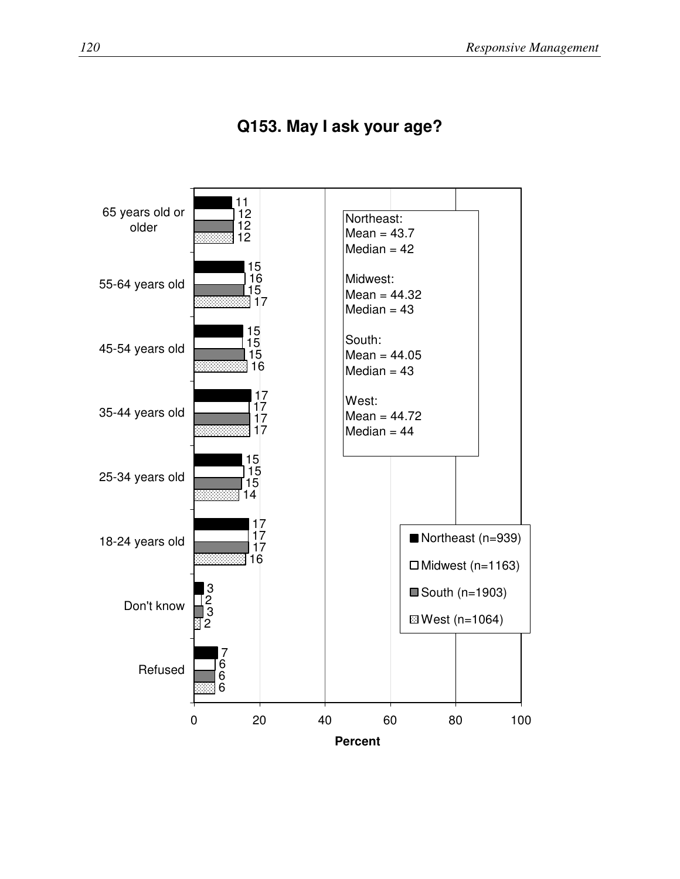## Q153. May I ask your age?

| | Northeast (n=939) | Midwest (n=1163) | South (n=1903) | West (n=1064) |
|---|---|---|---|---|
| 65 years old or older | 11 | 12 | 12 | 12 |
| 55-64 years old | 15 | 16 | 15 | 17 |
| 45-54 years old | 15 | 15 | 15 | 16 |
| 35-44 years old | 17 | 17 | 17 | 17 |
| 25-34 years old | 15 | 15 | 15 | 14 |
| 18-24 years old | 17 | 17 | 17 | 16 |
| Don't know | 3 | 2 | 3 | 2 |
| Refused | 7 | 6 | 6 | 6 |

Percent

Northeast:
Mean = 43.7
Median = 42

Midwest:
Mean = 44.32
Median = 43

South:
Mean = 44.05
Median = 43

West:
Mean = 44.72
Median = 44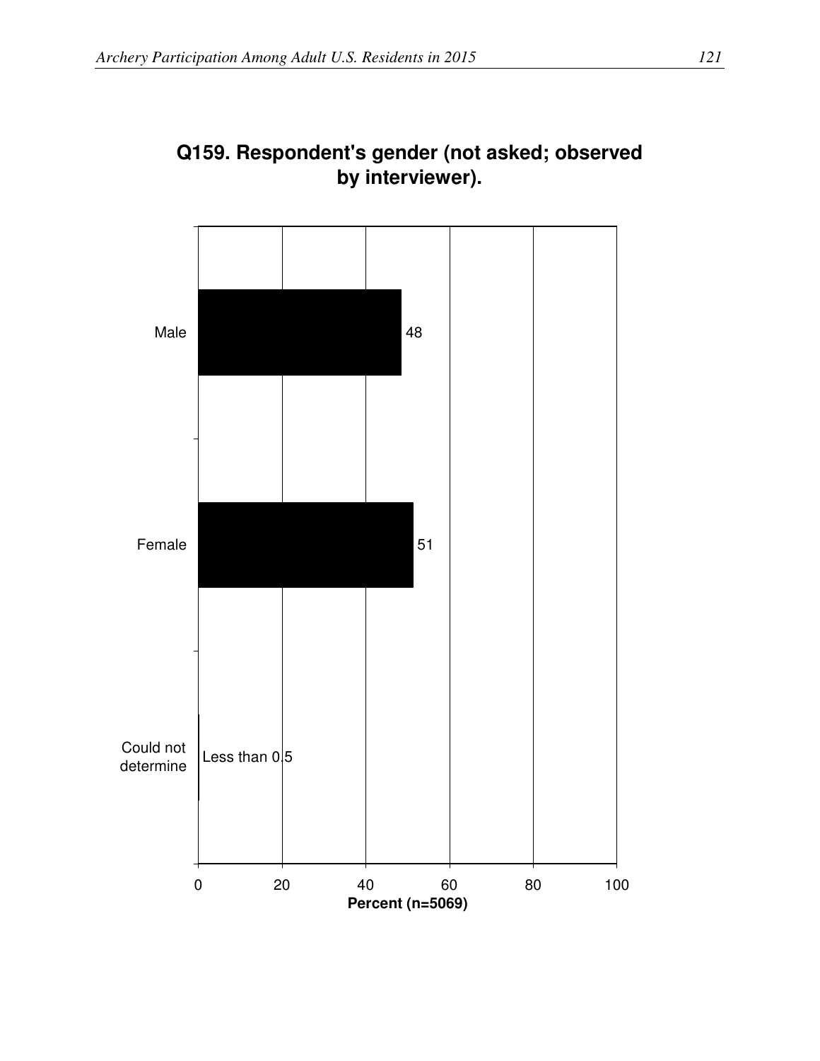**Q159. Respondent's gender (not asked; observed by interviewer).**

| Response | Percent (n=5069) |
| --- | --- |
| Male | 48 |
| Female | 51 |
| Could not determine | Less than 0.5 |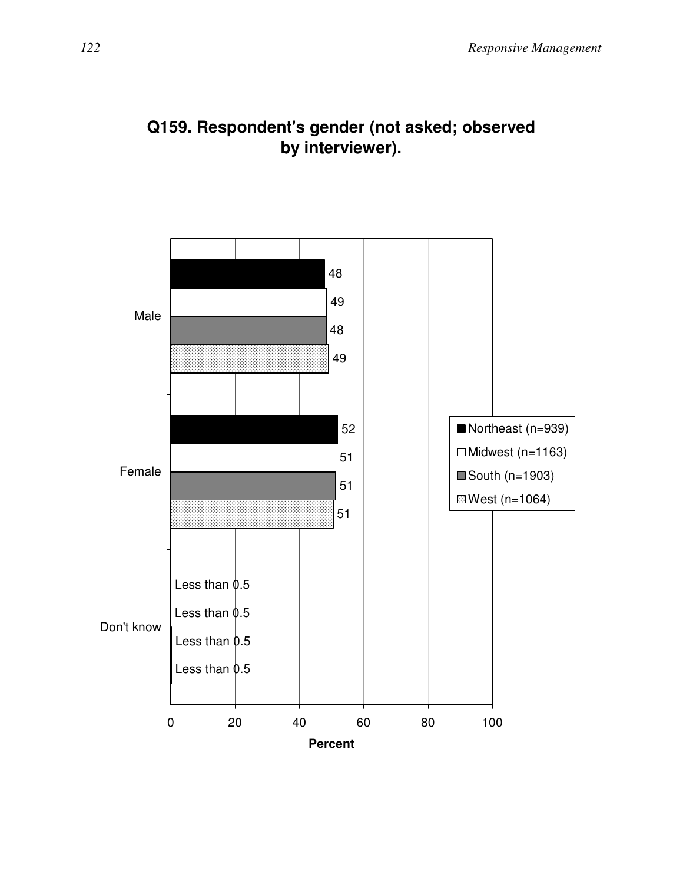# Q159. Respondent's gender (not asked; observed by interviewer).

| | Northeast (n=939) | Midwest (n=1163) | South (n=1903) | West (n=1064) |
|---|---|---|---|---|
| Male | 48 | 49 | 48 | 49 |
| Female | 52 | 51 | 51 | 51 |
| Don't know | Less than 0.5 | Less than 0.5 | Less than 0.5 | Less than 0.5 |

Percent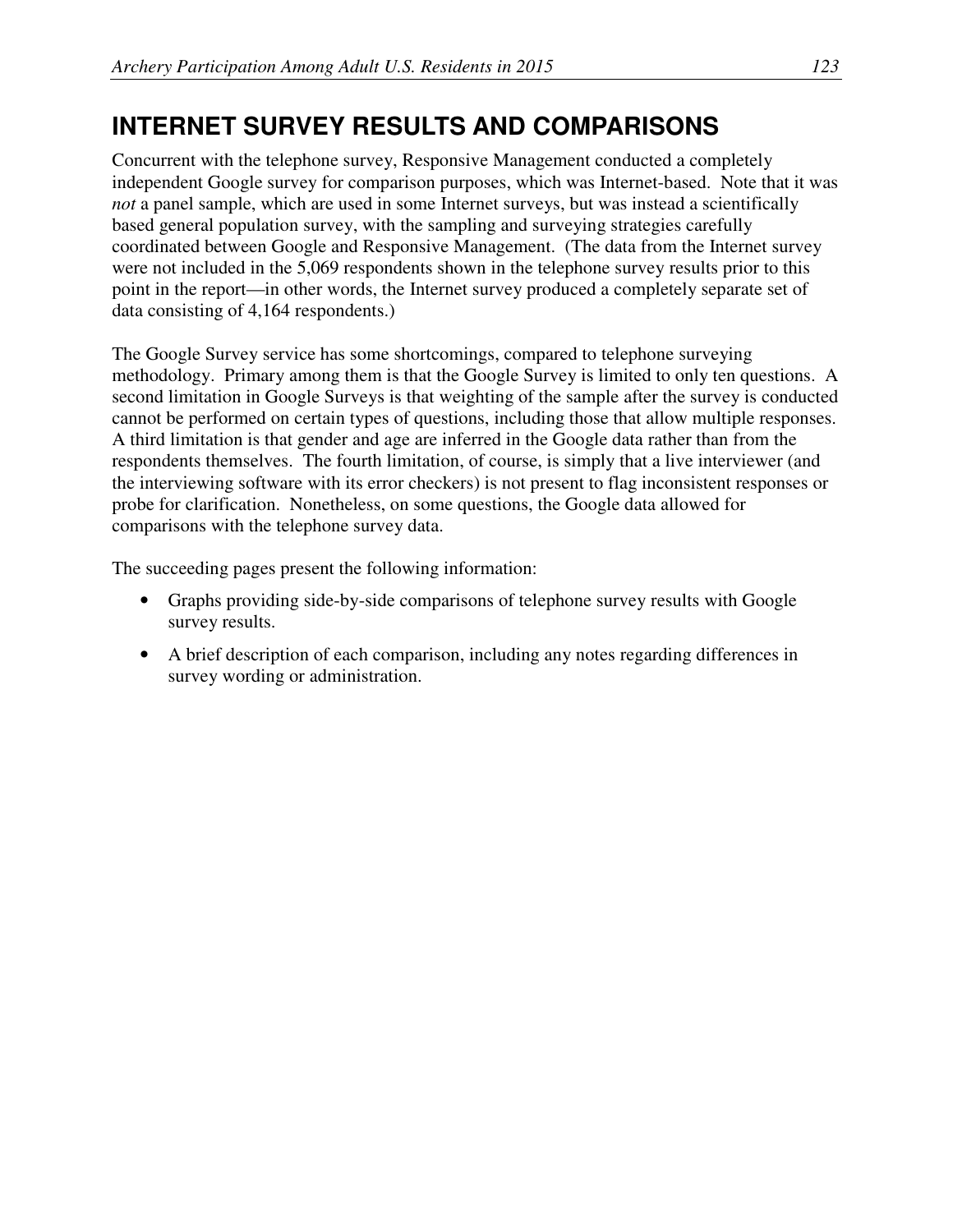# INTERNET SURVEY RESULTS AND COMPARISONS

Concurrent with the telephone survey, Responsive Management conducted a completely independent Google survey for comparison purposes, which was Internet-based. Note that it was *not* a panel sample, which are used in some Internet surveys, but was instead a scientifically based general population survey, with the sampling and surveying strategies carefully coordinated between Google and Responsive Management. (The data from the Internet survey were not included in the 5,069 respondents shown in the telephone survey results prior to this point in the report—in other words, the Internet survey produced a completely separate set of data consisting of 4,164 respondents.)

The Google Survey service has some shortcomings, compared to telephone surveying methodology. Primary among them is that the Google Survey is limited to only ten questions. A second limitation in Google Surveys is that weighting of the sample after the survey is conducted cannot be performed on certain types of questions, including those that allow multiple responses. A third limitation is that gender and age are inferred in the Google data rather than from the respondents themselves. The fourth limitation, of course, is simply that a live interviewer (and the interviewing software with its error checkers) is not present to flag inconsistent responses or probe for clarification. Nonetheless, on some questions, the Google data allowed for comparisons with the telephone survey data.

The succeeding pages present the following information:

- Graphs providing side-by-side comparisons of telephone survey results with Google survey results.
- A brief description of each comparison, including any notes regarding differences in survey wording or administration.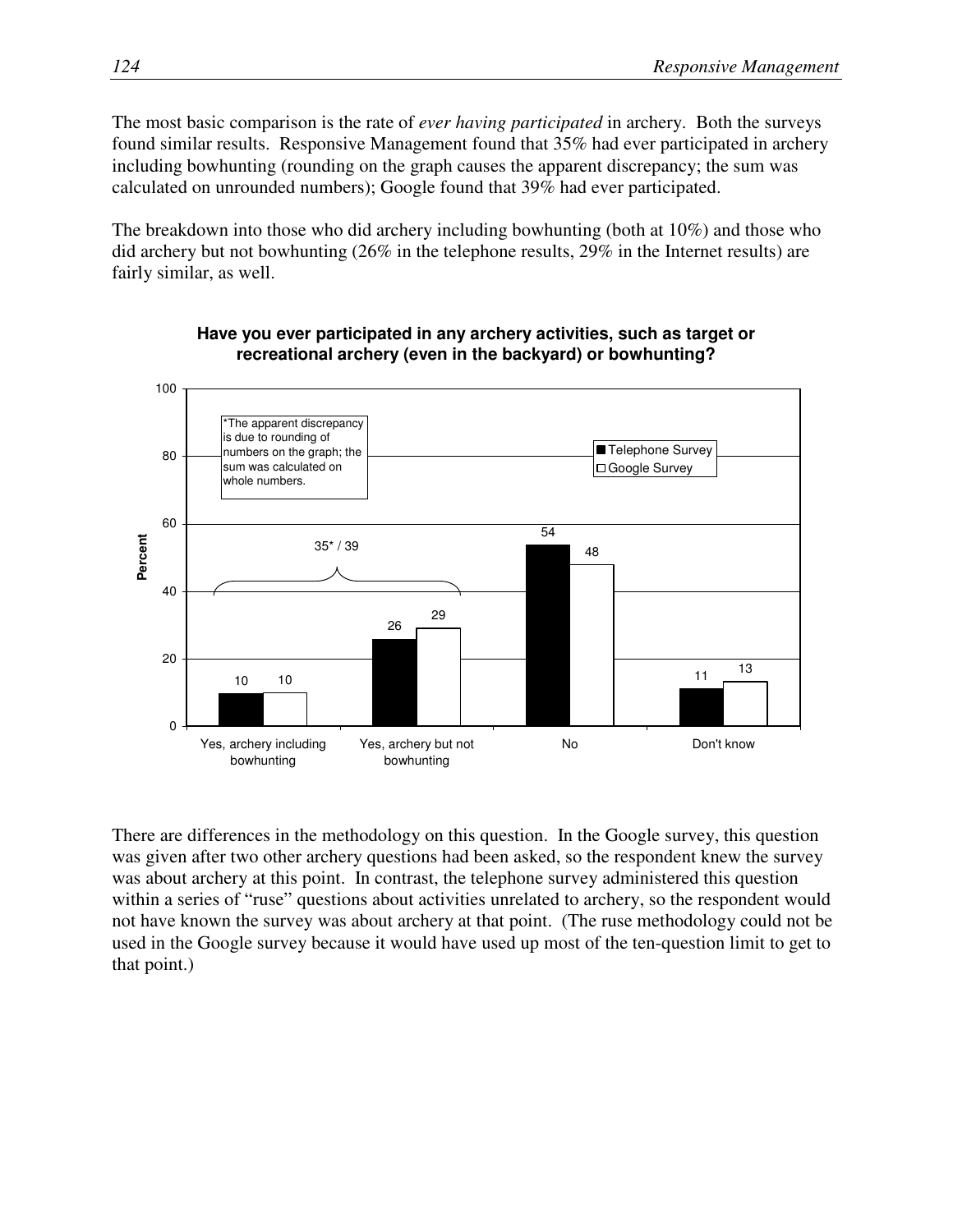The most basic comparison is the rate of *ever having participated* in archery. Both the surveys found similar results. Responsive Management found that 35% had ever participated in archery including bowhunting (rounding on the graph causes the apparent discrepancy; the sum was calculated on unrounded numbers); Google found that 39% had ever participated.

The breakdown into those who did archery including bowhunting (both at 10%) and those who did archery but not bowhunting (26% in the telephone results, 29% in the Internet results) are fairly similar, as well.

**Have you ever participated in any archery activities, such as target or recreational archery (even in the backyard) or bowhunting?**

| Response | Telephone Survey (Percent) | Google Survey (Percent) |
|---|---|---|
| Yes, archery including bowhunting | 10 | 10 |
| Yes, archery but not bowhunting | 26 | 29 |
| No | 54 | 48 |
| Don't know | 11 | 13 |

Total ever participated (Yes, archery including bowhunting + Yes, archery but not bowhunting): 35* / 39

*The apparent discrepancy is due to rounding of numbers on the graph; the sum was calculated on whole numbers.

There are differences in the methodology on this question. In the Google survey, this question was given after two other archery questions had been asked, so the respondent knew the survey was about archery at this point. In contrast, the telephone survey administered this question within a series of "ruse" questions about activities unrelated to archery, so the respondent would not have known the survey was about archery at that point. (The ruse methodology could not be used in the Google survey because it would have used up most of the ten-question limit to get to that point.)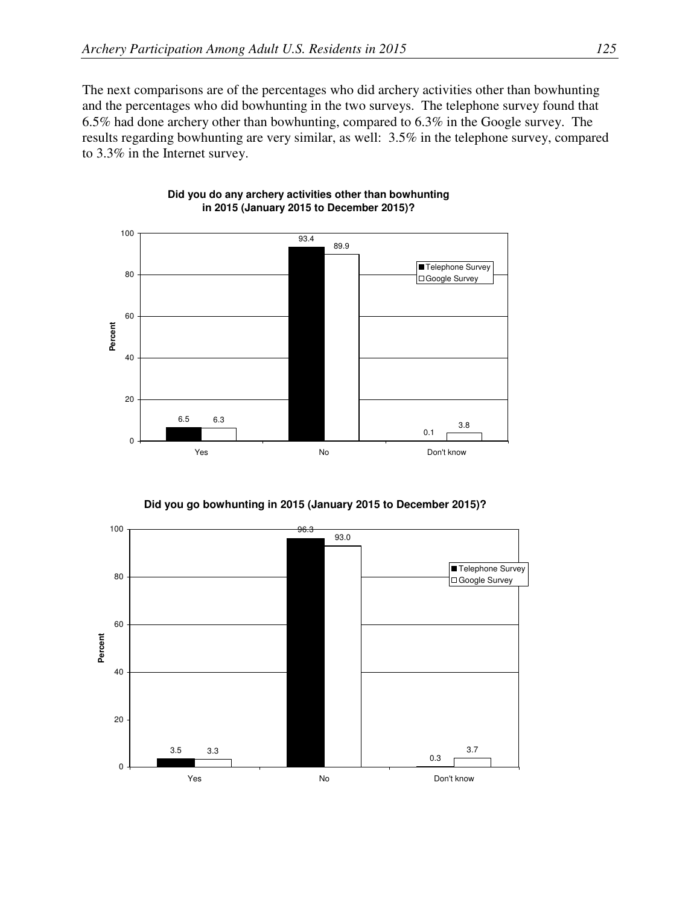The next comparisons are of the percentages who did archery activities other than bowhunting and the percentages who did bowhunting in the two surveys. The telephone survey found that 6.5% had done archery other than bowhunting, compared to 6.3% in the Google survey. The results regarding bowhunting are very similar, as well: 3.5% in the telephone survey, compared to 3.3% in the Internet survey.

**Did you do any archery activities other than bowhunting in 2015 (January 2015 to December 2015)?**

| Response | Telephone Survey (Percent) | Google Survey (Percent) |
|---|---|---|
| Yes | 6.5 | 6.3 |
| No | 93.4 | 89.9 |
| Don't know | 0.1 | 3.8 |

**Did you go bowhunting in 2015 (January 2015 to December 2015)?**

| Response | Telephone Survey (Percent) | Google Survey (Percent) |
|---|---|---|
| Yes | 3.5 | 3.3 |
| No | 96.3 | 93.0 |
| Don't know | 0.3 | 3.7 |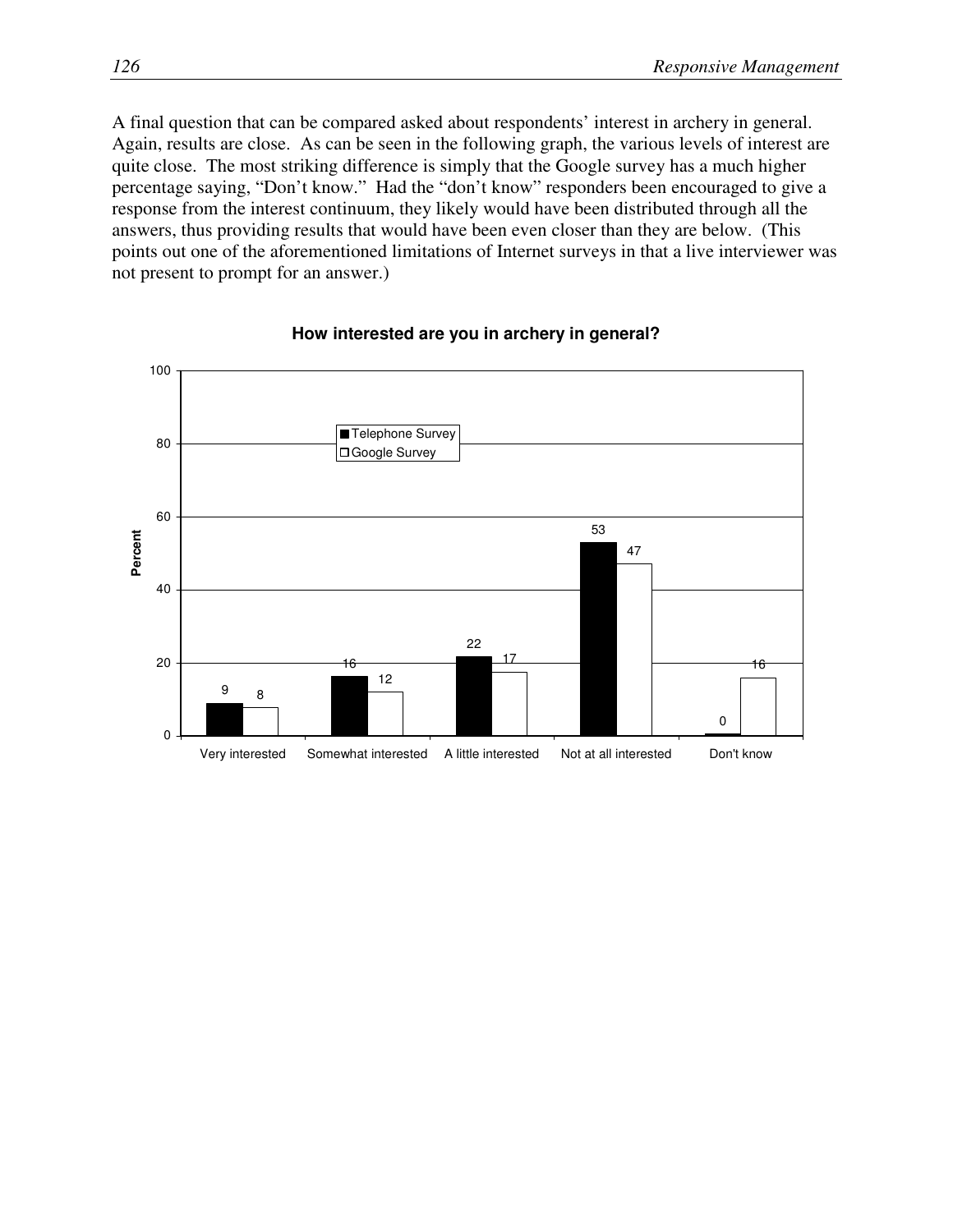A final question that can be compared asked about respondents' interest in archery in general. Again, results are close. As can be seen in the following graph, the various levels of interest are quite close. The most striking difference is simply that the Google survey has a much higher percentage saying, "Don't know." Had the "don't know" responders been encouraged to give a response from the interest continuum, they likely would have been distributed through all the answers, thus providing results that would have been even closer than they are below. (This points out one of the aforementioned limitations of Internet surveys in that a live interviewer was not present to prompt for an answer.)

**How interested are you in archery in general?**

| Percent | Telephone Survey | Google Survey |
| --- | --- | --- |
| Very interested | 9 | 8 |
| Somewhat interested | 16 | 12 |
| A little interested | 22 | 17 |
| Not at all interested | 53 | 47 |
| Don't know | 0 | 16 |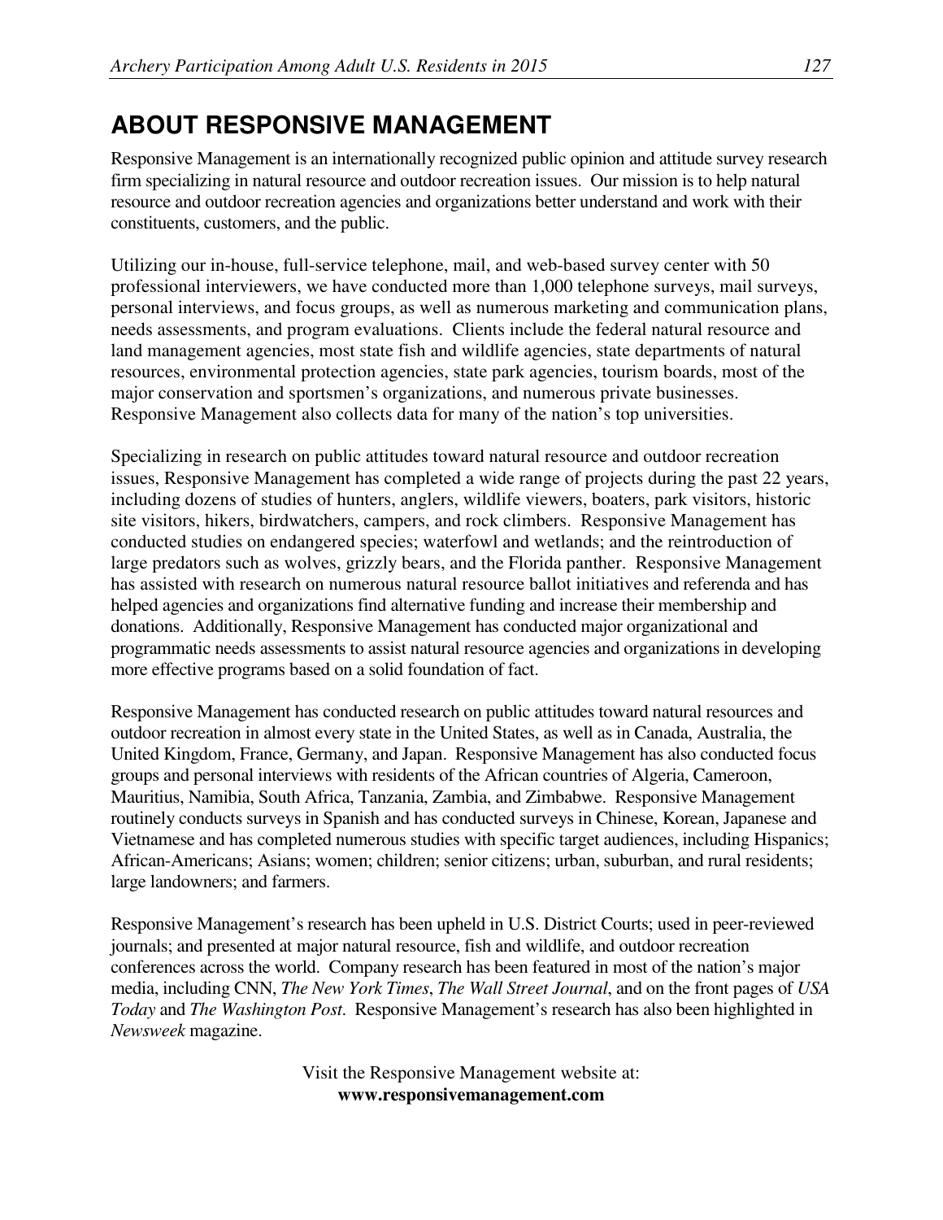# ABOUT RESPONSIVE MANAGEMENT

Responsive Management is an internationally recognized public opinion and attitude survey research firm specializing in natural resource and outdoor recreation issues. Our mission is to help natural resource and outdoor recreation agencies and organizations better understand and work with their constituents, customers, and the public.

Utilizing our in-house, full-service telephone, mail, and web-based survey center with 50 professional interviewers, we have conducted more than 1,000 telephone surveys, mail surveys, personal interviews, and focus groups, as well as numerous marketing and communication plans, needs assessments, and program evaluations. Clients include the federal natural resource and land management agencies, most state fish and wildlife agencies, state departments of natural resources, environmental protection agencies, state park agencies, tourism boards, most of the major conservation and sportsmen's organizations, and numerous private businesses. Responsive Management also collects data for many of the nation's top universities.

Specializing in research on public attitudes toward natural resource and outdoor recreation issues, Responsive Management has completed a wide range of projects during the past 22 years, including dozens of studies of hunters, anglers, wildlife viewers, boaters, park visitors, historic site visitors, hikers, birdwatchers, campers, and rock climbers. Responsive Management has conducted studies on endangered species; waterfowl and wetlands; and the reintroduction of large predators such as wolves, grizzly bears, and the Florida panther. Responsive Management has assisted with research on numerous natural resource ballot initiatives and referenda and has helped agencies and organizations find alternative funding and increase their membership and donations. Additionally, Responsive Management has conducted major organizational and programmatic needs assessments to assist natural resource agencies and organizations in developing more effective programs based on a solid foundation of fact.

Responsive Management has conducted research on public attitudes toward natural resources and outdoor recreation in almost every state in the United States, as well as in Canada, Australia, the United Kingdom, France, Germany, and Japan. Responsive Management has also conducted focus groups and personal interviews with residents of the African countries of Algeria, Cameroon, Mauritius, Namibia, South Africa, Tanzania, Zambia, and Zimbabwe. Responsive Management routinely conducts surveys in Spanish and has conducted surveys in Chinese, Korean, Japanese and Vietnamese and has completed numerous studies with specific target audiences, including Hispanics; African-Americans; Asians; women; children; senior citizens; urban, suburban, and rural residents; large landowners; and farmers.

Responsive Management's research has been upheld in U.S. District Courts; used in peer-reviewed journals; and presented at major natural resource, fish and wildlife, and outdoor recreation conferences across the world. Company research has been featured in most of the nation's major media, including CNN, *The New York Times*, *The Wall Street Journal*, and on the front pages of *USA Today* and *The Washington Post*. Responsive Management's research has also been highlighted in *Newsweek* magazine.

Visit the Responsive Management website at:
**www.responsivemanagement.com**